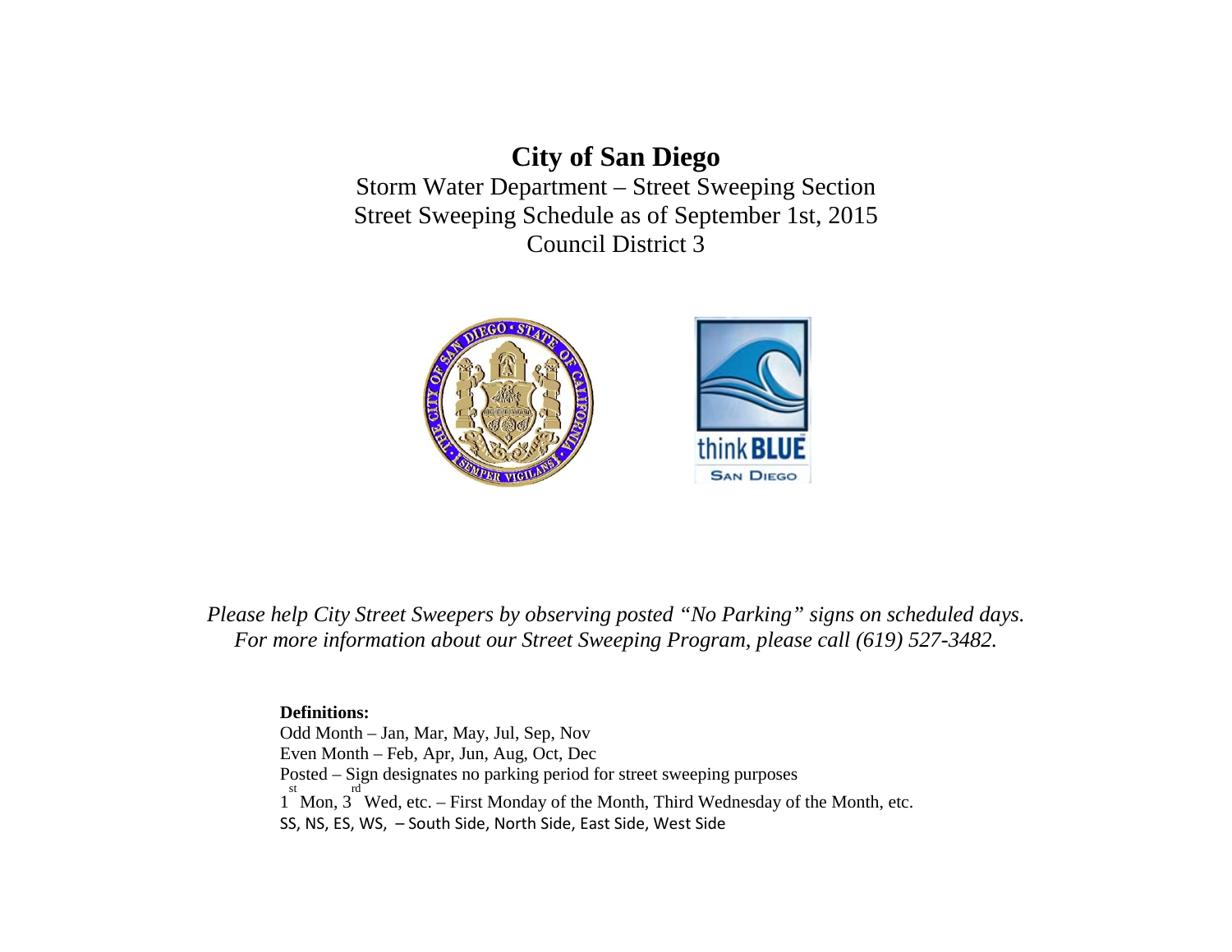# City of San Diego

Storm Water Department – Street Sweeping Section
Street Sweeping Schedule as of September 1st, 2015
Council District 3

*Please help City Street Sweepers by observing posted "No Parking" signs on scheduled days.*
*For more information about our Street Sweeping Program, please call (619) 527-3482.*

**Definitions:**
Odd Month – Jan, Mar, May, Jul, Sep, Nov
Even Month – Feb, Apr, Jun, Aug, Oct, Dec
Posted – Sign designates no parking period for street sweeping purposes
1st Mon, 3rd Wed, etc. – First Monday of the Month, Third Wednesday of the Month, etc.
SS, NS, ES, WS, – South Side, North Side, East Side, West Side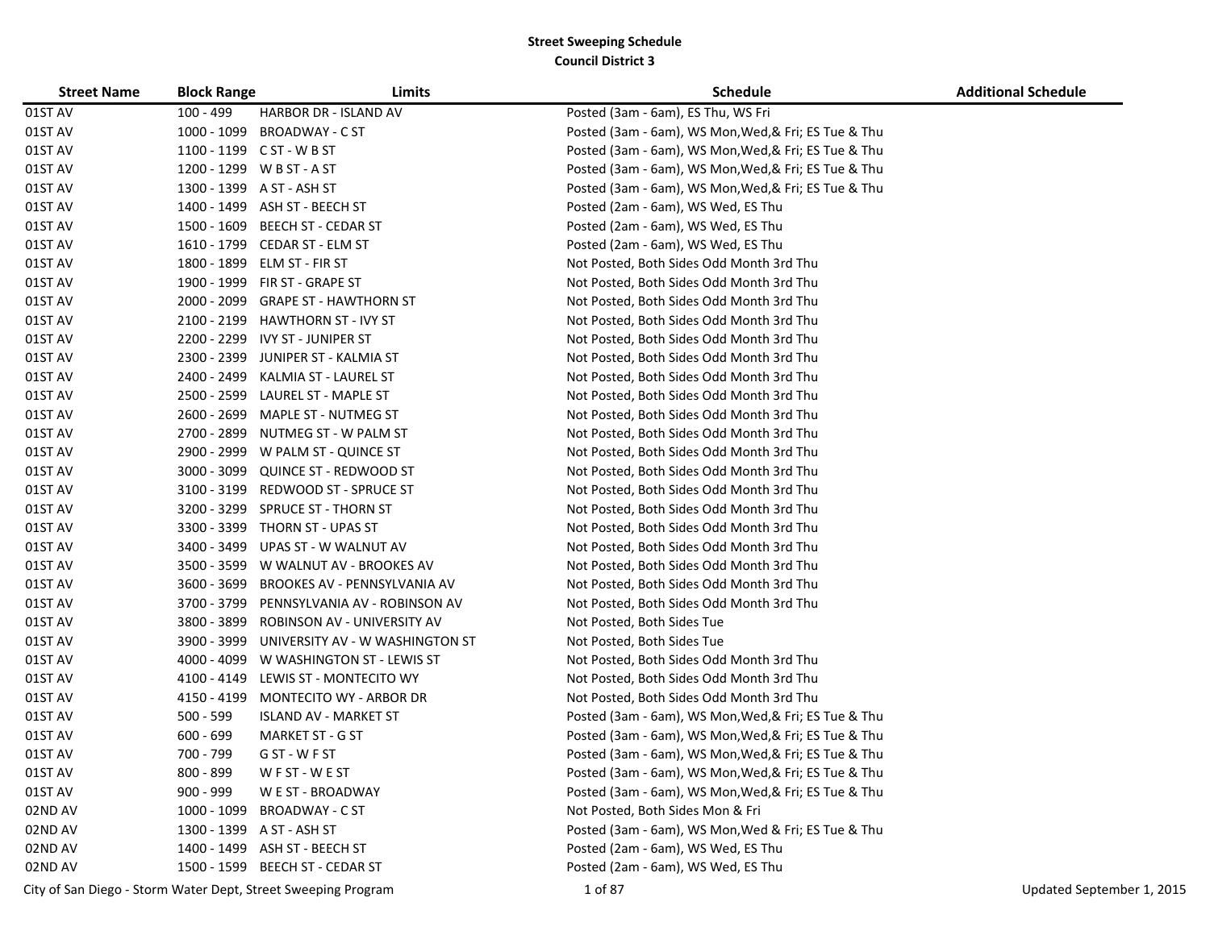**Street Sweeping Schedule**
**Council District 3**

| Street Name | Block Range | Limits | Schedule | Additional Schedule |
|---|---|---|---|---|
| 01ST AV | 100 - 499 | HARBOR DR - ISLAND AV | Posted (3am - 6am), ES Thu, WS Fri | |
| 01ST AV | 1000 - 1099 | BROADWAY - C ST | Posted (3am - 6am), WS Mon,Wed,& Fri; ES Tue & Thu | |
| 01ST AV | 1100 - 1199 | C ST - W B ST | Posted (3am - 6am), WS Mon,Wed,& Fri; ES Tue & Thu | |
| 01ST AV | 1200 - 1299 | W B ST - A ST | Posted (3am - 6am), WS Mon,Wed,& Fri; ES Tue & Thu | |
| 01ST AV | 1300 - 1399 | A ST - ASH ST | Posted (3am - 6am), WS Mon,Wed,& Fri; ES Tue & Thu | |
| 01ST AV | 1400 - 1499 | ASH ST - BEECH ST | Posted (2am - 6am), WS Wed, ES Thu | |
| 01ST AV | 1500 - 1609 | BEECH ST - CEDAR ST | Posted (2am - 6am), WS Wed, ES Thu | |
| 01ST AV | 1610 - 1799 | CEDAR ST - ELM ST | Posted (2am - 6am), WS Wed, ES Thu | |
| 01ST AV | 1800 - 1899 | ELM ST - FIR ST | Not Posted, Both Sides Odd Month 3rd Thu | |
| 01ST AV | 1900 - 1999 | FIR ST - GRAPE ST | Not Posted, Both Sides Odd Month 3rd Thu | |
| 01ST AV | 2000 - 2099 | GRAPE ST - HAWTHORN ST | Not Posted, Both Sides Odd Month 3rd Thu | |
| 01ST AV | 2100 - 2199 | HAWTHORN ST - IVY ST | Not Posted, Both Sides Odd Month 3rd Thu | |
| 01ST AV | 2200 - 2299 | IVY ST - JUNIPER ST | Not Posted, Both Sides Odd Month 3rd Thu | |
| 01ST AV | 2300 - 2399 | JUNIPER ST - KALMIA ST | Not Posted, Both Sides Odd Month 3rd Thu | |
| 01ST AV | 2400 - 2499 | KALMIA ST - LAUREL ST | Not Posted, Both Sides Odd Month 3rd Thu | |
| 01ST AV | 2500 - 2599 | LAUREL ST - MAPLE ST | Not Posted, Both Sides Odd Month 3rd Thu | |
| 01ST AV | 2600 - 2699 | MAPLE ST - NUTMEG ST | Not Posted, Both Sides Odd Month 3rd Thu | |
| 01ST AV | 2700 - 2899 | NUTMEG ST - W PALM ST | Not Posted, Both Sides Odd Month 3rd Thu | |
| 01ST AV | 2900 - 2999 | W PALM ST - QUINCE ST | Not Posted, Both Sides Odd Month 3rd Thu | |
| 01ST AV | 3000 - 3099 | QUINCE ST - REDWOOD ST | Not Posted, Both Sides Odd Month 3rd Thu | |
| 01ST AV | 3100 - 3199 | REDWOOD ST - SPRUCE ST | Not Posted, Both Sides Odd Month 3rd Thu | |
| 01ST AV | 3200 - 3299 | SPRUCE ST - THORN ST | Not Posted, Both Sides Odd Month 3rd Thu | |
| 01ST AV | 3300 - 3399 | THORN ST - UPAS ST | Not Posted, Both Sides Odd Month 3rd Thu | |
| 01ST AV | 3400 - 3499 | UPAS ST - W WALNUT AV | Not Posted, Both Sides Odd Month 3rd Thu | |
| 01ST AV | 3500 - 3599 | W WALNUT AV - BROOKES AV | Not Posted, Both Sides Odd Month 3rd Thu | |
| 01ST AV | 3600 - 3699 | BROOKES AV - PENNSYLVANIA AV | Not Posted, Both Sides Odd Month 3rd Thu | |
| 01ST AV | 3700 - 3799 | PENNSYLVANIA AV - ROBINSON AV | Not Posted, Both Sides Odd Month 3rd Thu | |
| 01ST AV | 3800 - 3899 | ROBINSON AV - UNIVERSITY AV | Not Posted, Both Sides Tue | |
| 01ST AV | 3900 - 3999 | UNIVERSITY AV - W WASHINGTON ST | Not Posted, Both Sides Tue | |
| 01ST AV | 4000 - 4099 | W WASHINGTON ST - LEWIS ST | Not Posted, Both Sides Odd Month 3rd Thu | |
| 01ST AV | 4100 - 4149 | LEWIS ST - MONTECITO WY | Not Posted, Both Sides Odd Month 3rd Thu | |
| 01ST AV | 4150 - 4199 | MONTECITO WY - ARBOR DR | Not Posted, Both Sides Odd Month 3rd Thu | |
| 01ST AV | 500 - 599 | ISLAND AV - MARKET ST | Posted (3am - 6am), WS Mon,Wed,& Fri; ES Tue & Thu | |
| 01ST AV | 600 - 699 | MARKET ST - G ST | Posted (3am - 6am), WS Mon,Wed,& Fri; ES Tue & Thu | |
| 01ST AV | 700 - 799 | G ST - W F ST | Posted (3am - 6am), WS Mon,Wed,& Fri; ES Tue & Thu | |
| 01ST AV | 800 - 899 | W F ST - W E ST | Posted (3am - 6am), WS Mon,Wed,& Fri; ES Tue & Thu | |
| 01ST AV | 900 - 999 | W E ST - BROADWAY | Posted (3am - 6am), WS Mon,Wed,& Fri; ES Tue & Thu | |
| 02ND AV | 1000 - 1099 | BROADWAY - C ST | Not Posted, Both Sides Mon & Fri | |
| 02ND AV | 1300 - 1399 | A ST - ASH ST | Posted (3am - 6am), WS Mon,Wed & Fri; ES Tue & Thu | |
| 02ND AV | 1400 - 1499 | ASH ST - BEECH ST | Posted (2am - 6am), WS Wed, ES Thu | |
| 02ND AV | 1500 - 1599 | BEECH ST - CEDAR ST | Posted (2am - 6am), WS Wed, ES Thu | |

City of San Diego - Storm Water Dept, Street Sweeping Program

Updated September 1, 2015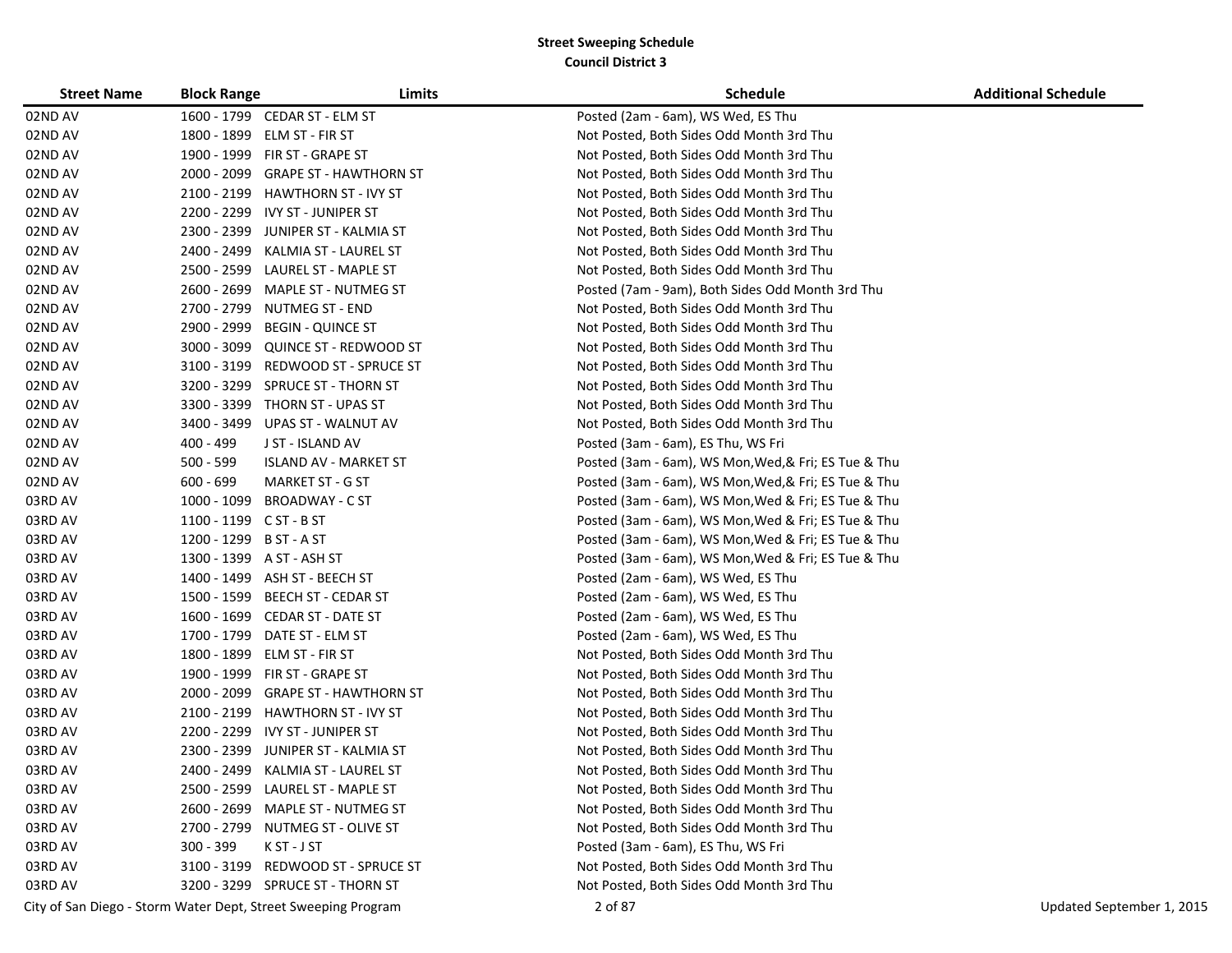**Street Sweeping Schedule**
**Council District 3**

| Street Name | Block Range | Limits | Schedule | Additional Schedule |
|---|---|---|---|---|
| 02ND AV | 1600 - 1799 | CEDAR ST - ELM ST | Posted (2am - 6am), WS Wed, ES Thu | |
| 02ND AV | 1800 - 1899 | ELM ST - FIR ST | Not Posted, Both Sides Odd Month 3rd Thu | |
| 02ND AV | 1900 - 1999 | FIR ST - GRAPE ST | Not Posted, Both Sides Odd Month 3rd Thu | |
| 02ND AV | 2000 - 2099 | GRAPE ST - HAWTHORN ST | Not Posted, Both Sides Odd Month 3rd Thu | |
| 02ND AV | 2100 - 2199 | HAWTHORN ST - IVY ST | Not Posted, Both Sides Odd Month 3rd Thu | |
| 02ND AV | 2200 - 2299 | IVY ST - JUNIPER ST | Not Posted, Both Sides Odd Month 3rd Thu | |
| 02ND AV | 2300 - 2399 | JUNIPER ST - KALMIA ST | Not Posted, Both Sides Odd Month 3rd Thu | |
| 02ND AV | 2400 - 2499 | KALMIA ST - LAUREL ST | Not Posted, Both Sides Odd Month 3rd Thu | |
| 02ND AV | 2500 - 2599 | LAUREL ST - MAPLE ST | Not Posted, Both Sides Odd Month 3rd Thu | |
| 02ND AV | 2600 - 2699 | MAPLE ST - NUTMEG ST | Posted (7am - 9am), Both Sides Odd Month 3rd Thu | |
| 02ND AV | 2700 - 2799 | NUTMEG ST - END | Not Posted, Both Sides Odd Month 3rd Thu | |
| 02ND AV | 2900 - 2999 | BEGIN - QUINCE ST | Not Posted, Both Sides Odd Month 3rd Thu | |
| 02ND AV | 3000 - 3099 | QUINCE ST - REDWOOD ST | Not Posted, Both Sides Odd Month 3rd Thu | |
| 02ND AV | 3100 - 3199 | REDWOOD ST - SPRUCE ST | Not Posted, Both Sides Odd Month 3rd Thu | |
| 02ND AV | 3200 - 3299 | SPRUCE ST - THORN ST | Not Posted, Both Sides Odd Month 3rd Thu | |
| 02ND AV | 3300 - 3399 | THORN ST - UPAS ST | Not Posted, Both Sides Odd Month 3rd Thu | |
| 02ND AV | 3400 - 3499 | UPAS ST - WALNUT AV | Not Posted, Both Sides Odd Month 3rd Thu | |
| 02ND AV | 400 - 499 | J ST - ISLAND AV | Posted (3am - 6am), ES Thu, WS Fri | |
| 02ND AV | 500 - 599 | ISLAND AV - MARKET ST | Posted (3am - 6am), WS Mon,Wed,& Fri; ES Tue & Thu | |
| 02ND AV | 600 - 699 | MARKET ST - G ST | Posted (3am - 6am), WS Mon,Wed,& Fri; ES Tue & Thu | |
| 03RD AV | 1000 - 1099 | BROADWAY - C ST | Posted (3am - 6am), WS Mon,Wed & Fri; ES Tue & Thu | |
| 03RD AV | 1100 - 1199 | C ST - B ST | Posted (3am - 6am), WS Mon,Wed & Fri; ES Tue & Thu | |
| 03RD AV | 1200 - 1299 | B ST - A ST | Posted (3am - 6am), WS Mon,Wed & Fri; ES Tue & Thu | |
| 03RD AV | 1300 - 1399 | A ST - ASH ST | Posted (3am - 6am), WS Mon,Wed & Fri; ES Tue & Thu | |
| 03RD AV | 1400 - 1499 | ASH ST - BEECH ST | Posted (2am - 6am), WS Wed, ES Thu | |
| 03RD AV | 1500 - 1599 | BEECH ST - CEDAR ST | Posted (2am - 6am), WS Wed, ES Thu | |
| 03RD AV | 1600 - 1699 | CEDAR ST - DATE ST | Posted (2am - 6am), WS Wed, ES Thu | |
| 03RD AV | 1700 - 1799 | DATE ST - ELM ST | Posted (2am - 6am), WS Wed, ES Thu | |
| 03RD AV | 1800 - 1899 | ELM ST - FIR ST | Not Posted, Both Sides Odd Month 3rd Thu | |
| 03RD AV | 1900 - 1999 | FIR ST - GRAPE ST | Not Posted, Both Sides Odd Month 3rd Thu | |
| 03RD AV | 2000 - 2099 | GRAPE ST - HAWTHORN ST | Not Posted, Both Sides Odd Month 3rd Thu | |
| 03RD AV | 2100 - 2199 | HAWTHORN ST - IVY ST | Not Posted, Both Sides Odd Month 3rd Thu | |
| 03RD AV | 2200 - 2299 | IVY ST - JUNIPER ST | Not Posted, Both Sides Odd Month 3rd Thu | |
| 03RD AV | 2300 - 2399 | JUNIPER ST - KALMIA ST | Not Posted, Both Sides Odd Month 3rd Thu | |
| 03RD AV | 2400 - 2499 | KALMIA ST - LAUREL ST | Not Posted, Both Sides Odd Month 3rd Thu | |
| 03RD AV | 2500 - 2599 | LAUREL ST - MAPLE ST | Not Posted, Both Sides Odd Month 3rd Thu | |
| 03RD AV | 2600 - 2699 | MAPLE ST - NUTMEG ST | Not Posted, Both Sides Odd Month 3rd Thu | |
| 03RD AV | 2700 - 2799 | NUTMEG ST - OLIVE ST | Not Posted, Both Sides Odd Month 3rd Thu | |
| 03RD AV | 300 - 399 | K ST - J ST | Posted (3am - 6am), ES Thu, WS Fri | |
| 03RD AV | 3100 - 3199 | REDWOOD ST - SPRUCE ST | Not Posted, Both Sides Odd Month 3rd Thu | |
| 03RD AV | 3200 - 3299 | SPRUCE ST - THORN ST | Not Posted, Both Sides Odd Month 3rd Thu | |

City of San Diego - Storm Water Dept, Street Sweeping Program

Updated September 1, 2015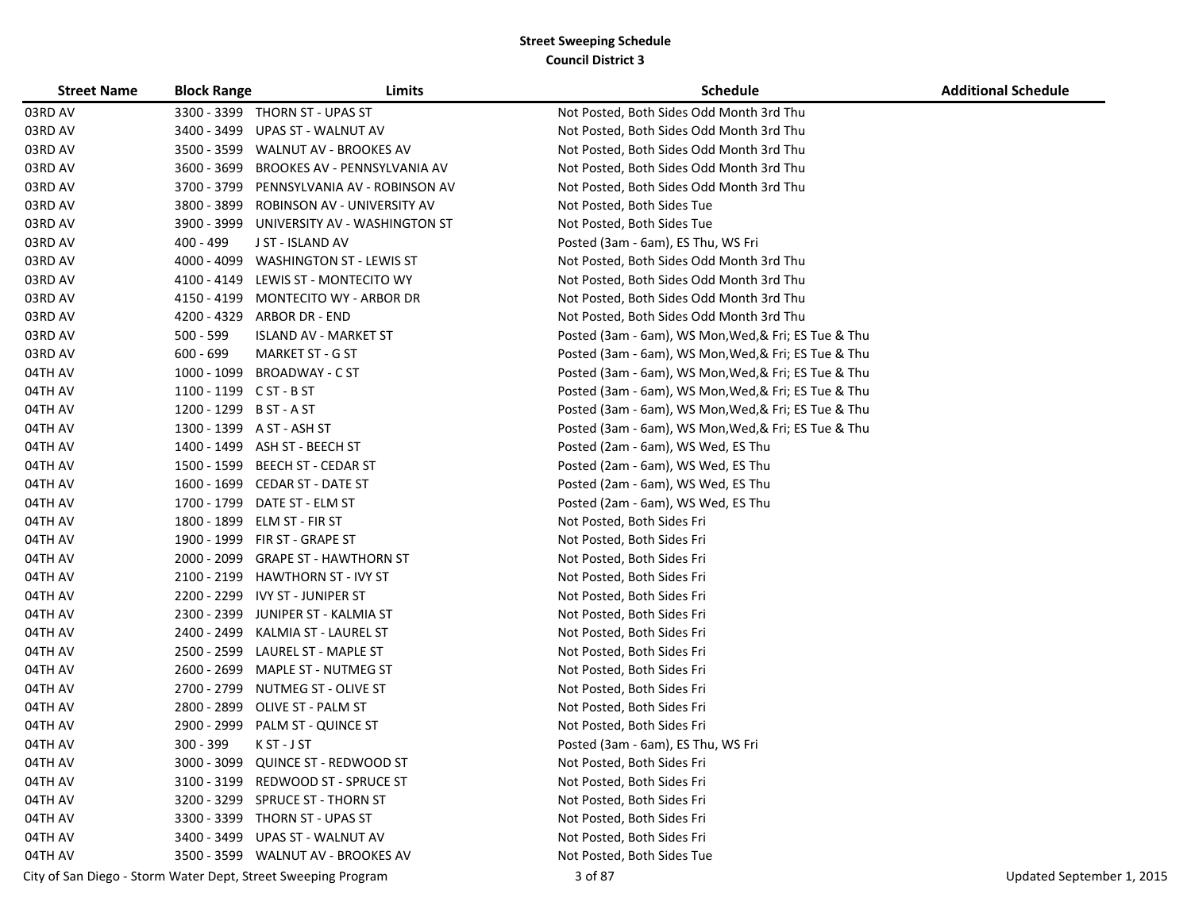# Street Sweeping Schedule
## Council District 3

| Street Name | Block Range | Limits | Schedule | Additional Schedule |
|---|---|---|---|---|
| 03RD AV | 3300 - 3399 | THORN ST - UPAS ST | Not Posted, Both Sides Odd Month 3rd Thu | |
| 03RD AV | 3400 - 3499 | UPAS ST - WALNUT AV | Not Posted, Both Sides Odd Month 3rd Thu | |
| 03RD AV | 3500 - 3599 | WALNUT AV - BROOKES AV | Not Posted, Both Sides Odd Month 3rd Thu | |
| 03RD AV | 3600 - 3699 | BROOKES AV - PENNSYLVANIA AV | Not Posted, Both Sides Odd Month 3rd Thu | |
| 03RD AV | 3700 - 3799 | PENNSYLVANIA AV - ROBINSON AV | Not Posted, Both Sides Odd Month 3rd Thu | |
| 03RD AV | 3800 - 3899 | ROBINSON AV - UNIVERSITY AV | Not Posted, Both Sides Tue | |
| 03RD AV | 3900 - 3999 | UNIVERSITY AV - WASHINGTON ST | Not Posted, Both Sides Tue | |
| 03RD AV | 400 - 499 | J ST - ISLAND AV | Posted (3am - 6am), ES Thu, WS Fri | |
| 03RD AV | 4000 - 4099 | WASHINGTON ST - LEWIS ST | Not Posted, Both Sides Odd Month 3rd Thu | |
| 03RD AV | 4100 - 4149 | LEWIS ST - MONTECITO WY | Not Posted, Both Sides Odd Month 3rd Thu | |
| 03RD AV | 4150 - 4199 | MONTECITO WY - ARBOR DR | Not Posted, Both Sides Odd Month 3rd Thu | |
| 03RD AV | 4200 - 4329 | ARBOR DR - END | Not Posted, Both Sides Odd Month 3rd Thu | |
| 03RD AV | 500 - 599 | ISLAND AV - MARKET ST | Posted (3am - 6am), WS Mon,Wed,& Fri; ES Tue & Thu | |
| 03RD AV | 600 - 699 | MARKET ST - G ST | Posted (3am - 6am), WS Mon,Wed,& Fri; ES Tue & Thu | |
| 04TH AV | 1000 - 1099 | BROADWAY - C ST | Posted (3am - 6am), WS Mon,Wed,& Fri; ES Tue & Thu | |
| 04TH AV | 1100 - 1199 | C ST - B ST | Posted (3am - 6am), WS Mon,Wed,& Fri; ES Tue & Thu | |
| 04TH AV | 1200 - 1299 | B ST - A ST | Posted (3am - 6am), WS Mon,Wed,& Fri; ES Tue & Thu | |
| 04TH AV | 1300 - 1399 | A ST - ASH ST | Posted (3am - 6am), WS Mon,Wed,& Fri; ES Tue & Thu | |
| 04TH AV | 1400 - 1499 | ASH ST - BEECH ST | Posted (2am - 6am), WS Wed, ES Thu | |
| 04TH AV | 1500 - 1599 | BEECH ST - CEDAR ST | Posted (2am - 6am), WS Wed, ES Thu | |
| 04TH AV | 1600 - 1699 | CEDAR ST - DATE ST | Posted (2am - 6am), WS Wed, ES Thu | |
| 04TH AV | 1700 - 1799 | DATE ST - ELM ST | Posted (2am - 6am), WS Wed, ES Thu | |
| 04TH AV | 1800 - 1899 | ELM ST - FIR ST | Not Posted, Both Sides Fri | |
| 04TH AV | 1900 - 1999 | FIR ST - GRAPE ST | Not Posted, Both Sides Fri | |
| 04TH AV | 2000 - 2099 | GRAPE ST - HAWTHORN ST | Not Posted, Both Sides Fri | |
| 04TH AV | 2100 - 2199 | HAWTHORN ST - IVY ST | Not Posted, Both Sides Fri | |
| 04TH AV | 2200 - 2299 | IVY ST - JUNIPER ST | Not Posted, Both Sides Fri | |
| 04TH AV | 2300 - 2399 | JUNIPER ST - KALMIA ST | Not Posted, Both Sides Fri | |
| 04TH AV | 2400 - 2499 | KALMIA ST - LAUREL ST | Not Posted, Both Sides Fri | |
| 04TH AV | 2500 - 2599 | LAUREL ST - MAPLE ST | Not Posted, Both Sides Fri | |
| 04TH AV | 2600 - 2699 | MAPLE ST - NUTMEG ST | Not Posted, Both Sides Fri | |
| 04TH AV | 2700 - 2799 | NUTMEG ST - OLIVE ST | Not Posted, Both Sides Fri | |
| 04TH AV | 2800 - 2899 | OLIVE ST - PALM ST | Not Posted, Both Sides Fri | |
| 04TH AV | 2900 - 2999 | PALM ST - QUINCE ST | Not Posted, Both Sides Fri | |
| 04TH AV | 300 - 399 | K ST - J ST | Posted (3am - 6am), ES Thu, WS Fri | |
| 04TH AV | 3000 - 3099 | QUINCE ST - REDWOOD ST | Not Posted, Both Sides Fri | |
| 04TH AV | 3100 - 3199 | REDWOOD ST - SPRUCE ST | Not Posted, Both Sides Fri | |
| 04TH AV | 3200 - 3299 | SPRUCE ST - THORN ST | Not Posted, Both Sides Fri | |
| 04TH AV | 3300 - 3399 | THORN ST - UPAS ST | Not Posted, Both Sides Fri | |
| 04TH AV | 3400 - 3499 | UPAS ST - WALNUT AV | Not Posted, Both Sides Fri | |
| 04TH AV | 3500 - 3599 | WALNUT AV - BROOKES AV | Not Posted, Both Sides Tue | |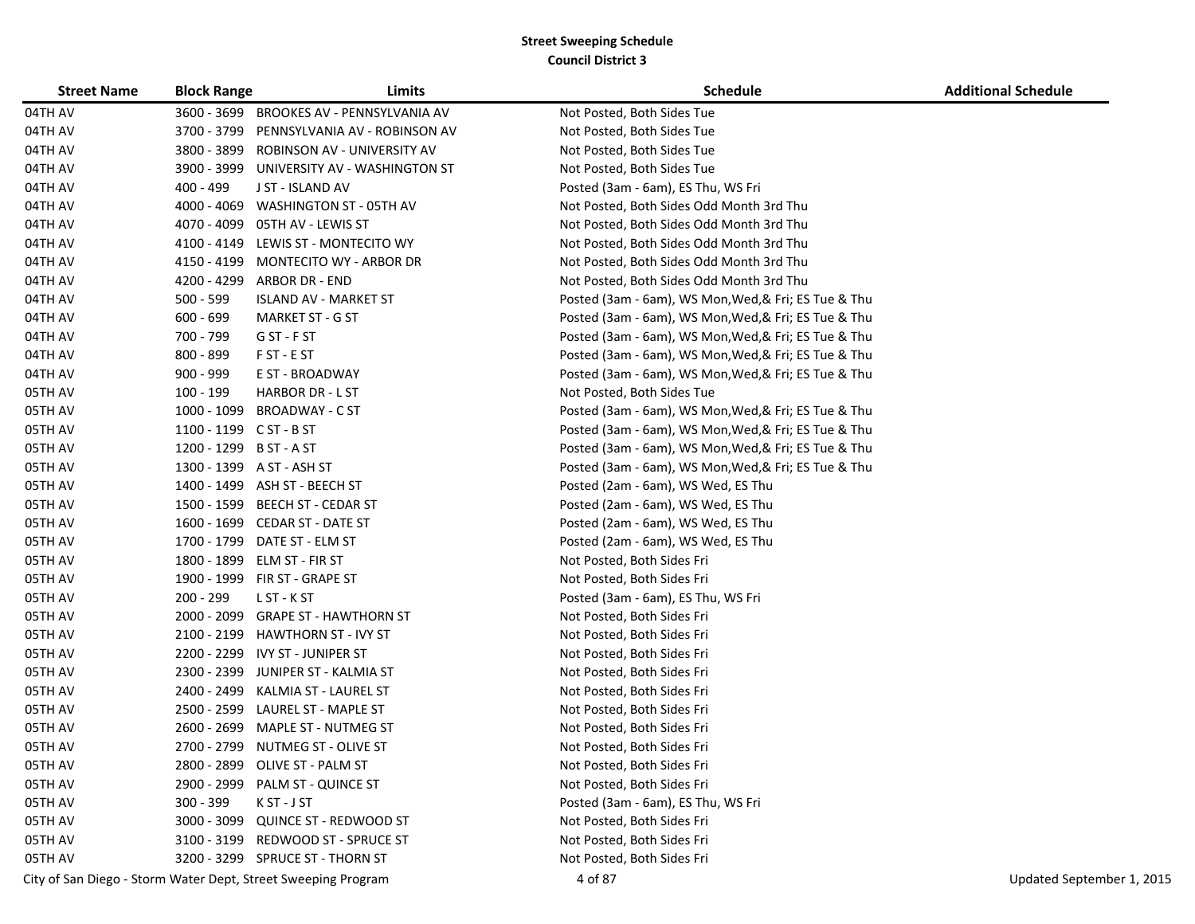**Street Sweeping Schedule**
**Council District 3**

| Street Name | Block Range | Limits | Schedule | Additional Schedule |
|---|---|---|---|---|
| 04TH AV | 3600 - 3699 | BROOKES AV - PENNSYLVANIA AV | Not Posted, Both Sides Tue | |
| 04TH AV | 3700 - 3799 | PENNSYLVANIA AV - ROBINSON AV | Not Posted, Both Sides Tue | |
| 04TH AV | 3800 - 3899 | ROBINSON AV - UNIVERSITY AV | Not Posted, Both Sides Tue | |
| 04TH AV | 3900 - 3999 | UNIVERSITY AV - WASHINGTON ST | Not Posted, Both Sides Tue | |
| 04TH AV | 400 - 499 | J ST - ISLAND AV | Posted (3am - 6am), ES Thu, WS Fri | |
| 04TH AV | 4000 - 4069 | WASHINGTON ST - 05TH AV | Not Posted, Both Sides Odd Month 3rd Thu | |
| 04TH AV | 4070 - 4099 | 05TH AV - LEWIS ST | Not Posted, Both Sides Odd Month 3rd Thu | |
| 04TH AV | 4100 - 4149 | LEWIS ST - MONTECITO WY | Not Posted, Both Sides Odd Month 3rd Thu | |
| 04TH AV | 4150 - 4199 | MONTECITO WY - ARBOR DR | Not Posted, Both Sides Odd Month 3rd Thu | |
| 04TH AV | 4200 - 4299 | ARBOR DR - END | Not Posted, Both Sides Odd Month 3rd Thu | |
| 04TH AV | 500 - 599 | ISLAND AV - MARKET ST | Posted (3am - 6am), WS Mon,Wed,& Fri; ES Tue & Thu | |
| 04TH AV | 600 - 699 | MARKET ST - G ST | Posted (3am - 6am), WS Mon,Wed,& Fri; ES Tue & Thu | |
| 04TH AV | 700 - 799 | G ST - F ST | Posted (3am - 6am), WS Mon,Wed,& Fri; ES Tue & Thu | |
| 04TH AV | 800 - 899 | F ST - E ST | Posted (3am - 6am), WS Mon,Wed,& Fri; ES Tue & Thu | |
| 04TH AV | 900 - 999 | E ST - BROADWAY | Posted (3am - 6am), WS Mon,Wed,& Fri; ES Tue & Thu | |
| 05TH AV | 100 - 199 | HARBOR DR - L ST | Not Posted, Both Sides Tue | |
| 05TH AV | 1000 - 1099 | BROADWAY - C ST | Posted (3am - 6am), WS Mon,Wed,& Fri; ES Tue & Thu | |
| 05TH AV | 1100 - 1199 | C ST - B ST | Posted (3am - 6am), WS Mon,Wed,& Fri; ES Tue & Thu | |
| 05TH AV | 1200 - 1299 | B ST - A ST | Posted (3am - 6am), WS Mon,Wed,& Fri; ES Tue & Thu | |
| 05TH AV | 1300 - 1399 | A ST - ASH ST | Posted (3am - 6am), WS Mon,Wed,& Fri; ES Tue & Thu | |
| 05TH AV | 1400 - 1499 | ASH ST - BEECH ST | Posted (2am - 6am), WS Wed, ES Thu | |
| 05TH AV | 1500 - 1599 | BEECH ST - CEDAR ST | Posted (2am - 6am), WS Wed, ES Thu | |
| 05TH AV | 1600 - 1699 | CEDAR ST - DATE ST | Posted (2am - 6am), WS Wed, ES Thu | |
| 05TH AV | 1700 - 1799 | DATE ST - ELM ST | Posted (2am - 6am), WS Wed, ES Thu | |
| 05TH AV | 1800 - 1899 | ELM ST - FIR ST | Not Posted, Both Sides Fri | |
| 05TH AV | 1900 - 1999 | FIR ST - GRAPE ST | Not Posted, Both Sides Fri | |
| 05TH AV | 200 - 299 | L ST - K ST | Posted (3am - 6am), ES Thu, WS Fri | |
| 05TH AV | 2000 - 2099 | GRAPE ST - HAWTHORN ST | Not Posted, Both Sides Fri | |
| 05TH AV | 2100 - 2199 | HAWTHORN ST - IVY ST | Not Posted, Both Sides Fri | |
| 05TH AV | 2200 - 2299 | IVY ST - JUNIPER ST | Not Posted, Both Sides Fri | |
| 05TH AV | 2300 - 2399 | JUNIPER ST - KALMIA ST | Not Posted, Both Sides Fri | |
| 05TH AV | 2400 - 2499 | KALMIA ST - LAUREL ST | Not Posted, Both Sides Fri | |
| 05TH AV | 2500 - 2599 | LAUREL ST - MAPLE ST | Not Posted, Both Sides Fri | |
| 05TH AV | 2600 - 2699 | MAPLE ST - NUTMEG ST | Not Posted, Both Sides Fri | |
| 05TH AV | 2700 - 2799 | NUTMEG ST - OLIVE ST | Not Posted, Both Sides Fri | |
| 05TH AV | 2800 - 2899 | OLIVE ST - PALM ST | Not Posted, Both Sides Fri | |
| 05TH AV | 2900 - 2999 | PALM ST - QUINCE ST | Not Posted, Both Sides Fri | |
| 05TH AV | 300 - 399 | K ST - J ST | Posted (3am - 6am), ES Thu, WS Fri | |
| 05TH AV | 3000 - 3099 | QUINCE ST - REDWOOD ST | Not Posted, Both Sides Fri | |
| 05TH AV | 3100 - 3199 | REDWOOD ST - SPRUCE ST | Not Posted, Both Sides Fri | |
| 05TH AV | 3200 - 3299 | SPRUCE ST - THORN ST | Not Posted, Both Sides Fri | |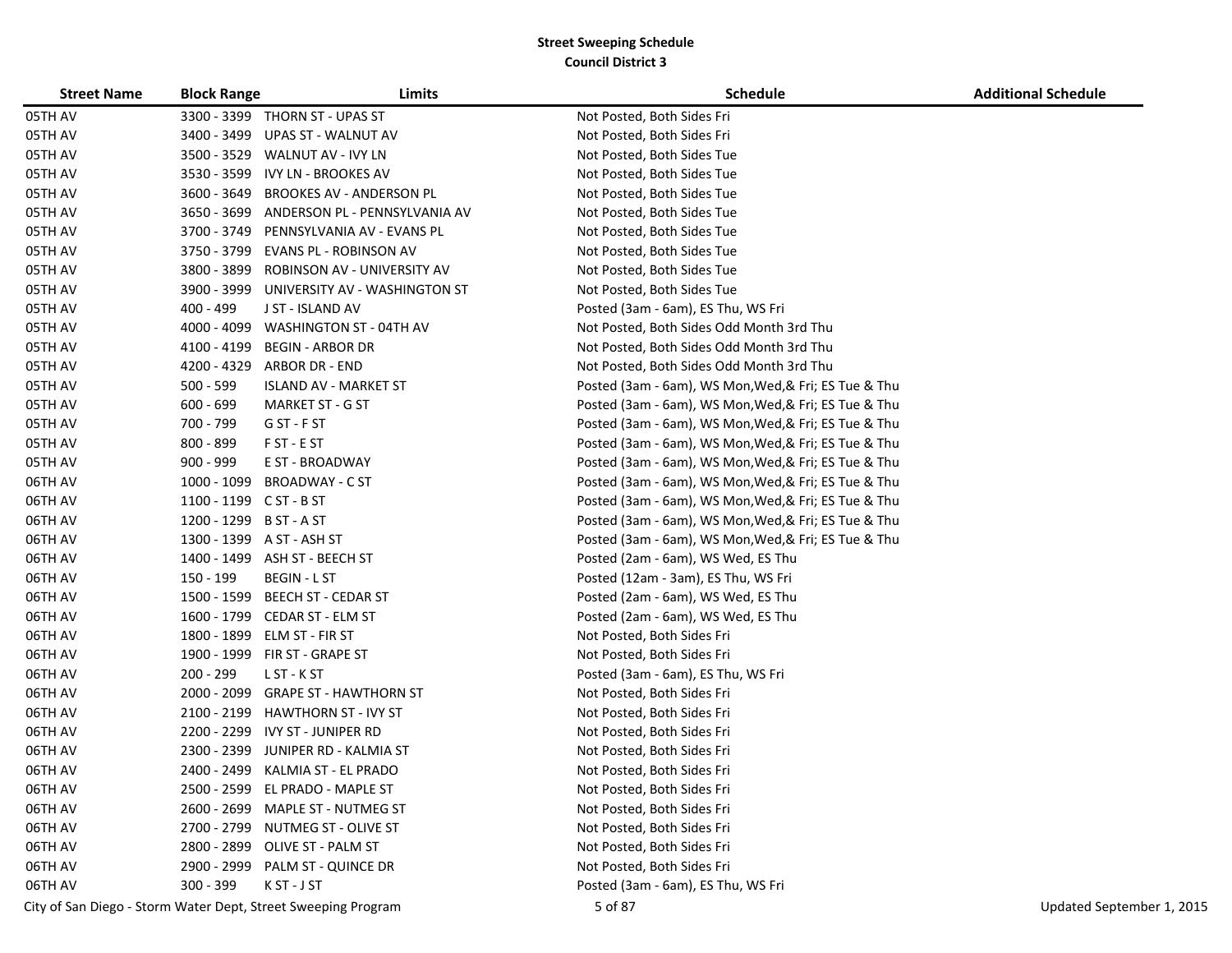## Street Sweeping Schedule
### Council District 3

| Street Name | Block Range | Limits | Schedule | Additional Schedule |
|---|---|---|---|---|
| 05TH AV | 3300 - 3399 | THORN ST - UPAS ST | Not Posted, Both Sides Fri | |
| 05TH AV | 3400 - 3499 | UPAS ST - WALNUT AV | Not Posted, Both Sides Fri | |
| 05TH AV | 3500 - 3529 | WALNUT AV - IVY LN | Not Posted, Both Sides Tue | |
| 05TH AV | 3530 - 3599 | IVY LN - BROOKES AV | Not Posted, Both Sides Tue | |
| 05TH AV | 3600 - 3649 | BROOKES AV - ANDERSON PL | Not Posted, Both Sides Tue | |
| 05TH AV | 3650 - 3699 | ANDERSON PL - PENNSYLVANIA AV | Not Posted, Both Sides Tue | |
| 05TH AV | 3700 - 3749 | PENNSYLVANIA AV - EVANS PL | Not Posted, Both Sides Tue | |
| 05TH AV | 3750 - 3799 | EVANS PL - ROBINSON AV | Not Posted, Both Sides Tue | |
| 05TH AV | 3800 - 3899 | ROBINSON AV - UNIVERSITY AV | Not Posted, Both Sides Tue | |
| 05TH AV | 3900 - 3999 | UNIVERSITY AV - WASHINGTON ST | Not Posted, Both Sides Tue | |
| 05TH AV | 400 - 499 | J ST - ISLAND AV | Posted (3am - 6am), ES Thu, WS Fri | |
| 05TH AV | 4000 - 4099 | WASHINGTON ST - 04TH AV | Not Posted, Both Sides Odd Month 3rd Thu | |
| 05TH AV | 4100 - 4199 | BEGIN - ARBOR DR | Not Posted, Both Sides Odd Month 3rd Thu | |
| 05TH AV | 4200 - 4329 | ARBOR DR - END | Not Posted, Both Sides Odd Month 3rd Thu | |
| 05TH AV | 500 - 599 | ISLAND AV - MARKET ST | Posted (3am - 6am), WS Mon,Wed,& Fri; ES Tue & Thu | |
| 05TH AV | 600 - 699 | MARKET ST - G ST | Posted (3am - 6am), WS Mon,Wed,& Fri; ES Tue & Thu | |
| 05TH AV | 700 - 799 | G ST - F ST | Posted (3am - 6am), WS Mon,Wed,& Fri; ES Tue & Thu | |
| 05TH AV | 800 - 899 | F ST - E ST | Posted (3am - 6am), WS Mon,Wed,& Fri; ES Tue & Thu | |
| 05TH AV | 900 - 999 | E ST - BROADWAY | Posted (3am - 6am), WS Mon,Wed,& Fri; ES Tue & Thu | |
| 06TH AV | 1000 - 1099 | BROADWAY - C ST | Posted (3am - 6am), WS Mon,Wed,& Fri; ES Tue & Thu | |
| 06TH AV | 1100 - 1199 | C ST - B ST | Posted (3am - 6am), WS Mon,Wed,& Fri; ES Tue & Thu | |
| 06TH AV | 1200 - 1299 | B ST - A ST | Posted (3am - 6am), WS Mon,Wed,& Fri; ES Tue & Thu | |
| 06TH AV | 1300 - 1399 | A ST - ASH ST | Posted (3am - 6am), WS Mon,Wed,& Fri; ES Tue & Thu | |
| 06TH AV | 1400 - 1499 | ASH ST - BEECH ST | Posted (2am - 6am), WS Wed, ES Thu | |
| 06TH AV | 150 - 199 | BEGIN - L ST | Posted (12am - 3am), ES Thu, WS Fri | |
| 06TH AV | 1500 - 1599 | BEECH ST - CEDAR ST | Posted (2am - 6am), WS Wed, ES Thu | |
| 06TH AV | 1600 - 1799 | CEDAR ST - ELM ST | Posted (2am - 6am), WS Wed, ES Thu | |
| 06TH AV | 1800 - 1899 | ELM ST - FIR ST | Not Posted, Both Sides Fri | |
| 06TH AV | 1900 - 1999 | FIR ST - GRAPE ST | Not Posted, Both Sides Fri | |
| 06TH AV | 200 - 299 | L ST - K ST | Posted (3am - 6am), ES Thu, WS Fri | |
| 06TH AV | 2000 - 2099 | GRAPE ST - HAWTHORN ST | Not Posted, Both Sides Fri | |
| 06TH AV | 2100 - 2199 | HAWTHORN ST - IVY ST | Not Posted, Both Sides Fri | |
| 06TH AV | 2200 - 2299 | IVY ST - JUNIPER RD | Not Posted, Both Sides Fri | |
| 06TH AV | 2300 - 2399 | JUNIPER RD - KALMIA ST | Not Posted, Both Sides Fri | |
| 06TH AV | 2400 - 2499 | KALMIA ST - EL PRADO | Not Posted, Both Sides Fri | |
| 06TH AV | 2500 - 2599 | EL PRADO - MAPLE ST | Not Posted, Both Sides Fri | |
| 06TH AV | 2600 - 2699 | MAPLE ST - NUTMEG ST | Not Posted, Both Sides Fri | |
| 06TH AV | 2700 - 2799 | NUTMEG ST - OLIVE ST | Not Posted, Both Sides Fri | |
| 06TH AV | 2800 - 2899 | OLIVE ST - PALM ST | Not Posted, Both Sides Fri | |
| 06TH AV | 2900 - 2999 | PALM ST - QUINCE DR | Not Posted, Both Sides Fri | |
| 06TH AV | 300 - 399 | K ST - J ST | Posted (3am - 6am), ES Thu, WS Fri | |

City of San Diego - Storm Water Dept, Street Sweeping Program

Updated September 1, 2015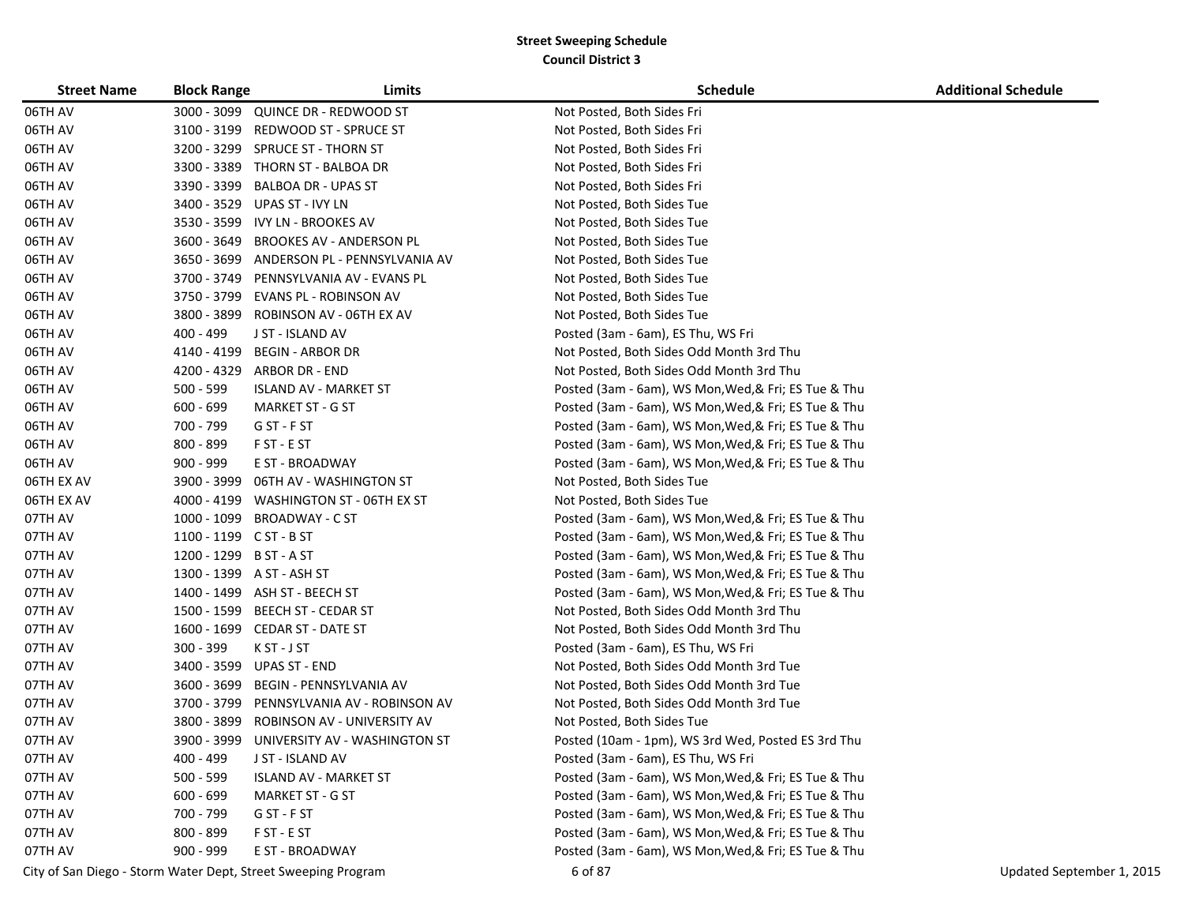**Street Sweeping Schedule**
**Council District 3**

| Street Name | Block Range | Limits | Schedule | Additional Schedule |
|---|---|---|---|---|
| 06TH AV | 3000 - 3099 | QUINCE DR - REDWOOD ST | Not Posted, Both Sides Fri | |
| 06TH AV | 3100 - 3199 | REDWOOD ST - SPRUCE ST | Not Posted, Both Sides Fri | |
| 06TH AV | 3200 - 3299 | SPRUCE ST - THORN ST | Not Posted, Both Sides Fri | |
| 06TH AV | 3300 - 3389 | THORN ST - BALBOA DR | Not Posted, Both Sides Fri | |
| 06TH AV | 3390 - 3399 | BALBOA DR - UPAS ST | Not Posted, Both Sides Fri | |
| 06TH AV | 3400 - 3529 | UPAS ST - IVY LN | Not Posted, Both Sides Tue | |
| 06TH AV | 3530 - 3599 | IVY LN - BROOKES AV | Not Posted, Both Sides Tue | |
| 06TH AV | 3600 - 3649 | BROOKES AV - ANDERSON PL | Not Posted, Both Sides Tue | |
| 06TH AV | 3650 - 3699 | ANDERSON PL - PENNSYLVANIA AV | Not Posted, Both Sides Tue | |
| 06TH AV | 3700 - 3749 | PENNSYLVANIA AV - EVANS PL | Not Posted, Both Sides Tue | |
| 06TH AV | 3750 - 3799 | EVANS PL - ROBINSON AV | Not Posted, Both Sides Tue | |
| 06TH AV | 3800 - 3899 | ROBINSON AV - 06TH EX AV | Not Posted, Both Sides Tue | |
| 06TH AV | 400 - 499 | J ST - ISLAND AV | Posted (3am - 6am), ES Thu, WS Fri | |
| 06TH AV | 4140 - 4199 | BEGIN - ARBOR DR | Not Posted, Both Sides Odd Month 3rd Thu | |
| 06TH AV | 4200 - 4329 | ARBOR DR - END | Not Posted, Both Sides Odd Month 3rd Thu | |
| 06TH AV | 500 - 599 | ISLAND AV - MARKET ST | Posted (3am - 6am), WS Mon,Wed,& Fri; ES Tue & Thu | |
| 06TH AV | 600 - 699 | MARKET ST - G ST | Posted (3am - 6am), WS Mon,Wed,& Fri; ES Tue & Thu | |
| 06TH AV | 700 - 799 | G ST - F ST | Posted (3am - 6am), WS Mon,Wed,& Fri; ES Tue & Thu | |
| 06TH AV | 800 - 899 | F ST - E ST | Posted (3am - 6am), WS Mon,Wed,& Fri; ES Tue & Thu | |
| 06TH AV | 900 - 999 | E ST - BROADWAY | Posted (3am - 6am), WS Mon,Wed,& Fri; ES Tue & Thu | |
| 06TH EX AV | 3900 - 3999 | 06TH AV - WASHINGTON ST | Not Posted, Both Sides Tue | |
| 06TH EX AV | 4000 - 4199 | WASHINGTON ST - 06TH EX ST | Not Posted, Both Sides Tue | |
| 07TH AV | 1000 - 1099 | BROADWAY - C ST | Posted (3am - 6am), WS Mon,Wed,& Fri; ES Tue & Thu | |
| 07TH AV | 1100 - 1199 | C ST - B ST | Posted (3am - 6am), WS Mon,Wed,& Fri; ES Tue & Thu | |
| 07TH AV | 1200 - 1299 | B ST - A ST | Posted (3am - 6am), WS Mon,Wed,& Fri; ES Tue & Thu | |
| 07TH AV | 1300 - 1399 | A ST - ASH ST | Posted (3am - 6am), WS Mon,Wed,& Fri; ES Tue & Thu | |
| 07TH AV | 1400 - 1499 | ASH ST - BEECH ST | Posted (3am - 6am), WS Mon,Wed,& Fri; ES Tue & Thu | |
| 07TH AV | 1500 - 1599 | BEECH ST - CEDAR ST | Not Posted, Both Sides Odd Month 3rd Thu | |
| 07TH AV | 1600 - 1699 | CEDAR ST - DATE ST | Not Posted, Both Sides Odd Month 3rd Thu | |
| 07TH AV | 300 - 399 | K ST - J ST | Posted (3am - 6am), ES Thu, WS Fri | |
| 07TH AV | 3400 - 3599 | UPAS ST - END | Not Posted, Both Sides Odd Month 3rd Tue | |
| 07TH AV | 3600 - 3699 | BEGIN - PENNSYLVANIA AV | Not Posted, Both Sides Odd Month 3rd Tue | |
| 07TH AV | 3700 - 3799 | PENNSYLVANIA AV - ROBINSON AV | Not Posted, Both Sides Odd Month 3rd Tue | |
| 07TH AV | 3800 - 3899 | ROBINSON AV - UNIVERSITY AV | Not Posted, Both Sides Tue | |
| 07TH AV | 3900 - 3999 | UNIVERSITY AV - WASHINGTON ST | Posted (10am - 1pm), WS 3rd Wed, Posted ES 3rd Thu | |
| 07TH AV | 400 - 499 | J ST - ISLAND AV | Posted (3am - 6am), ES Thu, WS Fri | |
| 07TH AV | 500 - 599 | ISLAND AV - MARKET ST | Posted (3am - 6am), WS Mon,Wed,& Fri; ES Tue & Thu | |
| 07TH AV | 600 - 699 | MARKET ST - G ST | Posted (3am - 6am), WS Mon,Wed,& Fri; ES Tue & Thu | |
| 07TH AV | 700 - 799 | G ST - F ST | Posted (3am - 6am), WS Mon,Wed,& Fri; ES Tue & Thu | |
| 07TH AV | 800 - 899 | F ST - E ST | Posted (3am - 6am), WS Mon,Wed,& Fri; ES Tue & Thu | |
| 07TH AV | 900 - 999 | E ST - BROADWAY | Posted (3am - 6am), WS Mon,Wed,& Fri; ES Tue & Thu | |

City of San Diego - Storm Water Dept, Street Sweeping Program

Updated September 1, 2015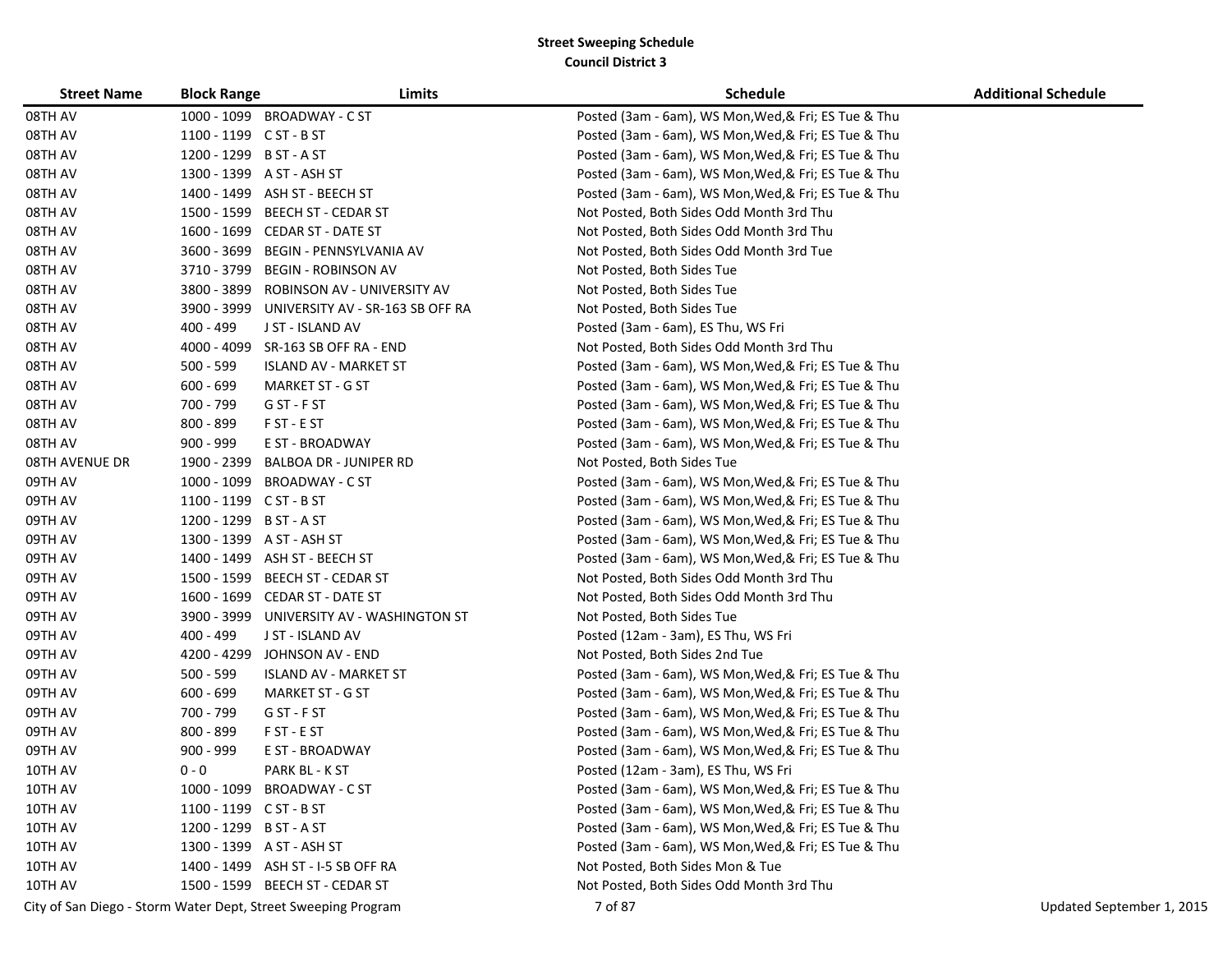**Street Sweeping Schedule**
**Council District 3**

| Street Name | Block Range | Limits | Schedule | Additional Schedule |
|---|---|---|---|---|
| 08TH AV | 1000 - 1099 | BROADWAY - C ST | Posted (3am - 6am), WS Mon,Wed,& Fri; ES Tue & Thu | |
| 08TH AV | 1100 - 1199 | C ST - B ST | Posted (3am - 6am), WS Mon,Wed,& Fri; ES Tue & Thu | |
| 08TH AV | 1200 - 1299 | B ST - A ST | Posted (3am - 6am), WS Mon,Wed,& Fri; ES Tue & Thu | |
| 08TH AV | 1300 - 1399 | A ST - ASH ST | Posted (3am - 6am), WS Mon,Wed,& Fri; ES Tue & Thu | |
| 08TH AV | 1400 - 1499 | ASH ST - BEECH ST | Posted (3am - 6am), WS Mon,Wed,& Fri; ES Tue & Thu | |
| 08TH AV | 1500 - 1599 | BEECH ST - CEDAR ST | Not Posted, Both Sides Odd Month 3rd Thu | |
| 08TH AV | 1600 - 1699 | CEDAR ST - DATE ST | Not Posted, Both Sides Odd Month 3rd Thu | |
| 08TH AV | 3600 - 3699 | BEGIN - PENNSYLVANIA AV | Not Posted, Both Sides Odd Month 3rd Tue | |
| 08TH AV | 3710 - 3799 | BEGIN - ROBINSON AV | Not Posted, Both Sides Tue | |
| 08TH AV | 3800 - 3899 | ROBINSON AV - UNIVERSITY AV | Not Posted, Both Sides Tue | |
| 08TH AV | 3900 - 3999 | UNIVERSITY AV - SR-163 SB OFF RA | Not Posted, Both Sides Tue | |
| 08TH AV | 400 - 499 | J ST - ISLAND AV | Posted (3am - 6am), ES Thu, WS Fri | |
| 08TH AV | 4000 - 4099 | SR-163 SB OFF RA - END | Not Posted, Both Sides Odd Month 3rd Thu | |
| 08TH AV | 500 - 599 | ISLAND AV - MARKET ST | Posted (3am - 6am), WS Mon,Wed,& Fri; ES Tue & Thu | |
| 08TH AV | 600 - 699 | MARKET ST - G ST | Posted (3am - 6am), WS Mon,Wed,& Fri; ES Tue & Thu | |
| 08TH AV | 700 - 799 | G ST - F ST | Posted (3am - 6am), WS Mon,Wed,& Fri; ES Tue & Thu | |
| 08TH AV | 800 - 899 | F ST - E ST | Posted (3am - 6am), WS Mon,Wed,& Fri; ES Tue & Thu | |
| 08TH AV | 900 - 999 | E ST - BROADWAY | Posted (3am - 6am), WS Mon,Wed,& Fri; ES Tue & Thu | |
| 08TH AVENUE DR | 1900 - 2399 | BALBOA DR - JUNIPER RD | Not Posted, Both Sides Tue | |
| 09TH AV | 1000 - 1099 | BROADWAY - C ST | Posted (3am - 6am), WS Mon,Wed,& Fri; ES Tue & Thu | |
| 09TH AV | 1100 - 1199 | C ST - B ST | Posted (3am - 6am), WS Mon,Wed,& Fri; ES Tue & Thu | |
| 09TH AV | 1200 - 1299 | B ST - A ST | Posted (3am - 6am), WS Mon,Wed,& Fri; ES Tue & Thu | |
| 09TH AV | 1300 - 1399 | A ST - ASH ST | Posted (3am - 6am), WS Mon,Wed,& Fri; ES Tue & Thu | |
| 09TH AV | 1400 - 1499 | ASH ST - BEECH ST | Posted (3am - 6am), WS Mon,Wed,& Fri; ES Tue & Thu | |
| 09TH AV | 1500 - 1599 | BEECH ST - CEDAR ST | Not Posted, Both Sides Odd Month 3rd Thu | |
| 09TH AV | 1600 - 1699 | CEDAR ST - DATE ST | Not Posted, Both Sides Odd Month 3rd Thu | |
| 09TH AV | 3900 - 3999 | UNIVERSITY AV - WASHINGTON ST | Not Posted, Both Sides Tue | |
| 09TH AV | 400 - 499 | J ST - ISLAND AV | Posted (12am - 3am), ES Thu, WS Fri | |
| 09TH AV | 4200 - 4299 | JOHNSON AV - END | Not Posted, Both Sides 2nd Tue | |
| 09TH AV | 500 - 599 | ISLAND AV - MARKET ST | Posted (3am - 6am), WS Mon,Wed,& Fri; ES Tue & Thu | |
| 09TH AV | 600 - 699 | MARKET ST - G ST | Posted (3am - 6am), WS Mon,Wed,& Fri; ES Tue & Thu | |
| 09TH AV | 700 - 799 | G ST - F ST | Posted (3am - 6am), WS Mon,Wed,& Fri; ES Tue & Thu | |
| 09TH AV | 800 - 899 | F ST - E ST | Posted (3am - 6am), WS Mon,Wed,& Fri; ES Tue & Thu | |
| 09TH AV | 900 - 999 | E ST - BROADWAY | Posted (3am - 6am), WS Mon,Wed,& Fri; ES Tue & Thu | |
| 10TH AV | 0 - 0 | PARK BL - K ST | Posted (12am - 3am), ES Thu, WS Fri | |
| 10TH AV | 1000 - 1099 | BROADWAY - C ST | Posted (3am - 6am), WS Mon,Wed,& Fri; ES Tue & Thu | |
| 10TH AV | 1100 - 1199 | C ST - B ST | Posted (3am - 6am), WS Mon,Wed,& Fri; ES Tue & Thu | |
| 10TH AV | 1200 - 1299 | B ST - A ST | Posted (3am - 6am), WS Mon,Wed,& Fri; ES Tue & Thu | |
| 10TH AV | 1300 - 1399 | A ST - ASH ST | Posted (3am - 6am), WS Mon,Wed,& Fri; ES Tue & Thu | |
| 10TH AV | 1400 - 1499 | ASH ST - I-5 SB OFF RA | Not Posted, Both Sides Mon & Tue | |
| 10TH AV | 1500 - 1599 | BEECH ST - CEDAR ST | Not Posted, Both Sides Odd Month 3rd Thu | |

City of San Diego - Storm Water Dept, Street Sweeping Program

Updated September 1, 2015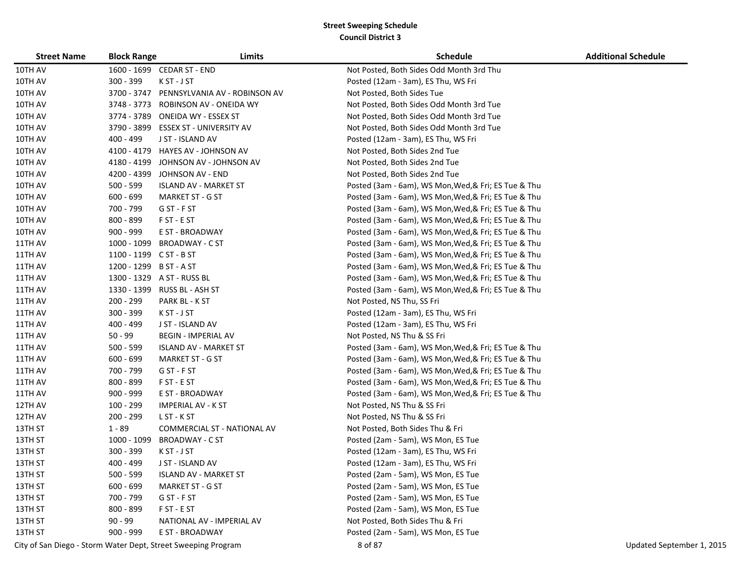## Street Sweeping Schedule
### Council District 3

| Street Name | Block Range | Limits | Schedule | Additional Schedule |
|---|---|---|---|---|
| 10TH AV | 1600 - 1699 | CEDAR ST - END | Not Posted, Both Sides Odd Month 3rd Thu | |
| 10TH AV | 300 - 399 | K ST - J ST | Posted (12am - 3am), ES Thu, WS Fri | |
| 10TH AV | 3700 - 3747 | PENNSYLVANIA AV - ROBINSON AV | Not Posted, Both Sides Tue | |
| 10TH AV | 3748 - 3773 | ROBINSON AV - ONEIDA WY | Not Posted, Both Sides Odd Month 3rd Tue | |
| 10TH AV | 3774 - 3789 | ONEIDA WY - ESSEX ST | Not Posted, Both Sides Odd Month 3rd Tue | |
| 10TH AV | 3790 - 3899 | ESSEX ST - UNIVERSITY AV | Not Posted, Both Sides Odd Month 3rd Tue | |
| 10TH AV | 400 - 499 | J ST - ISLAND AV | Posted (12am - 3am), ES Thu, WS Fri | |
| 10TH AV | 4100 - 4179 | HAYES AV - JOHNSON AV | Not Posted, Both Sides 2nd Tue | |
| 10TH AV | 4180 - 4199 | JOHNSON AV - JOHNSON AV | Not Posted, Both Sides 2nd Tue | |
| 10TH AV | 4200 - 4399 | JOHNSON AV - END | Not Posted, Both Sides 2nd Tue | |
| 10TH AV | 500 - 599 | ISLAND AV - MARKET ST | Posted (3am - 6am), WS Mon,Wed,& Fri; ES Tue & Thu | |
| 10TH AV | 600 - 699 | MARKET ST - G ST | Posted (3am - 6am), WS Mon,Wed,& Fri; ES Tue & Thu | |
| 10TH AV | 700 - 799 | G ST - F ST | Posted (3am - 6am), WS Mon,Wed,& Fri; ES Tue & Thu | |
| 10TH AV | 800 - 899 | F ST - E ST | Posted (3am - 6am), WS Mon,Wed,& Fri; ES Tue & Thu | |
| 10TH AV | 900 - 999 | E ST - BROADWAY | Posted (3am - 6am), WS Mon,Wed,& Fri; ES Tue & Thu | |
| 11TH AV | 1000 - 1099 | BROADWAY - C ST | Posted (3am - 6am), WS Mon,Wed,& Fri; ES Tue & Thu | |
| 11TH AV | 1100 - 1199 | C ST - B ST | Posted (3am - 6am), WS Mon,Wed,& Fri; ES Tue & Thu | |
| 11TH AV | 1200 - 1299 | B ST - A ST | Posted (3am - 6am), WS Mon,Wed,& Fri; ES Tue & Thu | |
| 11TH AV | 1300 - 1329 | A ST - RUSS BL | Posted (3am - 6am), WS Mon,Wed,& Fri; ES Tue & Thu | |
| 11TH AV | 1330 - 1399 | RUSS BL - ASH ST | Posted (3am - 6am), WS Mon,Wed,& Fri; ES Tue & Thu | |
| 11TH AV | 200 - 299 | PARK BL - K ST | Not Posted, NS Thu, SS Fri | |
| 11TH AV | 300 - 399 | K ST - J ST | Posted (12am - 3am), ES Thu, WS Fri | |
| 11TH AV | 400 - 499 | J ST - ISLAND AV | Posted (12am - 3am), ES Thu, WS Fri | |
| 11TH AV | 50 - 99 | BEGIN - IMPERIAL AV | Not Posted, NS Thu & SS Fri | |
| 11TH AV | 500 - 599 | ISLAND AV - MARKET ST | Posted (3am - 6am), WS Mon,Wed,& Fri; ES Tue & Thu | |
| 11TH AV | 600 - 699 | MARKET ST - G ST | Posted (3am - 6am), WS Mon,Wed,& Fri; ES Tue & Thu | |
| 11TH AV | 700 - 799 | G ST - F ST | Posted (3am - 6am), WS Mon,Wed,& Fri; ES Tue & Thu | |
| 11TH AV | 800 - 899 | F ST - E ST | Posted (3am - 6am), WS Mon,Wed,& Fri; ES Tue & Thu | |
| 11TH AV | 900 - 999 | E ST - BROADWAY | Posted (3am - 6am), WS Mon,Wed,& Fri; ES Tue & Thu | |
| 12TH AV | 100 - 299 | IMPERIAL AV - K ST | Not Posted, NS Thu & SS Fri | |
| 12TH AV | 200 - 299 | L ST - K ST | Not Posted, NS Thu & SS Fri | |
| 13TH ST | 1 - 89 | COMMERCIAL ST - NATIONAL AV | Not Posted, Both Sides Thu & Fri | |
| 13TH ST | 1000 - 1099 | BROADWAY - C ST | Posted (2am - 5am), WS Mon, ES Tue | |
| 13TH ST | 300 - 399 | K ST - J ST | Posted (12am - 3am), ES Thu, WS Fri | |
| 13TH ST | 400 - 499 | J ST - ISLAND AV | Posted (12am - 3am), ES Thu, WS Fri | |
| 13TH ST | 500 - 599 | ISLAND AV - MARKET ST | Posted (2am - 5am), WS Mon, ES Tue | |
| 13TH ST | 600 - 699 | MARKET ST - G ST | Posted (2am - 5am), WS Mon, ES Tue | |
| 13TH ST | 700 - 799 | G ST - F ST | Posted (2am - 5am), WS Mon, ES Tue | |
| 13TH ST | 800 - 899 | F ST - E ST | Posted (2am - 5am), WS Mon, ES Tue | |
| 13TH ST | 90 - 99 | NATIONAL AV - IMPERIAL AV | Not Posted, Both Sides Thu & Fri | |
| 13TH ST | 900 - 999 | E ST - BROADWAY | Posted (2am - 5am), WS Mon, ES Tue | |

City of San Diego - Storm Water Dept, Street Sweeping Program

Updated September 1, 2015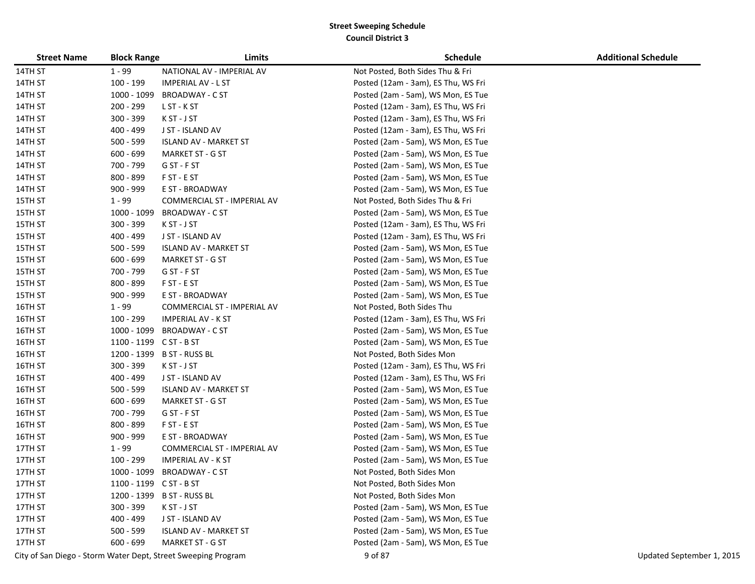**Street Sweeping Schedule**
**Council District 3**

| Street Name | Block Range | Limits | Schedule | Additional Schedule |
|---|---|---|---|---|
| 14TH ST | 1 - 99 | NATIONAL AV - IMPERIAL AV | Not Posted, Both Sides Thu & Fri | |
| 14TH ST | 100 - 199 | IMPERIAL AV - L ST | Posted (12am - 3am), ES Thu, WS Fri | |
| 14TH ST | 1000 - 1099 | BROADWAY - C ST | Posted (2am - 5am), WS Mon, ES Tue | |
| 14TH ST | 200 - 299 | L ST - K ST | Posted (12am - 3am), ES Thu, WS Fri | |
| 14TH ST | 300 - 399 | K ST - J ST | Posted (12am - 3am), ES Thu, WS Fri | |
| 14TH ST | 400 - 499 | J ST - ISLAND AV | Posted (12am - 3am), ES Thu, WS Fri | |
| 14TH ST | 500 - 599 | ISLAND AV - MARKET ST | Posted (2am - 5am), WS Mon, ES Tue | |
| 14TH ST | 600 - 699 | MARKET ST - G ST | Posted (2am - 5am), WS Mon, ES Tue | |
| 14TH ST | 700 - 799 | G ST - F ST | Posted (2am - 5am), WS Mon, ES Tue | |
| 14TH ST | 800 - 899 | F ST - E ST | Posted (2am - 5am), WS Mon, ES Tue | |
| 14TH ST | 900 - 999 | E ST - BROADWAY | Posted (2am - 5am), WS Mon, ES Tue | |
| 15TH ST | 1 - 99 | COMMERCIAL ST - IMPERIAL AV | Not Posted, Both Sides Thu & Fri | |
| 15TH ST | 1000 - 1099 | BROADWAY - C ST | Posted (2am - 5am), WS Mon, ES Tue | |
| 15TH ST | 300 - 399 | K ST - J ST | Posted (12am - 3am), ES Thu, WS Fri | |
| 15TH ST | 400 - 499 | J ST - ISLAND AV | Posted (12am - 3am), ES Thu, WS Fri | |
| 15TH ST | 500 - 599 | ISLAND AV - MARKET ST | Posted (2am - 5am), WS Mon, ES Tue | |
| 15TH ST | 600 - 699 | MARKET ST - G ST | Posted (2am - 5am), WS Mon, ES Tue | |
| 15TH ST | 700 - 799 | G ST - F ST | Posted (2am - 5am), WS Mon, ES Tue | |
| 15TH ST | 800 - 899 | F ST - E ST | Posted (2am - 5am), WS Mon, ES Tue | |
| 15TH ST | 900 - 999 | E ST - BROADWAY | Posted (2am - 5am), WS Mon, ES Tue | |
| 16TH ST | 1 - 99 | COMMERCIAL ST - IMPERIAL AV | Not Posted, Both Sides Thu | |
| 16TH ST | 100 - 299 | IMPERIAL AV - K ST | Posted (12am - 3am), ES Thu, WS Fri | |
| 16TH ST | 1000 - 1099 | BROADWAY - C ST | Posted (2am - 5am), WS Mon, ES Tue | |
| 16TH ST | 1100 - 1199 | C ST - B ST | Posted (2am - 5am), WS Mon, ES Tue | |
| 16TH ST | 1200 - 1399 | B ST - RUSS BL | Not Posted, Both Sides Mon | |
| 16TH ST | 300 - 399 | K ST - J ST | Posted (12am - 3am), ES Thu, WS Fri | |
| 16TH ST | 400 - 499 | J ST - ISLAND AV | Posted (12am - 3am), ES Thu, WS Fri | |
| 16TH ST | 500 - 599 | ISLAND AV - MARKET ST | Posted (2am - 5am), WS Mon, ES Tue | |
| 16TH ST | 600 - 699 | MARKET ST - G ST | Posted (2am - 5am), WS Mon, ES Tue | |
| 16TH ST | 700 - 799 | G ST - F ST | Posted (2am - 5am), WS Mon, ES Tue | |
| 16TH ST | 800 - 899 | F ST - E ST | Posted (2am - 5am), WS Mon, ES Tue | |
| 16TH ST | 900 - 999 | E ST - BROADWAY | Posted (2am - 5am), WS Mon, ES Tue | |
| 17TH ST | 1 - 99 | COMMERCIAL ST - IMPERIAL AV | Posted (2am - 5am), WS Mon, ES Tue | |
| 17TH ST | 100 - 299 | IMPERIAL AV - K ST | Posted (2am - 5am), WS Mon, ES Tue | |
| 17TH ST | 1000 - 1099 | BROADWAY - C ST | Not Posted, Both Sides Mon | |
| 17TH ST | 1100 - 1199 | C ST - B ST | Not Posted, Both Sides Mon | |
| 17TH ST | 1200 - 1399 | B ST - RUSS BL | Not Posted, Both Sides Mon | |
| 17TH ST | 300 - 399 | K ST - J ST | Posted (2am - 5am), WS Mon, ES Tue | |
| 17TH ST | 400 - 499 | J ST - ISLAND AV | Posted (2am - 5am), WS Mon, ES Tue | |
| 17TH ST | 500 - 599 | ISLAND AV - MARKET ST | Posted (2am - 5am), WS Mon, ES Tue | |
| 17TH ST | 600 - 699 | MARKET ST - G ST | Posted (2am - 5am), WS Mon, ES Tue | |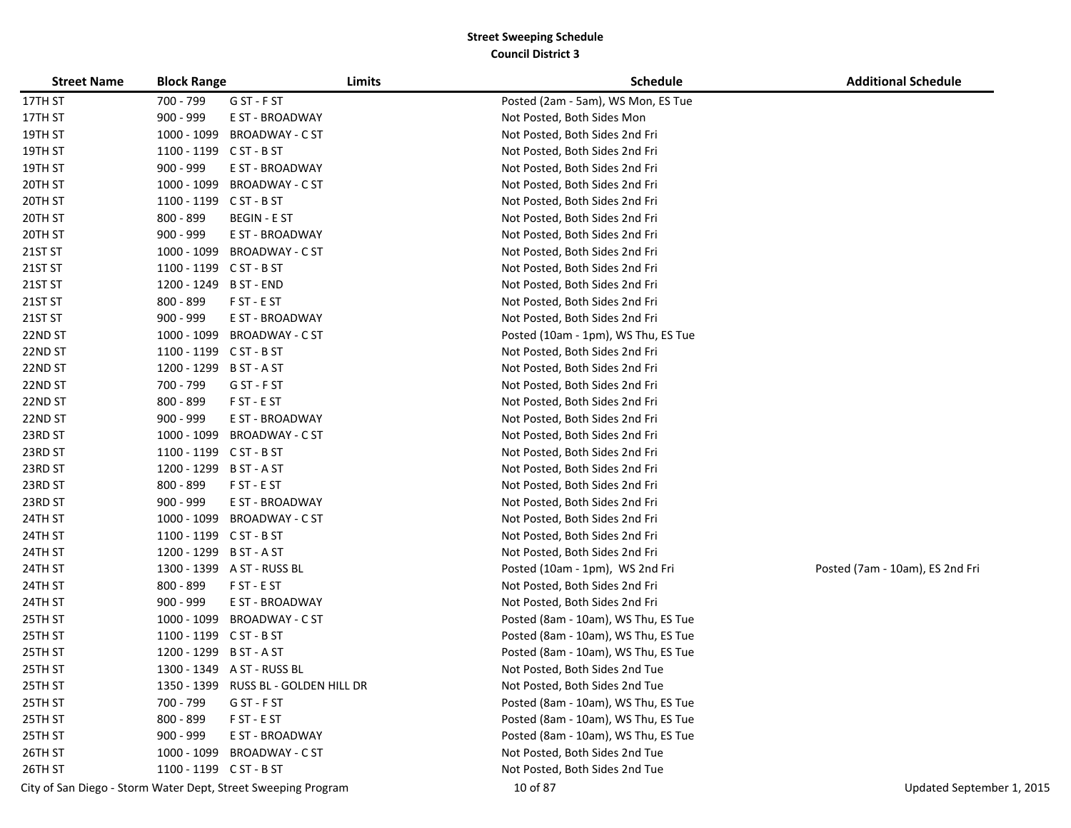**Street Sweeping Schedule**
**Council District 3**

| Street Name | Block Range | Limits | Schedule | Additional Schedule |
|---|---|---|---|---|
| 17TH ST | 700 - 799 | G ST - F ST | Posted (2am - 5am), WS Mon, ES Tue | |
| 17TH ST | 900 - 999 | E ST - BROADWAY | Not Posted, Both Sides Mon | |
| 19TH ST | 1000 - 1099 | BROADWAY - C ST | Not Posted, Both Sides 2nd Fri | |
| 19TH ST | 1100 - 1199 | C ST - B ST | Not Posted, Both Sides 2nd Fri | |
| 19TH ST | 900 - 999 | E ST - BROADWAY | Not Posted, Both Sides 2nd Fri | |
| 20TH ST | 1000 - 1099 | BROADWAY - C ST | Not Posted, Both Sides 2nd Fri | |
| 20TH ST | 1100 - 1199 | C ST - B ST | Not Posted, Both Sides 2nd Fri | |
| 20TH ST | 800 - 899 | BEGIN - E ST | Not Posted, Both Sides 2nd Fri | |
| 20TH ST | 900 - 999 | E ST - BROADWAY | Not Posted, Both Sides 2nd Fri | |
| 21ST ST | 1000 - 1099 | BROADWAY - C ST | Not Posted, Both Sides 2nd Fri | |
| 21ST ST | 1100 - 1199 | C ST - B ST | Not Posted, Both Sides 2nd Fri | |
| 21ST ST | 1200 - 1249 | B ST - END | Not Posted, Both Sides 2nd Fri | |
| 21ST ST | 800 - 899 | F ST - E ST | Not Posted, Both Sides 2nd Fri | |
| 21ST ST | 900 - 999 | E ST - BROADWAY | Not Posted, Both Sides 2nd Fri | |
| 22ND ST | 1000 - 1099 | BROADWAY - C ST | Posted (10am - 1pm), WS Thu, ES Tue | |
| 22ND ST | 1100 - 1199 | C ST - B ST | Not Posted, Both Sides 2nd Fri | |
| 22ND ST | 1200 - 1299 | B ST - A ST | Not Posted, Both Sides 2nd Fri | |
| 22ND ST | 700 - 799 | G ST - F ST | Not Posted, Both Sides 2nd Fri | |
| 22ND ST | 800 - 899 | F ST - E ST | Not Posted, Both Sides 2nd Fri | |
| 22ND ST | 900 - 999 | E ST - BROADWAY | Not Posted, Both Sides 2nd Fri | |
| 23RD ST | 1000 - 1099 | BROADWAY - C ST | Not Posted, Both Sides 2nd Fri | |
| 23RD ST | 1100 - 1199 | C ST - B ST | Not Posted, Both Sides 2nd Fri | |
| 23RD ST | 1200 - 1299 | B ST - A ST | Not Posted, Both Sides 2nd Fri | |
| 23RD ST | 800 - 899 | F ST - E ST | Not Posted, Both Sides 2nd Fri | |
| 23RD ST | 900 - 999 | E ST - BROADWAY | Not Posted, Both Sides 2nd Fri | |
| 24TH ST | 1000 - 1099 | BROADWAY - C ST | Not Posted, Both Sides 2nd Fri | |
| 24TH ST | 1100 - 1199 | C ST - B ST | Not Posted, Both Sides 2nd Fri | |
| 24TH ST | 1200 - 1299 | B ST - A ST | Not Posted, Both Sides 2nd Fri | |
| 24TH ST | 1300 - 1399 | A ST - RUSS BL | Posted (10am - 1pm), WS 2nd Fri | Posted (7am - 10am), ES 2nd Fri |
| 24TH ST | 800 - 899 | F ST - E ST | Not Posted, Both Sides 2nd Fri | |
| 24TH ST | 900 - 999 | E ST - BROADWAY | Not Posted, Both Sides 2nd Fri | |
| 25TH ST | 1000 - 1099 | BROADWAY - C ST | Posted (8am - 10am), WS Thu, ES Tue | |
| 25TH ST | 1100 - 1199 | C ST - B ST | Posted (8am - 10am), WS Thu, ES Tue | |
| 25TH ST | 1200 - 1299 | B ST - A ST | Posted (8am - 10am), WS Thu, ES Tue | |
| 25TH ST | 1300 - 1349 | A ST - RUSS BL | Not Posted, Both Sides 2nd Tue | |
| 25TH ST | 1350 - 1399 | RUSS BL - GOLDEN HILL DR | Not Posted, Both Sides 2nd Tue | |
| 25TH ST | 700 - 799 | G ST - F ST | Posted (8am - 10am), WS Thu, ES Tue | |
| 25TH ST | 800 - 899 | F ST - E ST | Posted (8am - 10am), WS Thu, ES Tue | |
| 25TH ST | 900 - 999 | E ST - BROADWAY | Posted (8am - 10am), WS Thu, ES Tue | |
| 26TH ST | 1000 - 1099 | BROADWAY - C ST | Not Posted, Both Sides 2nd Tue | |
| 26TH ST | 1100 - 1199 | C ST - B ST | Not Posted, Both Sides 2nd Tue | |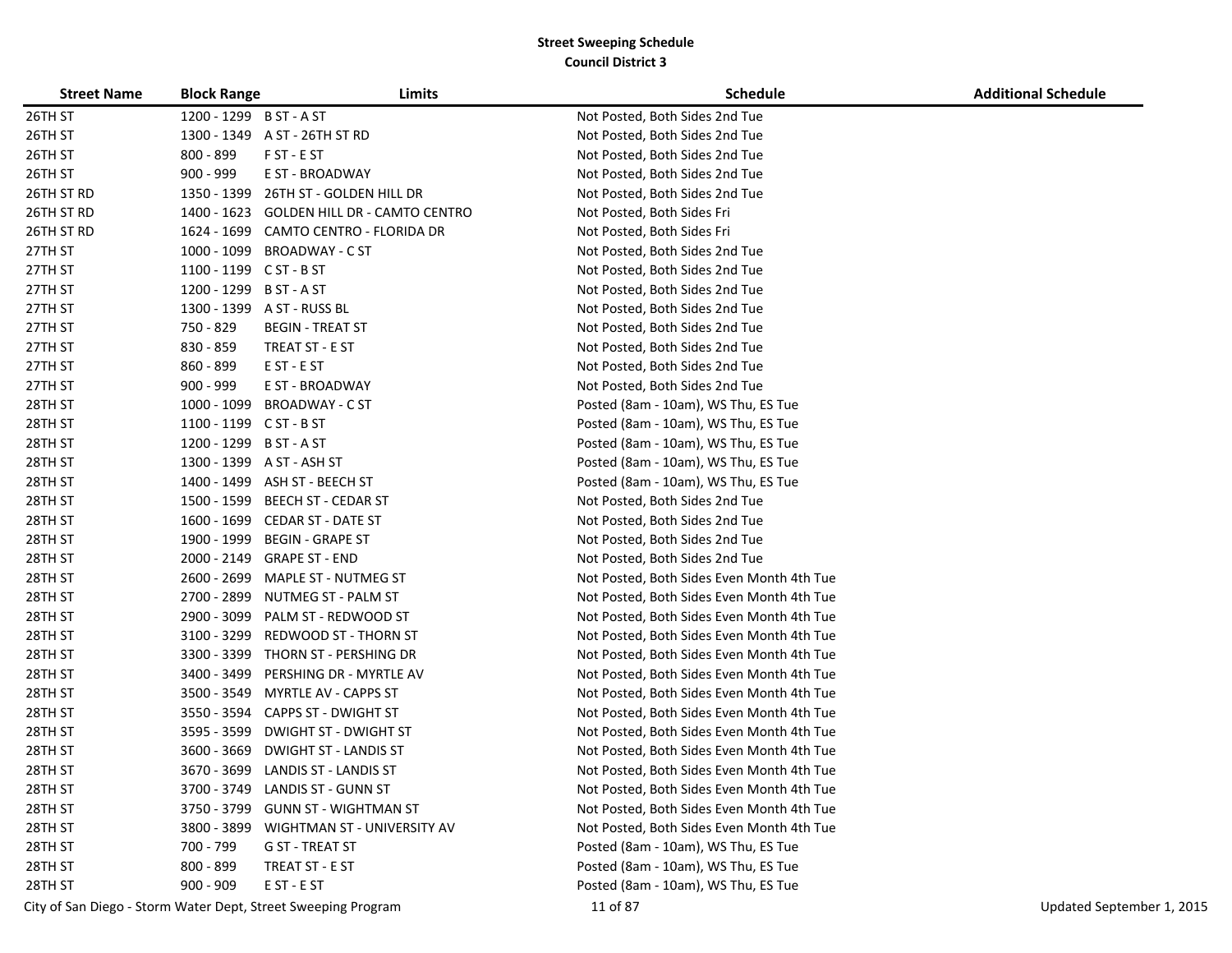**Street Sweeping Schedule**
**Council District 3**

| Street Name | Block Range | Limits | Schedule | Additional Schedule |
|---|---|---|---|---|
| 26TH ST | 1200 - 1299 | B ST - A ST | Not Posted, Both Sides 2nd Tue | |
| 26TH ST | 1300 - 1349 | A ST - 26TH ST RD | Not Posted, Both Sides 2nd Tue | |
| 26TH ST | 800 - 899 | F ST - E ST | Not Posted, Both Sides 2nd Tue | |
| 26TH ST | 900 - 999 | E ST - BROADWAY | Not Posted, Both Sides 2nd Tue | |
| 26TH ST RD | 1350 - 1399 | 26TH ST - GOLDEN HILL DR | Not Posted, Both Sides 2nd Tue | |
| 26TH ST RD | 1400 - 1623 | GOLDEN HILL DR - CAMTO CENTRO | Not Posted, Both Sides Fri | |
| 26TH ST RD | 1624 - 1699 | CAMTO CENTRO - FLORIDA DR | Not Posted, Both Sides Fri | |
| 27TH ST | 1000 - 1099 | BROADWAY - C ST | Not Posted, Both Sides 2nd Tue | |
| 27TH ST | 1100 - 1199 | C ST - B ST | Not Posted, Both Sides 2nd Tue | |
| 27TH ST | 1200 - 1299 | B ST - A ST | Not Posted, Both Sides 2nd Tue | |
| 27TH ST | 1300 - 1399 | A ST - RUSS BL | Not Posted, Both Sides 2nd Tue | |
| 27TH ST | 750 - 829 | BEGIN - TREAT ST | Not Posted, Both Sides 2nd Tue | |
| 27TH ST | 830 - 859 | TREAT ST - E ST | Not Posted, Both Sides 2nd Tue | |
| 27TH ST | 860 - 899 | E ST - E ST | Not Posted, Both Sides 2nd Tue | |
| 27TH ST | 900 - 999 | E ST - BROADWAY | Not Posted, Both Sides 2nd Tue | |
| 28TH ST | 1000 - 1099 | BROADWAY - C ST | Posted (8am - 10am), WS Thu, ES Tue | |
| 28TH ST | 1100 - 1199 | C ST - B ST | Posted (8am - 10am), WS Thu, ES Tue | |
| 28TH ST | 1200 - 1299 | B ST - A ST | Posted (8am - 10am), WS Thu, ES Tue | |
| 28TH ST | 1300 - 1399 | A ST - ASH ST | Posted (8am - 10am), WS Thu, ES Tue | |
| 28TH ST | 1400 - 1499 | ASH ST - BEECH ST | Posted (8am - 10am), WS Thu, ES Tue | |
| 28TH ST | 1500 - 1599 | BEECH ST - CEDAR ST | Not Posted, Both Sides 2nd Tue | |
| 28TH ST | 1600 - 1699 | CEDAR ST - DATE ST | Not Posted, Both Sides 2nd Tue | |
| 28TH ST | 1900 - 1999 | BEGIN - GRAPE ST | Not Posted, Both Sides 2nd Tue | |
| 28TH ST | 2000 - 2149 | GRAPE ST - END | Not Posted, Both Sides 2nd Tue | |
| 28TH ST | 2600 - 2699 | MAPLE ST - NUTMEG ST | Not Posted, Both Sides Even Month 4th Tue | |
| 28TH ST | 2700 - 2899 | NUTMEG ST - PALM ST | Not Posted, Both Sides Even Month 4th Tue | |
| 28TH ST | 2900 - 3099 | PALM ST - REDWOOD ST | Not Posted, Both Sides Even Month 4th Tue | |
| 28TH ST | 3100 - 3299 | REDWOOD ST - THORN ST | Not Posted, Both Sides Even Month 4th Tue | |
| 28TH ST | 3300 - 3399 | THORN ST - PERSHING DR | Not Posted, Both Sides Even Month 4th Tue | |
| 28TH ST | 3400 - 3499 | PERSHING DR - MYRTLE AV | Not Posted, Both Sides Even Month 4th Tue | |
| 28TH ST | 3500 - 3549 | MYRTLE AV - CAPPS ST | Not Posted, Both Sides Even Month 4th Tue | |
| 28TH ST | 3550 - 3594 | CAPPS ST - DWIGHT ST | Not Posted, Both Sides Even Month 4th Tue | |
| 28TH ST | 3595 - 3599 | DWIGHT ST - DWIGHT ST | Not Posted, Both Sides Even Month 4th Tue | |
| 28TH ST | 3600 - 3669 | DWIGHT ST - LANDIS ST | Not Posted, Both Sides Even Month 4th Tue | |
| 28TH ST | 3670 - 3699 | LANDIS ST - LANDIS ST | Not Posted, Both Sides Even Month 4th Tue | |
| 28TH ST | 3700 - 3749 | LANDIS ST - GUNN ST | Not Posted, Both Sides Even Month 4th Tue | |
| 28TH ST | 3750 - 3799 | GUNN ST - WIGHTMAN ST | Not Posted, Both Sides Even Month 4th Tue | |
| 28TH ST | 3800 - 3899 | WIGHTMAN ST - UNIVERSITY AV | Not Posted, Both Sides Even Month 4th Tue | |
| 28TH ST | 700 - 799 | G ST - TREAT ST | Posted (8am - 10am), WS Thu, ES Tue | |
| 28TH ST | 800 - 899 | TREAT ST - E ST | Posted (8am - 10am), WS Thu, ES Tue | |
| 28TH ST | 900 - 909 | E ST - E ST | Posted (8am - 10am), WS Thu, ES Tue | |

City of San Diego - Storm Water Dept, Street Sweeping Program

Updated September 1, 2015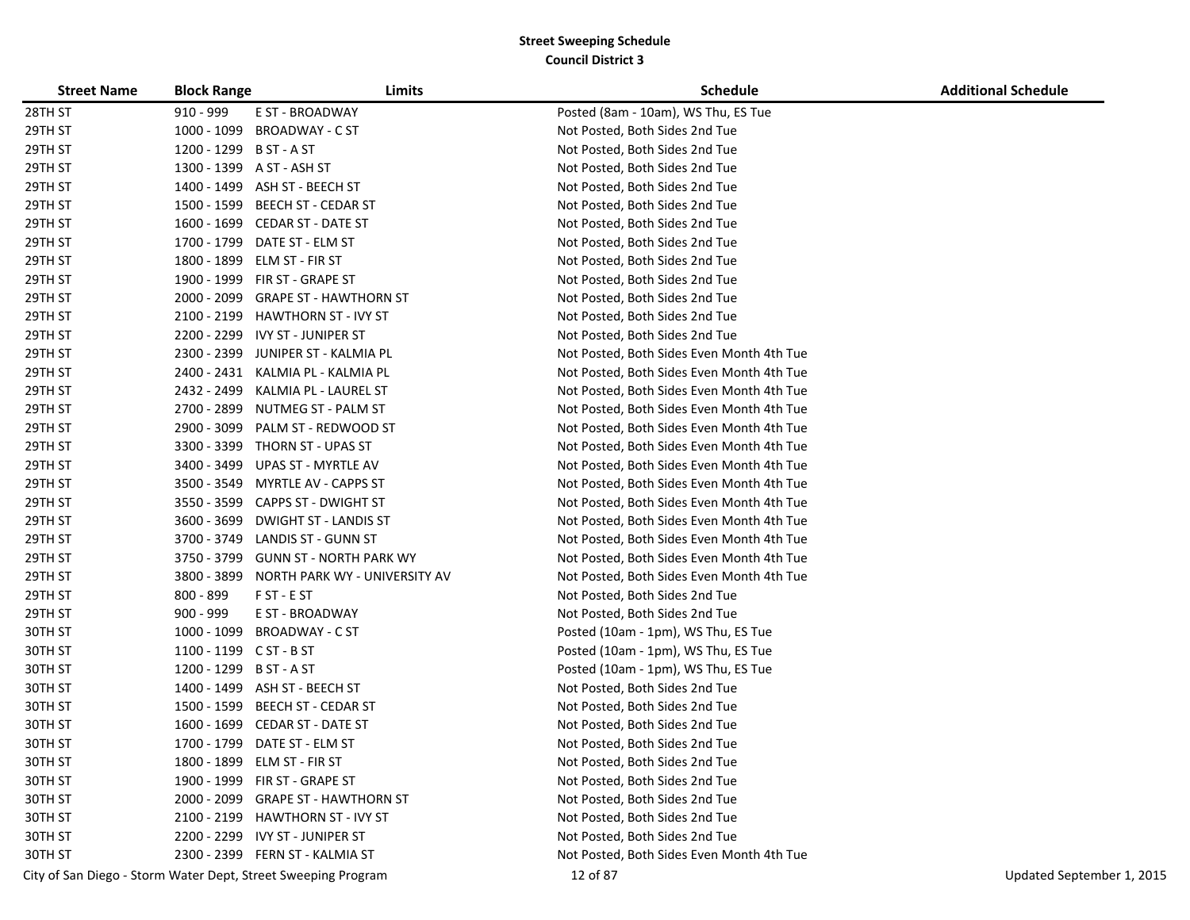## Street Sweeping Schedule
### Council District 3

| Street Name | Block Range | Limits | Schedule | Additional Schedule |
|---|---|---|---|---|
| 28TH ST | 910 - 999 | E ST - BROADWAY | Posted (8am - 10am), WS Thu, ES Tue | |
| 29TH ST | 1000 - 1099 | BROADWAY - C ST | Not Posted, Both Sides 2nd Tue | |
| 29TH ST | 1200 - 1299 | B ST - A ST | Not Posted, Both Sides 2nd Tue | |
| 29TH ST | 1300 - 1399 | A ST - ASH ST | Not Posted, Both Sides 2nd Tue | |
| 29TH ST | 1400 - 1499 | ASH ST - BEECH ST | Not Posted, Both Sides 2nd Tue | |
| 29TH ST | 1500 - 1599 | BEECH ST - CEDAR ST | Not Posted, Both Sides 2nd Tue | |
| 29TH ST | 1600 - 1699 | CEDAR ST - DATE ST | Not Posted, Both Sides 2nd Tue | |
| 29TH ST | 1700 - 1799 | DATE ST - ELM ST | Not Posted, Both Sides 2nd Tue | |
| 29TH ST | 1800 - 1899 | ELM ST - FIR ST | Not Posted, Both Sides 2nd Tue | |
| 29TH ST | 1900 - 1999 | FIR ST - GRAPE ST | Not Posted, Both Sides 2nd Tue | |
| 29TH ST | 2000 - 2099 | GRAPE ST - HAWTHORN ST | Not Posted, Both Sides 2nd Tue | |
| 29TH ST | 2100 - 2199 | HAWTHORN ST - IVY ST | Not Posted, Both Sides 2nd Tue | |
| 29TH ST | 2200 - 2299 | IVY ST - JUNIPER ST | Not Posted, Both Sides 2nd Tue | |
| 29TH ST | 2300 - 2399 | JUNIPER ST - KALMIA PL | Not Posted, Both Sides Even Month 4th Tue | |
| 29TH ST | 2400 - 2431 | KALMIA PL - KALMIA PL | Not Posted, Both Sides Even Month 4th Tue | |
| 29TH ST | 2432 - 2499 | KALMIA PL - LAUREL ST | Not Posted, Both Sides Even Month 4th Tue | |
| 29TH ST | 2700 - 2899 | NUTMEG ST - PALM ST | Not Posted, Both Sides Even Month 4th Tue | |
| 29TH ST | 2900 - 3099 | PALM ST - REDWOOD ST | Not Posted, Both Sides Even Month 4th Tue | |
| 29TH ST | 3300 - 3399 | THORN ST - UPAS ST | Not Posted, Both Sides Even Month 4th Tue | |
| 29TH ST | 3400 - 3499 | UPAS ST - MYRTLE AV | Not Posted, Both Sides Even Month 4th Tue | |
| 29TH ST | 3500 - 3549 | MYRTLE AV - CAPPS ST | Not Posted, Both Sides Even Month 4th Tue | |
| 29TH ST | 3550 - 3599 | CAPPS ST - DWIGHT ST | Not Posted, Both Sides Even Month 4th Tue | |
| 29TH ST | 3600 - 3699 | DWIGHT ST - LANDIS ST | Not Posted, Both Sides Even Month 4th Tue | |
| 29TH ST | 3700 - 3749 | LANDIS ST - GUNN ST | Not Posted, Both Sides Even Month 4th Tue | |
| 29TH ST | 3750 - 3799 | GUNN ST - NORTH PARK WY | Not Posted, Both Sides Even Month 4th Tue | |
| 29TH ST | 3800 - 3899 | NORTH PARK WY - UNIVERSITY AV | Not Posted, Both Sides Even Month 4th Tue | |
| 29TH ST | 800 - 899 | F ST - E ST | Not Posted, Both Sides 2nd Tue | |
| 29TH ST | 900 - 999 | E ST - BROADWAY | Not Posted, Both Sides 2nd Tue | |
| 30TH ST | 1000 - 1099 | BROADWAY - C ST | Posted (10am - 1pm), WS Thu, ES Tue | |
| 30TH ST | 1100 - 1199 | C ST - B ST | Posted (10am - 1pm), WS Thu, ES Tue | |
| 30TH ST | 1200 - 1299 | B ST - A ST | Posted (10am - 1pm), WS Thu, ES Tue | |
| 30TH ST | 1400 - 1499 | ASH ST - BEECH ST | Not Posted, Both Sides 2nd Tue | |
| 30TH ST | 1500 - 1599 | BEECH ST - CEDAR ST | Not Posted, Both Sides 2nd Tue | |
| 30TH ST | 1600 - 1699 | CEDAR ST - DATE ST | Not Posted, Both Sides 2nd Tue | |
| 30TH ST | 1700 - 1799 | DATE ST - ELM ST | Not Posted, Both Sides 2nd Tue | |
| 30TH ST | 1800 - 1899 | ELM ST - FIR ST | Not Posted, Both Sides 2nd Tue | |
| 30TH ST | 1900 - 1999 | FIR ST - GRAPE ST | Not Posted, Both Sides 2nd Tue | |
| 30TH ST | 2000 - 2099 | GRAPE ST - HAWTHORN ST | Not Posted, Both Sides 2nd Tue | |
| 30TH ST | 2100 - 2199 | HAWTHORN ST - IVY ST | Not Posted, Both Sides 2nd Tue | |
| 30TH ST | 2200 - 2299 | IVY ST - JUNIPER ST | Not Posted, Both Sides 2nd Tue | |
| 30TH ST | 2300 - 2399 | FERN ST - KALMIA ST | Not Posted, Both Sides Even Month 4th Tue | |

City of San Diego - Storm Water Dept, Street Sweeping Program — Updated September 1, 2015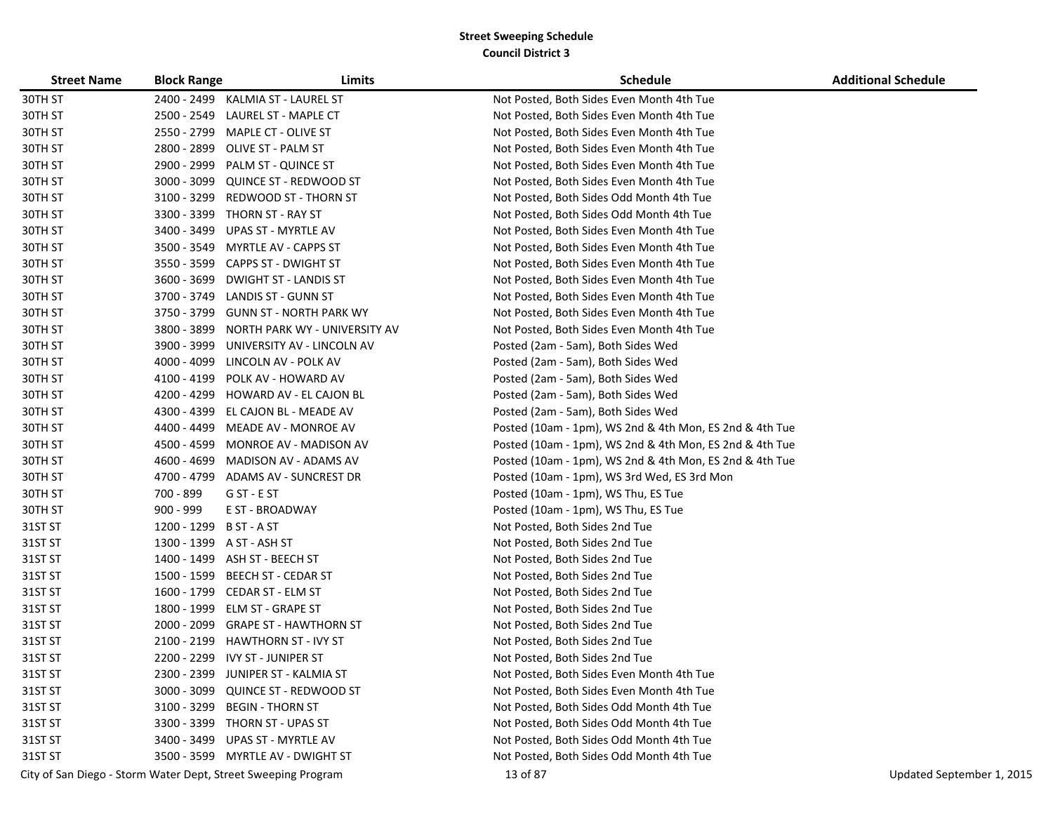**Street Sweeping Schedule**
**Council District 3**

| Street Name | Block Range | Limits | Schedule | Additional Schedule |
|---|---|---|---|---|
| 30TH ST | 2400 - 2499 | KALMIA ST - LAUREL ST | Not Posted, Both Sides Even Month 4th Tue | |
| 30TH ST | 2500 - 2549 | LAUREL ST - MAPLE CT | Not Posted, Both Sides Even Month 4th Tue | |
| 30TH ST | 2550 - 2799 | MAPLE CT - OLIVE ST | Not Posted, Both Sides Even Month 4th Tue | |
| 30TH ST | 2800 - 2899 | OLIVE ST - PALM ST | Not Posted, Both Sides Even Month 4th Tue | |
| 30TH ST | 2900 - 2999 | PALM ST - QUINCE ST | Not Posted, Both Sides Even Month 4th Tue | |
| 30TH ST | 3000 - 3099 | QUINCE ST - REDWOOD ST | Not Posted, Both Sides Even Month 4th Tue | |
| 30TH ST | 3100 - 3299 | REDWOOD ST - THORN ST | Not Posted, Both Sides Odd Month 4th Tue | |
| 30TH ST | 3300 - 3399 | THORN ST - RAY ST | Not Posted, Both Sides Odd Month 4th Tue | |
| 30TH ST | 3400 - 3499 | UPAS ST - MYRTLE AV | Not Posted, Both Sides Even Month 4th Tue | |
| 30TH ST | 3500 - 3549 | MYRTLE AV - CAPPS ST | Not Posted, Both Sides Even Month 4th Tue | |
| 30TH ST | 3550 - 3599 | CAPPS ST - DWIGHT ST | Not Posted, Both Sides Even Month 4th Tue | |
| 30TH ST | 3600 - 3699 | DWIGHT ST - LANDIS ST | Not Posted, Both Sides Even Month 4th Tue | |
| 30TH ST | 3700 - 3749 | LANDIS ST - GUNN ST | Not Posted, Both Sides Even Month 4th Tue | |
| 30TH ST | 3750 - 3799 | GUNN ST - NORTH PARK WY | Not Posted, Both Sides Even Month 4th Tue | |
| 30TH ST | 3800 - 3899 | NORTH PARK WY - UNIVERSITY AV | Not Posted, Both Sides Even Month 4th Tue | |
| 30TH ST | 3900 - 3999 | UNIVERSITY AV - LINCOLN AV | Posted (2am - 5am), Both Sides Wed | |
| 30TH ST | 4000 - 4099 | LINCOLN AV - POLK AV | Posted (2am - 5am), Both Sides Wed | |
| 30TH ST | 4100 - 4199 | POLK AV - HOWARD AV | Posted (2am - 5am), Both Sides Wed | |
| 30TH ST | 4200 - 4299 | HOWARD AV - EL CAJON BL | Posted (2am - 5am), Both Sides Wed | |
| 30TH ST | 4300 - 4399 | EL CAJON BL - MEADE AV | Posted (2am - 5am), Both Sides Wed | |
| 30TH ST | 4400 - 4499 | MEADE AV - MONROE AV | Posted (10am - 1pm), WS 2nd & 4th Mon, ES 2nd & 4th Tue | |
| 30TH ST | 4500 - 4599 | MONROE AV - MADISON AV | Posted (10am - 1pm), WS 2nd & 4th Mon, ES 2nd & 4th Tue | |
| 30TH ST | 4600 - 4699 | MADISON AV - ADAMS AV | Posted (10am - 1pm), WS 2nd & 4th Mon, ES 2nd & 4th Tue | |
| 30TH ST | 4700 - 4799 | ADAMS AV - SUNCREST DR | Posted (10am - 1pm), WS 3rd Wed, ES 3rd Mon | |
| 30TH ST | 700 - 899 | G ST - E ST | Posted (10am - 1pm), WS Thu, ES Tue | |
| 30TH ST | 900 - 999 | E ST - BROADWAY | Posted (10am - 1pm), WS Thu, ES Tue | |
| 31ST ST | 1200 - 1299 | B ST - A ST | Not Posted, Both Sides 2nd Tue | |
| 31ST ST | 1300 - 1399 | A ST - ASH ST | Not Posted, Both Sides 2nd Tue | |
| 31ST ST | 1400 - 1499 | ASH ST - BEECH ST | Not Posted, Both Sides 2nd Tue | |
| 31ST ST | 1500 - 1599 | BEECH ST - CEDAR ST | Not Posted, Both Sides 2nd Tue | |
| 31ST ST | 1600 - 1799 | CEDAR ST - ELM ST | Not Posted, Both Sides 2nd Tue | |
| 31ST ST | 1800 - 1999 | ELM ST - GRAPE ST | Not Posted, Both Sides 2nd Tue | |
| 31ST ST | 2000 - 2099 | GRAPE ST - HAWTHORN ST | Not Posted, Both Sides 2nd Tue | |
| 31ST ST | 2100 - 2199 | HAWTHORN ST - IVY ST | Not Posted, Both Sides 2nd Tue | |
| 31ST ST | 2200 - 2299 | IVY ST - JUNIPER ST | Not Posted, Both Sides 2nd Tue | |
| 31ST ST | 2300 - 2399 | JUNIPER ST - KALMIA ST | Not Posted, Both Sides Even Month 4th Tue | |
| 31ST ST | 3000 - 3099 | QUINCE ST - REDWOOD ST | Not Posted, Both Sides Even Month 4th Tue | |
| 31ST ST | 3100 - 3299 | BEGIN - THORN ST | Not Posted, Both Sides Odd Month 4th Tue | |
| 31ST ST | 3300 - 3399 | THORN ST - UPAS ST | Not Posted, Both Sides Odd Month 4th Tue | |
| 31ST ST | 3400 - 3499 | UPAS ST - MYRTLE AV | Not Posted, Both Sides Odd Month 4th Tue | |
| 31ST ST | 3500 - 3599 | MYRTLE AV - DWIGHT ST | Not Posted, Both Sides Odd Month 4th Tue | |

City of San Diego - Storm Water Dept, Street Sweeping Program — Updated September 1, 2015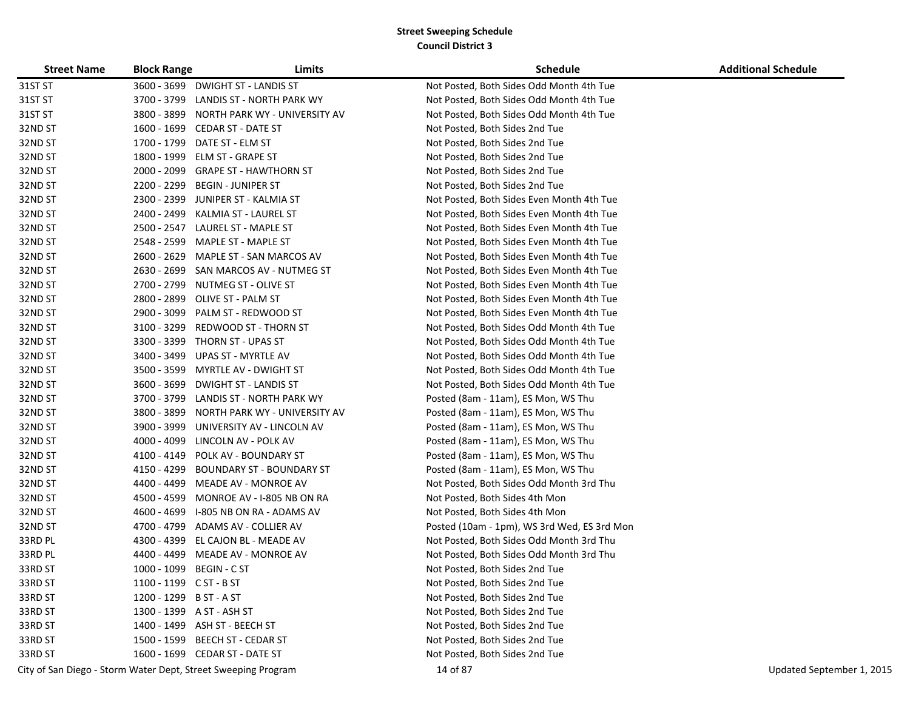**Street Sweeping Schedule**
**Council District 3**

| Street Name | Block Range | Limits | Schedule | Additional Schedule |
|---|---|---|---|---|
| 31ST ST | 3600 - 3699 | DWIGHT ST - LANDIS ST | Not Posted, Both Sides Odd Month 4th Tue | |
| 31ST ST | 3700 - 3799 | LANDIS ST - NORTH PARK WY | Not Posted, Both Sides Odd Month 4th Tue | |
| 31ST ST | 3800 - 3899 | NORTH PARK WY - UNIVERSITY AV | Not Posted, Both Sides Odd Month 4th Tue | |
| 32ND ST | 1600 - 1699 | CEDAR ST - DATE ST | Not Posted, Both Sides 2nd Tue | |
| 32ND ST | 1700 - 1799 | DATE ST - ELM ST | Not Posted, Both Sides 2nd Tue | |
| 32ND ST | 1800 - 1999 | ELM ST - GRAPE ST | Not Posted, Both Sides 2nd Tue | |
| 32ND ST | 2000 - 2099 | GRAPE ST - HAWTHORN ST | Not Posted, Both Sides 2nd Tue | |
| 32ND ST | 2200 - 2299 | BEGIN - JUNIPER ST | Not Posted, Both Sides 2nd Tue | |
| 32ND ST | 2300 - 2399 | JUNIPER ST - KALMIA ST | Not Posted, Both Sides Even Month 4th Tue | |
| 32ND ST | 2400 - 2499 | KALMIA ST - LAUREL ST | Not Posted, Both Sides Even Month 4th Tue | |
| 32ND ST | 2500 - 2547 | LAUREL ST - MAPLE ST | Not Posted, Both Sides Even Month 4th Tue | |
| 32ND ST | 2548 - 2599 | MAPLE ST - MAPLE ST | Not Posted, Both Sides Even Month 4th Tue | |
| 32ND ST | 2600 - 2629 | MAPLE ST - SAN MARCOS AV | Not Posted, Both Sides Even Month 4th Tue | |
| 32ND ST | 2630 - 2699 | SAN MARCOS AV - NUTMEG ST | Not Posted, Both Sides Even Month 4th Tue | |
| 32ND ST | 2700 - 2799 | NUTMEG ST - OLIVE ST | Not Posted, Both Sides Even Month 4th Tue | |
| 32ND ST | 2800 - 2899 | OLIVE ST - PALM ST | Not Posted, Both Sides Even Month 4th Tue | |
| 32ND ST | 2900 - 3099 | PALM ST - REDWOOD ST | Not Posted, Both Sides Even Month 4th Tue | |
| 32ND ST | 3100 - 3299 | REDWOOD ST - THORN ST | Not Posted, Both Sides Odd Month 4th Tue | |
| 32ND ST | 3300 - 3399 | THORN ST - UPAS ST | Not Posted, Both Sides Odd Month 4th Tue | |
| 32ND ST | 3400 - 3499 | UPAS ST - MYRTLE AV | Not Posted, Both Sides Odd Month 4th Tue | |
| 32ND ST | 3500 - 3599 | MYRTLE AV - DWIGHT ST | Not Posted, Both Sides Odd Month 4th Tue | |
| 32ND ST | 3600 - 3699 | DWIGHT ST - LANDIS ST | Not Posted, Both Sides Odd Month 4th Tue | |
| 32ND ST | 3700 - 3799 | LANDIS ST - NORTH PARK WY | Posted (8am - 11am), ES Mon, WS Thu | |
| 32ND ST | 3800 - 3899 | NORTH PARK WY - UNIVERSITY AV | Posted (8am - 11am), ES Mon, WS Thu | |
| 32ND ST | 3900 - 3999 | UNIVERSITY AV - LINCOLN AV | Posted (8am - 11am), ES Mon, WS Thu | |
| 32ND ST | 4000 - 4099 | LINCOLN AV - POLK AV | Posted (8am - 11am), ES Mon, WS Thu | |
| 32ND ST | 4100 - 4149 | POLK AV - BOUNDARY ST | Posted (8am - 11am), ES Mon, WS Thu | |
| 32ND ST | 4150 - 4299 | BOUNDARY ST - BOUNDARY ST | Posted (8am - 11am), ES Mon, WS Thu | |
| 32ND ST | 4400 - 4499 | MEADE AV - MONROE AV | Not Posted, Both Sides Odd Month 3rd Thu | |
| 32ND ST | 4500 - 4599 | MONROE AV - I-805 NB ON RA | Not Posted, Both Sides 4th Mon | |
| 32ND ST | 4600 - 4699 | I-805 NB ON RA - ADAMS AV | Not Posted, Both Sides 4th Mon | |
| 32ND ST | 4700 - 4799 | ADAMS AV - COLLIER AV | Posted (10am - 1pm), WS 3rd Wed, ES 3rd Mon | |
| 33RD PL | 4300 - 4399 | EL CAJON BL - MEADE AV | Not Posted, Both Sides Odd Month 3rd Thu | |
| 33RD PL | 4400 - 4499 | MEADE AV - MONROE AV | Not Posted, Both Sides Odd Month 3rd Thu | |
| 33RD ST | 1000 - 1099 | BEGIN - C ST | Not Posted, Both Sides 2nd Tue | |
| 33RD ST | 1100 - 1199 | C ST - B ST | Not Posted, Both Sides 2nd Tue | |
| 33RD ST | 1200 - 1299 | B ST - A ST | Not Posted, Both Sides 2nd Tue | |
| 33RD ST | 1300 - 1399 | A ST - ASH ST | Not Posted, Both Sides 2nd Tue | |
| 33RD ST | 1400 - 1499 | ASH ST - BEECH ST | Not Posted, Both Sides 2nd Tue | |
| 33RD ST | 1500 - 1599 | BEECH ST - CEDAR ST | Not Posted, Both Sides 2nd Tue | |
| 33RD ST | 1600 - 1699 | CEDAR ST - DATE ST | Not Posted, Both Sides 2nd Tue | |

City of San Diego - Storm Water Dept, Street Sweeping Program

Updated September 1, 2015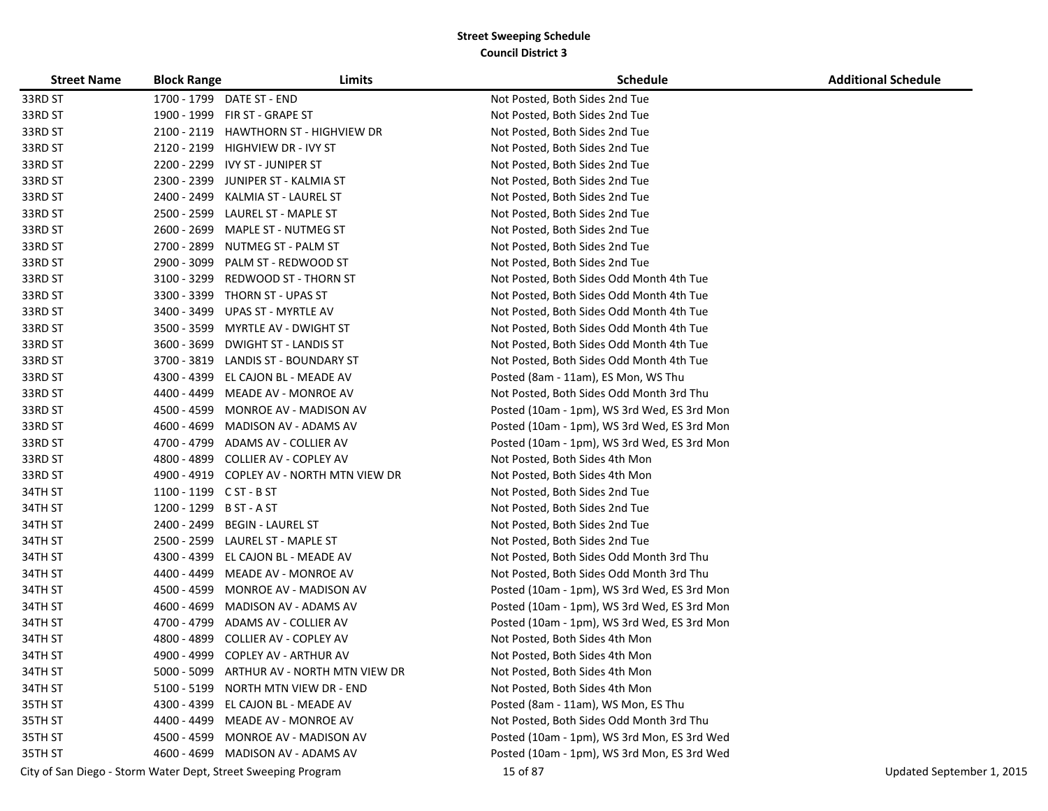## Street Sweeping Schedule
### Council District 3

| Street Name | Block Range | Limits | Schedule | Additional Schedule |
|---|---|---|---|---|
| 33RD ST | 1700 - 1799 | DATE ST - END | Not Posted, Both Sides 2nd Tue | |
| 33RD ST | 1900 - 1999 | FIR ST - GRAPE ST | Not Posted, Both Sides 2nd Tue | |
| 33RD ST | 2100 - 2119 | HAWTHORN ST - HIGHVIEW DR | Not Posted, Both Sides 2nd Tue | |
| 33RD ST | 2120 - 2199 | HIGHVIEW DR - IVY ST | Not Posted, Both Sides 2nd Tue | |
| 33RD ST | 2200 - 2299 | IVY ST - JUNIPER ST | Not Posted, Both Sides 2nd Tue | |
| 33RD ST | 2300 - 2399 | JUNIPER ST - KALMIA ST | Not Posted, Both Sides 2nd Tue | |
| 33RD ST | 2400 - 2499 | KALMIA ST - LAUREL ST | Not Posted, Both Sides 2nd Tue | |
| 33RD ST | 2500 - 2599 | LAUREL ST - MAPLE ST | Not Posted, Both Sides 2nd Tue | |
| 33RD ST | 2600 - 2699 | MAPLE ST - NUTMEG ST | Not Posted, Both Sides 2nd Tue | |
| 33RD ST | 2700 - 2899 | NUTMEG ST - PALM ST | Not Posted, Both Sides 2nd Tue | |
| 33RD ST | 2900 - 3099 | PALM ST - REDWOOD ST | Not Posted, Both Sides 2nd Tue | |
| 33RD ST | 3100 - 3299 | REDWOOD ST - THORN ST | Not Posted, Both Sides Odd Month 4th Tue | |
| 33RD ST | 3300 - 3399 | THORN ST - UPAS ST | Not Posted, Both Sides Odd Month 4th Tue | |
| 33RD ST | 3400 - 3499 | UPAS ST - MYRTLE AV | Not Posted, Both Sides Odd Month 4th Tue | |
| 33RD ST | 3500 - 3599 | MYRTLE AV - DWIGHT ST | Not Posted, Both Sides Odd Month 4th Tue | |
| 33RD ST | 3600 - 3699 | DWIGHT ST - LANDIS ST | Not Posted, Both Sides Odd Month 4th Tue | |
| 33RD ST | 3700 - 3819 | LANDIS ST - BOUNDARY ST | Not Posted, Both Sides Odd Month 4th Tue | |
| 33RD ST | 4300 - 4399 | EL CAJON BL - MEADE AV | Posted (8am - 11am), ES Mon, WS Thu | |
| 33RD ST | 4400 - 4499 | MEADE AV - MONROE AV | Not Posted, Both Sides Odd Month 3rd Thu | |
| 33RD ST | 4500 - 4599 | MONROE AV - MADISON AV | Posted (10am - 1pm), WS 3rd Wed, ES 3rd Mon | |
| 33RD ST | 4600 - 4699 | MADISON AV - ADAMS AV | Posted (10am - 1pm), WS 3rd Wed, ES 3rd Mon | |
| 33RD ST | 4700 - 4799 | ADAMS AV - COLLIER AV | Posted (10am - 1pm), WS 3rd Wed, ES 3rd Mon | |
| 33RD ST | 4800 - 4899 | COLLIER AV - COPLEY AV | Not Posted, Both Sides 4th Mon | |
| 33RD ST | 4900 - 4919 | COPLEY AV - NORTH MTN VIEW DR | Not Posted, Both Sides 4th Mon | |
| 34TH ST | 1100 - 1199 | C ST - B ST | Not Posted, Both Sides 2nd Tue | |
| 34TH ST | 1200 - 1299 | B ST - A ST | Not Posted, Both Sides 2nd Tue | |
| 34TH ST | 2400 - 2499 | BEGIN - LAUREL ST | Not Posted, Both Sides 2nd Tue | |
| 34TH ST | 2500 - 2599 | LAUREL ST - MAPLE ST | Not Posted, Both Sides 2nd Tue | |
| 34TH ST | 4300 - 4399 | EL CAJON BL - MEADE AV | Not Posted, Both Sides Odd Month 3rd Thu | |
| 34TH ST | 4400 - 4499 | MEADE AV - MONROE AV | Not Posted, Both Sides Odd Month 3rd Thu | |
| 34TH ST | 4500 - 4599 | MONROE AV - MADISON AV | Posted (10am - 1pm), WS 3rd Wed, ES 3rd Mon | |
| 34TH ST | 4600 - 4699 | MADISON AV - ADAMS AV | Posted (10am - 1pm), WS 3rd Wed, ES 3rd Mon | |
| 34TH ST | 4700 - 4799 | ADAMS AV - COLLIER AV | Posted (10am - 1pm), WS 3rd Wed, ES 3rd Mon | |
| 34TH ST | 4800 - 4899 | COLLIER AV - COPLEY AV | Not Posted, Both Sides 4th Mon | |
| 34TH ST | 4900 - 4999 | COPLEY AV - ARTHUR AV | Not Posted, Both Sides 4th Mon | |
| 34TH ST | 5000 - 5099 | ARTHUR AV - NORTH MTN VIEW DR | Not Posted, Both Sides 4th Mon | |
| 34TH ST | 5100 - 5199 | NORTH MTN VIEW DR - END | Not Posted, Both Sides 4th Mon | |
| 35TH ST | 4300 - 4399 | EL CAJON BL - MEADE AV | Posted (8am - 11am), WS Mon, ES Thu | |
| 35TH ST | 4400 - 4499 | MEADE AV - MONROE AV | Not Posted, Both Sides Odd Month 3rd Thu | |
| 35TH ST | 4500 - 4599 | MONROE AV - MADISON AV | Posted (10am - 1pm), WS 3rd Mon, ES 3rd Wed | |
| 35TH ST | 4600 - 4699 | MADISON AV - ADAMS AV | Posted (10am - 1pm), WS 3rd Mon, ES 3rd Wed | |

City of San Diego - Storm Water Dept, Street Sweeping Program — Updated September 1, 2015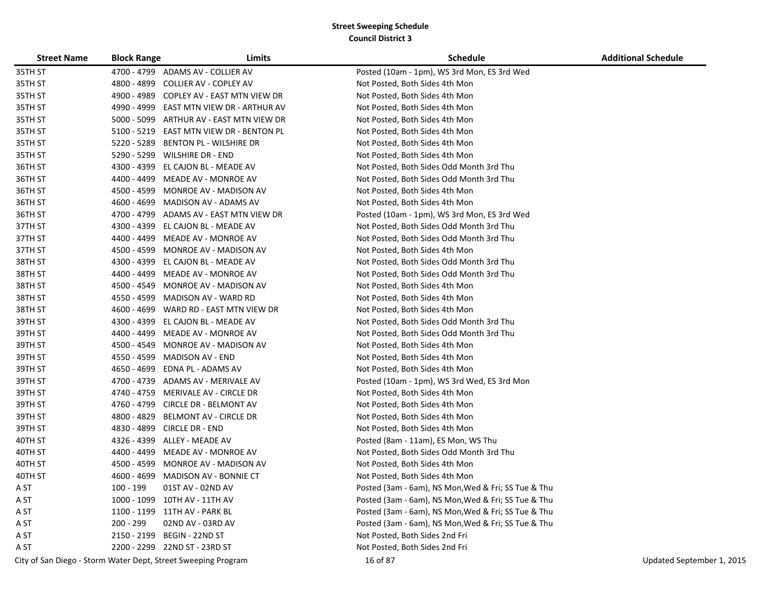## Street Sweeping Schedule
### Council District 3

| Street Name | Block Range | Limits | Schedule | Additional Schedule |
|---|---|---|---|---|
| 35TH ST | 4700 - 4799 | ADAMS AV - COLLIER AV | Posted (10am - 1pm), WS 3rd Mon, ES 3rd Wed | |
| 35TH ST | 4800 - 4899 | COLLIER AV - COPLEY AV | Not Posted, Both Sides 4th Mon | |
| 35TH ST | 4900 - 4989 | COPLEY AV - EAST MTN VIEW DR | Not Posted, Both Sides 4th Mon | |
| 35TH ST | 4990 - 4999 | EAST MTN VIEW DR - ARTHUR AV | Not Posted, Both Sides 4th Mon | |
| 35TH ST | 5000 - 5099 | ARTHUR AV - EAST MTN VIEW DR | Not Posted, Both Sides 4th Mon | |
| 35TH ST | 5100 - 5219 | EAST MTN VIEW DR - BENTON PL | Not Posted, Both Sides 4th Mon | |
| 35TH ST | 5220 - 5289 | BENTON PL - WILSHIRE DR | Not Posted, Both Sides 4th Mon | |
| 35TH ST | 5290 - 5299 | WILSHIRE DR - END | Not Posted, Both Sides 4th Mon | |
| 36TH ST | 4300 - 4399 | EL CAJON BL - MEADE AV | Not Posted, Both Sides Odd Month 3rd Thu | |
| 36TH ST | 4400 - 4499 | MEADE AV - MONROE AV | Not Posted, Both Sides Odd Month 3rd Thu | |
| 36TH ST | 4500 - 4599 | MONROE AV - MADISON AV | Not Posted, Both Sides 4th Mon | |
| 36TH ST | 4600 - 4699 | MADISON AV - ADAMS AV | Not Posted, Both Sides 4th Mon | |
| 36TH ST | 4700 - 4799 | ADAMS AV - EAST MTN VIEW DR | Posted (10am - 1pm), WS 3rd Mon, ES 3rd Wed | |
| 37TH ST | 4300 - 4399 | EL CAJON BL - MEADE AV | Not Posted, Both Sides Odd Month 3rd Thu | |
| 37TH ST | 4400 - 4499 | MEADE AV - MONROE AV | Not Posted, Both Sides Odd Month 3rd Thu | |
| 37TH ST | 4500 - 4599 | MONROE AV - MADISON AV | Not Posted, Both Sides 4th Mon | |
| 38TH ST | 4300 - 4399 | EL CAJON BL - MEADE AV | Not Posted, Both Sides Odd Month 3rd Thu | |
| 38TH ST | 4400 - 4499 | MEADE AV - MONROE AV | Not Posted, Both Sides Odd Month 3rd Thu | |
| 38TH ST | 4500 - 4549 | MONROE AV - MADISON AV | Not Posted, Both Sides 4th Mon | |
| 38TH ST | 4550 - 4599 | MADISON AV - WARD RD | Not Posted, Both Sides 4th Mon | |
| 38TH ST | 4600 - 4699 | WARD RD - EAST MTN VIEW DR | Not Posted, Both Sides 4th Mon | |
| 39TH ST | 4300 - 4399 | EL CAJON BL - MEADE AV | Not Posted, Both Sides Odd Month 3rd Thu | |
| 39TH ST | 4400 - 4499 | MEADE AV - MONROE AV | Not Posted, Both Sides Odd Month 3rd Thu | |
| 39TH ST | 4500 - 4549 | MONROE AV - MADISON AV | Not Posted, Both Sides 4th Mon | |
| 39TH ST | 4550 - 4599 | MADISON AV - END | Not Posted, Both Sides 4th Mon | |
| 39TH ST | 4650 - 4699 | EDNA PL - ADAMS AV | Not Posted, Both Sides 4th Mon | |
| 39TH ST | 4700 - 4739 | ADAMS AV - MERIVALE AV | Posted (10am - 1pm), WS 3rd Wed, ES 3rd Mon | |
| 39TH ST | 4740 - 4759 | MERIVALE AV - CIRCLE DR | Not Posted, Both Sides 4th Mon | |
| 39TH ST | 4760 - 4799 | CIRCLE DR - BELMONT AV | Not Posted, Both Sides 4th Mon | |
| 39TH ST | 4800 - 4829 | BELMONT AV - CIRCLE DR | Not Posted, Both Sides 4th Mon | |
| 39TH ST | 4830 - 4899 | CIRCLE DR - END | Not Posted, Both Sides 4th Mon | |
| 40TH ST | 4326 - 4399 | ALLEY - MEADE AV | Posted (8am - 11am), ES Mon, WS Thu | |
| 40TH ST | 4400 - 4499 | MEADE AV - MONROE AV | Not Posted, Both Sides Odd Month 3rd Thu | |
| 40TH ST | 4500 - 4599 | MONROE AV - MADISON AV | Not Posted, Both Sides 4th Mon | |
| 40TH ST | 4600 - 4699 | MADISON AV - BONNIE CT | Not Posted, Both Sides 4th Mon | |
| A ST | 100 - 199 | 01ST AV - 02ND AV | Posted (3am - 6am), NS Mon,Wed & Fri; SS Tue & Thu | |
| A ST | 1000 - 1099 | 10TH AV - 11TH AV | Posted (3am - 6am), NS Mon,Wed & Fri; SS Tue & Thu | |
| A ST | 1100 - 1199 | 11TH AV - PARK BL | Posted (3am - 6am), NS Mon,Wed & Fri; SS Tue & Thu | |
| A ST | 200 - 299 | 02ND AV - 03RD AV | Posted (3am - 6am), NS Mon,Wed & Fri; SS Tue & Thu | |
| A ST | 2150 - 2199 | BEGIN - 22ND ST | Not Posted, Both Sides 2nd Fri | |
| A ST | 2200 - 2299 | 22ND ST - 23RD ST | Not Posted, Both Sides 2nd Fri | |

City of San Diego - Storm Water Dept, Street Sweeping Program

Updated September 1, 2015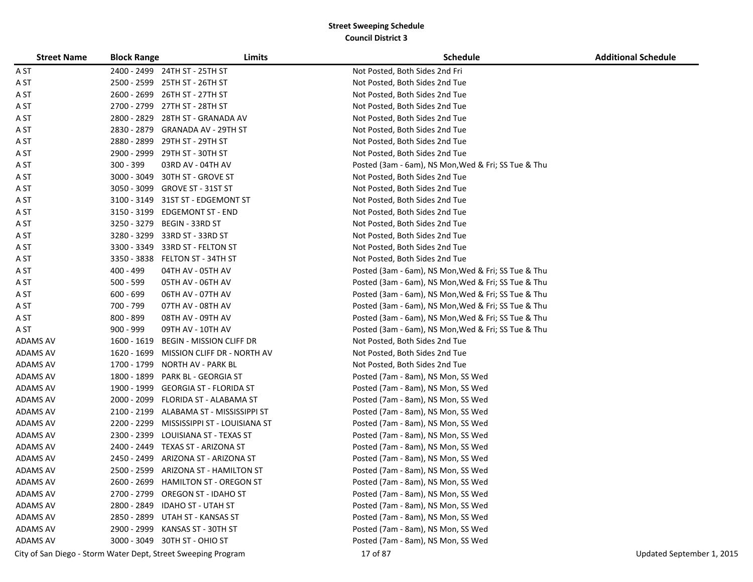# Street Sweeping Schedule

## Council District 3

| Street Name | Block Range | Limits | Schedule | Additional Schedule |
|---|---|---|---|---|
| A ST | 2400 - 2499 | 24TH ST - 25TH ST | Not Posted, Both Sides 2nd Fri | |
| A ST | 2500 - 2599 | 25TH ST - 26TH ST | Not Posted, Both Sides 2nd Tue | |
| A ST | 2600 - 2699 | 26TH ST - 27TH ST | Not Posted, Both Sides 2nd Tue | |
| A ST | 2700 - 2799 | 27TH ST - 28TH ST | Not Posted, Both Sides 2nd Tue | |
| A ST | 2800 - 2829 | 28TH ST - GRANADA AV | Not Posted, Both Sides 2nd Tue | |
| A ST | 2830 - 2879 | GRANADA AV - 29TH ST | Not Posted, Both Sides 2nd Tue | |
| A ST | 2880 - 2899 | 29TH ST - 29TH ST | Not Posted, Both Sides 2nd Tue | |
| A ST | 2900 - 2999 | 29TH ST - 30TH ST | Not Posted, Both Sides 2nd Tue | |
| A ST | 300 - 399 | 03RD AV - 04TH AV | Posted (3am - 6am), NS Mon,Wed & Fri; SS Tue & Thu | |
| A ST | 3000 - 3049 | 30TH ST - GROVE ST | Not Posted, Both Sides 2nd Tue | |
| A ST | 3050 - 3099 | GROVE ST - 31ST ST | Not Posted, Both Sides 2nd Tue | |
| A ST | 3100 - 3149 | 31ST ST - EDGEMONT ST | Not Posted, Both Sides 2nd Tue | |
| A ST | 3150 - 3199 | EDGEMONT ST - END | Not Posted, Both Sides 2nd Tue | |
| A ST | 3250 - 3279 | BEGIN - 33RD ST | Not Posted, Both Sides 2nd Tue | |
| A ST | 3280 - 3299 | 33RD ST - 33RD ST | Not Posted, Both Sides 2nd Tue | |
| A ST | 3300 - 3349 | 33RD ST - FELTON ST | Not Posted, Both Sides 2nd Tue | |
| A ST | 3350 - 3838 | FELTON ST - 34TH ST | Not Posted, Both Sides 2nd Tue | |
| A ST | 400 - 499 | 04TH AV - 05TH AV | Posted (3am - 6am), NS Mon,Wed & Fri; SS Tue & Thu | |
| A ST | 500 - 599 | 05TH AV - 06TH AV | Posted (3am - 6am), NS Mon,Wed & Fri; SS Tue & Thu | |
| A ST | 600 - 699 | 06TH AV - 07TH AV | Posted (3am - 6am), NS Mon,Wed & Fri; SS Tue & Thu | |
| A ST | 700 - 799 | 07TH AV - 08TH AV | Posted (3am - 6am), NS Mon,Wed & Fri; SS Tue & Thu | |
| A ST | 800 - 899 | 08TH AV - 09TH AV | Posted (3am - 6am), NS Mon,Wed & Fri; SS Tue & Thu | |
| A ST | 900 - 999 | 09TH AV - 10TH AV | Posted (3am - 6am), NS Mon,Wed & Fri; SS Tue & Thu | |
| ADAMS AV | 1600 - 1619 | BEGIN - MISSION CLIFF DR | Not Posted, Both Sides 2nd Tue | |
| ADAMS AV | 1620 - 1699 | MISSION CLIFF DR - NORTH AV | Not Posted, Both Sides 2nd Tue | |
| ADAMS AV | 1700 - 1799 | NORTH AV - PARK BL | Not Posted, Both Sides 2nd Tue | |
| ADAMS AV | 1800 - 1899 | PARK BL - GEORGIA ST | Posted (7am - 8am), NS Mon, SS Wed | |
| ADAMS AV | 1900 - 1999 | GEORGIA ST - FLORIDA ST | Posted (7am - 8am), NS Mon, SS Wed | |
| ADAMS AV | 2000 - 2099 | FLORIDA ST - ALABAMA ST | Posted (7am - 8am), NS Mon, SS Wed | |
| ADAMS AV | 2100 - 2199 | ALABAMA ST - MISSISSIPPI ST | Posted (7am - 8am), NS Mon, SS Wed | |
| ADAMS AV | 2200 - 2299 | MISSISSIPPI ST - LOUISIANA ST | Posted (7am - 8am), NS Mon, SS Wed | |
| ADAMS AV | 2300 - 2399 | LOUISIANA ST - TEXAS ST | Posted (7am - 8am), NS Mon, SS Wed | |
| ADAMS AV | 2400 - 2449 | TEXAS ST - ARIZONA ST | Posted (7am - 8am), NS Mon, SS Wed | |
| ADAMS AV | 2450 - 2499 | ARIZONA ST - ARIZONA ST | Posted (7am - 8am), NS Mon, SS Wed | |
| ADAMS AV | 2500 - 2599 | ARIZONA ST - HAMILTON ST | Posted (7am - 8am), NS Mon, SS Wed | |
| ADAMS AV | 2600 - 2699 | HAMILTON ST - OREGON ST | Posted (7am - 8am), NS Mon, SS Wed | |
| ADAMS AV | 2700 - 2799 | OREGON ST - IDAHO ST | Posted (7am - 8am), NS Mon, SS Wed | |
| ADAMS AV | 2800 - 2849 | IDAHO ST - UTAH ST | Posted (7am - 8am), NS Mon, SS Wed | |
| ADAMS AV | 2850 - 2899 | UTAH ST - KANSAS ST | Posted (7am - 8am), NS Mon, SS Wed | |
| ADAMS AV | 2900 - 2999 | KANSAS ST - 30TH ST | Posted (7am - 8am), NS Mon, SS Wed | |
| ADAMS AV | 3000 - 3049 | 30TH ST - OHIO ST | Posted (7am - 8am), NS Mon, SS Wed | |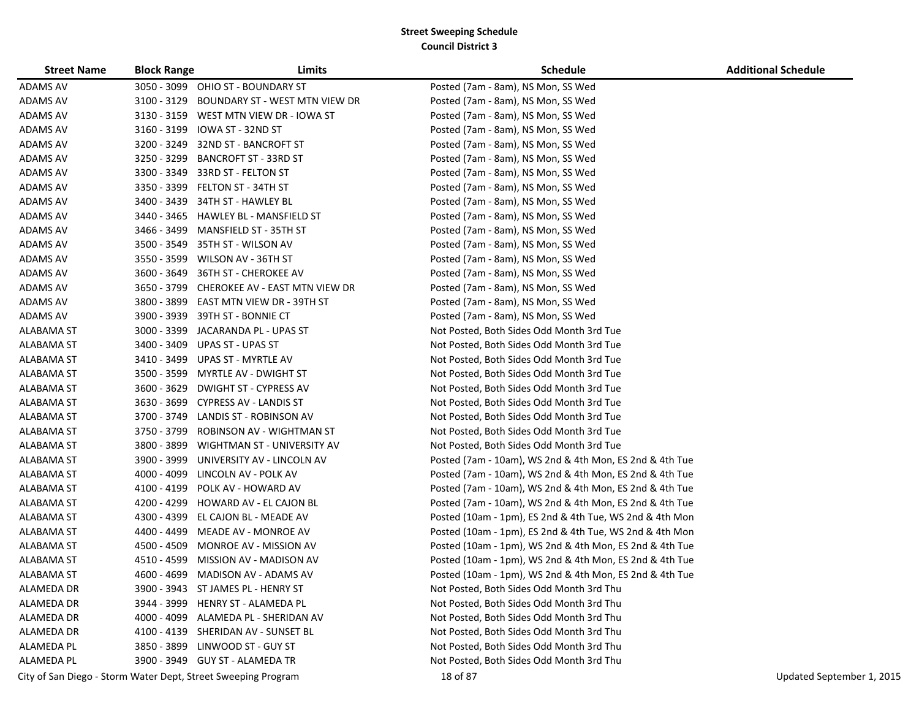# Street Sweeping Schedule

## Council District 3

| Street Name | Block Range | Limits | Schedule | Additional Schedule |
|---|---|---|---|---|
| ADAMS AV | 3050 - 3099 | OHIO ST - BOUNDARY ST | Posted (7am - 8am), NS Mon, SS Wed | |
| ADAMS AV | 3100 - 3129 | BOUNDARY ST - WEST MTN VIEW DR | Posted (7am - 8am), NS Mon, SS Wed | |
| ADAMS AV | 3130 - 3159 | WEST MTN VIEW DR - IOWA ST | Posted (7am - 8am), NS Mon, SS Wed | |
| ADAMS AV | 3160 - 3199 | IOWA ST - 32ND ST | Posted (7am - 8am), NS Mon, SS Wed | |
| ADAMS AV | 3200 - 3249 | 32ND ST - BANCROFT ST | Posted (7am - 8am), NS Mon, SS Wed | |
| ADAMS AV | 3250 - 3299 | BANCROFT ST - 33RD ST | Posted (7am - 8am), NS Mon, SS Wed | |
| ADAMS AV | 3300 - 3349 | 33RD ST - FELTON ST | Posted (7am - 8am), NS Mon, SS Wed | |
| ADAMS AV | 3350 - 3399 | FELTON ST - 34TH ST | Posted (7am - 8am), NS Mon, SS Wed | |
| ADAMS AV | 3400 - 3439 | 34TH ST - HAWLEY BL | Posted (7am - 8am), NS Mon, SS Wed | |
| ADAMS AV | 3440 - 3465 | HAWLEY BL - MANSFIELD ST | Posted (7am - 8am), NS Mon, SS Wed | |
| ADAMS AV | 3466 - 3499 | MANSFIELD ST - 35TH ST | Posted (7am - 8am), NS Mon, SS Wed | |
| ADAMS AV | 3500 - 3549 | 35TH ST - WILSON AV | Posted (7am - 8am), NS Mon, SS Wed | |
| ADAMS AV | 3550 - 3599 | WILSON AV - 36TH ST | Posted (7am - 8am), NS Mon, SS Wed | |
| ADAMS AV | 3600 - 3649 | 36TH ST - CHEROKEE AV | Posted (7am - 8am), NS Mon, SS Wed | |
| ADAMS AV | 3650 - 3799 | CHEROKEE AV - EAST MTN VIEW DR | Posted (7am - 8am), NS Mon, SS Wed | |
| ADAMS AV | 3800 - 3899 | EAST MTN VIEW DR - 39TH ST | Posted (7am - 8am), NS Mon, SS Wed | |
| ADAMS AV | 3900 - 3939 | 39TH ST - BONNIE CT | Posted (7am - 8am), NS Mon, SS Wed | |
| ALABAMA ST | 3000 - 3399 | JACARANDA PL - UPAS ST | Not Posted, Both Sides Odd Month 3rd Tue | |
| ALABAMA ST | 3400 - 3409 | UPAS ST - UPAS ST | Not Posted, Both Sides Odd Month 3rd Tue | |
| ALABAMA ST | 3410 - 3499 | UPAS ST - MYRTLE AV | Not Posted, Both Sides Odd Month 3rd Tue | |
| ALABAMA ST | 3500 - 3599 | MYRTLE AV - DWIGHT ST | Not Posted, Both Sides Odd Month 3rd Tue | |
| ALABAMA ST | 3600 - 3629 | DWIGHT ST - CYPRESS AV | Not Posted, Both Sides Odd Month 3rd Tue | |
| ALABAMA ST | 3630 - 3699 | CYPRESS AV - LANDIS ST | Not Posted, Both Sides Odd Month 3rd Tue | |
| ALABAMA ST | 3700 - 3749 | LANDIS ST - ROBINSON AV | Not Posted, Both Sides Odd Month 3rd Tue | |
| ALABAMA ST | 3750 - 3799 | ROBINSON AV - WIGHTMAN ST | Not Posted, Both Sides Odd Month 3rd Tue | |
| ALABAMA ST | 3800 - 3899 | WIGHTMAN ST - UNIVERSITY AV | Not Posted, Both Sides Odd Month 3rd Tue | |
| ALABAMA ST | 3900 - 3999 | UNIVERSITY AV - LINCOLN AV | Posted (7am - 10am), WS 2nd & 4th Mon, ES 2nd & 4th Tue | |
| ALABAMA ST | 4000 - 4099 | LINCOLN AV - POLK AV | Posted (7am - 10am), WS 2nd & 4th Mon, ES 2nd & 4th Tue | |
| ALABAMA ST | 4100 - 4199 | POLK AV - HOWARD AV | Posted (7am - 10am), WS 2nd & 4th Mon, ES 2nd & 4th Tue | |
| ALABAMA ST | 4200 - 4299 | HOWARD AV - EL CAJON BL | Posted (7am - 10am), WS 2nd & 4th Mon, ES 2nd & 4th Tue | |
| ALABAMA ST | 4300 - 4399 | EL CAJON BL - MEADE AV | Posted (10am - 1pm), ES 2nd & 4th Tue, WS 2nd & 4th Mon | |
| ALABAMA ST | 4400 - 4499 | MEADE AV - MONROE AV | Posted (10am - 1pm), ES 2nd & 4th Tue, WS 2nd & 4th Mon | |
| ALABAMA ST | 4500 - 4509 | MONROE AV - MISSION AV | Posted (10am - 1pm), WS 2nd & 4th Mon, ES 2nd & 4th Tue | |
| ALABAMA ST | 4510 - 4599 | MISSION AV - MADISON AV | Posted (10am - 1pm), WS 2nd & 4th Mon, ES 2nd & 4th Tue | |
| ALABAMA ST | 4600 - 4699 | MADISON AV - ADAMS AV | Posted (10am - 1pm), WS 2nd & 4th Mon, ES 2nd & 4th Tue | |
| ALAMEDA DR | 3900 - 3943 | ST JAMES PL - HENRY ST | Not Posted, Both Sides Odd Month 3rd Thu | |
| ALAMEDA DR | 3944 - 3999 | HENRY ST - ALAMEDA PL | Not Posted, Both Sides Odd Month 3rd Thu | |
| ALAMEDA DR | 4000 - 4099 | ALAMEDA PL - SHERIDAN AV | Not Posted, Both Sides Odd Month 3rd Thu | |
| ALAMEDA DR | 4100 - 4139 | SHERIDAN AV - SUNSET BL | Not Posted, Both Sides Odd Month 3rd Thu | |
| ALAMEDA PL | 3850 - 3899 | LINWOOD ST - GUY ST | Not Posted, Both Sides Odd Month 3rd Thu | |
| ALAMEDA PL | 3900 - 3949 | GUY ST - ALAMEDA TR | Not Posted, Both Sides Odd Month 3rd Thu | |

City of San Diego - Storm Water Dept, Street Sweeping Program

Updated September 1, 2015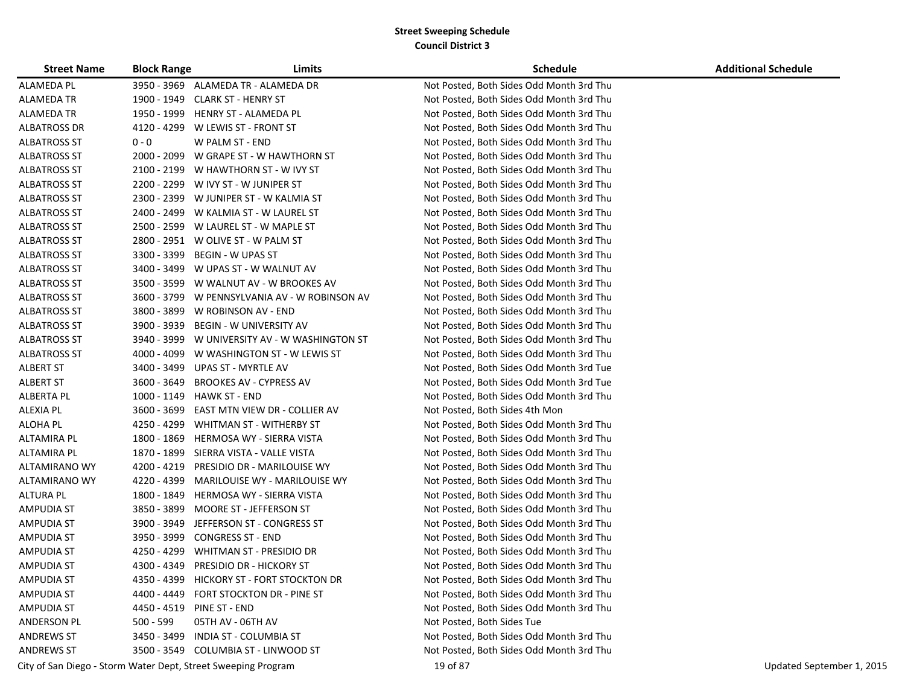**Street Sweeping Schedule**
**Council District 3**

| Street Name | Block Range | Limits | Schedule | Additional Schedule |
|---|---|---|---|---|
| ALAMEDA PL | 3950 - 3969 | ALAMEDA TR - ALAMEDA DR | Not Posted, Both Sides Odd Month 3rd Thu | |
| ALAMEDA TR | 1900 - 1949 | CLARK ST - HENRY ST | Not Posted, Both Sides Odd Month 3rd Thu | |
| ALAMEDA TR | 1950 - 1999 | HENRY ST - ALAMEDA PL | Not Posted, Both Sides Odd Month 3rd Thu | |
| ALBATROSS DR | 4120 - 4299 | W LEWIS ST - FRONT ST | Not Posted, Both Sides Odd Month 3rd Thu | |
| ALBATROSS ST | 0 - 0 | W PALM ST - END | Not Posted, Both Sides Odd Month 3rd Thu | |
| ALBATROSS ST | 2000 - 2099 | W GRAPE ST - W HAWTHORN ST | Not Posted, Both Sides Odd Month 3rd Thu | |
| ALBATROSS ST | 2100 - 2199 | W HAWTHORN ST - W IVY ST | Not Posted, Both Sides Odd Month 3rd Thu | |
| ALBATROSS ST | 2200 - 2299 | W IVY ST - W JUNIPER ST | Not Posted, Both Sides Odd Month 3rd Thu | |
| ALBATROSS ST | 2300 - 2399 | W JUNIPER ST - W KALMIA ST | Not Posted, Both Sides Odd Month 3rd Thu | |
| ALBATROSS ST | 2400 - 2499 | W KALMIA ST - W LAUREL ST | Not Posted, Both Sides Odd Month 3rd Thu | |
| ALBATROSS ST | 2500 - 2599 | W LAUREL ST - W MAPLE ST | Not Posted, Both Sides Odd Month 3rd Thu | |
| ALBATROSS ST | 2800 - 2951 | W OLIVE ST - W PALM ST | Not Posted, Both Sides Odd Month 3rd Thu | |
| ALBATROSS ST | 3300 - 3399 | BEGIN - W UPAS ST | Not Posted, Both Sides Odd Month 3rd Thu | |
| ALBATROSS ST | 3400 - 3499 | W UPAS ST - W WALNUT AV | Not Posted, Both Sides Odd Month 3rd Thu | |
| ALBATROSS ST | 3500 - 3599 | W WALNUT AV - W BROOKES AV | Not Posted, Both Sides Odd Month 3rd Thu | |
| ALBATROSS ST | 3600 - 3799 | W PENNSYLVANIA AV - W ROBINSON AV | Not Posted, Both Sides Odd Month 3rd Thu | |
| ALBATROSS ST | 3800 - 3899 | W ROBINSON AV - END | Not Posted, Both Sides Odd Month 3rd Thu | |
| ALBATROSS ST | 3900 - 3939 | BEGIN - W UNIVERSITY AV | Not Posted, Both Sides Odd Month 3rd Thu | |
| ALBATROSS ST | 3940 - 3999 | W UNIVERSITY AV - W WASHINGTON ST | Not Posted, Both Sides Odd Month 3rd Thu | |
| ALBATROSS ST | 4000 - 4099 | W WASHINGTON ST - W LEWIS ST | Not Posted, Both Sides Odd Month 3rd Thu | |
| ALBERT ST | 3400 - 3499 | UPAS ST - MYRTLE AV | Not Posted, Both Sides Odd Month 3rd Tue | |
| ALBERT ST | 3600 - 3649 | BROOKES AV - CYPRESS AV | Not Posted, Both Sides Odd Month 3rd Tue | |
| ALBERTA PL | 1000 - 1149 | HAWK ST - END | Not Posted, Both Sides Odd Month 3rd Thu | |
| ALEXIA PL | 3600 - 3699 | EAST MTN VIEW DR - COLLIER AV | Not Posted, Both Sides 4th Mon | |
| ALOHA PL | 4250 - 4299 | WHITMAN ST - WITHERBY ST | Not Posted, Both Sides Odd Month 3rd Thu | |
| ALTAMIRA PL | 1800 - 1869 | HERMOSA WY - SIERRA VISTA | Not Posted, Both Sides Odd Month 3rd Thu | |
| ALTAMIRA PL | 1870 - 1899 | SIERRA VISTA - VALLE VISTA | Not Posted, Both Sides Odd Month 3rd Thu | |
| ALTAMIRANO WY | 4200 - 4219 | PRESIDIO DR - MARILOUISE WY | Not Posted, Both Sides Odd Month 3rd Thu | |
| ALTAMIRANO WY | 4220 - 4399 | MARILOUISE WY - MARILOUISE WY | Not Posted, Both Sides Odd Month 3rd Thu | |
| ALTURA PL | 1800 - 1849 | HERMOSA WY - SIERRA VISTA | Not Posted, Both Sides Odd Month 3rd Thu | |
| AMPUDIA ST | 3850 - 3899 | MOORE ST - JEFFERSON ST | Not Posted, Both Sides Odd Month 3rd Thu | |
| AMPUDIA ST | 3900 - 3949 | JEFFERSON ST - CONGRESS ST | Not Posted, Both Sides Odd Month 3rd Thu | |
| AMPUDIA ST | 3950 - 3999 | CONGRESS ST - END | Not Posted, Both Sides Odd Month 3rd Thu | |
| AMPUDIA ST | 4250 - 4299 | WHITMAN ST - PRESIDIO DR | Not Posted, Both Sides Odd Month 3rd Thu | |
| AMPUDIA ST | 4300 - 4349 | PRESIDIO DR - HICKORY ST | Not Posted, Both Sides Odd Month 3rd Thu | |
| AMPUDIA ST | 4350 - 4399 | HICKORY ST - FORT STOCKTON DR | Not Posted, Both Sides Odd Month 3rd Thu | |
| AMPUDIA ST | 4400 - 4449 | FORT STOCKTON DR - PINE ST | Not Posted, Both Sides Odd Month 3rd Thu | |
| AMPUDIA ST | 4450 - 4519 | PINE ST - END | Not Posted, Both Sides Odd Month 3rd Thu | |
| ANDERSON PL | 500 - 599 | 05TH AV - 06TH AV | Not Posted, Both Sides Tue | |
| ANDREWS ST | 3450 - 3499 | INDIA ST - COLUMBIA ST | Not Posted, Both Sides Odd Month 3rd Thu | |
| ANDREWS ST | 3500 - 3549 | COLUMBIA ST - LINWOOD ST | Not Posted, Both Sides Odd Month 3rd Thu | |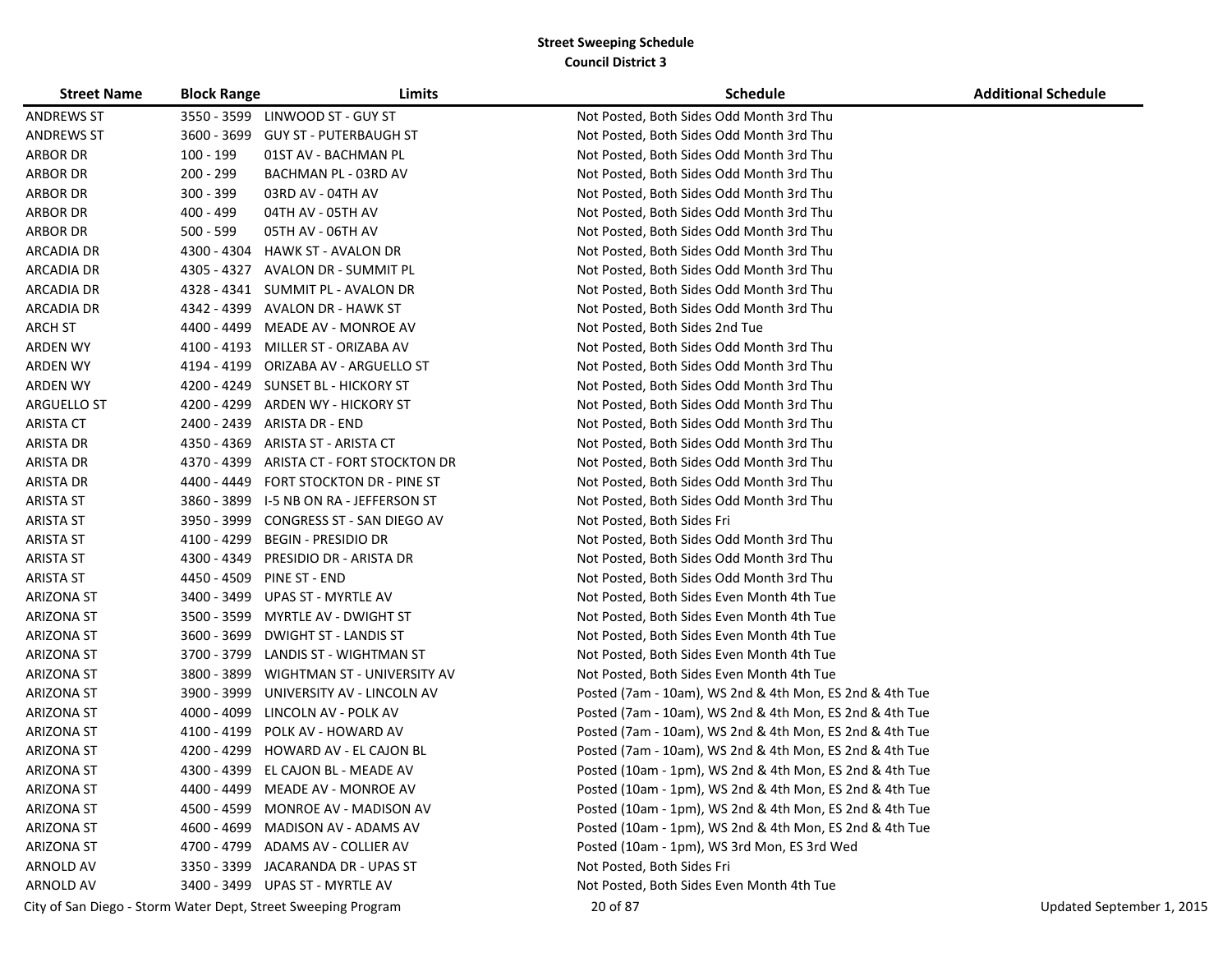## Street Sweeping Schedule
### Council District 3

| Street Name | Block Range | Limits | Schedule | Additional Schedule |
|---|---|---|---|---|
| ANDREWS ST | 3550 - 3599 | LINWOOD ST - GUY ST | Not Posted, Both Sides Odd Month 3rd Thu | |
| ANDREWS ST | 3600 - 3699 | GUY ST - PUTERBAUGH ST | Not Posted, Both Sides Odd Month 3rd Thu | |
| ARBOR DR | 100 - 199 | 01ST AV - BACHMAN PL | Not Posted, Both Sides Odd Month 3rd Thu | |
| ARBOR DR | 200 - 299 | BACHMAN PL - 03RD AV | Not Posted, Both Sides Odd Month 3rd Thu | |
| ARBOR DR | 300 - 399 | 03RD AV - 04TH AV | Not Posted, Both Sides Odd Month 3rd Thu | |
| ARBOR DR | 400 - 499 | 04TH AV - 05TH AV | Not Posted, Both Sides Odd Month 3rd Thu | |
| ARBOR DR | 500 - 599 | 05TH AV - 06TH AV | Not Posted, Both Sides Odd Month 3rd Thu | |
| ARCADIA DR | 4300 - 4304 | HAWK ST - AVALON DR | Not Posted, Both Sides Odd Month 3rd Thu | |
| ARCADIA DR | 4305 - 4327 | AVALON DR - SUMMIT PL | Not Posted, Both Sides Odd Month 3rd Thu | |
| ARCADIA DR | 4328 - 4341 | SUMMIT PL - AVALON DR | Not Posted, Both Sides Odd Month 3rd Thu | |
| ARCADIA DR | 4342 - 4399 | AVALON DR - HAWK ST | Not Posted, Both Sides Odd Month 3rd Thu | |
| ARCH ST | 4400 - 4499 | MEADE AV - MONROE AV | Not Posted, Both Sides 2nd Tue | |
| ARDEN WY | 4100 - 4193 | MILLER ST - ORIZABA AV | Not Posted, Both Sides Odd Month 3rd Thu | |
| ARDEN WY | 4194 - 4199 | ORIZABA AV - ARGUELLO ST | Not Posted, Both Sides Odd Month 3rd Thu | |
| ARDEN WY | 4200 - 4249 | SUNSET BL - HICKORY ST | Not Posted, Both Sides Odd Month 3rd Thu | |
| ARGUELLO ST | 4200 - 4299 | ARDEN WY - HICKORY ST | Not Posted, Both Sides Odd Month 3rd Thu | |
| ARISTA CT | 2400 - 2439 | ARISTA DR - END | Not Posted, Both Sides Odd Month 3rd Thu | |
| ARISTA DR | 4350 - 4369 | ARISTA ST - ARISTA CT | Not Posted, Both Sides Odd Month 3rd Thu | |
| ARISTA DR | 4370 - 4399 | ARISTA CT - FORT STOCKTON DR | Not Posted, Both Sides Odd Month 3rd Thu | |
| ARISTA DR | 4400 - 4449 | FORT STOCKTON DR - PINE ST | Not Posted, Both Sides Odd Month 3rd Thu | |
| ARISTA ST | 3860 - 3899 | I-5 NB ON RA - JEFFERSON ST | Not Posted, Both Sides Odd Month 3rd Thu | |
| ARISTA ST | 3950 - 3999 | CONGRESS ST - SAN DIEGO AV | Not Posted, Both Sides Fri | |
| ARISTA ST | 4100 - 4299 | BEGIN - PRESIDIO DR | Not Posted, Both Sides Odd Month 3rd Thu | |
| ARISTA ST | 4300 - 4349 | PRESIDIO DR - ARISTA DR | Not Posted, Both Sides Odd Month 3rd Thu | |
| ARISTA ST | 4450 - 4509 | PINE ST - END | Not Posted, Both Sides Odd Month 3rd Thu | |
| ARIZONA ST | 3400 - 3499 | UPAS ST - MYRTLE AV | Not Posted, Both Sides Even Month 4th Tue | |
| ARIZONA ST | 3500 - 3599 | MYRTLE AV - DWIGHT ST | Not Posted, Both Sides Even Month 4th Tue | |
| ARIZONA ST | 3600 - 3699 | DWIGHT ST - LANDIS ST | Not Posted, Both Sides Even Month 4th Tue | |
| ARIZONA ST | 3700 - 3799 | LANDIS ST - WIGHTMAN ST | Not Posted, Both Sides Even Month 4th Tue | |
| ARIZONA ST | 3800 - 3899 | WIGHTMAN ST - UNIVERSITY AV | Not Posted, Both Sides Even Month 4th Tue | |
| ARIZONA ST | 3900 - 3999 | UNIVERSITY AV - LINCOLN AV | Posted (7am - 10am), WS 2nd & 4th Mon, ES 2nd & 4th Tue | |
| ARIZONA ST | 4000 - 4099 | LINCOLN AV - POLK AV | Posted (7am - 10am), WS 2nd & 4th Mon, ES 2nd & 4th Tue | |
| ARIZONA ST | 4100 - 4199 | POLK AV - HOWARD AV | Posted (7am - 10am), WS 2nd & 4th Mon, ES 2nd & 4th Tue | |
| ARIZONA ST | 4200 - 4299 | HOWARD AV - EL CAJON BL | Posted (7am - 10am), WS 2nd & 4th Mon, ES 2nd & 4th Tue | |
| ARIZONA ST | 4300 - 4399 | EL CAJON BL - MEADE AV | Posted (10am - 1pm), WS 2nd & 4th Mon, ES 2nd & 4th Tue | |
| ARIZONA ST | 4400 - 4499 | MEADE AV - MONROE AV | Posted (10am - 1pm), WS 2nd & 4th Mon, ES 2nd & 4th Tue | |
| ARIZONA ST | 4500 - 4599 | MONROE AV - MADISON AV | Posted (10am - 1pm), WS 2nd & 4th Mon, ES 2nd & 4th Tue | |
| ARIZONA ST | 4600 - 4699 | MADISON AV - ADAMS AV | Posted (10am - 1pm), WS 2nd & 4th Mon, ES 2nd & 4th Tue | |
| ARIZONA ST | 4700 - 4799 | ADAMS AV - COLLIER AV | Posted (10am - 1pm), WS 3rd Mon, ES 3rd Wed | |
| ARNOLD AV | 3350 - 3399 | JACARANDA DR - UPAS ST | Not Posted, Both Sides Fri | |
| ARNOLD AV | 3400 - 3499 | UPAS ST - MYRTLE AV | Not Posted, Both Sides Even Month 4th Tue | |

City of San Diego - Storm Water Dept, Street Sweeping Program

Updated September 1, 2015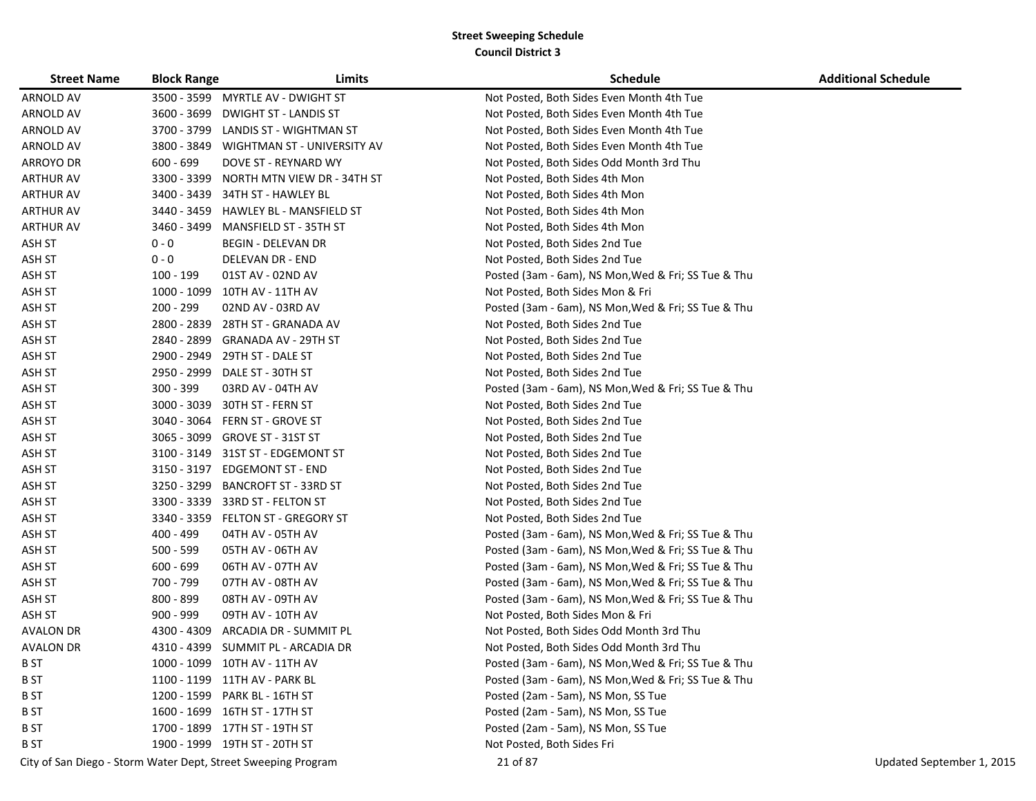**Street Sweeping Schedule**
**Council District 3**

| Street Name | Block Range | Limits | Schedule | Additional Schedule |
|---|---|---|---|---|
| ARNOLD AV | 3500 - 3599 | MYRTLE AV - DWIGHT ST | Not Posted, Both Sides Even Month 4th Tue | |
| ARNOLD AV | 3600 - 3699 | DWIGHT ST - LANDIS ST | Not Posted, Both Sides Even Month 4th Tue | |
| ARNOLD AV | 3700 - 3799 | LANDIS ST - WIGHTMAN ST | Not Posted, Both Sides Even Month 4th Tue | |
| ARNOLD AV | 3800 - 3849 | WIGHTMAN ST - UNIVERSITY AV | Not Posted, Both Sides Even Month 4th Tue | |
| ARROYO DR | 600 - 699 | DOVE ST - REYNARD WY | Not Posted, Both Sides Odd Month 3rd Thu | |
| ARTHUR AV | 3300 - 3399 | NORTH MTN VIEW DR - 34TH ST | Not Posted, Both Sides 4th Mon | |
| ARTHUR AV | 3400 - 3439 | 34TH ST - HAWLEY BL | Not Posted, Both Sides 4th Mon | |
| ARTHUR AV | 3440 - 3459 | HAWLEY BL - MANSFIELD ST | Not Posted, Both Sides 4th Mon | |
| ARTHUR AV | 3460 - 3499 | MANSFIELD ST - 35TH ST | Not Posted, Both Sides 4th Mon | |
| ASH ST | 0 - 0 | BEGIN - DELEVAN DR | Not Posted, Both Sides 2nd Tue | |
| ASH ST | 0 - 0 | DELEVAN DR - END | Not Posted, Both Sides 2nd Tue | |
| ASH ST | 100 - 199 | 01ST AV - 02ND AV | Posted (3am - 6am), NS Mon,Wed & Fri; SS Tue & Thu | |
| ASH ST | 1000 - 1099 | 10TH AV - 11TH AV | Not Posted, Both Sides Mon & Fri | |
| ASH ST | 200 - 299 | 02ND AV - 03RD AV | Posted (3am - 6am), NS Mon,Wed & Fri; SS Tue & Thu | |
| ASH ST | 2800 - 2839 | 28TH ST - GRANADA AV | Not Posted, Both Sides 2nd Tue | |
| ASH ST | 2840 - 2899 | GRANADA AV - 29TH ST | Not Posted, Both Sides 2nd Tue | |
| ASH ST | 2900 - 2949 | 29TH ST - DALE ST | Not Posted, Both Sides 2nd Tue | |
| ASH ST | 2950 - 2999 | DALE ST - 30TH ST | Not Posted, Both Sides 2nd Tue | |
| ASH ST | 300 - 399 | 03RD AV - 04TH AV | Posted (3am - 6am), NS Mon,Wed & Fri; SS Tue & Thu | |
| ASH ST | 3000 - 3039 | 30TH ST - FERN ST | Not Posted, Both Sides 2nd Tue | |
| ASH ST | 3040 - 3064 | FERN ST - GROVE ST | Not Posted, Both Sides 2nd Tue | |
| ASH ST | 3065 - 3099 | GROVE ST - 31ST ST | Not Posted, Both Sides 2nd Tue | |
| ASH ST | 3100 - 3149 | 31ST ST - EDGEMONT ST | Not Posted, Both Sides 2nd Tue | |
| ASH ST | 3150 - 3197 | EDGEMONT ST - END | Not Posted, Both Sides 2nd Tue | |
| ASH ST | 3250 - 3299 | BANCROFT ST - 33RD ST | Not Posted, Both Sides 2nd Tue | |
| ASH ST | 3300 - 3339 | 33RD ST - FELTON ST | Not Posted, Both Sides 2nd Tue | |
| ASH ST | 3340 - 3359 | FELTON ST - GREGORY ST | Not Posted, Both Sides 2nd Tue | |
| ASH ST | 400 - 499 | 04TH AV - 05TH AV | Posted (3am - 6am), NS Mon,Wed & Fri; SS Tue & Thu | |
| ASH ST | 500 - 599 | 05TH AV - 06TH AV | Posted (3am - 6am), NS Mon,Wed & Fri; SS Tue & Thu | |
| ASH ST | 600 - 699 | 06TH AV - 07TH AV | Posted (3am - 6am), NS Mon,Wed & Fri; SS Tue & Thu | |
| ASH ST | 700 - 799 | 07TH AV - 08TH AV | Posted (3am - 6am), NS Mon,Wed & Fri; SS Tue & Thu | |
| ASH ST | 800 - 899 | 08TH AV - 09TH AV | Posted (3am - 6am), NS Mon,Wed & Fri; SS Tue & Thu | |
| ASH ST | 900 - 999 | 09TH AV - 10TH AV | Not Posted, Both Sides Mon & Fri | |
| AVALON DR | 4300 - 4309 | ARCADIA DR - SUMMIT PL | Not Posted, Both Sides Odd Month 3rd Thu | |
| AVALON DR | 4310 - 4399 | SUMMIT PL - ARCADIA DR | Not Posted, Both Sides Odd Month 3rd Thu | |
| B ST | 1000 - 1099 | 10TH AV - 11TH AV | Posted (3am - 6am), NS Mon,Wed & Fri; SS Tue & Thu | |
| B ST | 1100 - 1199 | 11TH AV - PARK BL | Posted (3am - 6am), NS Mon,Wed & Fri; SS Tue & Thu | |
| B ST | 1200 - 1599 | PARK BL - 16TH ST | Posted (2am - 5am), NS Mon, SS Tue | |
| B ST | 1600 - 1699 | 16TH ST - 17TH ST | Posted (2am - 5am), NS Mon, SS Tue | |
| B ST | 1700 - 1899 | 17TH ST - 19TH ST | Posted (2am - 5am), NS Mon, SS Tue | |
| B ST | 1900 - 1999 | 19TH ST - 20TH ST | Not Posted, Both Sides Fri | |

City of San Diego - Storm Water Dept, Street Sweeping Program

Updated September 1, 2015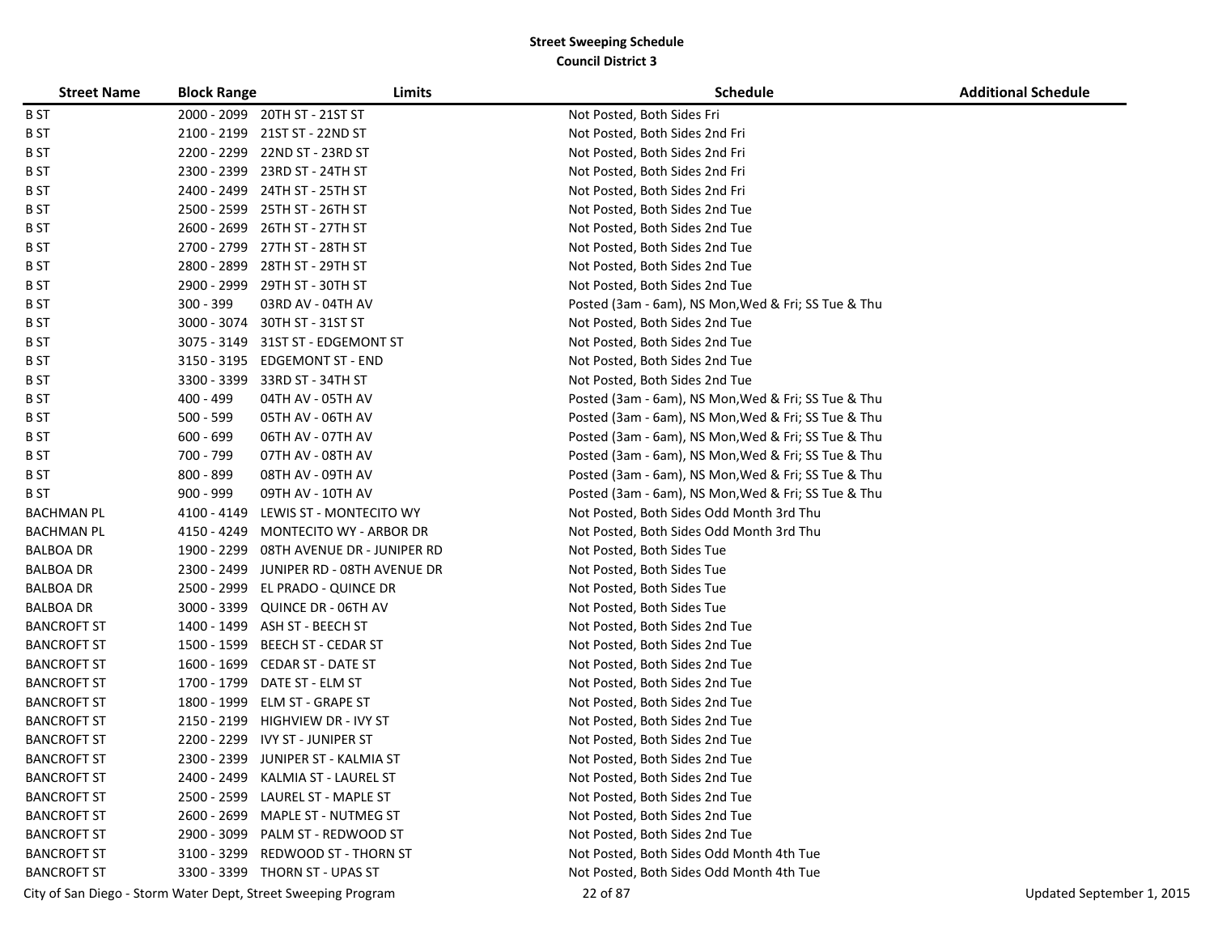**Street Sweeping Schedule**
**Council District 3**

| Street Name | Block Range | Limits | Schedule | Additional Schedule |
|---|---|---|---|---|
| B ST | 2000 - 2099 | 20TH ST - 21ST ST | Not Posted, Both Sides Fri | |
| B ST | 2100 - 2199 | 21ST ST - 22ND ST | Not Posted, Both Sides 2nd Fri | |
| B ST | 2200 - 2299 | 22ND ST - 23RD ST | Not Posted, Both Sides 2nd Fri | |
| B ST | 2300 - 2399 | 23RD ST - 24TH ST | Not Posted, Both Sides 2nd Fri | |
| B ST | 2400 - 2499 | 24TH ST - 25TH ST | Not Posted, Both Sides 2nd Fri | |
| B ST | 2500 - 2599 | 25TH ST - 26TH ST | Not Posted, Both Sides 2nd Tue | |
| B ST | 2600 - 2699 | 26TH ST - 27TH ST | Not Posted, Both Sides 2nd Tue | |
| B ST | 2700 - 2799 | 27TH ST - 28TH ST | Not Posted, Both Sides 2nd Tue | |
| B ST | 2800 - 2899 | 28TH ST - 29TH ST | Not Posted, Both Sides 2nd Tue | |
| B ST | 2900 - 2999 | 29TH ST - 30TH ST | Not Posted, Both Sides 2nd Tue | |
| B ST | 300 - 399 | 03RD AV - 04TH AV | Posted (3am - 6am), NS Mon,Wed & Fri; SS Tue & Thu | |
| B ST | 3000 - 3074 | 30TH ST - 31ST ST | Not Posted, Both Sides 2nd Tue | |
| B ST | 3075 - 3149 | 31ST ST - EDGEMONT ST | Not Posted, Both Sides 2nd Tue | |
| B ST | 3150 - 3195 | EDGEMONT ST - END | Not Posted, Both Sides 2nd Tue | |
| B ST | 3300 - 3399 | 33RD ST - 34TH ST | Not Posted, Both Sides 2nd Tue | |
| B ST | 400 - 499 | 04TH AV - 05TH AV | Posted (3am - 6am), NS Mon,Wed & Fri; SS Tue & Thu | |
| B ST | 500 - 599 | 05TH AV - 06TH AV | Posted (3am - 6am), NS Mon,Wed & Fri; SS Tue & Thu | |
| B ST | 600 - 699 | 06TH AV - 07TH AV | Posted (3am - 6am), NS Mon,Wed & Fri; SS Tue & Thu | |
| B ST | 700 - 799 | 07TH AV - 08TH AV | Posted (3am - 6am), NS Mon,Wed & Fri; SS Tue & Thu | |
| B ST | 800 - 899 | 08TH AV - 09TH AV | Posted (3am - 6am), NS Mon,Wed & Fri; SS Tue & Thu | |
| B ST | 900 - 999 | 09TH AV - 10TH AV | Posted (3am - 6am), NS Mon,Wed & Fri; SS Tue & Thu | |
| BACHMAN PL | 4100 - 4149 | LEWIS ST - MONTECITO WY | Not Posted, Both Sides Odd Month 3rd Thu | |
| BACHMAN PL | 4150 - 4249 | MONTECITO WY - ARBOR DR | Not Posted, Both Sides Odd Month 3rd Thu | |
| BALBOA DR | 1900 - 2299 | 08TH AVENUE DR - JUNIPER RD | Not Posted, Both Sides Tue | |
| BALBOA DR | 2300 - 2499 | JUNIPER RD - 08TH AVENUE DR | Not Posted, Both Sides Tue | |
| BALBOA DR | 2500 - 2999 | EL PRADO - QUINCE DR | Not Posted, Both Sides Tue | |
| BALBOA DR | 3000 - 3399 | QUINCE DR - 06TH AV | Not Posted, Both Sides Tue | |
| BANCROFT ST | 1400 - 1499 | ASH ST - BEECH ST | Not Posted, Both Sides 2nd Tue | |
| BANCROFT ST | 1500 - 1599 | BEECH ST - CEDAR ST | Not Posted, Both Sides 2nd Tue | |
| BANCROFT ST | 1600 - 1699 | CEDAR ST - DATE ST | Not Posted, Both Sides 2nd Tue | |
| BANCROFT ST | 1700 - 1799 | DATE ST - ELM ST | Not Posted, Both Sides 2nd Tue | |
| BANCROFT ST | 1800 - 1999 | ELM ST - GRAPE ST | Not Posted, Both Sides 2nd Tue | |
| BANCROFT ST | 2150 - 2199 | HIGHVIEW DR - IVY ST | Not Posted, Both Sides 2nd Tue | |
| BANCROFT ST | 2200 - 2299 | IVY ST - JUNIPER ST | Not Posted, Both Sides 2nd Tue | |
| BANCROFT ST | 2300 - 2399 | JUNIPER ST - KALMIA ST | Not Posted, Both Sides 2nd Tue | |
| BANCROFT ST | 2400 - 2499 | KALMIA ST - LAUREL ST | Not Posted, Both Sides 2nd Tue | |
| BANCROFT ST | 2500 - 2599 | LAUREL ST - MAPLE ST | Not Posted, Both Sides 2nd Tue | |
| BANCROFT ST | 2600 - 2699 | MAPLE ST - NUTMEG ST | Not Posted, Both Sides 2nd Tue | |
| BANCROFT ST | 2900 - 3099 | PALM ST - REDWOOD ST | Not Posted, Both Sides 2nd Tue | |
| BANCROFT ST | 3100 - 3299 | REDWOOD ST - THORN ST | Not Posted, Both Sides Odd Month 4th Tue | |
| BANCROFT ST | 3300 - 3399 | THORN ST - UPAS ST | Not Posted, Both Sides Odd Month 4th Tue | |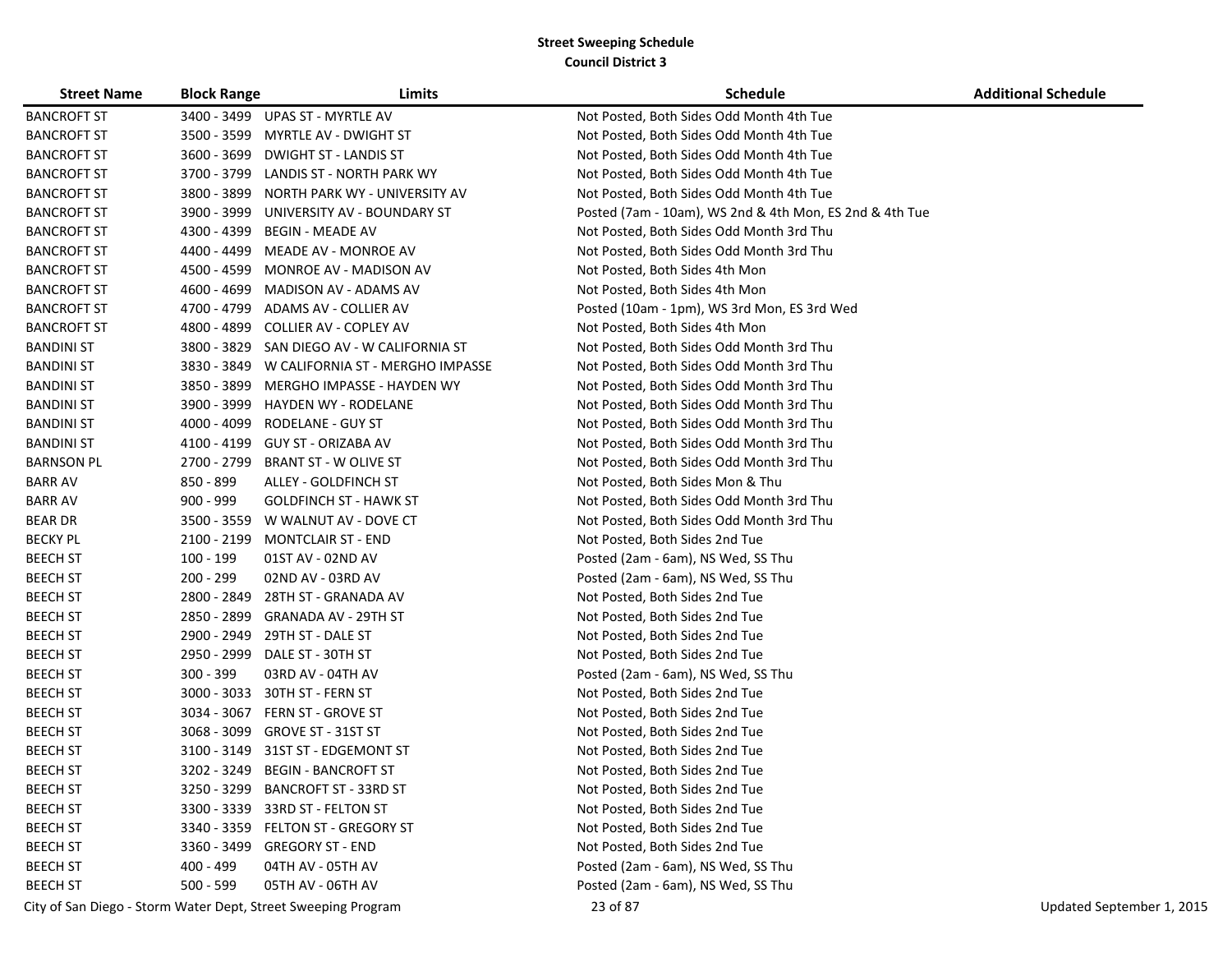**Street Sweeping Schedule**

**Council District 3**

| Street Name | Block Range | Limits | Schedule | Additional Schedule |
|---|---|---|---|---|
| BANCROFT ST | 3400 - 3499 | UPAS ST - MYRTLE AV | Not Posted, Both Sides Odd Month 4th Tue | |
| BANCROFT ST | 3500 - 3599 | MYRTLE AV - DWIGHT ST | Not Posted, Both Sides Odd Month 4th Tue | |
| BANCROFT ST | 3600 - 3699 | DWIGHT ST - LANDIS ST | Not Posted, Both Sides Odd Month 4th Tue | |
| BANCROFT ST | 3700 - 3799 | LANDIS ST - NORTH PARK WY | Not Posted, Both Sides Odd Month 4th Tue | |
| BANCROFT ST | 3800 - 3899 | NORTH PARK WY - UNIVERSITY AV | Not Posted, Both Sides Odd Month 4th Tue | |
| BANCROFT ST | 3900 - 3999 | UNIVERSITY AV - BOUNDARY ST | Posted (7am - 10am), WS 2nd & 4th Mon, ES 2nd & 4th Tue | |
| BANCROFT ST | 4300 - 4399 | BEGIN - MEADE AV | Not Posted, Both Sides Odd Month 3rd Thu | |
| BANCROFT ST | 4400 - 4499 | MEADE AV - MONROE AV | Not Posted, Both Sides Odd Month 3rd Thu | |
| BANCROFT ST | 4500 - 4599 | MONROE AV - MADISON AV | Not Posted, Both Sides 4th Mon | |
| BANCROFT ST | 4600 - 4699 | MADISON AV - ADAMS AV | Not Posted, Both Sides 4th Mon | |
| BANCROFT ST | 4700 - 4799 | ADAMS AV - COLLIER AV | Posted (10am - 1pm), WS 3rd Mon, ES 3rd Wed | |
| BANCROFT ST | 4800 - 4899 | COLLIER AV - COPLEY AV | Not Posted, Both Sides 4th Mon | |
| BANDINI ST | 3800 - 3829 | SAN DIEGO AV - W CALIFORNIA ST | Not Posted, Both Sides Odd Month 3rd Thu | |
| BANDINI ST | 3830 - 3849 | W CALIFORNIA ST - MERGHO IMPASSE | Not Posted, Both Sides Odd Month 3rd Thu | |
| BANDINI ST | 3850 - 3899 | MERGHO IMPASSE - HAYDEN WY | Not Posted, Both Sides Odd Month 3rd Thu | |
| BANDINI ST | 3900 - 3999 | HAYDEN WY - RODELANE | Not Posted, Both Sides Odd Month 3rd Thu | |
| BANDINI ST | 4000 - 4099 | RODELANE - GUY ST | Not Posted, Both Sides Odd Month 3rd Thu | |
| BANDINI ST | 4100 - 4199 | GUY ST - ORIZABA AV | Not Posted, Both Sides Odd Month 3rd Thu | |
| BARNSON PL | 2700 - 2799 | BRANT ST - W OLIVE ST | Not Posted, Both Sides Odd Month 3rd Thu | |
| BARR AV | 850 - 899 | ALLEY - GOLDFINCH ST | Not Posted, Both Sides Mon & Thu | |
| BARR AV | 900 - 999 | GOLDFINCH ST - HAWK ST | Not Posted, Both Sides Odd Month 3rd Thu | |
| BEAR DR | 3500 - 3559 | W WALNUT AV - DOVE CT | Not Posted, Both Sides Odd Month 3rd Thu | |
| BECKY PL | 2100 - 2199 | MONTCLAIR ST - END | Not Posted, Both Sides 2nd Tue | |
| BEECH ST | 100 - 199 | 01ST AV - 02ND AV | Posted (2am - 6am), NS Wed, SS Thu | |
| BEECH ST | 200 - 299 | 02ND AV - 03RD AV | Posted (2am - 6am), NS Wed, SS Thu | |
| BEECH ST | 2800 - 2849 | 28TH ST - GRANADA AV | Not Posted, Both Sides 2nd Tue | |
| BEECH ST | 2850 - 2899 | GRANADA AV - 29TH ST | Not Posted, Both Sides 2nd Tue | |
| BEECH ST | 2900 - 2949 | 29TH ST - DALE ST | Not Posted, Both Sides 2nd Tue | |
| BEECH ST | 2950 - 2999 | DALE ST - 30TH ST | Not Posted, Both Sides 2nd Tue | |
| BEECH ST | 300 - 399 | 03RD AV - 04TH AV | Posted (2am - 6am), NS Wed, SS Thu | |
| BEECH ST | 3000 - 3033 | 30TH ST - FERN ST | Not Posted, Both Sides 2nd Tue | |
| BEECH ST | 3034 - 3067 | FERN ST - GROVE ST | Not Posted, Both Sides 2nd Tue | |
| BEECH ST | 3068 - 3099 | GROVE ST - 31ST ST | Not Posted, Both Sides 2nd Tue | |
| BEECH ST | 3100 - 3149 | 31ST ST - EDGEMONT ST | Not Posted, Both Sides 2nd Tue | |
| BEECH ST | 3202 - 3249 | BEGIN - BANCROFT ST | Not Posted, Both Sides 2nd Tue | |
| BEECH ST | 3250 - 3299 | BANCROFT ST - 33RD ST | Not Posted, Both Sides 2nd Tue | |
| BEECH ST | 3300 - 3339 | 33RD ST - FELTON ST | Not Posted, Both Sides 2nd Tue | |
| BEECH ST | 3340 - 3359 | FELTON ST - GREGORY ST | Not Posted, Both Sides 2nd Tue | |
| BEECH ST | 3360 - 3499 | GREGORY ST - END | Not Posted, Both Sides 2nd Tue | |
| BEECH ST | 400 - 499 | 04TH AV - 05TH AV | Posted (2am - 6am), NS Wed, SS Thu | |
| BEECH ST | 500 - 599 | 05TH AV - 06TH AV | Posted (2am - 6am), NS Wed, SS Thu | |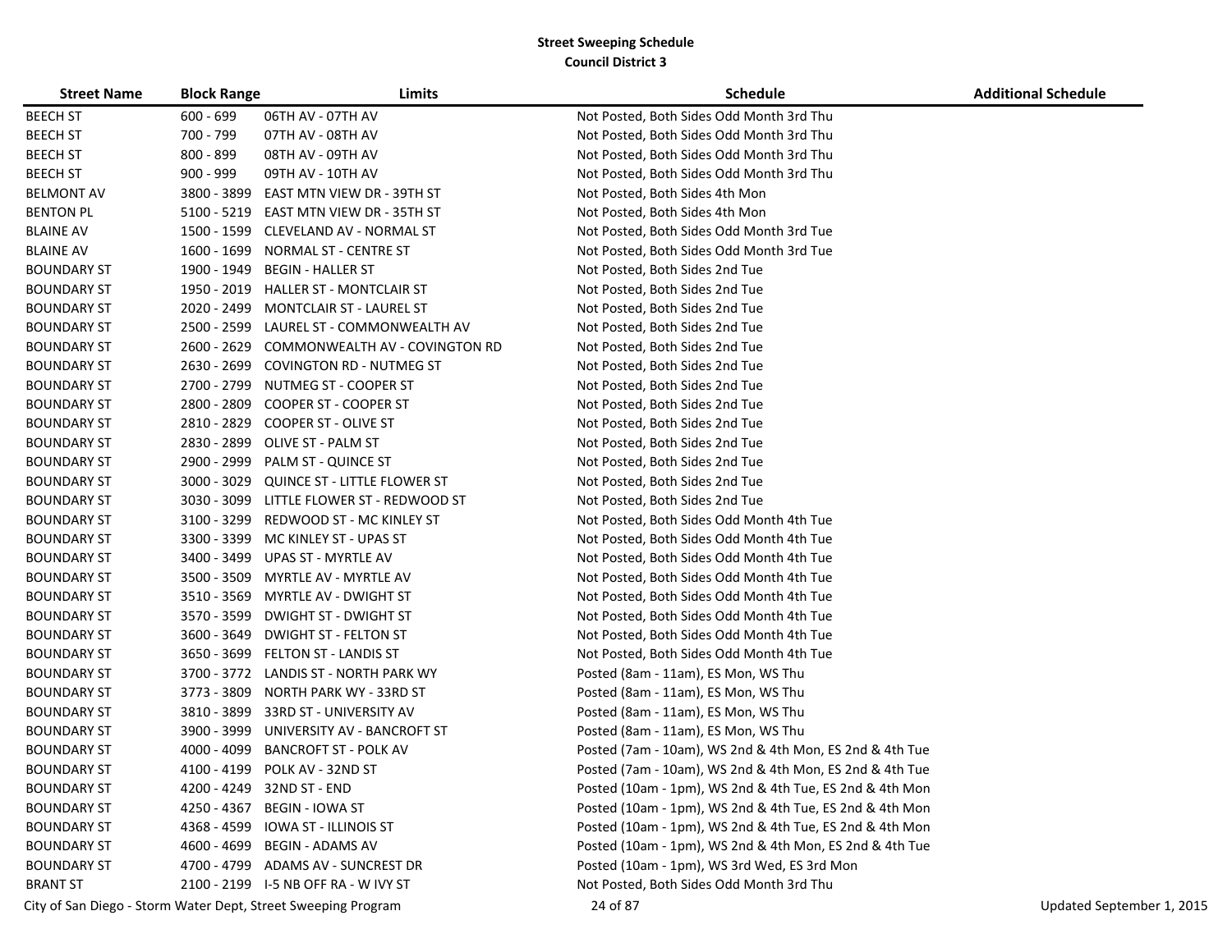**Street Sweeping Schedule**
**Council District 3**

| Street Name | Block Range | Limits | Schedule | Additional Schedule |
|---|---|---|---|---|
| BEECH ST | 600 - 699 | 06TH AV - 07TH AV | Not Posted, Both Sides Odd Month 3rd Thu | |
| BEECH ST | 700 - 799 | 07TH AV - 08TH AV | Not Posted, Both Sides Odd Month 3rd Thu | |
| BEECH ST | 800 - 899 | 08TH AV - 09TH AV | Not Posted, Both Sides Odd Month 3rd Thu | |
| BEECH ST | 900 - 999 | 09TH AV - 10TH AV | Not Posted, Both Sides Odd Month 3rd Thu | |
| BELMONT AV | 3800 - 3899 | EAST MTN VIEW DR - 39TH ST | Not Posted, Both Sides 4th Mon | |
| BENTON PL | 5100 - 5219 | EAST MTN VIEW DR - 35TH ST | Not Posted, Both Sides 4th Mon | |
| BLAINE AV | 1500 - 1599 | CLEVELAND AV - NORMAL ST | Not Posted, Both Sides Odd Month 3rd Tue | |
| BLAINE AV | 1600 - 1699 | NORMAL ST - CENTRE ST | Not Posted, Both Sides Odd Month 3rd Tue | |
| BOUNDARY ST | 1900 - 1949 | BEGIN - HALLER ST | Not Posted, Both Sides 2nd Tue | |
| BOUNDARY ST | 1950 - 2019 | HALLER ST - MONTCLAIR ST | Not Posted, Both Sides 2nd Tue | |
| BOUNDARY ST | 2020 - 2499 | MONTCLAIR ST - LAUREL ST | Not Posted, Both Sides 2nd Tue | |
| BOUNDARY ST | 2500 - 2599 | LAUREL ST - COMMONWEALTH AV | Not Posted, Both Sides 2nd Tue | |
| BOUNDARY ST | 2600 - 2629 | COMMONWEALTH AV - COVINGTON RD | Not Posted, Both Sides 2nd Tue | |
| BOUNDARY ST | 2630 - 2699 | COVINGTON RD - NUTMEG ST | Not Posted, Both Sides 2nd Tue | |
| BOUNDARY ST | 2700 - 2799 | NUTMEG ST - COOPER ST | Not Posted, Both Sides 2nd Tue | |
| BOUNDARY ST | 2800 - 2809 | COOPER ST - COOPER ST | Not Posted, Both Sides 2nd Tue | |
| BOUNDARY ST | 2810 - 2829 | COOPER ST - OLIVE ST | Not Posted, Both Sides 2nd Tue | |
| BOUNDARY ST | 2830 - 2899 | OLIVE ST - PALM ST | Not Posted, Both Sides 2nd Tue | |
| BOUNDARY ST | 2900 - 2999 | PALM ST - QUINCE ST | Not Posted, Both Sides 2nd Tue | |
| BOUNDARY ST | 3000 - 3029 | QUINCE ST - LITTLE FLOWER ST | Not Posted, Both Sides 2nd Tue | |
| BOUNDARY ST | 3030 - 3099 | LITTLE FLOWER ST - REDWOOD ST | Not Posted, Both Sides 2nd Tue | |
| BOUNDARY ST | 3100 - 3299 | REDWOOD ST - MC KINLEY ST | Not Posted, Both Sides Odd Month 4th Tue | |
| BOUNDARY ST | 3300 - 3399 | MC KINLEY ST - UPAS ST | Not Posted, Both Sides Odd Month 4th Tue | |
| BOUNDARY ST | 3400 - 3499 | UPAS ST - MYRTLE AV | Not Posted, Both Sides Odd Month 4th Tue | |
| BOUNDARY ST | 3500 - 3509 | MYRTLE AV - MYRTLE AV | Not Posted, Both Sides Odd Month 4th Tue | |
| BOUNDARY ST | 3510 - 3569 | MYRTLE AV - DWIGHT ST | Not Posted, Both Sides Odd Month 4th Tue | |
| BOUNDARY ST | 3570 - 3599 | DWIGHT ST - DWIGHT ST | Not Posted, Both Sides Odd Month 4th Tue | |
| BOUNDARY ST | 3600 - 3649 | DWIGHT ST - FELTON ST | Not Posted, Both Sides Odd Month 4th Tue | |
| BOUNDARY ST | 3650 - 3699 | FELTON ST - LANDIS ST | Not Posted, Both Sides Odd Month 4th Tue | |
| BOUNDARY ST | 3700 - 3772 | LANDIS ST - NORTH PARK WY | Posted (8am - 11am), ES Mon, WS Thu | |
| BOUNDARY ST | 3773 - 3809 | NORTH PARK WY - 33RD ST | Posted (8am - 11am), ES Mon, WS Thu | |
| BOUNDARY ST | 3810 - 3899 | 33RD ST - UNIVERSITY AV | Posted (8am - 11am), ES Mon, WS Thu | |
| BOUNDARY ST | 3900 - 3999 | UNIVERSITY AV - BANCROFT ST | Posted (8am - 11am), ES Mon, WS Thu | |
| BOUNDARY ST | 4000 - 4099 | BANCROFT ST - POLK AV | Posted (7am - 10am), WS 2nd & 4th Mon, ES 2nd & 4th Tue | |
| BOUNDARY ST | 4100 - 4199 | POLK AV - 32ND ST | Posted (7am - 10am), WS 2nd & 4th Mon, ES 2nd & 4th Tue | |
| BOUNDARY ST | 4200 - 4249 | 32ND ST - END | Posted (10am - 1pm), WS 2nd & 4th Tue, ES 2nd & 4th Mon | |
| BOUNDARY ST | 4250 - 4367 | BEGIN - IOWA ST | Posted (10am - 1pm), WS 2nd & 4th Tue, ES 2nd & 4th Mon | |
| BOUNDARY ST | 4368 - 4599 | IOWA ST - ILLINOIS ST | Posted (10am - 1pm), WS 2nd & 4th Tue, ES 2nd & 4th Mon | |
| BOUNDARY ST | 4600 - 4699 | BEGIN - ADAMS AV | Posted (10am - 1pm), WS 2nd & 4th Mon, ES 2nd & 4th Tue | |
| BOUNDARY ST | 4700 - 4799 | ADAMS AV - SUNCREST DR | Posted (10am - 1pm), WS 3rd Wed, ES 3rd Mon | |
| BRANT ST | 2100 - 2199 | I-5 NB OFF RA - W IVY ST | Not Posted, Both Sides Odd Month 3rd Thu | |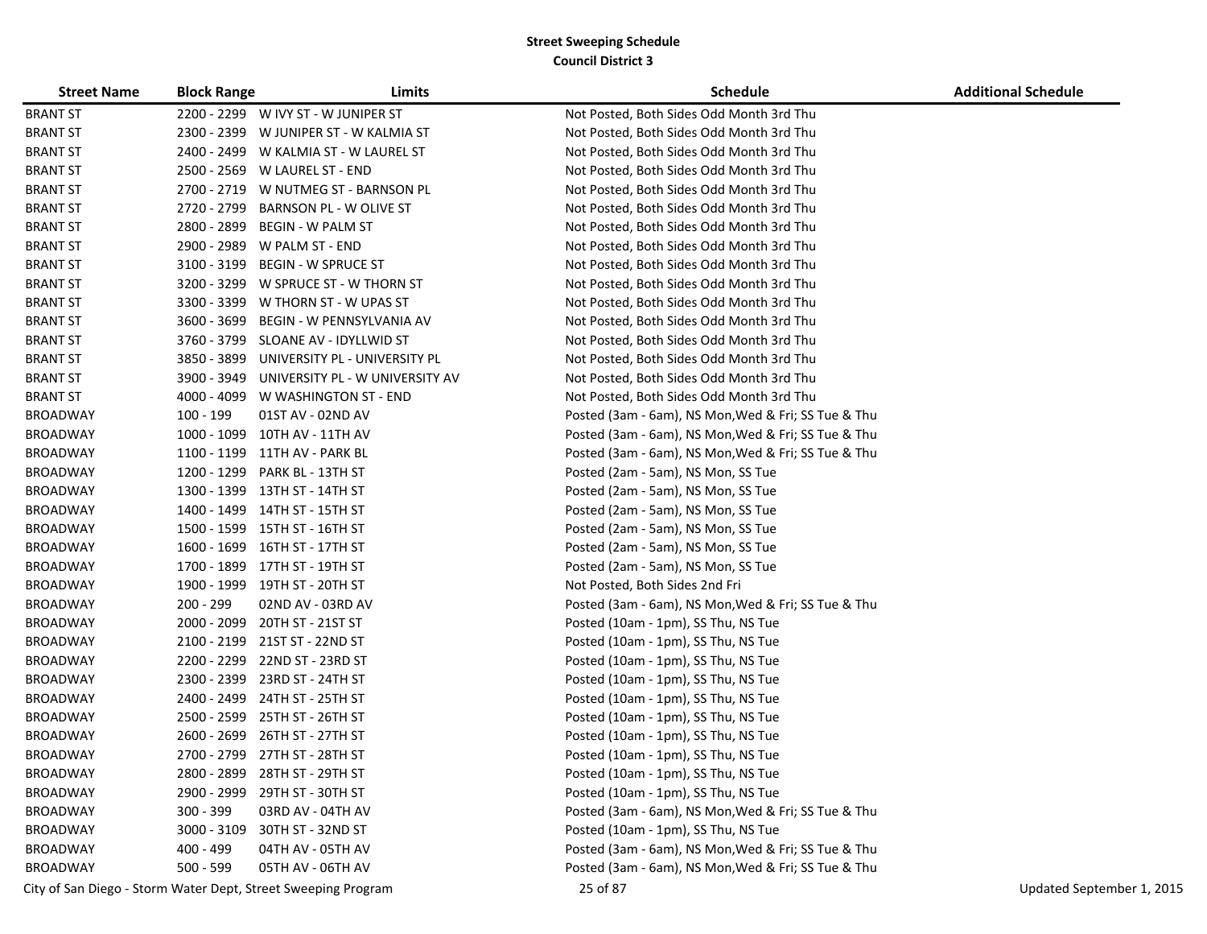**Street Sweeping Schedule**
**Council District 3**

| Street Name | Block Range | Limits | Schedule | Additional Schedule |
|---|---|---|---|---|
| BRANT ST | 2200 - 2299 | W IVY ST - W JUNIPER ST | Not Posted, Both Sides Odd Month 3rd Thu | |
| BRANT ST | 2300 - 2399 | W JUNIPER ST - W KALMIA ST | Not Posted, Both Sides Odd Month 3rd Thu | |
| BRANT ST | 2400 - 2499 | W KALMIA ST - W LAUREL ST | Not Posted, Both Sides Odd Month 3rd Thu | |
| BRANT ST | 2500 - 2569 | W LAUREL ST - END | Not Posted, Both Sides Odd Month 3rd Thu | |
| BRANT ST | 2700 - 2719 | W NUTMEG ST - BARNSON PL | Not Posted, Both Sides Odd Month 3rd Thu | |
| BRANT ST | 2720 - 2799 | BARNSON PL - W OLIVE ST | Not Posted, Both Sides Odd Month 3rd Thu | |
| BRANT ST | 2800 - 2899 | BEGIN - W PALM ST | Not Posted, Both Sides Odd Month 3rd Thu | |
| BRANT ST | 2900 - 2989 | W PALM ST - END | Not Posted, Both Sides Odd Month 3rd Thu | |
| BRANT ST | 3100 - 3199 | BEGIN - W SPRUCE ST | Not Posted, Both Sides Odd Month 3rd Thu | |
| BRANT ST | 3200 - 3299 | W SPRUCE ST - W THORN ST | Not Posted, Both Sides Odd Month 3rd Thu | |
| BRANT ST | 3300 - 3399 | W THORN ST - W UPAS ST | Not Posted, Both Sides Odd Month 3rd Thu | |
| BRANT ST | 3600 - 3699 | BEGIN - W PENNSYLVANIA AV | Not Posted, Both Sides Odd Month 3rd Thu | |
| BRANT ST | 3760 - 3799 | SLOANE AV - IDYLLWID ST | Not Posted, Both Sides Odd Month 3rd Thu | |
| BRANT ST | 3850 - 3899 | UNIVERSITY PL - UNIVERSITY PL | Not Posted, Both Sides Odd Month 3rd Thu | |
| BRANT ST | 3900 - 3949 | UNIVERSITY PL - W UNIVERSITY AV | Not Posted, Both Sides Odd Month 3rd Thu | |
| BRANT ST | 4000 - 4099 | W WASHINGTON ST - END | Not Posted, Both Sides Odd Month 3rd Thu | |
| BROADWAY | 100 - 199 | 01ST AV - 02ND AV | Posted (3am - 6am), NS Mon,Wed & Fri; SS Tue & Thu | |
| BROADWAY | 1000 - 1099 | 10TH AV - 11TH AV | Posted (3am - 6am), NS Mon,Wed & Fri; SS Tue & Thu | |
| BROADWAY | 1100 - 1199 | 11TH AV - PARK BL | Posted (3am - 6am), NS Mon,Wed & Fri; SS Tue & Thu | |
| BROADWAY | 1200 - 1299 | PARK BL - 13TH ST | Posted (2am - 5am), NS Mon, SS Tue | |
| BROADWAY | 1300 - 1399 | 13TH ST - 14TH ST | Posted (2am - 5am), NS Mon, SS Tue | |
| BROADWAY | 1400 - 1499 | 14TH ST - 15TH ST | Posted (2am - 5am), NS Mon, SS Tue | |
| BROADWAY | 1500 - 1599 | 15TH ST - 16TH ST | Posted (2am - 5am), NS Mon, SS Tue | |
| BROADWAY | 1600 - 1699 | 16TH ST - 17TH ST | Posted (2am - 5am), NS Mon, SS Tue | |
| BROADWAY | 1700 - 1899 | 17TH ST - 19TH ST | Posted (2am - 5am), NS Mon, SS Tue | |
| BROADWAY | 1900 - 1999 | 19TH ST - 20TH ST | Not Posted, Both Sides 2nd Fri | |
| BROADWAY | 200 - 299 | 02ND AV - 03RD AV | Posted (3am - 6am), NS Mon,Wed & Fri; SS Tue & Thu | |
| BROADWAY | 2000 - 2099 | 20TH ST - 21ST ST | Posted (10am - 1pm), SS Thu, NS Tue | |
| BROADWAY | 2100 - 2199 | 21ST ST - 22ND ST | Posted (10am - 1pm), SS Thu, NS Tue | |
| BROADWAY | 2200 - 2299 | 22ND ST - 23RD ST | Posted (10am - 1pm), SS Thu, NS Tue | |
| BROADWAY | 2300 - 2399 | 23RD ST - 24TH ST | Posted (10am - 1pm), SS Thu, NS Tue | |
| BROADWAY | 2400 - 2499 | 24TH ST - 25TH ST | Posted (10am - 1pm), SS Thu, NS Tue | |
| BROADWAY | 2500 - 2599 | 25TH ST - 26TH ST | Posted (10am - 1pm), SS Thu, NS Tue | |
| BROADWAY | 2600 - 2699 | 26TH ST - 27TH ST | Posted (10am - 1pm), SS Thu, NS Tue | |
| BROADWAY | 2700 - 2799 | 27TH ST - 28TH ST | Posted (10am - 1pm), SS Thu, NS Tue | |
| BROADWAY | 2800 - 2899 | 28TH ST - 29TH ST | Posted (10am - 1pm), SS Thu, NS Tue | |
| BROADWAY | 2900 - 2999 | 29TH ST - 30TH ST | Posted (10am - 1pm), SS Thu, NS Tue | |
| BROADWAY | 300 - 399 | 03RD AV - 04TH AV | Posted (3am - 6am), NS Mon,Wed & Fri; SS Tue & Thu | |
| BROADWAY | 3000 - 3109 | 30TH ST - 32ND ST | Posted (10am - 1pm), SS Thu, NS Tue | |
| BROADWAY | 400 - 499 | 04TH AV - 05TH AV | Posted (3am - 6am), NS Mon,Wed & Fri; SS Tue & Thu | |
| BROADWAY | 500 - 599 | 05TH AV - 06TH AV | Posted (3am - 6am), NS Mon,Wed & Fri; SS Tue & Thu | |

City of San Diego - Storm Water Dept, Street Sweeping Program — Updated September 1, 2015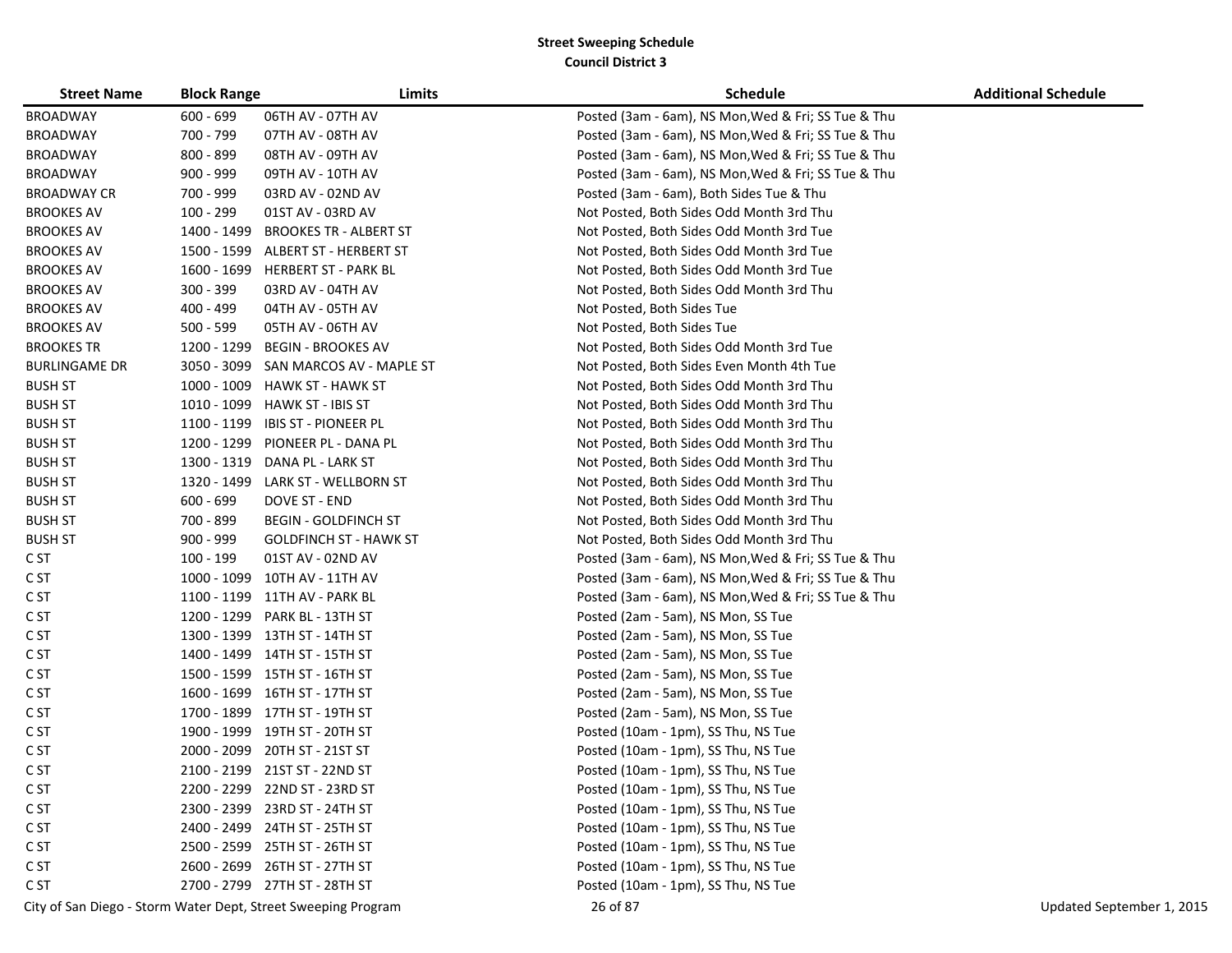**Street Sweeping Schedule**
**Council District 3**

| Street Name | Block Range | Limits | Schedule | Additional Schedule |
|---|---|---|---|---|
| BROADWAY | 600 - 699 | 06TH AV - 07TH AV | Posted (3am - 6am), NS Mon,Wed & Fri; SS Tue & Thu | |
| BROADWAY | 700 - 799 | 07TH AV - 08TH AV | Posted (3am - 6am), NS Mon,Wed & Fri; SS Tue & Thu | |
| BROADWAY | 800 - 899 | 08TH AV - 09TH AV | Posted (3am - 6am), NS Mon,Wed & Fri; SS Tue & Thu | |
| BROADWAY | 900 - 999 | 09TH AV - 10TH AV | Posted (3am - 6am), NS Mon,Wed & Fri; SS Tue & Thu | |
| BROADWAY CR | 700 - 999 | 03RD AV - 02ND AV | Posted (3am - 6am), Both Sides Tue & Thu | |
| BROOKES AV | 100 - 299 | 01ST AV - 03RD AV | Not Posted, Both Sides Odd Month 3rd Thu | |
| BROOKES AV | 1400 - 1499 | BROOKES TR - ALBERT ST | Not Posted, Both Sides Odd Month 3rd Tue | |
| BROOKES AV | 1500 - 1599 | ALBERT ST - HERBERT ST | Not Posted, Both Sides Odd Month 3rd Tue | |
| BROOKES AV | 1600 - 1699 | HERBERT ST - PARK BL | Not Posted, Both Sides Odd Month 3rd Tue | |
| BROOKES AV | 300 - 399 | 03RD AV - 04TH AV | Not Posted, Both Sides Odd Month 3rd Thu | |
| BROOKES AV | 400 - 499 | 04TH AV - 05TH AV | Not Posted, Both Sides Tue | |
| BROOKES AV | 500 - 599 | 05TH AV - 06TH AV | Not Posted, Both Sides Tue | |
| BROOKES TR | 1200 - 1299 | BEGIN - BROOKES AV | Not Posted, Both Sides Odd Month 3rd Tue | |
| BURLINGAME DR | 3050 - 3099 | SAN MARCOS AV - MAPLE ST | Not Posted, Both Sides Even Month 4th Tue | |
| BUSH ST | 1000 - 1009 | HAWK ST - HAWK ST | Not Posted, Both Sides Odd Month 3rd Thu | |
| BUSH ST | 1010 - 1099 | HAWK ST - IBIS ST | Not Posted, Both Sides Odd Month 3rd Thu | |
| BUSH ST | 1100 - 1199 | IBIS ST - PIONEER PL | Not Posted, Both Sides Odd Month 3rd Thu | |
| BUSH ST | 1200 - 1299 | PIONEER PL - DANA PL | Not Posted, Both Sides Odd Month 3rd Thu | |
| BUSH ST | 1300 - 1319 | DANA PL - LARK ST | Not Posted, Both Sides Odd Month 3rd Thu | |
| BUSH ST | 1320 - 1499 | LARK ST - WELLBORN ST | Not Posted, Both Sides Odd Month 3rd Thu | |
| BUSH ST | 600 - 699 | DOVE ST - END | Not Posted, Both Sides Odd Month 3rd Thu | |
| BUSH ST | 700 - 899 | BEGIN - GOLDFINCH ST | Not Posted, Both Sides Odd Month 3rd Thu | |
| BUSH ST | 900 - 999 | GOLDFINCH ST - HAWK ST | Not Posted, Both Sides Odd Month 3rd Thu | |
| C ST | 100 - 199 | 01ST AV - 02ND AV | Posted (3am - 6am), NS Mon,Wed & Fri; SS Tue & Thu | |
| C ST | 1000 - 1099 | 10TH AV - 11TH AV | Posted (3am - 6am), NS Mon,Wed & Fri; SS Tue & Thu | |
| C ST | 1100 - 1199 | 11TH AV - PARK BL | Posted (3am - 6am), NS Mon,Wed & Fri; SS Tue & Thu | |
| C ST | 1200 - 1299 | PARK BL - 13TH ST | Posted (2am - 5am), NS Mon, SS Tue | |
| C ST | 1300 - 1399 | 13TH ST - 14TH ST | Posted (2am - 5am), NS Mon, SS Tue | |
| C ST | 1400 - 1499 | 14TH ST - 15TH ST | Posted (2am - 5am), NS Mon, SS Tue | |
| C ST | 1500 - 1599 | 15TH ST - 16TH ST | Posted (2am - 5am), NS Mon, SS Tue | |
| C ST | 1600 - 1699 | 16TH ST - 17TH ST | Posted (2am - 5am), NS Mon, SS Tue | |
| C ST | 1700 - 1899 | 17TH ST - 19TH ST | Posted (2am - 5am), NS Mon, SS Tue | |
| C ST | 1900 - 1999 | 19TH ST - 20TH ST | Posted (10am - 1pm), SS Thu, NS Tue | |
| C ST | 2000 - 2099 | 20TH ST - 21ST ST | Posted (10am - 1pm), SS Thu, NS Tue | |
| C ST | 2100 - 2199 | 21ST ST - 22ND ST | Posted (10am - 1pm), SS Thu, NS Tue | |
| C ST | 2200 - 2299 | 22ND ST - 23RD ST | Posted (10am - 1pm), SS Thu, NS Tue | |
| C ST | 2300 - 2399 | 23RD ST - 24TH ST | Posted (10am - 1pm), SS Thu, NS Tue | |
| C ST | 2400 - 2499 | 24TH ST - 25TH ST | Posted (10am - 1pm), SS Thu, NS Tue | |
| C ST | 2500 - 2599 | 25TH ST - 26TH ST | Posted (10am - 1pm), SS Thu, NS Tue | |
| C ST | 2600 - 2699 | 26TH ST - 27TH ST | Posted (10am - 1pm), SS Thu, NS Tue | |
| C ST | 2700 - 2799 | 27TH ST - 28TH ST | Posted (10am - 1pm), SS Thu, NS Tue | |

City of San Diego - Storm Water Dept, Street Sweeping Program

Updated September 1, 2015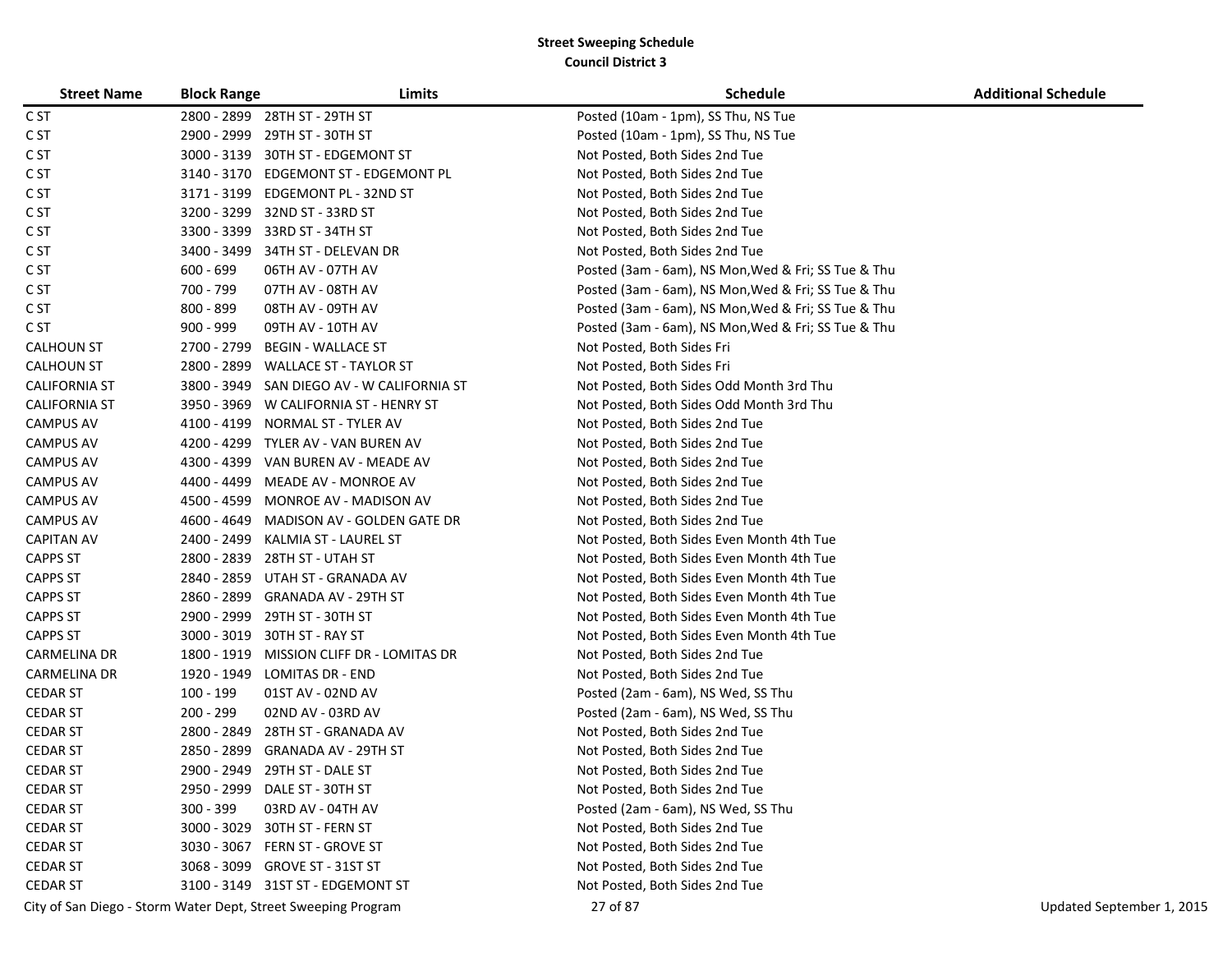**Street Sweeping Schedule**
**Council District 3**

| Street Name | Block Range | Limits | Schedule | Additional Schedule |
|---|---|---|---|---|
| C ST | 2800 - 2899 | 28TH ST - 29TH ST | Posted (10am - 1pm), SS Thu, NS Tue | |
| C ST | 2900 - 2999 | 29TH ST - 30TH ST | Posted (10am - 1pm), SS Thu, NS Tue | |
| C ST | 3000 - 3139 | 30TH ST - EDGEMONT ST | Not Posted, Both Sides 2nd Tue | |
| C ST | 3140 - 3170 | EDGEMONT ST - EDGEMONT PL | Not Posted, Both Sides 2nd Tue | |
| C ST | 3171 - 3199 | EDGEMONT PL - 32ND ST | Not Posted, Both Sides 2nd Tue | |
| C ST | 3200 - 3299 | 32ND ST - 33RD ST | Not Posted, Both Sides 2nd Tue | |
| C ST | 3300 - 3399 | 33RD ST - 34TH ST | Not Posted, Both Sides 2nd Tue | |
| C ST | 3400 - 3499 | 34TH ST - DELEVAN DR | Not Posted, Both Sides 2nd Tue | |
| C ST | 600 - 699 | 06TH AV - 07TH AV | Posted (3am - 6am), NS Mon,Wed & Fri; SS Tue & Thu | |
| C ST | 700 - 799 | 07TH AV - 08TH AV | Posted (3am - 6am), NS Mon,Wed & Fri; SS Tue & Thu | |
| C ST | 800 - 899 | 08TH AV - 09TH AV | Posted (3am - 6am), NS Mon,Wed & Fri; SS Tue & Thu | |
| C ST | 900 - 999 | 09TH AV - 10TH AV | Posted (3am - 6am), NS Mon,Wed & Fri; SS Tue & Thu | |
| CALHOUN ST | 2700 - 2799 | BEGIN - WALLACE ST | Not Posted, Both Sides Fri | |
| CALHOUN ST | 2800 - 2899 | WALLACE ST - TAYLOR ST | Not Posted, Both Sides Fri | |
| CALIFORNIA ST | 3800 - 3949 | SAN DIEGO AV - W CALIFORNIA ST | Not Posted, Both Sides Odd Month 3rd Thu | |
| CALIFORNIA ST | 3950 - 3969 | W CALIFORNIA ST - HENRY ST | Not Posted, Both Sides Odd Month 3rd Thu | |
| CAMPUS AV | 4100 - 4199 | NORMAL ST - TYLER AV | Not Posted, Both Sides 2nd Tue | |
| CAMPUS AV | 4200 - 4299 | TYLER AV - VAN BUREN AV | Not Posted, Both Sides 2nd Tue | |
| CAMPUS AV | 4300 - 4399 | VAN BUREN AV - MEADE AV | Not Posted, Both Sides 2nd Tue | |
| CAMPUS AV | 4400 - 4499 | MEADE AV - MONROE AV | Not Posted, Both Sides 2nd Tue | |
| CAMPUS AV | 4500 - 4599 | MONROE AV - MADISON AV | Not Posted, Both Sides 2nd Tue | |
| CAMPUS AV | 4600 - 4649 | MADISON AV - GOLDEN GATE DR | Not Posted, Both Sides 2nd Tue | |
| CAPITAN AV | 2400 - 2499 | KALMIA ST - LAUREL ST | Not Posted, Both Sides Even Month 4th Tue | |
| CAPPS ST | 2800 - 2839 | 28TH ST - UTAH ST | Not Posted, Both Sides Even Month 4th Tue | |
| CAPPS ST | 2840 - 2859 | UTAH ST - GRANADA AV | Not Posted, Both Sides Even Month 4th Tue | |
| CAPPS ST | 2860 - 2899 | GRANADA AV - 29TH ST | Not Posted, Both Sides Even Month 4th Tue | |
| CAPPS ST | 2900 - 2999 | 29TH ST - 30TH ST | Not Posted, Both Sides Even Month 4th Tue | |
| CAPPS ST | 3000 - 3019 | 30TH ST - RAY ST | Not Posted, Both Sides Even Month 4th Tue | |
| CARMELINA DR | 1800 - 1919 | MISSION CLIFF DR - LOMITAS DR | Not Posted, Both Sides 2nd Tue | |
| CARMELINA DR | 1920 - 1949 | LOMITAS DR - END | Not Posted, Both Sides 2nd Tue | |
| CEDAR ST | 100 - 199 | 01ST AV - 02ND AV | Posted (2am - 6am), NS Wed, SS Thu | |
| CEDAR ST | 200 - 299 | 02ND AV - 03RD AV | Posted (2am - 6am), NS Wed, SS Thu | |
| CEDAR ST | 2800 - 2849 | 28TH ST - GRANADA AV | Not Posted, Both Sides 2nd Tue | |
| CEDAR ST | 2850 - 2899 | GRANADA AV - 29TH ST | Not Posted, Both Sides 2nd Tue | |
| CEDAR ST | 2900 - 2949 | 29TH ST - DALE ST | Not Posted, Both Sides 2nd Tue | |
| CEDAR ST | 2950 - 2999 | DALE ST - 30TH ST | Not Posted, Both Sides 2nd Tue | |
| CEDAR ST | 300 - 399 | 03RD AV - 04TH AV | Posted (2am - 6am), NS Wed, SS Thu | |
| CEDAR ST | 3000 - 3029 | 30TH ST - FERN ST | Not Posted, Both Sides 2nd Tue | |
| CEDAR ST | 3030 - 3067 | FERN ST - GROVE ST | Not Posted, Both Sides 2nd Tue | |
| CEDAR ST | 3068 - 3099 | GROVE ST - 31ST ST | Not Posted, Both Sides 2nd Tue | |
| CEDAR ST | 3100 - 3149 | 31ST ST - EDGEMONT ST | Not Posted, Both Sides 2nd Tue | |

City of San Diego - Storm Water Dept, Street Sweeping Program

Updated September 1, 2015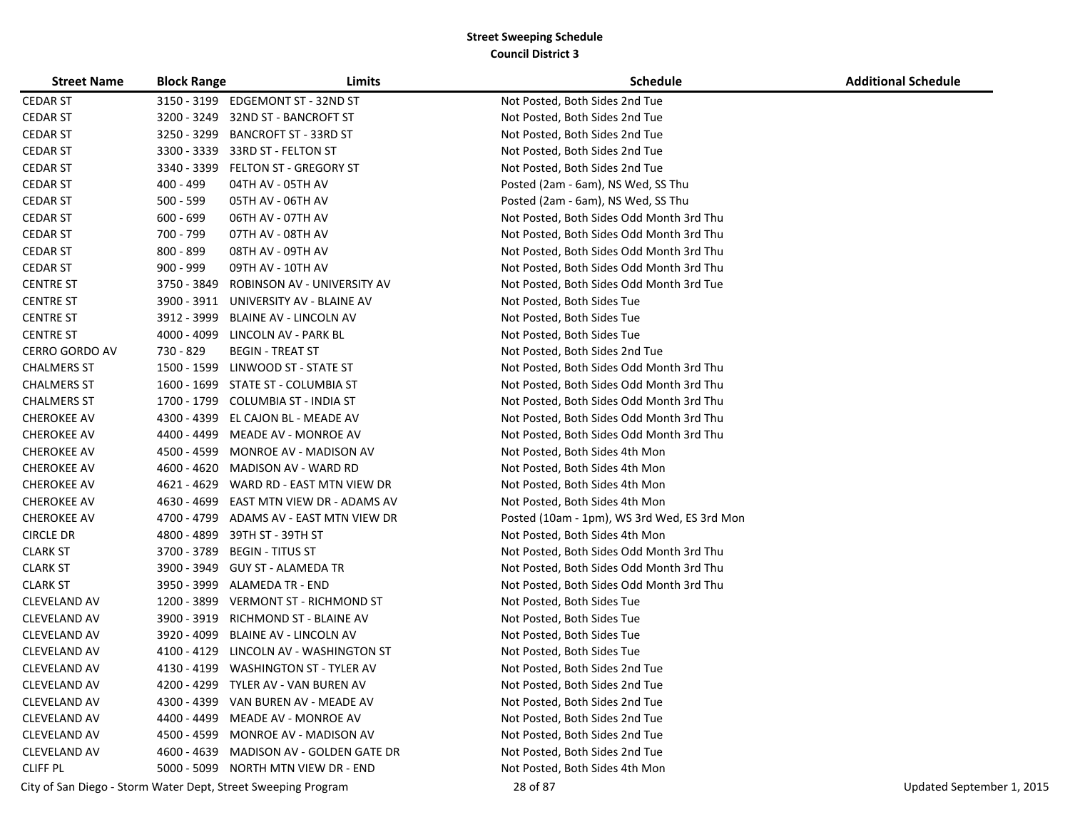**Street Sweeping Schedule**
**Council District 3**

| Street Name | Block Range | Limits | Schedule | Additional Schedule |
|---|---|---|---|---|
| CEDAR ST | 3150 - 3199 | EDGEMONT ST - 32ND ST | Not Posted, Both Sides 2nd Tue | |
| CEDAR ST | 3200 - 3249 | 32ND ST - BANCROFT ST | Not Posted, Both Sides 2nd Tue | |
| CEDAR ST | 3250 - 3299 | BANCROFT ST - 33RD ST | Not Posted, Both Sides 2nd Tue | |
| CEDAR ST | 3300 - 3339 | 33RD ST - FELTON ST | Not Posted, Both Sides 2nd Tue | |
| CEDAR ST | 3340 - 3399 | FELTON ST - GREGORY ST | Not Posted, Both Sides 2nd Tue | |
| CEDAR ST | 400 - 499 | 04TH AV - 05TH AV | Posted (2am - 6am), NS Wed, SS Thu | |
| CEDAR ST | 500 - 599 | 05TH AV - 06TH AV | Posted (2am - 6am), NS Wed, SS Thu | |
| CEDAR ST | 600 - 699 | 06TH AV - 07TH AV | Not Posted, Both Sides Odd Month 3rd Thu | |
| CEDAR ST | 700 - 799 | 07TH AV - 08TH AV | Not Posted, Both Sides Odd Month 3rd Thu | |
| CEDAR ST | 800 - 899 | 08TH AV - 09TH AV | Not Posted, Both Sides Odd Month 3rd Thu | |
| CEDAR ST | 900 - 999 | 09TH AV - 10TH AV | Not Posted, Both Sides Odd Month 3rd Thu | |
| CENTRE ST | 3750 - 3849 | ROBINSON AV - UNIVERSITY AV | Not Posted, Both Sides Odd Month 3rd Tue | |
| CENTRE ST | 3900 - 3911 | UNIVERSITY AV - BLAINE AV | Not Posted, Both Sides Tue | |
| CENTRE ST | 3912 - 3999 | BLAINE AV - LINCOLN AV | Not Posted, Both Sides Tue | |
| CENTRE ST | 4000 - 4099 | LINCOLN AV - PARK BL | Not Posted, Both Sides Tue | |
| CERRO GORDO AV | 730 - 829 | BEGIN - TREAT ST | Not Posted, Both Sides 2nd Tue | |
| CHALMERS ST | 1500 - 1599 | LINWOOD ST - STATE ST | Not Posted, Both Sides Odd Month 3rd Thu | |
| CHALMERS ST | 1600 - 1699 | STATE ST - COLUMBIA ST | Not Posted, Both Sides Odd Month 3rd Thu | |
| CHALMERS ST | 1700 - 1799 | COLUMBIA ST - INDIA ST | Not Posted, Both Sides Odd Month 3rd Thu | |
| CHEROKEE AV | 4300 - 4399 | EL CAJON BL - MEADE AV | Not Posted, Both Sides Odd Month 3rd Thu | |
| CHEROKEE AV | 4400 - 4499 | MEADE AV - MONROE AV | Not Posted, Both Sides Odd Month 3rd Thu | |
| CHEROKEE AV | 4500 - 4599 | MONROE AV - MADISON AV | Not Posted, Both Sides 4th Mon | |
| CHEROKEE AV | 4600 - 4620 | MADISON AV - WARD RD | Not Posted, Both Sides 4th Mon | |
| CHEROKEE AV | 4621 - 4629 | WARD RD - EAST MTN VIEW DR | Not Posted, Both Sides 4th Mon | |
| CHEROKEE AV | 4630 - 4699 | EAST MTN VIEW DR - ADAMS AV | Not Posted, Both Sides 4th Mon | |
| CHEROKEE AV | 4700 - 4799 | ADAMS AV - EAST MTN VIEW DR | Posted (10am - 1pm), WS 3rd Wed, ES 3rd Mon | |
| CIRCLE DR | 4800 - 4899 | 39TH ST - 39TH ST | Not Posted, Both Sides 4th Mon | |
| CLARK ST | 3700 - 3789 | BEGIN - TITUS ST | Not Posted, Both Sides Odd Month 3rd Thu | |
| CLARK ST | 3900 - 3949 | GUY ST - ALAMEDA TR | Not Posted, Both Sides Odd Month 3rd Thu | |
| CLARK ST | 3950 - 3999 | ALAMEDA TR - END | Not Posted, Both Sides Odd Month 3rd Thu | |
| CLEVELAND AV | 1200 - 3899 | VERMONT ST - RICHMOND ST | Not Posted, Both Sides Tue | |
| CLEVELAND AV | 3900 - 3919 | RICHMOND ST - BLAINE AV | Not Posted, Both Sides Tue | |
| CLEVELAND AV | 3920 - 4099 | BLAINE AV - LINCOLN AV | Not Posted, Both Sides Tue | |
| CLEVELAND AV | 4100 - 4129 | LINCOLN AV - WASHINGTON ST | Not Posted, Both Sides Tue | |
| CLEVELAND AV | 4130 - 4199 | WASHINGTON ST - TYLER AV | Not Posted, Both Sides 2nd Tue | |
| CLEVELAND AV | 4200 - 4299 | TYLER AV - VAN BUREN AV | Not Posted, Both Sides 2nd Tue | |
| CLEVELAND AV | 4300 - 4399 | VAN BUREN AV - MEADE AV | Not Posted, Both Sides 2nd Tue | |
| CLEVELAND AV | 4400 - 4499 | MEADE AV - MONROE AV | Not Posted, Both Sides 2nd Tue | |
| CLEVELAND AV | 4500 - 4599 | MONROE AV - MADISON AV | Not Posted, Both Sides 2nd Tue | |
| CLEVELAND AV | 4600 - 4639 | MADISON AV - GOLDEN GATE DR | Not Posted, Both Sides 2nd Tue | |
| CLIFF PL | 5000 - 5099 | NORTH MTN VIEW DR - END | Not Posted, Both Sides 4th Mon | |

City of San Diego - Storm Water Dept, Street Sweeping Program

Updated September 1, 2015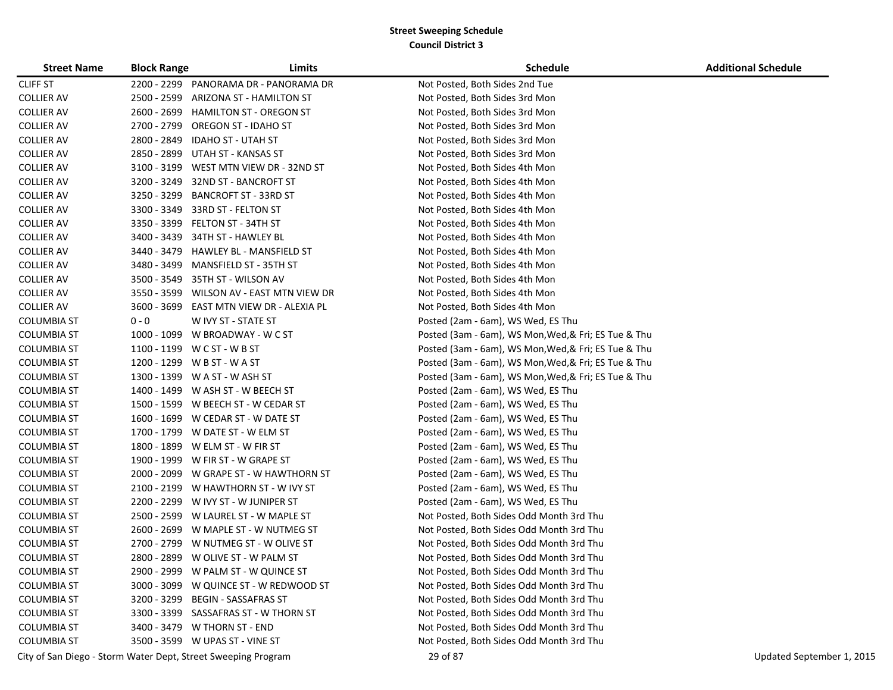**Street Sweeping Schedule**
**Council District 3**

| Street Name | Block Range | Limits | Schedule | Additional Schedule |
|---|---|---|---|---|
| CLIFF ST | 2200 - 2299 | PANORAMA DR - PANORAMA DR | Not Posted, Both Sides 2nd Tue | |
| COLLIER AV | 2500 - 2599 | ARIZONA ST - HAMILTON ST | Not Posted, Both Sides 3rd Mon | |
| COLLIER AV | 2600 - 2699 | HAMILTON ST - OREGON ST | Not Posted, Both Sides 3rd Mon | |
| COLLIER AV | 2700 - 2799 | OREGON ST - IDAHO ST | Not Posted, Both Sides 3rd Mon | |
| COLLIER AV | 2800 - 2849 | IDAHO ST - UTAH ST | Not Posted, Both Sides 3rd Mon | |
| COLLIER AV | 2850 - 2899 | UTAH ST - KANSAS ST | Not Posted, Both Sides 3rd Mon | |
| COLLIER AV | 3100 - 3199 | WEST MTN VIEW DR - 32ND ST | Not Posted, Both Sides 4th Mon | |
| COLLIER AV | 3200 - 3249 | 32ND ST - BANCROFT ST | Not Posted, Both Sides 4th Mon | |
| COLLIER AV | 3250 - 3299 | BANCROFT ST - 33RD ST | Not Posted, Both Sides 4th Mon | |
| COLLIER AV | 3300 - 3349 | 33RD ST - FELTON ST | Not Posted, Both Sides 4th Mon | |
| COLLIER AV | 3350 - 3399 | FELTON ST - 34TH ST | Not Posted, Both Sides 4th Mon | |
| COLLIER AV | 3400 - 3439 | 34TH ST - HAWLEY BL | Not Posted, Both Sides 4th Mon | |
| COLLIER AV | 3440 - 3479 | HAWLEY BL - MANSFIELD ST | Not Posted, Both Sides 4th Mon | |
| COLLIER AV | 3480 - 3499 | MANSFIELD ST - 35TH ST | Not Posted, Both Sides 4th Mon | |
| COLLIER AV | 3500 - 3549 | 35TH ST - WILSON AV | Not Posted, Both Sides 4th Mon | |
| COLLIER AV | 3550 - 3599 | WILSON AV - EAST MTN VIEW DR | Not Posted, Both Sides 4th Mon | |
| COLLIER AV | 3600 - 3699 | EAST MTN VIEW DR - ALEXIA PL | Not Posted, Both Sides 4th Mon | |
| COLUMBIA ST | 0 - 0 | W IVY ST - STATE ST | Posted (2am - 6am), WS Wed, ES Thu | |
| COLUMBIA ST | 1000 - 1099 | W BROADWAY - W C ST | Posted (3am - 6am), WS Mon,Wed,& Fri; ES Tue & Thu | |
| COLUMBIA ST | 1100 - 1199 | W C ST - W B ST | Posted (3am - 6am), WS Mon,Wed,& Fri; ES Tue & Thu | |
| COLUMBIA ST | 1200 - 1299 | W B ST - W A ST | Posted (3am - 6am), WS Mon,Wed,& Fri; ES Tue & Thu | |
| COLUMBIA ST | 1300 - 1399 | W A ST - W ASH ST | Posted (3am - 6am), WS Mon,Wed,& Fri; ES Tue & Thu | |
| COLUMBIA ST | 1400 - 1499 | W ASH ST - W BEECH ST | Posted (2am - 6am), WS Wed, ES Thu | |
| COLUMBIA ST | 1500 - 1599 | W BEECH ST - W CEDAR ST | Posted (2am - 6am), WS Wed, ES Thu | |
| COLUMBIA ST | 1600 - 1699 | W CEDAR ST - W DATE ST | Posted (2am - 6am), WS Wed, ES Thu | |
| COLUMBIA ST | 1700 - 1799 | W DATE ST - W ELM ST | Posted (2am - 6am), WS Wed, ES Thu | |
| COLUMBIA ST | 1800 - 1899 | W ELM ST - W FIR ST | Posted (2am - 6am), WS Wed, ES Thu | |
| COLUMBIA ST | 1900 - 1999 | W FIR ST - W GRAPE ST | Posted (2am - 6am), WS Wed, ES Thu | |
| COLUMBIA ST | 2000 - 2099 | W GRAPE ST - W HAWTHORN ST | Posted (2am - 6am), WS Wed, ES Thu | |
| COLUMBIA ST | 2100 - 2199 | W HAWTHORN ST - W IVY ST | Posted (2am - 6am), WS Wed, ES Thu | |
| COLUMBIA ST | 2200 - 2299 | W IVY ST - W JUNIPER ST | Posted (2am - 6am), WS Wed, ES Thu | |
| COLUMBIA ST | 2500 - 2599 | W LAUREL ST - W MAPLE ST | Not Posted, Both Sides Odd Month 3rd Thu | |
| COLUMBIA ST | 2600 - 2699 | W MAPLE ST - W NUTMEG ST | Not Posted, Both Sides Odd Month 3rd Thu | |
| COLUMBIA ST | 2700 - 2799 | W NUTMEG ST - W OLIVE ST | Not Posted, Both Sides Odd Month 3rd Thu | |
| COLUMBIA ST | 2800 - 2899 | W OLIVE ST - W PALM ST | Not Posted, Both Sides Odd Month 3rd Thu | |
| COLUMBIA ST | 2900 - 2999 | W PALM ST - W QUINCE ST | Not Posted, Both Sides Odd Month 3rd Thu | |
| COLUMBIA ST | 3000 - 3099 | W QUINCE ST - W REDWOOD ST | Not Posted, Both Sides Odd Month 3rd Thu | |
| COLUMBIA ST | 3200 - 3299 | BEGIN - SASSAFRAS ST | Not Posted, Both Sides Odd Month 3rd Thu | |
| COLUMBIA ST | 3300 - 3399 | SASSAFRAS ST - W THORN ST | Not Posted, Both Sides Odd Month 3rd Thu | |
| COLUMBIA ST | 3400 - 3479 | W THORN ST - END | Not Posted, Both Sides Odd Month 3rd Thu | |
| COLUMBIA ST | 3500 - 3599 | W UPAS ST - VINE ST | Not Posted, Both Sides Odd Month 3rd Thu | |

City of San Diego - Storm Water Dept, Street Sweeping Program

Updated September 1, 2015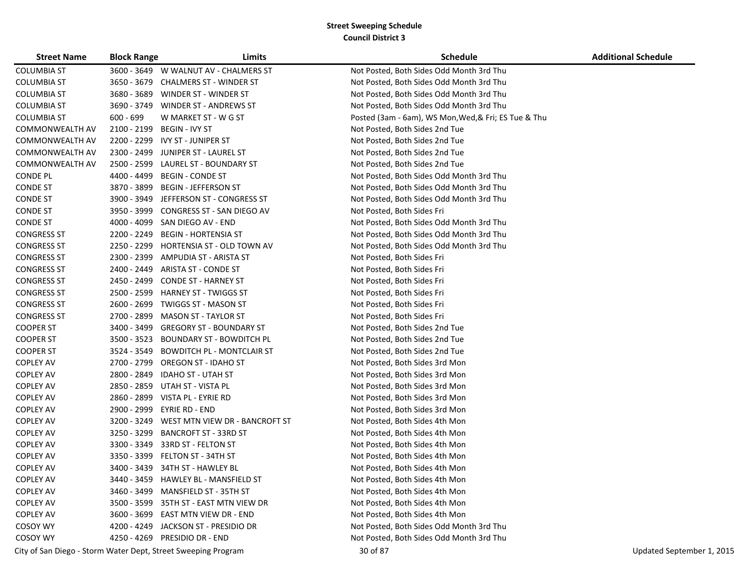**Street Sweeping Schedule**
**Council District 3**

| Street Name | Block Range | Limits | Schedule | Additional Schedule |
|---|---|---|---|---|
| COLUMBIA ST | 3600 - 3649 | W WALNUT AV - CHALMERS ST | Not Posted, Both Sides Odd Month 3rd Thu | |
| COLUMBIA ST | 3650 - 3679 | CHALMERS ST - WINDER ST | Not Posted, Both Sides Odd Month 3rd Thu | |
| COLUMBIA ST | 3680 - 3689 | WINDER ST - WINDER ST | Not Posted, Both Sides Odd Month 3rd Thu | |
| COLUMBIA ST | 3690 - 3749 | WINDER ST - ANDREWS ST | Not Posted, Both Sides Odd Month 3rd Thu | |
| COLUMBIA ST | 600 - 699 | W MARKET ST - W G ST | Posted (3am - 6am), WS Mon,Wed,& Fri; ES Tue & Thu | |
| COMMONWEALTH AV | 2100 - 2199 | BEGIN - IVY ST | Not Posted, Both Sides 2nd Tue | |
| COMMONWEALTH AV | 2200 - 2299 | IVY ST - JUNIPER ST | Not Posted, Both Sides 2nd Tue | |
| COMMONWEALTH AV | 2300 - 2499 | JUNIPER ST - LAUREL ST | Not Posted, Both Sides 2nd Tue | |
| COMMONWEALTH AV | 2500 - 2599 | LAUREL ST - BOUNDARY ST | Not Posted, Both Sides 2nd Tue | |
| CONDE PL | 4400 - 4499 | BEGIN - CONDE ST | Not Posted, Both Sides Odd Month 3rd Thu | |
| CONDE ST | 3870 - 3899 | BEGIN - JEFFERSON ST | Not Posted, Both Sides Odd Month 3rd Thu | |
| CONDE ST | 3900 - 3949 | JEFFERSON ST - CONGRESS ST | Not Posted, Both Sides Odd Month 3rd Thu | |
| CONDE ST | 3950 - 3999 | CONGRESS ST - SAN DIEGO AV | Not Posted, Both Sides Fri | |
| CONDE ST | 4000 - 4099 | SAN DIEGO AV - END | Not Posted, Both Sides Odd Month 3rd Thu | |
| CONGRESS ST | 2200 - 2249 | BEGIN - HORTENSIA ST | Not Posted, Both Sides Odd Month 3rd Thu | |
| CONGRESS ST | 2250 - 2299 | HORTENSIA ST - OLD TOWN AV | Not Posted, Both Sides Odd Month 3rd Thu | |
| CONGRESS ST | 2300 - 2399 | AMPUDIA ST - ARISTA ST | Not Posted, Both Sides Fri | |
| CONGRESS ST | 2400 - 2449 | ARISTA ST - CONDE ST | Not Posted, Both Sides Fri | |
| CONGRESS ST | 2450 - 2499 | CONDE ST - HARNEY ST | Not Posted, Both Sides Fri | |
| CONGRESS ST | 2500 - 2599 | HARNEY ST - TWIGGS ST | Not Posted, Both Sides Fri | |
| CONGRESS ST | 2600 - 2699 | TWIGGS ST - MASON ST | Not Posted, Both Sides Fri | |
| CONGRESS ST | 2700 - 2899 | MASON ST - TAYLOR ST | Not Posted, Both Sides Fri | |
| COOPER ST | 3400 - 3499 | GREGORY ST - BOUNDARY ST | Not Posted, Both Sides 2nd Tue | |
| COOPER ST | 3500 - 3523 | BOUNDARY ST - BOWDITCH PL | Not Posted, Both Sides 2nd Tue | |
| COOPER ST | 3524 - 3549 | BOWDITCH PL - MONTCLAIR ST | Not Posted, Both Sides 2nd Tue | |
| COPLEY AV | 2700 - 2799 | OREGON ST - IDAHO ST | Not Posted, Both Sides 3rd Mon | |
| COPLEY AV | 2800 - 2849 | IDAHO ST - UTAH ST | Not Posted, Both Sides 3rd Mon | |
| COPLEY AV | 2850 - 2859 | UTAH ST - VISTA PL | Not Posted, Both Sides 3rd Mon | |
| COPLEY AV | 2860 - 2899 | VISTA PL - EYRIE RD | Not Posted, Both Sides 3rd Mon | |
| COPLEY AV | 2900 - 2999 | EYRIE RD - END | Not Posted, Both Sides 3rd Mon | |
| COPLEY AV | 3200 - 3249 | WEST MTN VIEW DR - BANCROFT ST | Not Posted, Both Sides 4th Mon | |
| COPLEY AV | 3250 - 3299 | BANCROFT ST - 33RD ST | Not Posted, Both Sides 4th Mon | |
| COPLEY AV | 3300 - 3349 | 33RD ST - FELTON ST | Not Posted, Both Sides 4th Mon | |
| COPLEY AV | 3350 - 3399 | FELTON ST - 34TH ST | Not Posted, Both Sides 4th Mon | |
| COPLEY AV | 3400 - 3439 | 34TH ST - HAWLEY BL | Not Posted, Both Sides 4th Mon | |
| COPLEY AV | 3440 - 3459 | HAWLEY BL - MANSFIELD ST | Not Posted, Both Sides 4th Mon | |
| COPLEY AV | 3460 - 3499 | MANSFIELD ST - 35TH ST | Not Posted, Both Sides 4th Mon | |
| COPLEY AV | 3500 - 3599 | 35TH ST - EAST MTN VIEW DR | Not Posted, Both Sides 4th Mon | |
| COPLEY AV | 3600 - 3699 | EAST MTN VIEW DR - END | Not Posted, Both Sides 4th Mon | |
| COSOY WY | 4200 - 4249 | JACKSON ST - PRESIDIO DR | Not Posted, Both Sides Odd Month 3rd Thu | |
| COSOY WY | 4250 - 4269 | PRESIDIO DR - END | Not Posted, Both Sides Odd Month 3rd Thu | |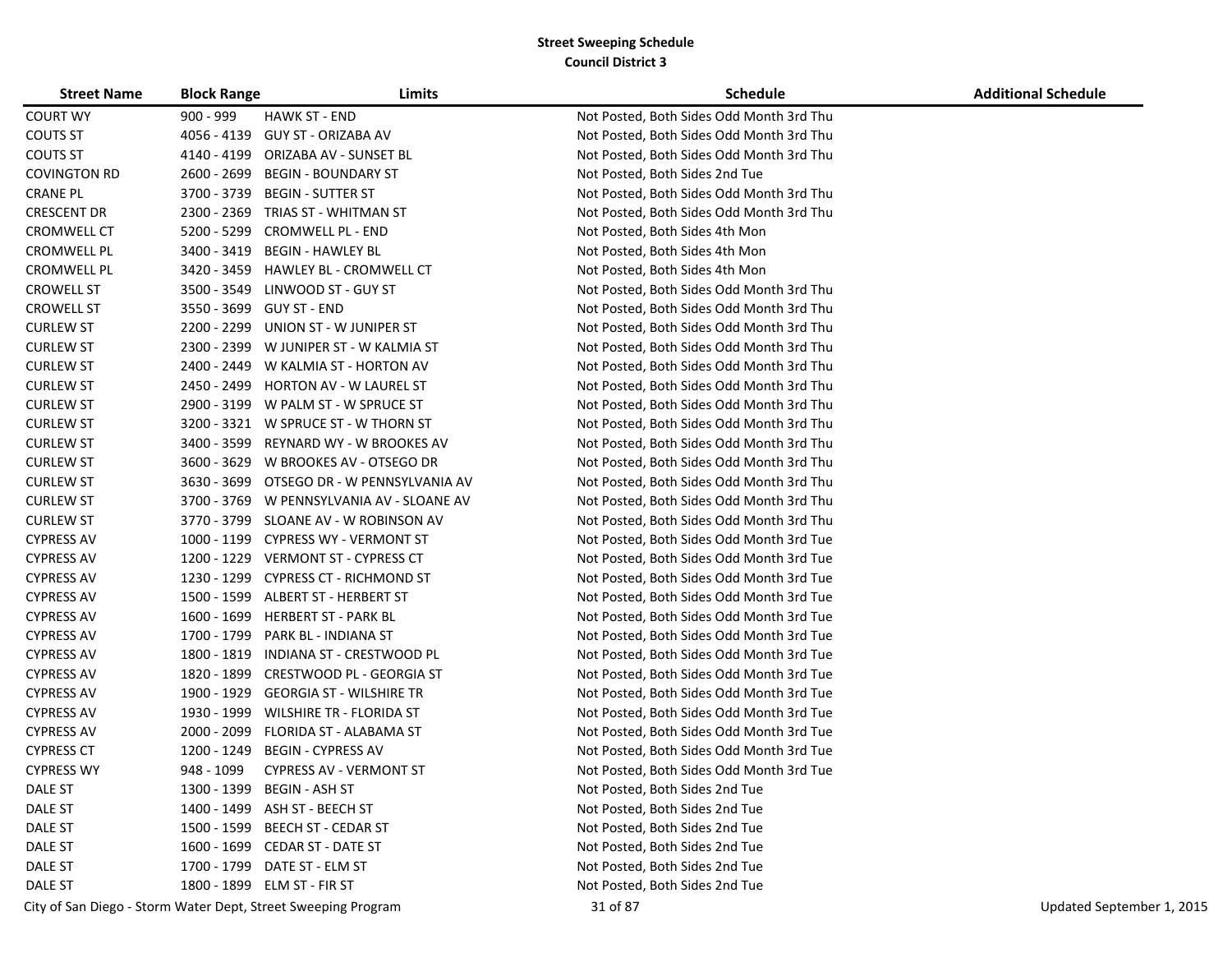**Street Sweeping Schedule**
**Council District 3**

| Street Name | Block Range | Limits | Schedule | Additional Schedule |
|---|---|---|---|---|
| COURT WY | 900 - 999 | HAWK ST - END | Not Posted, Both Sides Odd Month 3rd Thu | |
| COUTS ST | 4056 - 4139 | GUY ST - ORIZABA AV | Not Posted, Both Sides Odd Month 3rd Thu | |
| COUTS ST | 4140 - 4199 | ORIZABA AV - SUNSET BL | Not Posted, Both Sides Odd Month 3rd Thu | |
| COVINGTON RD | 2600 - 2699 | BEGIN - BOUNDARY ST | Not Posted, Both Sides 2nd Tue | |
| CRANE PL | 3700 - 3739 | BEGIN - SUTTER ST | Not Posted, Both Sides Odd Month 3rd Thu | |
| CRESCENT DR | 2300 - 2369 | TRIAS ST - WHITMAN ST | Not Posted, Both Sides Odd Month 3rd Thu | |
| CROMWELL CT | 5200 - 5299 | CROMWELL PL - END | Not Posted, Both Sides 4th Mon | |
| CROMWELL PL | 3400 - 3419 | BEGIN - HAWLEY BL | Not Posted, Both Sides 4th Mon | |
| CROMWELL PL | 3420 - 3459 | HAWLEY BL - CROMWELL CT | Not Posted, Both Sides 4th Mon | |
| CROWELL ST | 3500 - 3549 | LINWOOD ST - GUY ST | Not Posted, Both Sides Odd Month 3rd Thu | |
| CROWELL ST | 3550 - 3699 | GUY ST - END | Not Posted, Both Sides Odd Month 3rd Thu | |
| CURLEW ST | 2200 - 2299 | UNION ST - W JUNIPER ST | Not Posted, Both Sides Odd Month 3rd Thu | |
| CURLEW ST | 2300 - 2399 | W JUNIPER ST - W KALMIA ST | Not Posted, Both Sides Odd Month 3rd Thu | |
| CURLEW ST | 2400 - 2449 | W KALMIA ST - HORTON AV | Not Posted, Both Sides Odd Month 3rd Thu | |
| CURLEW ST | 2450 - 2499 | HORTON AV - W LAUREL ST | Not Posted, Both Sides Odd Month 3rd Thu | |
| CURLEW ST | 2900 - 3199 | W PALM ST - W SPRUCE ST | Not Posted, Both Sides Odd Month 3rd Thu | |
| CURLEW ST | 3200 - 3321 | W SPRUCE ST - W THORN ST | Not Posted, Both Sides Odd Month 3rd Thu | |
| CURLEW ST | 3400 - 3599 | REYNARD WY - W BROOKES AV | Not Posted, Both Sides Odd Month 3rd Thu | |
| CURLEW ST | 3600 - 3629 | W BROOKES AV - OTSEGO DR | Not Posted, Both Sides Odd Month 3rd Thu | |
| CURLEW ST | 3630 - 3699 | OTSEGO DR - W PENNSYLVANIA AV | Not Posted, Both Sides Odd Month 3rd Thu | |
| CURLEW ST | 3700 - 3769 | W PENNSYLVANIA AV - SLOANE AV | Not Posted, Both Sides Odd Month 3rd Thu | |
| CURLEW ST | 3770 - 3799 | SLOANE AV - W ROBINSON AV | Not Posted, Both Sides Odd Month 3rd Thu | |
| CYPRESS AV | 1000 - 1199 | CYPRESS WY - VERMONT ST | Not Posted, Both Sides Odd Month 3rd Tue | |
| CYPRESS AV | 1200 - 1229 | VERMONT ST - CYPRESS CT | Not Posted, Both Sides Odd Month 3rd Tue | |
| CYPRESS AV | 1230 - 1299 | CYPRESS CT - RICHMOND ST | Not Posted, Both Sides Odd Month 3rd Tue | |
| CYPRESS AV | 1500 - 1599 | ALBERT ST - HERBERT ST | Not Posted, Both Sides Odd Month 3rd Tue | |
| CYPRESS AV | 1600 - 1699 | HERBERT ST - PARK BL | Not Posted, Both Sides Odd Month 3rd Tue | |
| CYPRESS AV | 1700 - 1799 | PARK BL - INDIANA ST | Not Posted, Both Sides Odd Month 3rd Tue | |
| CYPRESS AV | 1800 - 1819 | INDIANA ST - CRESTWOOD PL | Not Posted, Both Sides Odd Month 3rd Tue | |
| CYPRESS AV | 1820 - 1899 | CRESTWOOD PL - GEORGIA ST | Not Posted, Both Sides Odd Month 3rd Tue | |
| CYPRESS AV | 1900 - 1929 | GEORGIA ST - WILSHIRE TR | Not Posted, Both Sides Odd Month 3rd Tue | |
| CYPRESS AV | 1930 - 1999 | WILSHIRE TR - FLORIDA ST | Not Posted, Both Sides Odd Month 3rd Tue | |
| CYPRESS AV | 2000 - 2099 | FLORIDA ST - ALABAMA ST | Not Posted, Both Sides Odd Month 3rd Tue | |
| CYPRESS CT | 1200 - 1249 | BEGIN - CYPRESS AV | Not Posted, Both Sides Odd Month 3rd Tue | |
| CYPRESS WY | 948 - 1099 | CYPRESS AV - VERMONT ST | Not Posted, Both Sides Odd Month 3rd Tue | |
| DALE ST | 1300 - 1399 | BEGIN - ASH ST | Not Posted, Both Sides 2nd Tue | |
| DALE ST | 1400 - 1499 | ASH ST - BEECH ST | Not Posted, Both Sides 2nd Tue | |
| DALE ST | 1500 - 1599 | BEECH ST - CEDAR ST | Not Posted, Both Sides 2nd Tue | |
| DALE ST | 1600 - 1699 | CEDAR ST - DATE ST | Not Posted, Both Sides 2nd Tue | |
| DALE ST | 1700 - 1799 | DATE ST - ELM ST | Not Posted, Both Sides 2nd Tue | |
| DALE ST | 1800 - 1899 | ELM ST - FIR ST | Not Posted, Both Sides 2nd Tue | |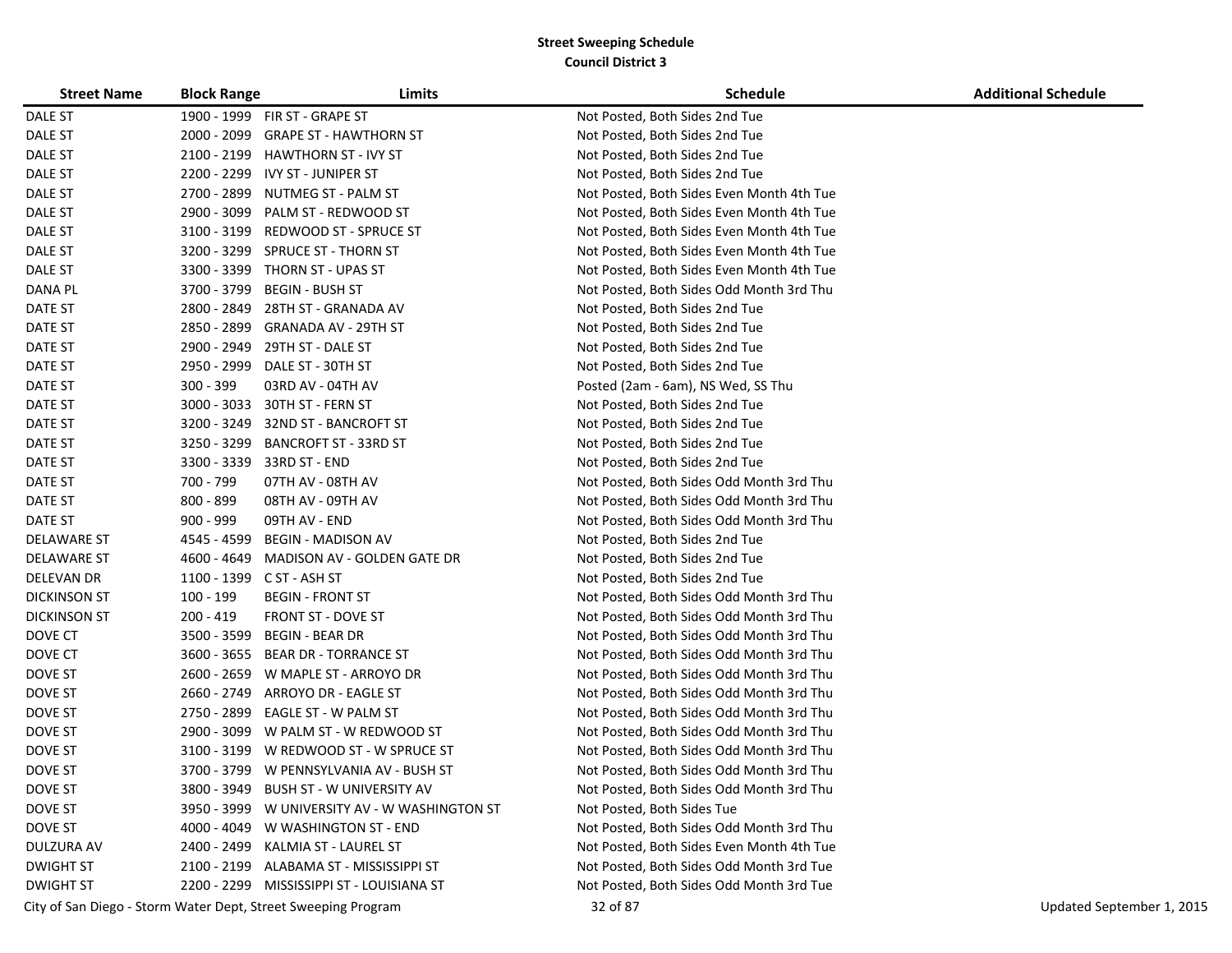**Street Sweeping Schedule**
**Council District 3**

| Street Name | Block Range | Limits | Schedule | Additional Schedule |
|---|---|---|---|---|
| DALE ST | 1900 - 1999 | FIR ST - GRAPE ST | Not Posted, Both Sides 2nd Tue | |
| DALE ST | 2000 - 2099 | GRAPE ST - HAWTHORN ST | Not Posted, Both Sides 2nd Tue | |
| DALE ST | 2100 - 2199 | HAWTHORN ST - IVY ST | Not Posted, Both Sides 2nd Tue | |
| DALE ST | 2200 - 2299 | IVY ST - JUNIPER ST | Not Posted, Both Sides 2nd Tue | |
| DALE ST | 2700 - 2899 | NUTMEG ST - PALM ST | Not Posted, Both Sides Even Month 4th Tue | |
| DALE ST | 2900 - 3099 | PALM ST - REDWOOD ST | Not Posted, Both Sides Even Month 4th Tue | |
| DALE ST | 3100 - 3199 | REDWOOD ST - SPRUCE ST | Not Posted, Both Sides Even Month 4th Tue | |
| DALE ST | 3200 - 3299 | SPRUCE ST - THORN ST | Not Posted, Both Sides Even Month 4th Tue | |
| DALE ST | 3300 - 3399 | THORN ST - UPAS ST | Not Posted, Both Sides Even Month 4th Tue | |
| DANA PL | 3700 - 3799 | BEGIN - BUSH ST | Not Posted, Both Sides Odd Month 3rd Thu | |
| DATE ST | 2800 - 2849 | 28TH ST - GRANADA AV | Not Posted, Both Sides 2nd Tue | |
| DATE ST | 2850 - 2899 | GRANADA AV - 29TH ST | Not Posted, Both Sides 2nd Tue | |
| DATE ST | 2900 - 2949 | 29TH ST - DALE ST | Not Posted, Both Sides 2nd Tue | |
| DATE ST | 2950 - 2999 | DALE ST - 30TH ST | Not Posted, Both Sides 2nd Tue | |
| DATE ST | 300 - 399 | 03RD AV - 04TH AV | Posted (2am - 6am), NS Wed, SS Thu | |
| DATE ST | 3000 - 3033 | 30TH ST - FERN ST | Not Posted, Both Sides 2nd Tue | |
| DATE ST | 3200 - 3249 | 32ND ST - BANCROFT ST | Not Posted, Both Sides 2nd Tue | |
| DATE ST | 3250 - 3299 | BANCROFT ST - 33RD ST | Not Posted, Both Sides 2nd Tue | |
| DATE ST | 3300 - 3339 | 33RD ST - END | Not Posted, Both Sides 2nd Tue | |
| DATE ST | 700 - 799 | 07TH AV - 08TH AV | Not Posted, Both Sides Odd Month 3rd Thu | |
| DATE ST | 800 - 899 | 08TH AV - 09TH AV | Not Posted, Both Sides Odd Month 3rd Thu | |
| DATE ST | 900 - 999 | 09TH AV - END | Not Posted, Both Sides Odd Month 3rd Thu | |
| DELAWARE ST | 4545 - 4599 | BEGIN - MADISON AV | Not Posted, Both Sides 2nd Tue | |
| DELAWARE ST | 4600 - 4649 | MADISON AV - GOLDEN GATE DR | Not Posted, Both Sides 2nd Tue | |
| DELEVAN DR | 1100 - 1399 | C ST - ASH ST | Not Posted, Both Sides 2nd Tue | |
| DICKINSON ST | 100 - 199 | BEGIN - FRONT ST | Not Posted, Both Sides Odd Month 3rd Thu | |
| DICKINSON ST | 200 - 419 | FRONT ST - DOVE ST | Not Posted, Both Sides Odd Month 3rd Thu | |
| DOVE CT | 3500 - 3599 | BEGIN - BEAR DR | Not Posted, Both Sides Odd Month 3rd Thu | |
| DOVE CT | 3600 - 3655 | BEAR DR - TORRANCE ST | Not Posted, Both Sides Odd Month 3rd Thu | |
| DOVE ST | 2600 - 2659 | W MAPLE ST - ARROYO DR | Not Posted, Both Sides Odd Month 3rd Thu | |
| DOVE ST | 2660 - 2749 | ARROYO DR - EAGLE ST | Not Posted, Both Sides Odd Month 3rd Thu | |
| DOVE ST | 2750 - 2899 | EAGLE ST - W PALM ST | Not Posted, Both Sides Odd Month 3rd Thu | |
| DOVE ST | 2900 - 3099 | W PALM ST - W REDWOOD ST | Not Posted, Both Sides Odd Month 3rd Thu | |
| DOVE ST | 3100 - 3199 | W REDWOOD ST - W SPRUCE ST | Not Posted, Both Sides Odd Month 3rd Thu | |
| DOVE ST | 3700 - 3799 | W PENNSYLVANIA AV - BUSH ST | Not Posted, Both Sides Odd Month 3rd Thu | |
| DOVE ST | 3800 - 3949 | BUSH ST - W UNIVERSITY AV | Not Posted, Both Sides Odd Month 3rd Thu | |
| DOVE ST | 3950 - 3999 | W UNIVERSITY AV - W WASHINGTON ST | Not Posted, Both Sides Tue | |
| DOVE ST | 4000 - 4049 | W WASHINGTON ST - END | Not Posted, Both Sides Odd Month 3rd Thu | |
| DULZURA AV | 2400 - 2499 | KALMIA ST - LAUREL ST | Not Posted, Both Sides Even Month 4th Tue | |
| DWIGHT ST | 2100 - 2199 | ALABAMA ST - MISSISSIPPI ST | Not Posted, Both Sides Odd Month 3rd Tue | |
| DWIGHT ST | 2200 - 2299 | MISSISSIPPI ST - LOUISIANA ST | Not Posted, Both Sides Odd Month 3rd Tue | |

City of San Diego - Storm Water Dept, Street Sweeping Program — Updated September 1, 2015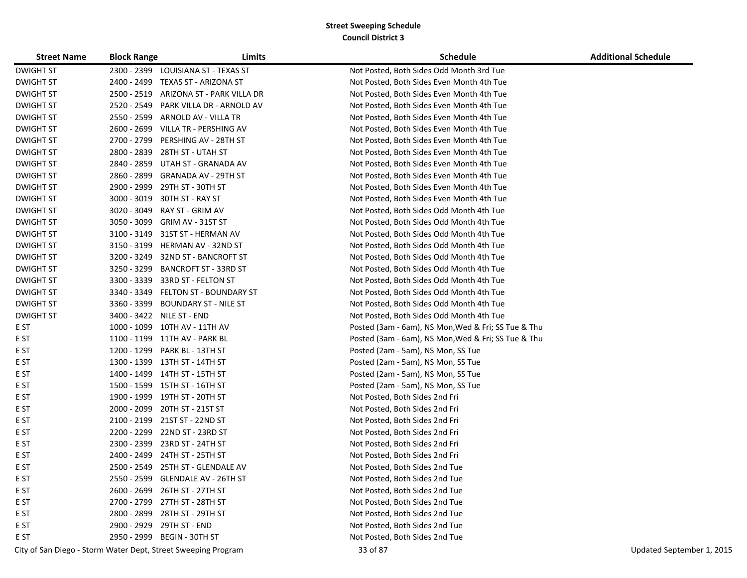## Street Sweeping Schedule
### Council District 3

| Street Name | Block Range | Limits | Schedule | Additional Schedule |
|---|---|---|---|---|
| DWIGHT ST | 2300 - 2399 | LOUISIANA ST - TEXAS ST | Not Posted, Both Sides Odd Month 3rd Tue | |
| DWIGHT ST | 2400 - 2499 | TEXAS ST - ARIZONA ST | Not Posted, Both Sides Even Month 4th Tue | |
| DWIGHT ST | 2500 - 2519 | ARIZONA ST - PARK VILLA DR | Not Posted, Both Sides Even Month 4th Tue | |
| DWIGHT ST | 2520 - 2549 | PARK VILLA DR - ARNOLD AV | Not Posted, Both Sides Even Month 4th Tue | |
| DWIGHT ST | 2550 - 2599 | ARNOLD AV - VILLA TR | Not Posted, Both Sides Even Month 4th Tue | |
| DWIGHT ST | 2600 - 2699 | VILLA TR - PERSHING AV | Not Posted, Both Sides Even Month 4th Tue | |
| DWIGHT ST | 2700 - 2799 | PERSHING AV - 28TH ST | Not Posted, Both Sides Even Month 4th Tue | |
| DWIGHT ST | 2800 - 2839 | 28TH ST - UTAH ST | Not Posted, Both Sides Even Month 4th Tue | |
| DWIGHT ST | 2840 - 2859 | UTAH ST - GRANADA AV | Not Posted, Both Sides Even Month 4th Tue | |
| DWIGHT ST | 2860 - 2899 | GRANADA AV - 29TH ST | Not Posted, Both Sides Even Month 4th Tue | |
| DWIGHT ST | 2900 - 2999 | 29TH ST - 30TH ST | Not Posted, Both Sides Even Month 4th Tue | |
| DWIGHT ST | 3000 - 3019 | 30TH ST - RAY ST | Not Posted, Both Sides Even Month 4th Tue | |
| DWIGHT ST | 3020 - 3049 | RAY ST - GRIM AV | Not Posted, Both Sides Odd Month 4th Tue | |
| DWIGHT ST | 3050 - 3099 | GRIM AV - 31ST ST | Not Posted, Both Sides Odd Month 4th Tue | |
| DWIGHT ST | 3100 - 3149 | 31ST ST - HERMAN AV | Not Posted, Both Sides Odd Month 4th Tue | |
| DWIGHT ST | 3150 - 3199 | HERMAN AV - 32ND ST | Not Posted, Both Sides Odd Month 4th Tue | |
| DWIGHT ST | 3200 - 3249 | 32ND ST - BANCROFT ST | Not Posted, Both Sides Odd Month 4th Tue | |
| DWIGHT ST | 3250 - 3299 | BANCROFT ST - 33RD ST | Not Posted, Both Sides Odd Month 4th Tue | |
| DWIGHT ST | 3300 - 3339 | 33RD ST - FELTON ST | Not Posted, Both Sides Odd Month 4th Tue | |
| DWIGHT ST | 3340 - 3349 | FELTON ST - BOUNDARY ST | Not Posted, Both Sides Odd Month 4th Tue | |
| DWIGHT ST | 3360 - 3399 | BOUNDARY ST - NILE ST | Not Posted, Both Sides Odd Month 4th Tue | |
| DWIGHT ST | 3400 - 3422 | NILE ST - END | Not Posted, Both Sides Odd Month 4th Tue | |
| E ST | 1000 - 1099 | 10TH AV - 11TH AV | Posted (3am - 6am), NS Mon,Wed & Fri; SS Tue & Thu | |
| E ST | 1100 - 1199 | 11TH AV - PARK BL | Posted (3am - 6am), NS Mon,Wed & Fri; SS Tue & Thu | |
| E ST | 1200 - 1299 | PARK BL - 13TH ST | Posted (2am - 5am), NS Mon, SS Tue | |
| E ST | 1300 - 1399 | 13TH ST - 14TH ST | Posted (2am - 5am), NS Mon, SS Tue | |
| E ST | 1400 - 1499 | 14TH ST - 15TH ST | Posted (2am - 5am), NS Mon, SS Tue | |
| E ST | 1500 - 1599 | 15TH ST - 16TH ST | Posted (2am - 5am), NS Mon, SS Tue | |
| E ST | 1900 - 1999 | 19TH ST - 20TH ST | Not Posted, Both Sides 2nd Fri | |
| E ST | 2000 - 2099 | 20TH ST - 21ST ST | Not Posted, Both Sides 2nd Fri | |
| E ST | 2100 - 2199 | 21ST ST - 22ND ST | Not Posted, Both Sides 2nd Fri | |
| E ST | 2200 - 2299 | 22ND ST - 23RD ST | Not Posted, Both Sides 2nd Fri | |
| E ST | 2300 - 2399 | 23RD ST - 24TH ST | Not Posted, Both Sides 2nd Fri | |
| E ST | 2400 - 2499 | 24TH ST - 25TH ST | Not Posted, Both Sides 2nd Fri | |
| E ST | 2500 - 2549 | 25TH ST - GLENDALE AV | Not Posted, Both Sides 2nd Tue | |
| E ST | 2550 - 2599 | GLENDALE AV - 26TH ST | Not Posted, Both Sides 2nd Tue | |
| E ST | 2600 - 2699 | 26TH ST - 27TH ST | Not Posted, Both Sides 2nd Tue | |
| E ST | 2700 - 2799 | 27TH ST - 28TH ST | Not Posted, Both Sides 2nd Tue | |
| E ST | 2800 - 2899 | 28TH ST - 29TH ST | Not Posted, Both Sides 2nd Tue | |
| E ST | 2900 - 2929 | 29TH ST - END | Not Posted, Both Sides 2nd Tue | |
| E ST | 2950 - 2999 | BEGIN - 30TH ST | Not Posted, Both Sides 2nd Tue | |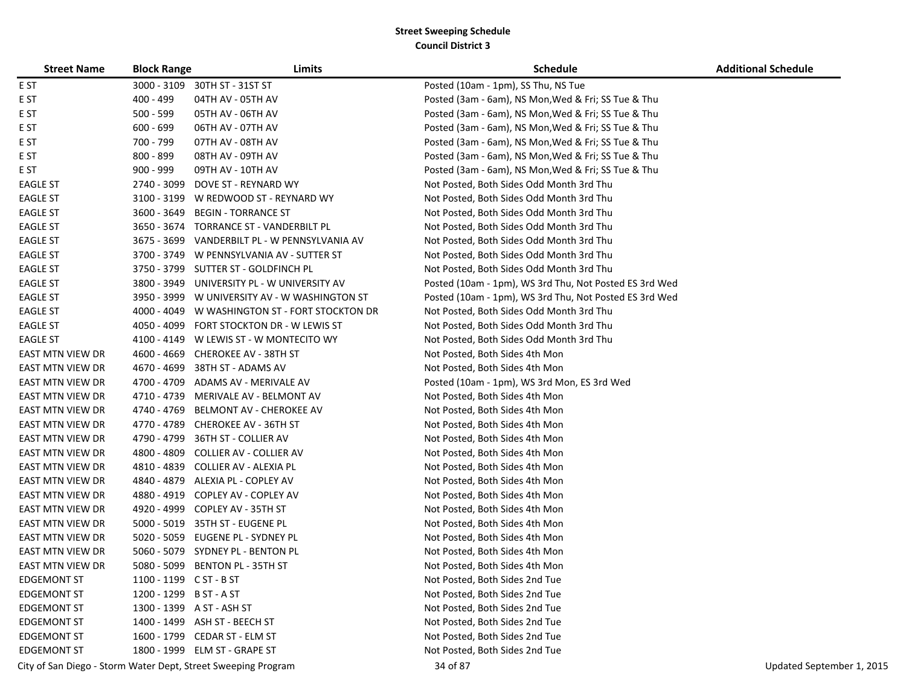**Street Sweeping Schedule**
**Council District 3**

| Street Name | Block Range | Limits | Schedule | Additional Schedule |
|---|---|---|---|---|
| E ST | 3000 - 3109 | 30TH ST - 31ST ST | Posted (10am - 1pm), SS Thu, NS Tue | |
| E ST | 400 - 499 | 04TH AV - 05TH AV | Posted (3am - 6am), NS Mon,Wed & Fri; SS Tue & Thu | |
| E ST | 500 - 599 | 05TH AV - 06TH AV | Posted (3am - 6am), NS Mon,Wed & Fri; SS Tue & Thu | |
| E ST | 600 - 699 | 06TH AV - 07TH AV | Posted (3am - 6am), NS Mon,Wed & Fri; SS Tue & Thu | |
| E ST | 700 - 799 | 07TH AV - 08TH AV | Posted (3am - 6am), NS Mon,Wed & Fri; SS Tue & Thu | |
| E ST | 800 - 899 | 08TH AV - 09TH AV | Posted (3am - 6am), NS Mon,Wed & Fri; SS Tue & Thu | |
| E ST | 900 - 999 | 09TH AV - 10TH AV | Posted (3am - 6am), NS Mon,Wed & Fri; SS Tue & Thu | |
| EAGLE ST | 2740 - 3099 | DOVE ST - REYNARD WY | Not Posted, Both Sides Odd Month 3rd Thu | |
| EAGLE ST | 3100 - 3199 | W REDWOOD ST - REYNARD WY | Not Posted, Both Sides Odd Month 3rd Thu | |
| EAGLE ST | 3600 - 3649 | BEGIN - TORRANCE ST | Not Posted, Both Sides Odd Month 3rd Thu | |
| EAGLE ST | 3650 - 3674 | TORRANCE ST - VANDERBILT PL | Not Posted, Both Sides Odd Month 3rd Thu | |
| EAGLE ST | 3675 - 3699 | VANDERBILT PL - W PENNSYLVANIA AV | Not Posted, Both Sides Odd Month 3rd Thu | |
| EAGLE ST | 3700 - 3749 | W PENNSYLVANIA AV - SUTTER ST | Not Posted, Both Sides Odd Month 3rd Thu | |
| EAGLE ST | 3750 - 3799 | SUTTER ST - GOLDFINCH PL | Not Posted, Both Sides Odd Month 3rd Thu | |
| EAGLE ST | 3800 - 3949 | UNIVERSITY PL - W UNIVERSITY AV | Posted (10am - 1pm), WS 3rd Thu, Not Posted ES 3rd Wed | |
| EAGLE ST | 3950 - 3999 | W UNIVERSITY AV - W WASHINGTON ST | Posted (10am - 1pm), WS 3rd Thu, Not Posted ES 3rd Wed | |
| EAGLE ST | 4000 - 4049 | W WASHINGTON ST - FORT STOCKTON DR | Not Posted, Both Sides Odd Month 3rd Thu | |
| EAGLE ST | 4050 - 4099 | FORT STOCKTON DR - W LEWIS ST | Not Posted, Both Sides Odd Month 3rd Thu | |
| EAGLE ST | 4100 - 4149 | W LEWIS ST - W MONTECITO WY | Not Posted, Both Sides Odd Month 3rd Thu | |
| EAST MTN VIEW DR | 4600 - 4669 | CHEROKEE AV - 38TH ST | Not Posted, Both Sides 4th Mon | |
| EAST MTN VIEW DR | 4670 - 4699 | 38TH ST - ADAMS AV | Not Posted, Both Sides 4th Mon | |
| EAST MTN VIEW DR | 4700 - 4709 | ADAMS AV - MERIVALE AV | Posted (10am - 1pm), WS 3rd Mon, ES 3rd Wed | |
| EAST MTN VIEW DR | 4710 - 4739 | MERIVALE AV - BELMONT AV | Not Posted, Both Sides 4th Mon | |
| EAST MTN VIEW DR | 4740 - 4769 | BELMONT AV - CHEROKEE AV | Not Posted, Both Sides 4th Mon | |
| EAST MTN VIEW DR | 4770 - 4789 | CHEROKEE AV - 36TH ST | Not Posted, Both Sides 4th Mon | |
| EAST MTN VIEW DR | 4790 - 4799 | 36TH ST - COLLIER AV | Not Posted, Both Sides 4th Mon | |
| EAST MTN VIEW DR | 4800 - 4809 | COLLIER AV - COLLIER AV | Not Posted, Both Sides 4th Mon | |
| EAST MTN VIEW DR | 4810 - 4839 | COLLIER AV - ALEXIA PL | Not Posted, Both Sides 4th Mon | |
| EAST MTN VIEW DR | 4840 - 4879 | ALEXIA PL - COPLEY AV | Not Posted, Both Sides 4th Mon | |
| EAST MTN VIEW DR | 4880 - 4919 | COPLEY AV - COPLEY AV | Not Posted, Both Sides 4th Mon | |
| EAST MTN VIEW DR | 4920 - 4999 | COPLEY AV - 35TH ST | Not Posted, Both Sides 4th Mon | |
| EAST MTN VIEW DR | 5000 - 5019 | 35TH ST - EUGENE PL | Not Posted, Both Sides 4th Mon | |
| EAST MTN VIEW DR | 5020 - 5059 | EUGENE PL - SYDNEY PL | Not Posted, Both Sides 4th Mon | |
| EAST MTN VIEW DR | 5060 - 5079 | SYDNEY PL - BENTON PL | Not Posted, Both Sides 4th Mon | |
| EAST MTN VIEW DR | 5080 - 5099 | BENTON PL - 35TH ST | Not Posted, Both Sides 4th Mon | |
| EDGEMONT ST | 1100 - 1199 | C ST - B ST | Not Posted, Both Sides 2nd Tue | |
| EDGEMONT ST | 1200 - 1299 | B ST - A ST | Not Posted, Both Sides 2nd Tue | |
| EDGEMONT ST | 1300 - 1399 | A ST - ASH ST | Not Posted, Both Sides 2nd Tue | |
| EDGEMONT ST | 1400 - 1499 | ASH ST - BEECH ST | Not Posted, Both Sides 2nd Tue | |
| EDGEMONT ST | 1600 - 1799 | CEDAR ST - ELM ST | Not Posted, Both Sides 2nd Tue | |
| EDGEMONT ST | 1800 - 1999 | ELM ST - GRAPE ST | Not Posted, Both Sides 2nd Tue | |

City of San Diego - Storm Water Dept, Street Sweeping Program

Updated September 1, 2015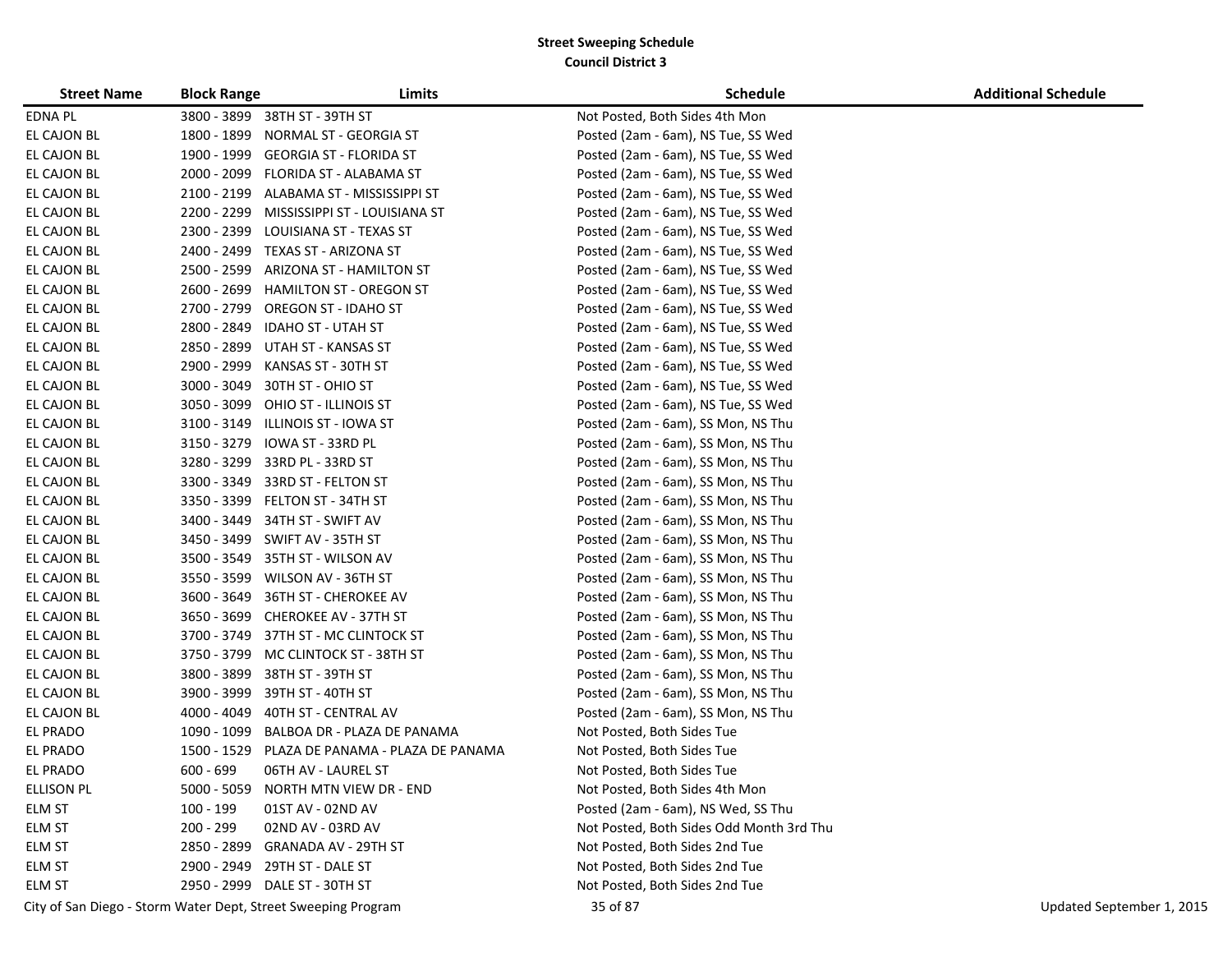**Street Sweeping Schedule**
**Council District 3**

| Street Name | Block Range | Limits | Schedule | Additional Schedule |
|---|---|---|---|---|
| EDNA PL | 3800 - 3899 | 38TH ST - 39TH ST | Not Posted, Both Sides 4th Mon | |
| EL CAJON BL | 1800 - 1899 | NORMAL ST - GEORGIA ST | Posted (2am - 6am), NS Tue, SS Wed | |
| EL CAJON BL | 1900 - 1999 | GEORGIA ST - FLORIDA ST | Posted (2am - 6am), NS Tue, SS Wed | |
| EL CAJON BL | 2000 - 2099 | FLORIDA ST - ALABAMA ST | Posted (2am - 6am), NS Tue, SS Wed | |
| EL CAJON BL | 2100 - 2199 | ALABAMA ST - MISSISSIPPI ST | Posted (2am - 6am), NS Tue, SS Wed | |
| EL CAJON BL | 2200 - 2299 | MISSISSIPPI ST - LOUISIANA ST | Posted (2am - 6am), NS Tue, SS Wed | |
| EL CAJON BL | 2300 - 2399 | LOUISIANA ST - TEXAS ST | Posted (2am - 6am), NS Tue, SS Wed | |
| EL CAJON BL | 2400 - 2499 | TEXAS ST - ARIZONA ST | Posted (2am - 6am), NS Tue, SS Wed | |
| EL CAJON BL | 2500 - 2599 | ARIZONA ST - HAMILTON ST | Posted (2am - 6am), NS Tue, SS Wed | |
| EL CAJON BL | 2600 - 2699 | HAMILTON ST - OREGON ST | Posted (2am - 6am), NS Tue, SS Wed | |
| EL CAJON BL | 2700 - 2799 | OREGON ST - IDAHO ST | Posted (2am - 6am), NS Tue, SS Wed | |
| EL CAJON BL | 2800 - 2849 | IDAHO ST - UTAH ST | Posted (2am - 6am), NS Tue, SS Wed | |
| EL CAJON BL | 2850 - 2899 | UTAH ST - KANSAS ST | Posted (2am - 6am), NS Tue, SS Wed | |
| EL CAJON BL | 2900 - 2999 | KANSAS ST - 30TH ST | Posted (2am - 6am), NS Tue, SS Wed | |
| EL CAJON BL | 3000 - 3049 | 30TH ST - OHIO ST | Posted (2am - 6am), NS Tue, SS Wed | |
| EL CAJON BL | 3050 - 3099 | OHIO ST - ILLINOIS ST | Posted (2am - 6am), NS Tue, SS Wed | |
| EL CAJON BL | 3100 - 3149 | ILLINOIS ST - IOWA ST | Posted (2am - 6am), SS Mon, NS Thu | |
| EL CAJON BL | 3150 - 3279 | IOWA ST - 33RD PL | Posted (2am - 6am), SS Mon, NS Thu | |
| EL CAJON BL | 3280 - 3299 | 33RD PL - 33RD ST | Posted (2am - 6am), SS Mon, NS Thu | |
| EL CAJON BL | 3300 - 3349 | 33RD ST - FELTON ST | Posted (2am - 6am), SS Mon, NS Thu | |
| EL CAJON BL | 3350 - 3399 | FELTON ST - 34TH ST | Posted (2am - 6am), SS Mon, NS Thu | |
| EL CAJON BL | 3400 - 3449 | 34TH ST - SWIFT AV | Posted (2am - 6am), SS Mon, NS Thu | |
| EL CAJON BL | 3450 - 3499 | SWIFT AV - 35TH ST | Posted (2am - 6am), SS Mon, NS Thu | |
| EL CAJON BL | 3500 - 3549 | 35TH ST - WILSON AV | Posted (2am - 6am), SS Mon, NS Thu | |
| EL CAJON BL | 3550 - 3599 | WILSON AV - 36TH ST | Posted (2am - 6am), SS Mon, NS Thu | |
| EL CAJON BL | 3600 - 3649 | 36TH ST - CHEROKEE AV | Posted (2am - 6am), SS Mon, NS Thu | |
| EL CAJON BL | 3650 - 3699 | CHEROKEE AV - 37TH ST | Posted (2am - 6am), SS Mon, NS Thu | |
| EL CAJON BL | 3700 - 3749 | 37TH ST - MC CLINTOCK ST | Posted (2am - 6am), SS Mon, NS Thu | |
| EL CAJON BL | 3750 - 3799 | MC CLINTOCK ST - 38TH ST | Posted (2am - 6am), SS Mon, NS Thu | |
| EL CAJON BL | 3800 - 3899 | 38TH ST - 39TH ST | Posted (2am - 6am), SS Mon, NS Thu | |
| EL CAJON BL | 3900 - 3999 | 39TH ST - 40TH ST | Posted (2am - 6am), SS Mon, NS Thu | |
| EL CAJON BL | 4000 - 4049 | 40TH ST - CENTRAL AV | Posted (2am - 6am), SS Mon, NS Thu | |
| EL PRADO | 1090 - 1099 | BALBOA DR - PLAZA DE PANAMA | Not Posted, Both Sides Tue | |
| EL PRADO | 1500 - 1529 | PLAZA DE PANAMA - PLAZA DE PANAMA | Not Posted, Both Sides Tue | |
| EL PRADO | 600 - 699 | 06TH AV - LAUREL ST | Not Posted, Both Sides Tue | |
| ELLISON PL | 5000 - 5059 | NORTH MTN VIEW DR - END | Not Posted, Both Sides 4th Mon | |
| ELM ST | 100 - 199 | 01ST AV - 02ND AV | Posted (2am - 6am), NS Wed, SS Thu | |
| ELM ST | 200 - 299 | 02ND AV - 03RD AV | Not Posted, Both Sides Odd Month 3rd Thu | |
| ELM ST | 2850 - 2899 | GRANADA AV - 29TH ST | Not Posted, Both Sides 2nd Tue | |
| ELM ST | 2900 - 2949 | 29TH ST - DALE ST | Not Posted, Both Sides 2nd Tue | |
| ELM ST | 2950 - 2999 | DALE ST - 30TH ST | Not Posted, Both Sides 2nd Tue | |

City of San Diego - Storm Water Dept, Street Sweeping Program — Updated September 1, 2015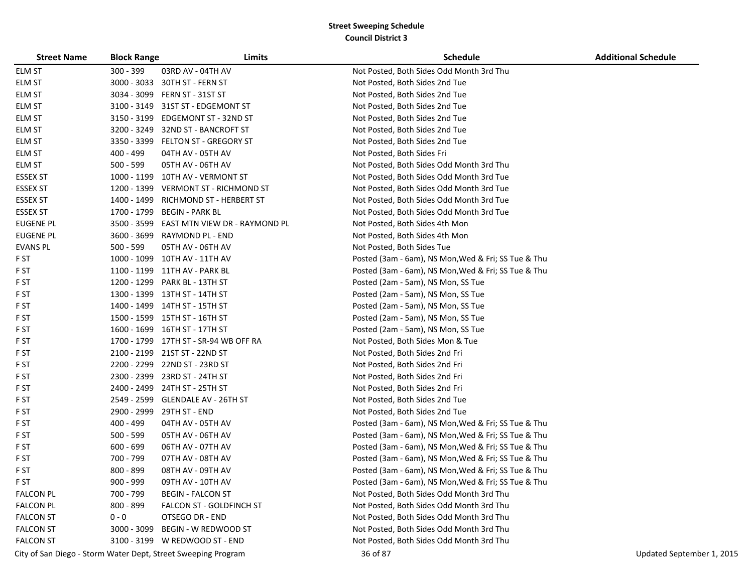**Street Sweeping Schedule**
**Council District 3**

| Street Name | Block Range | Limits | Schedule | Additional Schedule |
|---|---|---|---|---|
| ELM ST | 300 - 399 | 03RD AV - 04TH AV | Not Posted, Both Sides Odd Month 3rd Thu | |
| ELM ST | 3000 - 3033 | 30TH ST - FERN ST | Not Posted, Both Sides 2nd Tue | |
| ELM ST | 3034 - 3099 | FERN ST - 31ST ST | Not Posted, Both Sides 2nd Tue | |
| ELM ST | 3100 - 3149 | 31ST ST - EDGEMONT ST | Not Posted, Both Sides 2nd Tue | |
| ELM ST | 3150 - 3199 | EDGEMONT ST - 32ND ST | Not Posted, Both Sides 2nd Tue | |
| ELM ST | 3200 - 3249 | 32ND ST - BANCROFT ST | Not Posted, Both Sides 2nd Tue | |
| ELM ST | 3350 - 3399 | FELTON ST - GREGORY ST | Not Posted, Both Sides 2nd Tue | |
| ELM ST | 400 - 499 | 04TH AV - 05TH AV | Not Posted, Both Sides Fri | |
| ELM ST | 500 - 599 | 05TH AV - 06TH AV | Not Posted, Both Sides Odd Month 3rd Thu | |
| ESSEX ST | 1000 - 1199 | 10TH AV - VERMONT ST | Not Posted, Both Sides Odd Month 3rd Tue | |
| ESSEX ST | 1200 - 1399 | VERMONT ST - RICHMOND ST | Not Posted, Both Sides Odd Month 3rd Tue | |
| ESSEX ST | 1400 - 1499 | RICHMOND ST - HERBERT ST | Not Posted, Both Sides Odd Month 3rd Tue | |
| ESSEX ST | 1700 - 1799 | BEGIN - PARK BL | Not Posted, Both Sides Odd Month 3rd Tue | |
| EUGENE PL | 3500 - 3599 | EAST MTN VIEW DR - RAYMOND PL | Not Posted, Both Sides 4th Mon | |
| EUGENE PL | 3600 - 3699 | RAYMOND PL - END | Not Posted, Both Sides 4th Mon | |
| EVANS PL | 500 - 599 | 05TH AV - 06TH AV | Not Posted, Both Sides Tue | |
| F ST | 1000 - 1099 | 10TH AV - 11TH AV | Posted (3am - 6am), NS Mon,Wed & Fri; SS Tue & Thu | |
| F ST | 1100 - 1199 | 11TH AV - PARK BL | Posted (3am - 6am), NS Mon,Wed & Fri; SS Tue & Thu | |
| F ST | 1200 - 1299 | PARK BL - 13TH ST | Posted (2am - 5am), NS Mon, SS Tue | |
| F ST | 1300 - 1399 | 13TH ST - 14TH ST | Posted (2am - 5am), NS Mon, SS Tue | |
| F ST | 1400 - 1499 | 14TH ST - 15TH ST | Posted (2am - 5am), NS Mon, SS Tue | |
| F ST | 1500 - 1599 | 15TH ST - 16TH ST | Posted (2am - 5am), NS Mon, SS Tue | |
| F ST | 1600 - 1699 | 16TH ST - 17TH ST | Posted (2am - 5am), NS Mon, SS Tue | |
| F ST | 1700 - 1799 | 17TH ST - SR-94 WB OFF RA | Not Posted, Both Sides Mon & Tue | |
| F ST | 2100 - 2199 | 21ST ST - 22ND ST | Not Posted, Both Sides 2nd Fri | |
| F ST | 2200 - 2299 | 22ND ST - 23RD ST | Not Posted, Both Sides 2nd Fri | |
| F ST | 2300 - 2399 | 23RD ST - 24TH ST | Not Posted, Both Sides 2nd Fri | |
| F ST | 2400 - 2499 | 24TH ST - 25TH ST | Not Posted, Both Sides 2nd Fri | |
| F ST | 2549 - 2599 | GLENDALE AV - 26TH ST | Not Posted, Both Sides 2nd Tue | |
| F ST | 2900 - 2999 | 29TH ST - END | Not Posted, Both Sides 2nd Tue | |
| F ST | 400 - 499 | 04TH AV - 05TH AV | Posted (3am - 6am), NS Mon,Wed & Fri; SS Tue & Thu | |
| F ST | 500 - 599 | 05TH AV - 06TH AV | Posted (3am - 6am), NS Mon,Wed & Fri; SS Tue & Thu | |
| F ST | 600 - 699 | 06TH AV - 07TH AV | Posted (3am - 6am), NS Mon,Wed & Fri; SS Tue & Thu | |
| F ST | 700 - 799 | 07TH AV - 08TH AV | Posted (3am - 6am), NS Mon,Wed & Fri; SS Tue & Thu | |
| F ST | 800 - 899 | 08TH AV - 09TH AV | Posted (3am - 6am), NS Mon,Wed & Fri; SS Tue & Thu | |
| F ST | 900 - 999 | 09TH AV - 10TH AV | Posted (3am - 6am), NS Mon,Wed & Fri; SS Tue & Thu | |
| FALCON PL | 700 - 799 | BEGIN - FALCON ST | Not Posted, Both Sides Odd Month 3rd Thu | |
| FALCON PL | 800 - 899 | FALCON ST - GOLDFINCH ST | Not Posted, Both Sides Odd Month 3rd Thu | |
| FALCON ST | 0 - 0 | OTSEGO DR - END | Not Posted, Both Sides Odd Month 3rd Thu | |
| FALCON ST | 3000 - 3099 | BEGIN - W REDWOOD ST | Not Posted, Both Sides Odd Month 3rd Thu | |
| FALCON ST | 3100 - 3199 | W REDWOOD ST - END | Not Posted, Both Sides Odd Month 3rd Thu | |

City of San Diego - Storm Water Dept, Street Sweeping Program — Updated September 1, 2015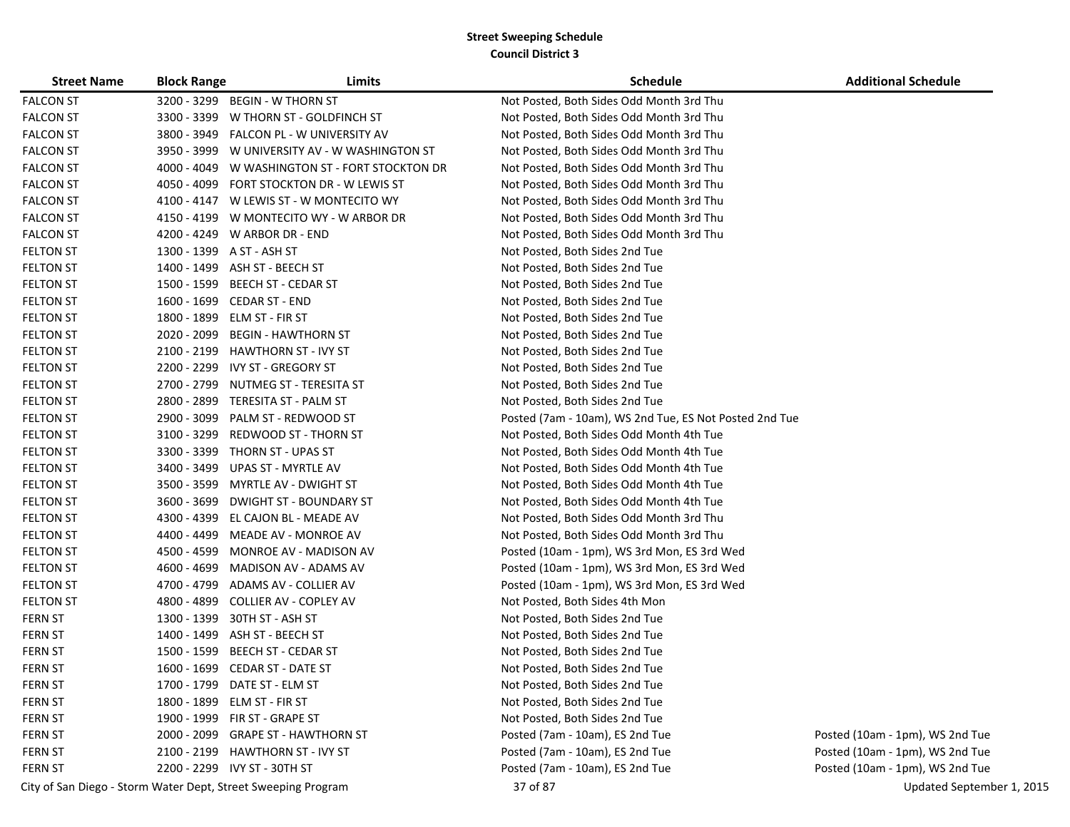**Street Sweeping Schedule**
**Council District 3**

| Street Name | Block Range | Limits | Schedule | Additional Schedule |
|---|---|---|---|---|
| FALCON ST | 3200 - 3299 | BEGIN - W THORN ST | Not Posted, Both Sides Odd Month 3rd Thu | |
| FALCON ST | 3300 - 3399 | W THORN ST - GOLDFINCH ST | Not Posted, Both Sides Odd Month 3rd Thu | |
| FALCON ST | 3800 - 3949 | FALCON PL - W UNIVERSITY AV | Not Posted, Both Sides Odd Month 3rd Thu | |
| FALCON ST | 3950 - 3999 | W UNIVERSITY AV - W WASHINGTON ST | Not Posted, Both Sides Odd Month 3rd Thu | |
| FALCON ST | 4000 - 4049 | W WASHINGTON ST - FORT STOCKTON DR | Not Posted, Both Sides Odd Month 3rd Thu | |
| FALCON ST | 4050 - 4099 | FORT STOCKTON DR - W LEWIS ST | Not Posted, Both Sides Odd Month 3rd Thu | |
| FALCON ST | 4100 - 4147 | W LEWIS ST - W MONTECITO WY | Not Posted, Both Sides Odd Month 3rd Thu | |
| FALCON ST | 4150 - 4199 | W MONTECITO WY - W ARBOR DR | Not Posted, Both Sides Odd Month 3rd Thu | |
| FALCON ST | 4200 - 4249 | W ARBOR DR - END | Not Posted, Both Sides Odd Month 3rd Thu | |
| FELTON ST | 1300 - 1399 | A ST - ASH ST | Not Posted, Both Sides 2nd Tue | |
| FELTON ST | 1400 - 1499 | ASH ST - BEECH ST | Not Posted, Both Sides 2nd Tue | |
| FELTON ST | 1500 - 1599 | BEECH ST - CEDAR ST | Not Posted, Both Sides 2nd Tue | |
| FELTON ST | 1600 - 1699 | CEDAR ST - END | Not Posted, Both Sides 2nd Tue | |
| FELTON ST | 1800 - 1899 | ELM ST - FIR ST | Not Posted, Both Sides 2nd Tue | |
| FELTON ST | 2020 - 2099 | BEGIN - HAWTHORN ST | Not Posted, Both Sides 2nd Tue | |
| FELTON ST | 2100 - 2199 | HAWTHORN ST - IVY ST | Not Posted, Both Sides 2nd Tue | |
| FELTON ST | 2200 - 2299 | IVY ST - GREGORY ST | Not Posted, Both Sides 2nd Tue | |
| FELTON ST | 2700 - 2799 | NUTMEG ST - TERESITA ST | Not Posted, Both Sides 2nd Tue | |
| FELTON ST | 2800 - 2899 | TERESITA ST - PALM ST | Not Posted, Both Sides 2nd Tue | |
| FELTON ST | 2900 - 3099 | PALM ST - REDWOOD ST | Posted (7am - 10am), WS 2nd Tue, ES Not Posted 2nd Tue | |
| FELTON ST | 3100 - 3299 | REDWOOD ST - THORN ST | Not Posted, Both Sides Odd Month 4th Tue | |
| FELTON ST | 3300 - 3399 | THORN ST - UPAS ST | Not Posted, Both Sides Odd Month 4th Tue | |
| FELTON ST | 3400 - 3499 | UPAS ST - MYRTLE AV | Not Posted, Both Sides Odd Month 4th Tue | |
| FELTON ST | 3500 - 3599 | MYRTLE AV - DWIGHT ST | Not Posted, Both Sides Odd Month 4th Tue | |
| FELTON ST | 3600 - 3699 | DWIGHT ST - BOUNDARY ST | Not Posted, Both Sides Odd Month 4th Tue | |
| FELTON ST | 4300 - 4399 | EL CAJON BL - MEADE AV | Not Posted, Both Sides Odd Month 3rd Thu | |
| FELTON ST | 4400 - 4499 | MEADE AV - MONROE AV | Not Posted, Both Sides Odd Month 3rd Thu | |
| FELTON ST | 4500 - 4599 | MONROE AV - MADISON AV | Posted (10am - 1pm), WS 3rd Mon, ES 3rd Wed | |
| FELTON ST | 4600 - 4699 | MADISON AV - ADAMS AV | Posted (10am - 1pm), WS 3rd Mon, ES 3rd Wed | |
| FELTON ST | 4700 - 4799 | ADAMS AV - COLLIER AV | Posted (10am - 1pm), WS 3rd Mon, ES 3rd Wed | |
| FELTON ST | 4800 - 4899 | COLLIER AV - COPLEY AV | Not Posted, Both Sides 4th Mon | |
| FERN ST | 1300 - 1399 | 30TH ST - ASH ST | Not Posted, Both Sides 2nd Tue | |
| FERN ST | 1400 - 1499 | ASH ST - BEECH ST | Not Posted, Both Sides 2nd Tue | |
| FERN ST | 1500 - 1599 | BEECH ST - CEDAR ST | Not Posted, Both Sides 2nd Tue | |
| FERN ST | 1600 - 1699 | CEDAR ST - DATE ST | Not Posted, Both Sides 2nd Tue | |
| FERN ST | 1700 - 1799 | DATE ST - ELM ST | Not Posted, Both Sides 2nd Tue | |
| FERN ST | 1800 - 1899 | ELM ST - FIR ST | Not Posted, Both Sides 2nd Tue | |
| FERN ST | 1900 - 1999 | FIR ST - GRAPE ST | Not Posted, Both Sides 2nd Tue | |
| FERN ST | 2000 - 2099 | GRAPE ST - HAWTHORN ST | Posted (7am - 10am), ES 2nd Tue | Posted (10am - 1pm), WS 2nd Tue |
| FERN ST | 2100 - 2199 | HAWTHORN ST - IVY ST | Posted (7am - 10am), ES 2nd Tue | Posted (10am - 1pm), WS 2nd Tue |
| FERN ST | 2200 - 2299 | IVY ST - 30TH ST | Posted (7am - 10am), ES 2nd Tue | Posted (10am - 1pm), WS 2nd Tue |

City of San Diego - Storm Water Dept, Street Sweeping Program

Updated September 1, 2015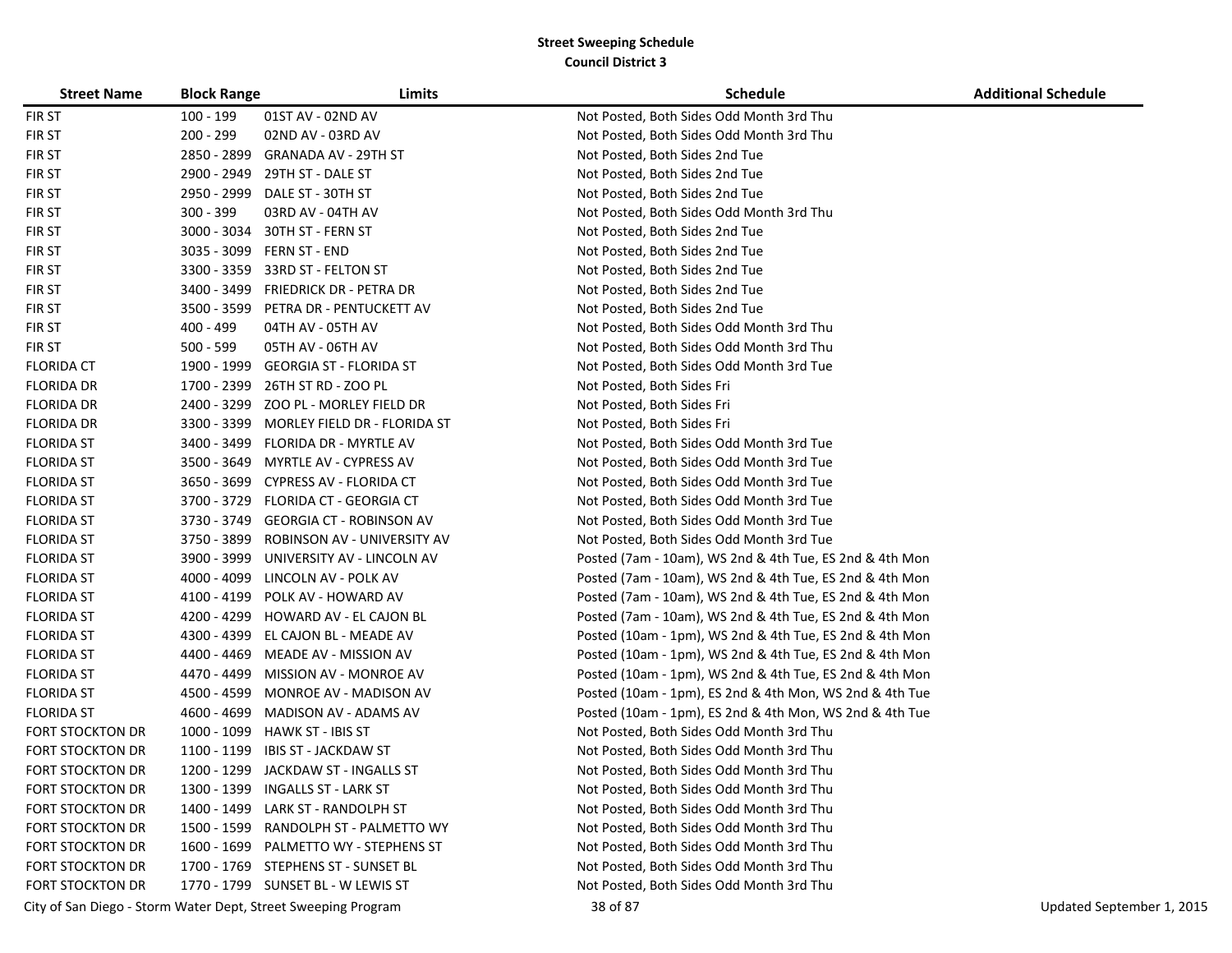**Street Sweeping Schedule**
**Council District 3**

| Street Name | Block Range | Limits | Schedule | Additional Schedule |
|---|---|---|---|---|
| FIR ST | 100 - 199 | 01ST AV - 02ND AV | Not Posted, Both Sides Odd Month 3rd Thu | |
| FIR ST | 200 - 299 | 02ND AV - 03RD AV | Not Posted, Both Sides Odd Month 3rd Thu | |
| FIR ST | 2850 - 2899 | GRANADA AV - 29TH ST | Not Posted, Both Sides 2nd Tue | |
| FIR ST | 2900 - 2949 | 29TH ST - DALE ST | Not Posted, Both Sides 2nd Tue | |
| FIR ST | 2950 - 2999 | DALE ST - 30TH ST | Not Posted, Both Sides 2nd Tue | |
| FIR ST | 300 - 399 | 03RD AV - 04TH AV | Not Posted, Both Sides Odd Month 3rd Thu | |
| FIR ST | 3000 - 3034 | 30TH ST - FERN ST | Not Posted, Both Sides 2nd Tue | |
| FIR ST | 3035 - 3099 | FERN ST - END | Not Posted, Both Sides 2nd Tue | |
| FIR ST | 3300 - 3359 | 33RD ST - FELTON ST | Not Posted, Both Sides 2nd Tue | |
| FIR ST | 3400 - 3499 | FRIEDRICK DR - PETRA DR | Not Posted, Both Sides 2nd Tue | |
| FIR ST | 3500 - 3599 | PETRA DR - PENTUCKETT AV | Not Posted, Both Sides 2nd Tue | |
| FIR ST | 400 - 499 | 04TH AV - 05TH AV | Not Posted, Both Sides Odd Month 3rd Thu | |
| FIR ST | 500 - 599 | 05TH AV - 06TH AV | Not Posted, Both Sides Odd Month 3rd Thu | |
| FLORIDA CT | 1900 - 1999 | GEORGIA ST - FLORIDA ST | Not Posted, Both Sides Odd Month 3rd Tue | |
| FLORIDA DR | 1700 - 2399 | 26TH ST RD - ZOO PL | Not Posted, Both Sides Fri | |
| FLORIDA DR | 2400 - 3299 | ZOO PL - MORLEY FIELD DR | Not Posted, Both Sides Fri | |
| FLORIDA DR | 3300 - 3399 | MORLEY FIELD DR - FLORIDA ST | Not Posted, Both Sides Fri | |
| FLORIDA ST | 3400 - 3499 | FLORIDA DR - MYRTLE AV | Not Posted, Both Sides Odd Month 3rd Tue | |
| FLORIDA ST | 3500 - 3649 | MYRTLE AV - CYPRESS AV | Not Posted, Both Sides Odd Month 3rd Tue | |
| FLORIDA ST | 3650 - 3699 | CYPRESS AV - FLORIDA CT | Not Posted, Both Sides Odd Month 3rd Tue | |
| FLORIDA ST | 3700 - 3729 | FLORIDA CT - GEORGIA CT | Not Posted, Both Sides Odd Month 3rd Tue | |
| FLORIDA ST | 3730 - 3749 | GEORGIA CT - ROBINSON AV | Not Posted, Both Sides Odd Month 3rd Tue | |
| FLORIDA ST | 3750 - 3899 | ROBINSON AV - UNIVERSITY AV | Not Posted, Both Sides Odd Month 3rd Tue | |
| FLORIDA ST | 3900 - 3999 | UNIVERSITY AV - LINCOLN AV | Posted (7am - 10am), WS 2nd & 4th Tue, ES 2nd & 4th Mon | |
| FLORIDA ST | 4000 - 4099 | LINCOLN AV - POLK AV | Posted (7am - 10am), WS 2nd & 4th Tue, ES 2nd & 4th Mon | |
| FLORIDA ST | 4100 - 4199 | POLK AV - HOWARD AV | Posted (7am - 10am), WS 2nd & 4th Tue, ES 2nd & 4th Mon | |
| FLORIDA ST | 4200 - 4299 | HOWARD AV - EL CAJON BL | Posted (7am - 10am), WS 2nd & 4th Tue, ES 2nd & 4th Mon | |
| FLORIDA ST | 4300 - 4399 | EL CAJON BL - MEADE AV | Posted (10am - 1pm), WS 2nd & 4th Tue, ES 2nd & 4th Mon | |
| FLORIDA ST | 4400 - 4469 | MEADE AV - MISSION AV | Posted (10am - 1pm), WS 2nd & 4th Tue, ES 2nd & 4th Mon | |
| FLORIDA ST | 4470 - 4499 | MISSION AV - MONROE AV | Posted (10am - 1pm), WS 2nd & 4th Tue, ES 2nd & 4th Mon | |
| FLORIDA ST | 4500 - 4599 | MONROE AV - MADISON AV | Posted (10am - 1pm), ES 2nd & 4th Mon, WS 2nd & 4th Tue | |
| FLORIDA ST | 4600 - 4699 | MADISON AV - ADAMS AV | Posted (10am - 1pm), ES 2nd & 4th Mon, WS 2nd & 4th Tue | |
| FORT STOCKTON DR | 1000 - 1099 | HAWK ST - IBIS ST | Not Posted, Both Sides Odd Month 3rd Thu | |
| FORT STOCKTON DR | 1100 - 1199 | IBIS ST - JACKDAW ST | Not Posted, Both Sides Odd Month 3rd Thu | |
| FORT STOCKTON DR | 1200 - 1299 | JACKDAW ST - INGALLS ST | Not Posted, Both Sides Odd Month 3rd Thu | |
| FORT STOCKTON DR | 1300 - 1399 | INGALLS ST - LARK ST | Not Posted, Both Sides Odd Month 3rd Thu | |
| FORT STOCKTON DR | 1400 - 1499 | LARK ST - RANDOLPH ST | Not Posted, Both Sides Odd Month 3rd Thu | |
| FORT STOCKTON DR | 1500 - 1599 | RANDOLPH ST - PALMETTO WY | Not Posted, Both Sides Odd Month 3rd Thu | |
| FORT STOCKTON DR | 1600 - 1699 | PALMETTO WY - STEPHENS ST | Not Posted, Both Sides Odd Month 3rd Thu | |
| FORT STOCKTON DR | 1700 - 1769 | STEPHENS ST - SUNSET BL | Not Posted, Both Sides Odd Month 3rd Thu | |
| FORT STOCKTON DR | 1770 - 1799 | SUNSET BL - W LEWIS ST | Not Posted, Both Sides Odd Month 3rd Thu | |

City of San Diego - Storm Water Dept, Street Sweeping Program — Updated September 1, 2015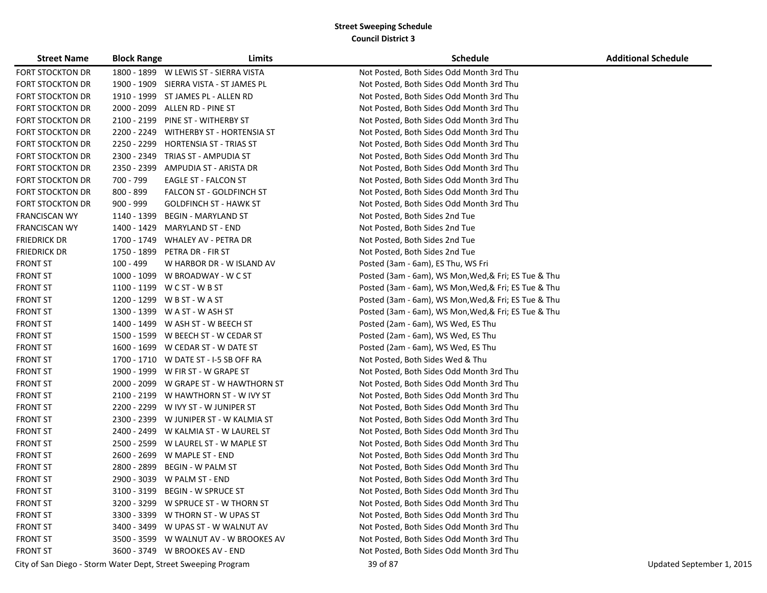**Street Sweeping Schedule**
**Council District 3**

| Street Name | Block Range | Limits | Schedule | Additional Schedule |
|---|---|---|---|---|
| FORT STOCKTON DR | 1800 - 1899 | W LEWIS ST - SIERRA VISTA | Not Posted, Both Sides Odd Month 3rd Thu | |
| FORT STOCKTON DR | 1900 - 1909 | SIERRA VISTA - ST JAMES PL | Not Posted, Both Sides Odd Month 3rd Thu | |
| FORT STOCKTON DR | 1910 - 1999 | ST JAMES PL - ALLEN RD | Not Posted, Both Sides Odd Month 3rd Thu | |
| FORT STOCKTON DR | 2000 - 2099 | ALLEN RD - PINE ST | Not Posted, Both Sides Odd Month 3rd Thu | |
| FORT STOCKTON DR | 2100 - 2199 | PINE ST - WITHERBY ST | Not Posted, Both Sides Odd Month 3rd Thu | |
| FORT STOCKTON DR | 2200 - 2249 | WITHERBY ST - HORTENSIA ST | Not Posted, Both Sides Odd Month 3rd Thu | |
| FORT STOCKTON DR | 2250 - 2299 | HORTENSIA ST - TRIAS ST | Not Posted, Both Sides Odd Month 3rd Thu | |
| FORT STOCKTON DR | 2300 - 2349 | TRIAS ST - AMPUDIA ST | Not Posted, Both Sides Odd Month 3rd Thu | |
| FORT STOCKTON DR | 2350 - 2399 | AMPUDIA ST - ARISTA DR | Not Posted, Both Sides Odd Month 3rd Thu | |
| FORT STOCKTON DR | 700 - 799 | EAGLE ST - FALCON ST | Not Posted, Both Sides Odd Month 3rd Thu | |
| FORT STOCKTON DR | 800 - 899 | FALCON ST - GOLDFINCH ST | Not Posted, Both Sides Odd Month 3rd Thu | |
| FORT STOCKTON DR | 900 - 999 | GOLDFINCH ST - HAWK ST | Not Posted, Both Sides Odd Month 3rd Thu | |
| FRANCISCAN WY | 1140 - 1399 | BEGIN - MARYLAND ST | Not Posted, Both Sides 2nd Tue | |
| FRANCISCAN WY | 1400 - 1429 | MARYLAND ST - END | Not Posted, Both Sides 2nd Tue | |
| FRIEDRICK DR | 1700 - 1749 | WHALEY AV - PETRA DR | Not Posted, Both Sides 2nd Tue | |
| FRIEDRICK DR | 1750 - 1899 | PETRA DR - FIR ST | Not Posted, Both Sides 2nd Tue | |
| FRONT ST | 100 - 499 | W HARBOR DR - W ISLAND AV | Posted (3am - 6am), ES Thu, WS Fri | |
| FRONT ST | 1000 - 1099 | W BROADWAY - W C ST | Posted (3am - 6am), WS Mon,Wed,& Fri; ES Tue & Thu | |
| FRONT ST | 1100 - 1199 | W C ST - W B ST | Posted (3am - 6am), WS Mon,Wed,& Fri; ES Tue & Thu | |
| FRONT ST | 1200 - 1299 | W B ST - W A ST | Posted (3am - 6am), WS Mon,Wed,& Fri; ES Tue & Thu | |
| FRONT ST | 1300 - 1399 | W A ST - W ASH ST | Posted (3am - 6am), WS Mon,Wed,& Fri; ES Tue & Thu | |
| FRONT ST | 1400 - 1499 | W ASH ST - W BEECH ST | Posted (2am - 6am), WS Wed, ES Thu | |
| FRONT ST | 1500 - 1599 | W BEECH ST - W CEDAR ST | Posted (2am - 6am), WS Wed, ES Thu | |
| FRONT ST | 1600 - 1699 | W CEDAR ST - W DATE ST | Posted (2am - 6am), WS Wed, ES Thu | |
| FRONT ST | 1700 - 1710 | W DATE ST - I-5 SB OFF RA | Not Posted, Both Sides Wed & Thu | |
| FRONT ST | 1900 - 1999 | W FIR ST - W GRAPE ST | Not Posted, Both Sides Odd Month 3rd Thu | |
| FRONT ST | 2000 - 2099 | W GRAPE ST - W HAWTHORN ST | Not Posted, Both Sides Odd Month 3rd Thu | |
| FRONT ST | 2100 - 2199 | W HAWTHORN ST - W IVY ST | Not Posted, Both Sides Odd Month 3rd Thu | |
| FRONT ST | 2200 - 2299 | W IVY ST - W JUNIPER ST | Not Posted, Both Sides Odd Month 3rd Thu | |
| FRONT ST | 2300 - 2399 | W JUNIPER ST - W KALMIA ST | Not Posted, Both Sides Odd Month 3rd Thu | |
| FRONT ST | 2400 - 2499 | W KALMIA ST - W LAUREL ST | Not Posted, Both Sides Odd Month 3rd Thu | |
| FRONT ST | 2500 - 2599 | W LAUREL ST - W MAPLE ST | Not Posted, Both Sides Odd Month 3rd Thu | |
| FRONT ST | 2600 - 2699 | W MAPLE ST - END | Not Posted, Both Sides Odd Month 3rd Thu | |
| FRONT ST | 2800 - 2899 | BEGIN - W PALM ST | Not Posted, Both Sides Odd Month 3rd Thu | |
| FRONT ST | 2900 - 3039 | W PALM ST - END | Not Posted, Both Sides Odd Month 3rd Thu | |
| FRONT ST | 3100 - 3199 | BEGIN - W SPRUCE ST | Not Posted, Both Sides Odd Month 3rd Thu | |
| FRONT ST | 3200 - 3299 | W SPRUCE ST - W THORN ST | Not Posted, Both Sides Odd Month 3rd Thu | |
| FRONT ST | 3300 - 3399 | W THORN ST - W UPAS ST | Not Posted, Both Sides Odd Month 3rd Thu | |
| FRONT ST | 3400 - 3499 | W UPAS ST - W WALNUT AV | Not Posted, Both Sides Odd Month 3rd Thu | |
| FRONT ST | 3500 - 3599 | W WALNUT AV - W BROOKES AV | Not Posted, Both Sides Odd Month 3rd Thu | |
| FRONT ST | 3600 - 3749 | W BROOKES AV - END | Not Posted, Both Sides Odd Month 3rd Thu | |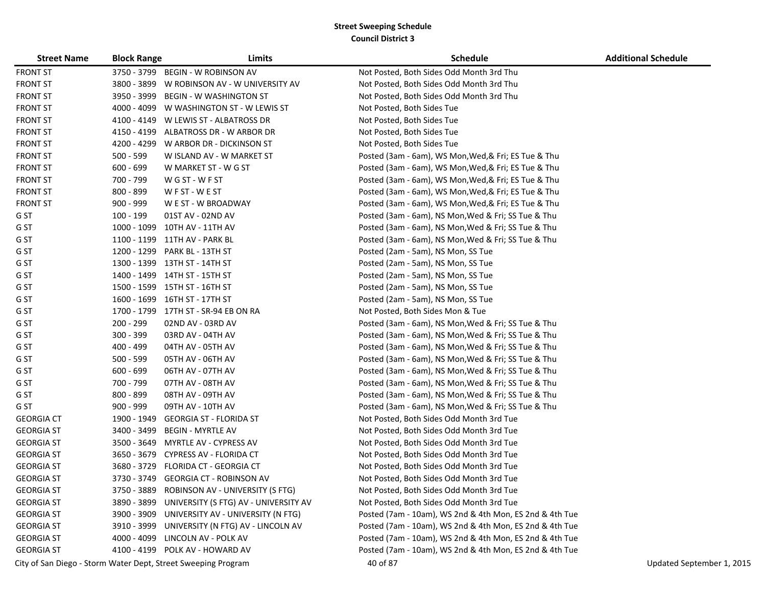**Street Sweeping Schedule**
**Council District 3**

| Street Name | Block Range | Limits | Schedule | Additional Schedule |
|---|---|---|---|---|
| FRONT ST | 3750 - 3799 | BEGIN - W ROBINSON AV | Not Posted, Both Sides Odd Month 3rd Thu | |
| FRONT ST | 3800 - 3899 | W ROBINSON AV - W UNIVERSITY AV | Not Posted, Both Sides Odd Month 3rd Thu | |
| FRONT ST | 3950 - 3999 | BEGIN - W WASHINGTON ST | Not Posted, Both Sides Odd Month 3rd Thu | |
| FRONT ST | 4000 - 4099 | W WASHINGTON ST - W LEWIS ST | Not Posted, Both Sides Tue | |
| FRONT ST | 4100 - 4149 | W LEWIS ST - ALBATROSS DR | Not Posted, Both Sides Tue | |
| FRONT ST | 4150 - 4199 | ALBATROSS DR - W ARBOR DR | Not Posted, Both Sides Tue | |
| FRONT ST | 4200 - 4299 | W ARBOR DR - DICKINSON ST | Not Posted, Both Sides Tue | |
| FRONT ST | 500 - 599 | W ISLAND AV - W MARKET ST | Posted (3am - 6am), WS Mon,Wed,& Fri; ES Tue & Thu | |
| FRONT ST | 600 - 699 | W MARKET ST - W G ST | Posted (3am - 6am), WS Mon,Wed,& Fri; ES Tue & Thu | |
| FRONT ST | 700 - 799 | W G ST - W F ST | Posted (3am - 6am), WS Mon,Wed,& Fri; ES Tue & Thu | |
| FRONT ST | 800 - 899 | W F ST - W E ST | Posted (3am - 6am), WS Mon,Wed,& Fri; ES Tue & Thu | |
| FRONT ST | 900 - 999 | W E ST - W BROADWAY | Posted (3am - 6am), WS Mon,Wed,& Fri; ES Tue & Thu | |
| G ST | 100 - 199 | 01ST AV - 02ND AV | Posted (3am - 6am), NS Mon,Wed & Fri; SS Tue & Thu | |
| G ST | 1000 - 1099 | 10TH AV - 11TH AV | Posted (3am - 6am), NS Mon,Wed & Fri; SS Tue & Thu | |
| G ST | 1100 - 1199 | 11TH AV - PARK BL | Posted (3am - 6am), NS Mon,Wed & Fri; SS Tue & Thu | |
| G ST | 1200 - 1299 | PARK BL - 13TH ST | Posted (2am - 5am), NS Mon, SS Tue | |
| G ST | 1300 - 1399 | 13TH ST - 14TH ST | Posted (2am - 5am), NS Mon, SS Tue | |
| G ST | 1400 - 1499 | 14TH ST - 15TH ST | Posted (2am - 5am), NS Mon, SS Tue | |
| G ST | 1500 - 1599 | 15TH ST - 16TH ST | Posted (2am - 5am), NS Mon, SS Tue | |
| G ST | 1600 - 1699 | 16TH ST - 17TH ST | Posted (2am - 5am), NS Mon, SS Tue | |
| G ST | 1700 - 1799 | 17TH ST - SR-94 EB ON RA | Not Posted, Both Sides Mon & Tue | |
| G ST | 200 - 299 | 02ND AV - 03RD AV | Posted (3am - 6am), NS Mon,Wed & Fri; SS Tue & Thu | |
| G ST | 300 - 399 | 03RD AV - 04TH AV | Posted (3am - 6am), NS Mon,Wed & Fri; SS Tue & Thu | |
| G ST | 400 - 499 | 04TH AV - 05TH AV | Posted (3am - 6am), NS Mon,Wed & Fri; SS Tue & Thu | |
| G ST | 500 - 599 | 05TH AV - 06TH AV | Posted (3am - 6am), NS Mon,Wed & Fri; SS Tue & Thu | |
| G ST | 600 - 699 | 06TH AV - 07TH AV | Posted (3am - 6am), NS Mon,Wed & Fri; SS Tue & Thu | |
| G ST | 700 - 799 | 07TH AV - 08TH AV | Posted (3am - 6am), NS Mon,Wed & Fri; SS Tue & Thu | |
| G ST | 800 - 899 | 08TH AV - 09TH AV | Posted (3am - 6am), NS Mon,Wed & Fri; SS Tue & Thu | |
| G ST | 900 - 999 | 09TH AV - 10TH AV | Posted (3am - 6am), NS Mon,Wed & Fri; SS Tue & Thu | |
| GEORGIA CT | 1900 - 1949 | GEORGIA ST - FLORIDA ST | Not Posted, Both Sides Odd Month 3rd Tue | |
| GEORGIA ST | 3400 - 3499 | BEGIN - MYRTLE AV | Not Posted, Both Sides Odd Month 3rd Tue | |
| GEORGIA ST | 3500 - 3649 | MYRTLE AV - CYPRESS AV | Not Posted, Both Sides Odd Month 3rd Tue | |
| GEORGIA ST | 3650 - 3679 | CYPRESS AV - FLORIDA CT | Not Posted, Both Sides Odd Month 3rd Tue | |
| GEORGIA ST | 3680 - 3729 | FLORIDA CT - GEORGIA CT | Not Posted, Both Sides Odd Month 3rd Tue | |
| GEORGIA ST | 3730 - 3749 | GEORGIA CT - ROBINSON AV | Not Posted, Both Sides Odd Month 3rd Tue | |
| GEORGIA ST | 3750 - 3889 | ROBINSON AV - UNIVERSITY (S FTG) | Not Posted, Both Sides Odd Month 3rd Tue | |
| GEORGIA ST | 3890 - 3899 | UNIVERSITY (S FTG) AV - UNIVERSITY AV | Not Posted, Both Sides Odd Month 3rd Tue | |
| GEORGIA ST | 3900 - 3909 | UNIVERSITY AV - UNIVERSITY (N FTG) | Posted (7am - 10am), WS 2nd & 4th Mon, ES 2nd & 4th Tue | |
| GEORGIA ST | 3910 - 3999 | UNIVERSITY (N FTG) AV - LINCOLN AV | Posted (7am - 10am), WS 2nd & 4th Mon, ES 2nd & 4th Tue | |
| GEORGIA ST | 4000 - 4099 | LINCOLN AV - POLK AV | Posted (7am - 10am), WS 2nd & 4th Mon, ES 2nd & 4th Tue | |
| GEORGIA ST | 4100 - 4199 | POLK AV - HOWARD AV | Posted (7am - 10am), WS 2nd & 4th Mon, ES 2nd & 4th Tue | |

City of San Diego - Storm Water Dept, Street Sweeping Program

Updated September 1, 2015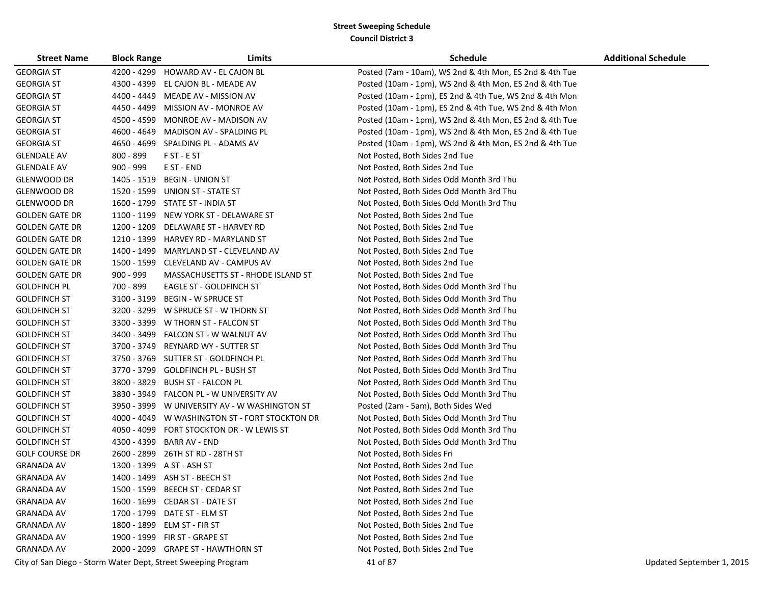**Street Sweeping Schedule**
**Council District 3**

| Street Name | Block Range | Limits | Schedule | Additional Schedule |
|---|---|---|---|---|
| GEORGIA ST | 4200 - 4299 | HOWARD AV - EL CAJON BL | Posted (7am - 10am), WS 2nd & 4th Mon, ES 2nd & 4th Tue | |
| GEORGIA ST | 4300 - 4399 | EL CAJON BL - MEADE AV | Posted (10am - 1pm), WS 2nd & 4th Mon, ES 2nd & 4th Tue | |
| GEORGIA ST | 4400 - 4449 | MEADE AV - MISSION AV | Posted (10am - 1pm), ES 2nd & 4th Tue, WS 2nd & 4th Mon | |
| GEORGIA ST | 4450 - 4499 | MISSION AV - MONROE AV | Posted (10am - 1pm), ES 2nd & 4th Tue, WS 2nd & 4th Mon | |
| GEORGIA ST | 4500 - 4599 | MONROE AV - MADISON AV | Posted (10am - 1pm), WS 2nd & 4th Mon, ES 2nd & 4th Tue | |
| GEORGIA ST | 4600 - 4649 | MADISON AV - SPALDING PL | Posted (10am - 1pm), WS 2nd & 4th Mon, ES 2nd & 4th Tue | |
| GEORGIA ST | 4650 - 4699 | SPALDING PL - ADAMS AV | Posted (10am - 1pm), WS 2nd & 4th Mon, ES 2nd & 4th Tue | |
| GLENDALE AV | 800 - 899 | F ST - E ST | Not Posted, Both Sides 2nd Tue | |
| GLENDALE AV | 900 - 999 | E ST - END | Not Posted, Both Sides 2nd Tue | |
| GLENWOOD DR | 1405 - 1519 | BEGIN - UNION ST | Not Posted, Both Sides Odd Month 3rd Thu | |
| GLENWOOD DR | 1520 - 1599 | UNION ST - STATE ST | Not Posted, Both Sides Odd Month 3rd Thu | |
| GLENWOOD DR | 1600 - 1799 | STATE ST - INDIA ST | Not Posted, Both Sides Odd Month 3rd Thu | |
| GOLDEN GATE DR | 1100 - 1199 | NEW YORK ST - DELAWARE ST | Not Posted, Both Sides 2nd Tue | |
| GOLDEN GATE DR | 1200 - 1209 | DELAWARE ST - HARVEY RD | Not Posted, Both Sides 2nd Tue | |
| GOLDEN GATE DR | 1210 - 1399 | HARVEY RD - MARYLAND ST | Not Posted, Both Sides 2nd Tue | |
| GOLDEN GATE DR | 1400 - 1499 | MARYLAND ST - CLEVELAND AV | Not Posted, Both Sides 2nd Tue | |
| GOLDEN GATE DR | 1500 - 1599 | CLEVELAND AV - CAMPUS AV | Not Posted, Both Sides 2nd Tue | |
| GOLDEN GATE DR | 900 - 999 | MASSACHUSETTS ST - RHODE ISLAND ST | Not Posted, Both Sides 2nd Tue | |
| GOLDFINCH PL | 700 - 899 | EAGLE ST - GOLDFINCH ST | Not Posted, Both Sides Odd Month 3rd Thu | |
| GOLDFINCH ST | 3100 - 3199 | BEGIN - W SPRUCE ST | Not Posted, Both Sides Odd Month 3rd Thu | |
| GOLDFINCH ST | 3200 - 3299 | W SPRUCE ST - W THORN ST | Not Posted, Both Sides Odd Month 3rd Thu | |
| GOLDFINCH ST | 3300 - 3399 | W THORN ST - FALCON ST | Not Posted, Both Sides Odd Month 3rd Thu | |
| GOLDFINCH ST | 3400 - 3499 | FALCON ST - W WALNUT AV | Not Posted, Both Sides Odd Month 3rd Thu | |
| GOLDFINCH ST | 3700 - 3749 | REYNARD WY - SUTTER ST | Not Posted, Both Sides Odd Month 3rd Thu | |
| GOLDFINCH ST | 3750 - 3769 | SUTTER ST - GOLDFINCH PL | Not Posted, Both Sides Odd Month 3rd Thu | |
| GOLDFINCH ST | 3770 - 3799 | GOLDFINCH PL - BUSH ST | Not Posted, Both Sides Odd Month 3rd Thu | |
| GOLDFINCH ST | 3800 - 3829 | BUSH ST - FALCON PL | Not Posted, Both Sides Odd Month 3rd Thu | |
| GOLDFINCH ST | 3830 - 3949 | FALCON PL - W UNIVERSITY AV | Not Posted, Both Sides Odd Month 3rd Thu | |
| GOLDFINCH ST | 3950 - 3999 | W UNIVERSITY AV - W WASHINGTON ST | Posted (2am - 5am), Both Sides Wed | |
| GOLDFINCH ST | 4000 - 4049 | W WASHINGTON ST - FORT STOCKTON DR | Not Posted, Both Sides Odd Month 3rd Thu | |
| GOLDFINCH ST | 4050 - 4099 | FORT STOCKTON DR - W LEWIS ST | Not Posted, Both Sides Odd Month 3rd Thu | |
| GOLDFINCH ST | 4300 - 4399 | BARR AV - END | Not Posted, Both Sides Odd Month 3rd Thu | |
| GOLF COURSE DR | 2600 - 2899 | 26TH ST RD - 28TH ST | Not Posted, Both Sides Fri | |
| GRANADA AV | 1300 - 1399 | A ST - ASH ST | Not Posted, Both Sides 2nd Tue | |
| GRANADA AV | 1400 - 1499 | ASH ST - BEECH ST | Not Posted, Both Sides 2nd Tue | |
| GRANADA AV | 1500 - 1599 | BEECH ST - CEDAR ST | Not Posted, Both Sides 2nd Tue | |
| GRANADA AV | 1600 - 1699 | CEDAR ST - DATE ST | Not Posted, Both Sides 2nd Tue | |
| GRANADA AV | 1700 - 1799 | DATE ST - ELM ST | Not Posted, Both Sides 2nd Tue | |
| GRANADA AV | 1800 - 1899 | ELM ST - FIR ST | Not Posted, Both Sides 2nd Tue | |
| GRANADA AV | 1900 - 1999 | FIR ST - GRAPE ST | Not Posted, Both Sides 2nd Tue | |
| GRANADA AV | 2000 - 2099 | GRAPE ST - HAWTHORN ST | Not Posted, Both Sides 2nd Tue | |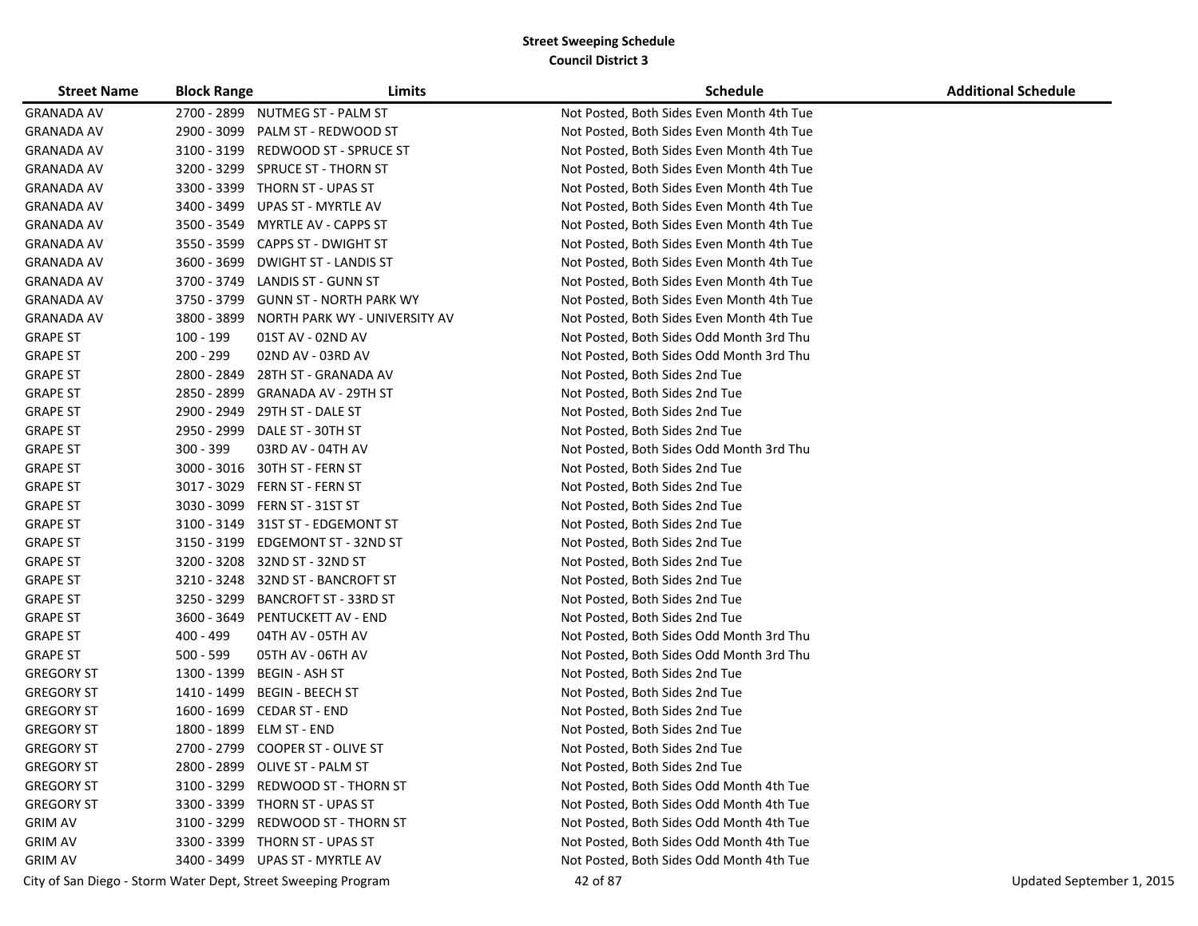**Street Sweeping Schedule**
**Council District 3**

| Street Name | Block Range | Limits | Schedule | Additional Schedule |
|---|---|---|---|---|
| GRANADA AV | 2700 - 2899 | NUTMEG ST - PALM ST | Not Posted, Both Sides Even Month 4th Tue | |
| GRANADA AV | 2900 - 3099 | PALM ST - REDWOOD ST | Not Posted, Both Sides Even Month 4th Tue | |
| GRANADA AV | 3100 - 3199 | REDWOOD ST - SPRUCE ST | Not Posted, Both Sides Even Month 4th Tue | |
| GRANADA AV | 3200 - 3299 | SPRUCE ST - THORN ST | Not Posted, Both Sides Even Month 4th Tue | |
| GRANADA AV | 3300 - 3399 | THORN ST - UPAS ST | Not Posted, Both Sides Even Month 4th Tue | |
| GRANADA AV | 3400 - 3499 | UPAS ST - MYRTLE AV | Not Posted, Both Sides Even Month 4th Tue | |
| GRANADA AV | 3500 - 3549 | MYRTLE AV - CAPPS ST | Not Posted, Both Sides Even Month 4th Tue | |
| GRANADA AV | 3550 - 3599 | CAPPS ST - DWIGHT ST | Not Posted, Both Sides Even Month 4th Tue | |
| GRANADA AV | 3600 - 3699 | DWIGHT ST - LANDIS ST | Not Posted, Both Sides Even Month 4th Tue | |
| GRANADA AV | 3700 - 3749 | LANDIS ST - GUNN ST | Not Posted, Both Sides Even Month 4th Tue | |
| GRANADA AV | 3750 - 3799 | GUNN ST - NORTH PARK WY | Not Posted, Both Sides Even Month 4th Tue | |
| GRANADA AV | 3800 - 3899 | NORTH PARK WY - UNIVERSITY AV | Not Posted, Both Sides Even Month 4th Tue | |
| GRAPE ST | 100 - 199 | 01ST AV - 02ND AV | Not Posted, Both Sides Odd Month 3rd Thu | |
| GRAPE ST | 200 - 299 | 02ND AV - 03RD AV | Not Posted, Both Sides Odd Month 3rd Thu | |
| GRAPE ST | 2800 - 2849 | 28TH ST - GRANADA AV | Not Posted, Both Sides 2nd Tue | |
| GRAPE ST | 2850 - 2899 | GRANADA AV - 29TH ST | Not Posted, Both Sides 2nd Tue | |
| GRAPE ST | 2900 - 2949 | 29TH ST - DALE ST | Not Posted, Both Sides 2nd Tue | |
| GRAPE ST | 2950 - 2999 | DALE ST - 30TH ST | Not Posted, Both Sides 2nd Tue | |
| GRAPE ST | 300 - 399 | 03RD AV - 04TH AV | Not Posted, Both Sides Odd Month 3rd Thu | |
| GRAPE ST | 3000 - 3016 | 30TH ST - FERN ST | Not Posted, Both Sides 2nd Tue | |
| GRAPE ST | 3017 - 3029 | FERN ST - FERN ST | Not Posted, Both Sides 2nd Tue | |
| GRAPE ST | 3030 - 3099 | FERN ST - 31ST ST | Not Posted, Both Sides 2nd Tue | |
| GRAPE ST | 3100 - 3149 | 31ST ST - EDGEMONT ST | Not Posted, Both Sides 2nd Tue | |
| GRAPE ST | 3150 - 3199 | EDGEMONT ST - 32ND ST | Not Posted, Both Sides 2nd Tue | |
| GRAPE ST | 3200 - 3208 | 32ND ST - 32ND ST | Not Posted, Both Sides 2nd Tue | |
| GRAPE ST | 3210 - 3248 | 32ND ST - BANCROFT ST | Not Posted, Both Sides 2nd Tue | |
| GRAPE ST | 3250 - 3299 | BANCROFT ST - 33RD ST | Not Posted, Both Sides 2nd Tue | |
| GRAPE ST | 3600 - 3649 | PENTUCKETT AV - END | Not Posted, Both Sides 2nd Tue | |
| GRAPE ST | 400 - 499 | 04TH AV - 05TH AV | Not Posted, Both Sides Odd Month 3rd Thu | |
| GRAPE ST | 500 - 599 | 05TH AV - 06TH AV | Not Posted, Both Sides Odd Month 3rd Thu | |
| GREGORY ST | 1300 - 1399 | BEGIN - ASH ST | Not Posted, Both Sides 2nd Tue | |
| GREGORY ST | 1410 - 1499 | BEGIN - BEECH ST | Not Posted, Both Sides 2nd Tue | |
| GREGORY ST | 1600 - 1699 | CEDAR ST - END | Not Posted, Both Sides 2nd Tue | |
| GREGORY ST | 1800 - 1899 | ELM ST - END | Not Posted, Both Sides 2nd Tue | |
| GREGORY ST | 2700 - 2799 | COOPER ST - OLIVE ST | Not Posted, Both Sides 2nd Tue | |
| GREGORY ST | 2800 - 2899 | OLIVE ST - PALM ST | Not Posted, Both Sides 2nd Tue | |
| GREGORY ST | 3100 - 3299 | REDWOOD ST - THORN ST | Not Posted, Both Sides Odd Month 4th Tue | |
| GREGORY ST | 3300 - 3399 | THORN ST - UPAS ST | Not Posted, Both Sides Odd Month 4th Tue | |
| GRIM AV | 3100 - 3299 | REDWOOD ST - THORN ST | Not Posted, Both Sides Odd Month 4th Tue | |
| GRIM AV | 3300 - 3399 | THORN ST - UPAS ST | Not Posted, Both Sides Odd Month 4th Tue | |
| GRIM AV | 3400 - 3499 | UPAS ST - MYRTLE AV | Not Posted, Both Sides Odd Month 4th Tue | |

City of San Diego - Storm Water Dept, Street Sweeping Program

Updated September 1, 2015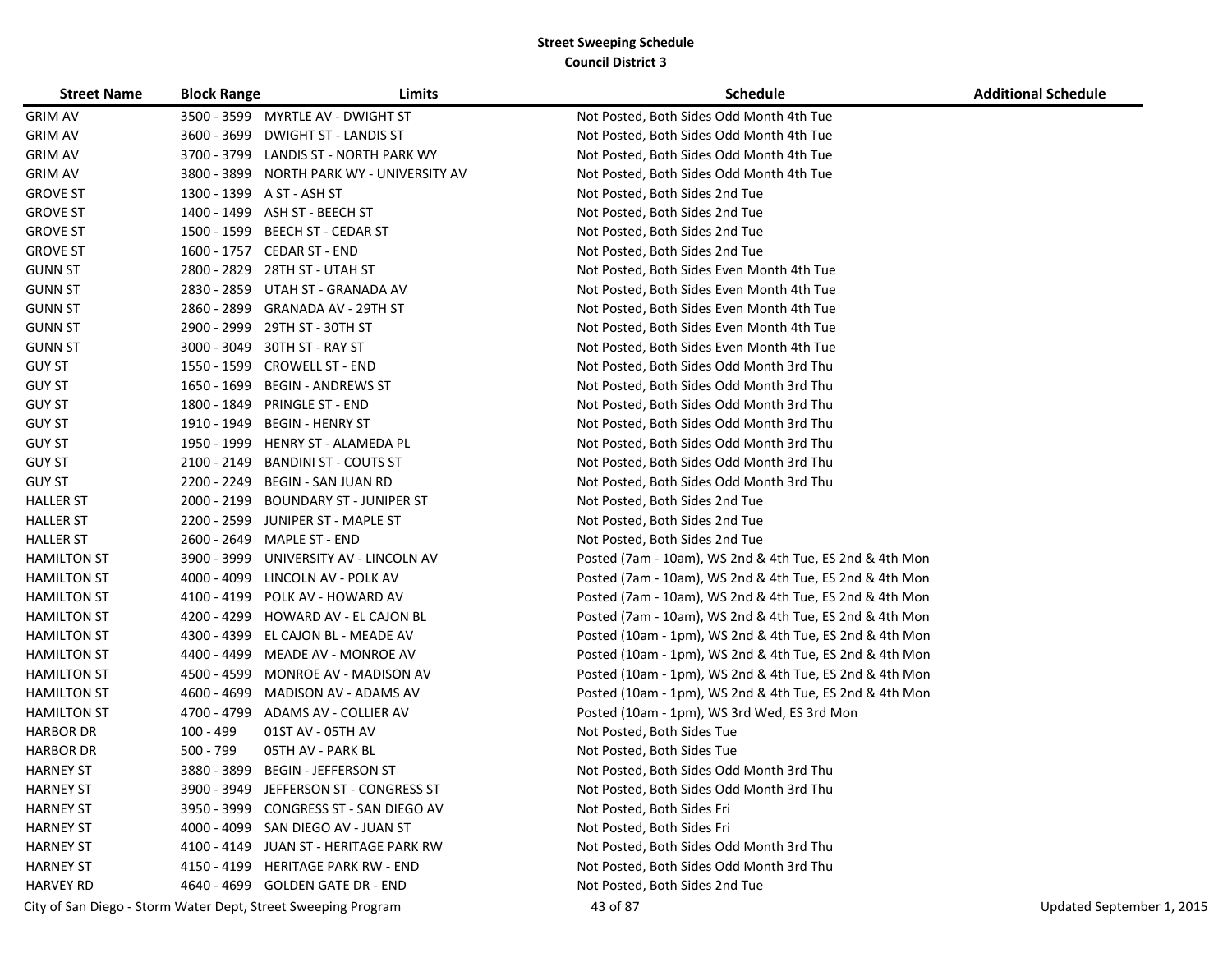**Street Sweeping Schedule**
**Council District 3**

| Street Name | Block Range | Limits | Schedule | Additional Schedule |
|---|---|---|---|---|
| GRIM AV | 3500 - 3599 | MYRTLE AV - DWIGHT ST | Not Posted, Both Sides Odd Month 4th Tue | |
| GRIM AV | 3600 - 3699 | DWIGHT ST - LANDIS ST | Not Posted, Both Sides Odd Month 4th Tue | |
| GRIM AV | 3700 - 3799 | LANDIS ST - NORTH PARK WY | Not Posted, Both Sides Odd Month 4th Tue | |
| GRIM AV | 3800 - 3899 | NORTH PARK WY - UNIVERSITY AV | Not Posted, Both Sides Odd Month 4th Tue | |
| GROVE ST | 1300 - 1399 | A ST - ASH ST | Not Posted, Both Sides 2nd Tue | |
| GROVE ST | 1400 - 1499 | ASH ST - BEECH ST | Not Posted, Both Sides 2nd Tue | |
| GROVE ST | 1500 - 1599 | BEECH ST - CEDAR ST | Not Posted, Both Sides 2nd Tue | |
| GROVE ST | 1600 - 1757 | CEDAR ST - END | Not Posted, Both Sides 2nd Tue | |
| GUNN ST | 2800 - 2829 | 28TH ST - UTAH ST | Not Posted, Both Sides Even Month 4th Tue | |
| GUNN ST | 2830 - 2859 | UTAH ST - GRANADA AV | Not Posted, Both Sides Even Month 4th Tue | |
| GUNN ST | 2860 - 2899 | GRANADA AV - 29TH ST | Not Posted, Both Sides Even Month 4th Tue | |
| GUNN ST | 2900 - 2999 | 29TH ST - 30TH ST | Not Posted, Both Sides Even Month 4th Tue | |
| GUNN ST | 3000 - 3049 | 30TH ST - RAY ST | Not Posted, Both Sides Even Month 4th Tue | |
| GUY ST | 1550 - 1599 | CROWELL ST - END | Not Posted, Both Sides Odd Month 3rd Thu | |
| GUY ST | 1650 - 1699 | BEGIN - ANDREWS ST | Not Posted, Both Sides Odd Month 3rd Thu | |
| GUY ST | 1800 - 1849 | PRINGLE ST - END | Not Posted, Both Sides Odd Month 3rd Thu | |
| GUY ST | 1910 - 1949 | BEGIN - HENRY ST | Not Posted, Both Sides Odd Month 3rd Thu | |
| GUY ST | 1950 - 1999 | HENRY ST - ALAMEDA PL | Not Posted, Both Sides Odd Month 3rd Thu | |
| GUY ST | 2100 - 2149 | BANDINI ST - COUTS ST | Not Posted, Both Sides Odd Month 3rd Thu | |
| GUY ST | 2200 - 2249 | BEGIN - SAN JUAN RD | Not Posted, Both Sides Odd Month 3rd Thu | |
| HALLER ST | 2000 - 2199 | BOUNDARY ST - JUNIPER ST | Not Posted, Both Sides 2nd Tue | |
| HALLER ST | 2200 - 2599 | JUNIPER ST - MAPLE ST | Not Posted, Both Sides 2nd Tue | |
| HALLER ST | 2600 - 2649 | MAPLE ST - END | Not Posted, Both Sides 2nd Tue | |
| HAMILTON ST | 3900 - 3999 | UNIVERSITY AV - LINCOLN AV | Posted (7am - 10am), WS 2nd & 4th Tue, ES 2nd & 4th Mon | |
| HAMILTON ST | 4000 - 4099 | LINCOLN AV - POLK AV | Posted (7am - 10am), WS 2nd & 4th Tue, ES 2nd & 4th Mon | |
| HAMILTON ST | 4100 - 4199 | POLK AV - HOWARD AV | Posted (7am - 10am), WS 2nd & 4th Tue, ES 2nd & 4th Mon | |
| HAMILTON ST | 4200 - 4299 | HOWARD AV - EL CAJON BL | Posted (7am - 10am), WS 2nd & 4th Tue, ES 2nd & 4th Mon | |
| HAMILTON ST | 4300 - 4399 | EL CAJON BL - MEADE AV | Posted (10am - 1pm), WS 2nd & 4th Tue, ES 2nd & 4th Mon | |
| HAMILTON ST | 4400 - 4499 | MEADE AV - MONROE AV | Posted (10am - 1pm), WS 2nd & 4th Tue, ES 2nd & 4th Mon | |
| HAMILTON ST | 4500 - 4599 | MONROE AV - MADISON AV | Posted (10am - 1pm), WS 2nd & 4th Tue, ES 2nd & 4th Mon | |
| HAMILTON ST | 4600 - 4699 | MADISON AV - ADAMS AV | Posted (10am - 1pm), WS 2nd & 4th Tue, ES 2nd & 4th Mon | |
| HAMILTON ST | 4700 - 4799 | ADAMS AV - COLLIER AV | Posted (10am - 1pm), WS 3rd Wed, ES 3rd Mon | |
| HARBOR DR | 100 - 499 | 01ST AV - 05TH AV | Not Posted, Both Sides Tue | |
| HARBOR DR | 500 - 799 | 05TH AV - PARK BL | Not Posted, Both Sides Tue | |
| HARNEY ST | 3880 - 3899 | BEGIN - JEFFERSON ST | Not Posted, Both Sides Odd Month 3rd Thu | |
| HARNEY ST | 3900 - 3949 | JEFFERSON ST - CONGRESS ST | Not Posted, Both Sides Odd Month 3rd Thu | |
| HARNEY ST | 3950 - 3999 | CONGRESS ST - SAN DIEGO AV | Not Posted, Both Sides Fri | |
| HARNEY ST | 4000 - 4099 | SAN DIEGO AV - JUAN ST | Not Posted, Both Sides Fri | |
| HARNEY ST | 4100 - 4149 | JUAN ST - HERITAGE PARK RW | Not Posted, Both Sides Odd Month 3rd Thu | |
| HARNEY ST | 4150 - 4199 | HERITAGE PARK RW - END | Not Posted, Both Sides Odd Month 3rd Thu | |
| HARVEY RD | 4640 - 4699 | GOLDEN GATE DR - END | Not Posted, Both Sides 2nd Tue | |

City of San Diego - Storm Water Dept, Street Sweeping Program

Updated September 1, 2015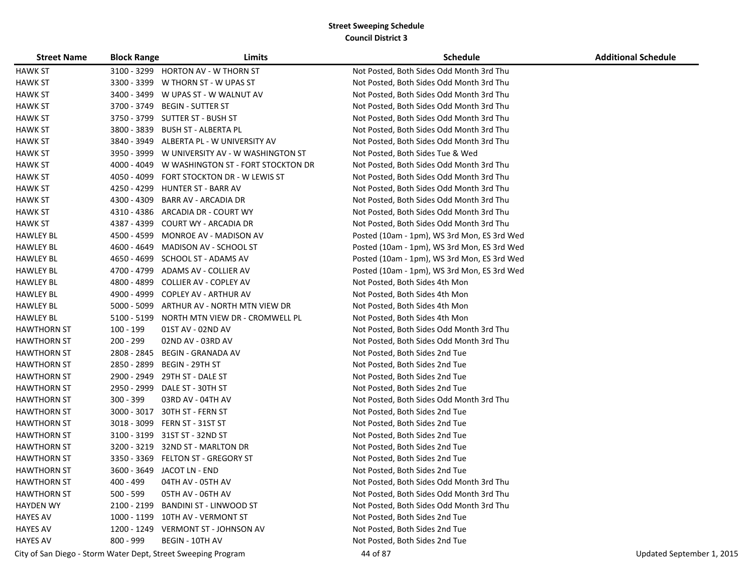**Street Sweeping Schedule**
**Council District 3**

| Street Name | Block Range | Limits | Schedule | Additional Schedule |
|---|---|---|---|---|
| HAWK ST | 3100 - 3299 | HORTON AV - W THORN ST | Not Posted, Both Sides Odd Month 3rd Thu | |
| HAWK ST | 3300 - 3399 | W THORN ST - W UPAS ST | Not Posted, Both Sides Odd Month 3rd Thu | |
| HAWK ST | 3400 - 3499 | W UPAS ST - W WALNUT AV | Not Posted, Both Sides Odd Month 3rd Thu | |
| HAWK ST | 3700 - 3749 | BEGIN - SUTTER ST | Not Posted, Both Sides Odd Month 3rd Thu | |
| HAWK ST | 3750 - 3799 | SUTTER ST - BUSH ST | Not Posted, Both Sides Odd Month 3rd Thu | |
| HAWK ST | 3800 - 3839 | BUSH ST - ALBERTA PL | Not Posted, Both Sides Odd Month 3rd Thu | |
| HAWK ST | 3840 - 3949 | ALBERTA PL - W UNIVERSITY AV | Not Posted, Both Sides Odd Month 3rd Thu | |
| HAWK ST | 3950 - 3999 | W UNIVERSITY AV - W WASHINGTON ST | Not Posted, Both Sides Tue & Wed | |
| HAWK ST | 4000 - 4049 | W WASHINGTON ST - FORT STOCKTON DR | Not Posted, Both Sides Odd Month 3rd Thu | |
| HAWK ST | 4050 - 4099 | FORT STOCKTON DR - W LEWIS ST | Not Posted, Both Sides Odd Month 3rd Thu | |
| HAWK ST | 4250 - 4299 | HUNTER ST - BARR AV | Not Posted, Both Sides Odd Month 3rd Thu | |
| HAWK ST | 4300 - 4309 | BARR AV - ARCADIA DR | Not Posted, Both Sides Odd Month 3rd Thu | |
| HAWK ST | 4310 - 4386 | ARCADIA DR - COURT WY | Not Posted, Both Sides Odd Month 3rd Thu | |
| HAWK ST | 4387 - 4399 | COURT WY - ARCADIA DR | Not Posted, Both Sides Odd Month 3rd Thu | |
| HAWLEY BL | 4500 - 4599 | MONROE AV - MADISON AV | Posted (10am - 1pm), WS 3rd Mon, ES 3rd Wed | |
| HAWLEY BL | 4600 - 4649 | MADISON AV - SCHOOL ST | Posted (10am - 1pm), WS 3rd Mon, ES 3rd Wed | |
| HAWLEY BL | 4650 - 4699 | SCHOOL ST - ADAMS AV | Posted (10am - 1pm), WS 3rd Mon, ES 3rd Wed | |
| HAWLEY BL | 4700 - 4799 | ADAMS AV - COLLIER AV | Posted (10am - 1pm), WS 3rd Mon, ES 3rd Wed | |
| HAWLEY BL | 4800 - 4899 | COLLIER AV - COPLEY AV | Not Posted, Both Sides 4th Mon | |
| HAWLEY BL | 4900 - 4999 | COPLEY AV - ARTHUR AV | Not Posted, Both Sides 4th Mon | |
| HAWLEY BL | 5000 - 5099 | ARTHUR AV - NORTH MTN VIEW DR | Not Posted, Both Sides 4th Mon | |
| HAWLEY BL | 5100 - 5199 | NORTH MTN VIEW DR - CROMWELL PL | Not Posted, Both Sides 4th Mon | |
| HAWTHORN ST | 100 - 199 | 01ST AV - 02ND AV | Not Posted, Both Sides Odd Month 3rd Thu | |
| HAWTHORN ST | 200 - 299 | 02ND AV - 03RD AV | Not Posted, Both Sides Odd Month 3rd Thu | |
| HAWTHORN ST | 2808 - 2845 | BEGIN - GRANADA AV | Not Posted, Both Sides 2nd Tue | |
| HAWTHORN ST | 2850 - 2899 | BEGIN - 29TH ST | Not Posted, Both Sides 2nd Tue | |
| HAWTHORN ST | 2900 - 2949 | 29TH ST - DALE ST | Not Posted, Both Sides 2nd Tue | |
| HAWTHORN ST | 2950 - 2999 | DALE ST - 30TH ST | Not Posted, Both Sides 2nd Tue | |
| HAWTHORN ST | 300 - 399 | 03RD AV - 04TH AV | Not Posted, Both Sides Odd Month 3rd Thu | |
| HAWTHORN ST | 3000 - 3017 | 30TH ST - FERN ST | Not Posted, Both Sides 2nd Tue | |
| HAWTHORN ST | 3018 - 3099 | FERN ST - 31ST ST | Not Posted, Both Sides 2nd Tue | |
| HAWTHORN ST | 3100 - 3199 | 31ST ST - 32ND ST | Not Posted, Both Sides 2nd Tue | |
| HAWTHORN ST | 3200 - 3219 | 32ND ST - MARLTON DR | Not Posted, Both Sides 2nd Tue | |
| HAWTHORN ST | 3350 - 3369 | FELTON ST - GREGORY ST | Not Posted, Both Sides 2nd Tue | |
| HAWTHORN ST | 3600 - 3649 | JACOT LN - END | Not Posted, Both Sides 2nd Tue | |
| HAWTHORN ST | 400 - 499 | 04TH AV - 05TH AV | Not Posted, Both Sides Odd Month 3rd Thu | |
| HAWTHORN ST | 500 - 599 | 05TH AV - 06TH AV | Not Posted, Both Sides Odd Month 3rd Thu | |
| HAYDEN WY | 2100 - 2199 | BANDINI ST - LINWOOD ST | Not Posted, Both Sides Odd Month 3rd Thu | |
| HAYES AV | 1000 - 1199 | 10TH AV - VERMONT ST | Not Posted, Both Sides 2nd Tue | |
| HAYES AV | 1200 - 1249 | VERMONT ST - JOHNSON AV | Not Posted, Both Sides 2nd Tue | |
| HAYES AV | 800 - 999 | BEGIN - 10TH AV | Not Posted, Both Sides 2nd Tue | |

City of San Diego - Storm Water Dept, Street Sweeping Program

Updated September 1, 2015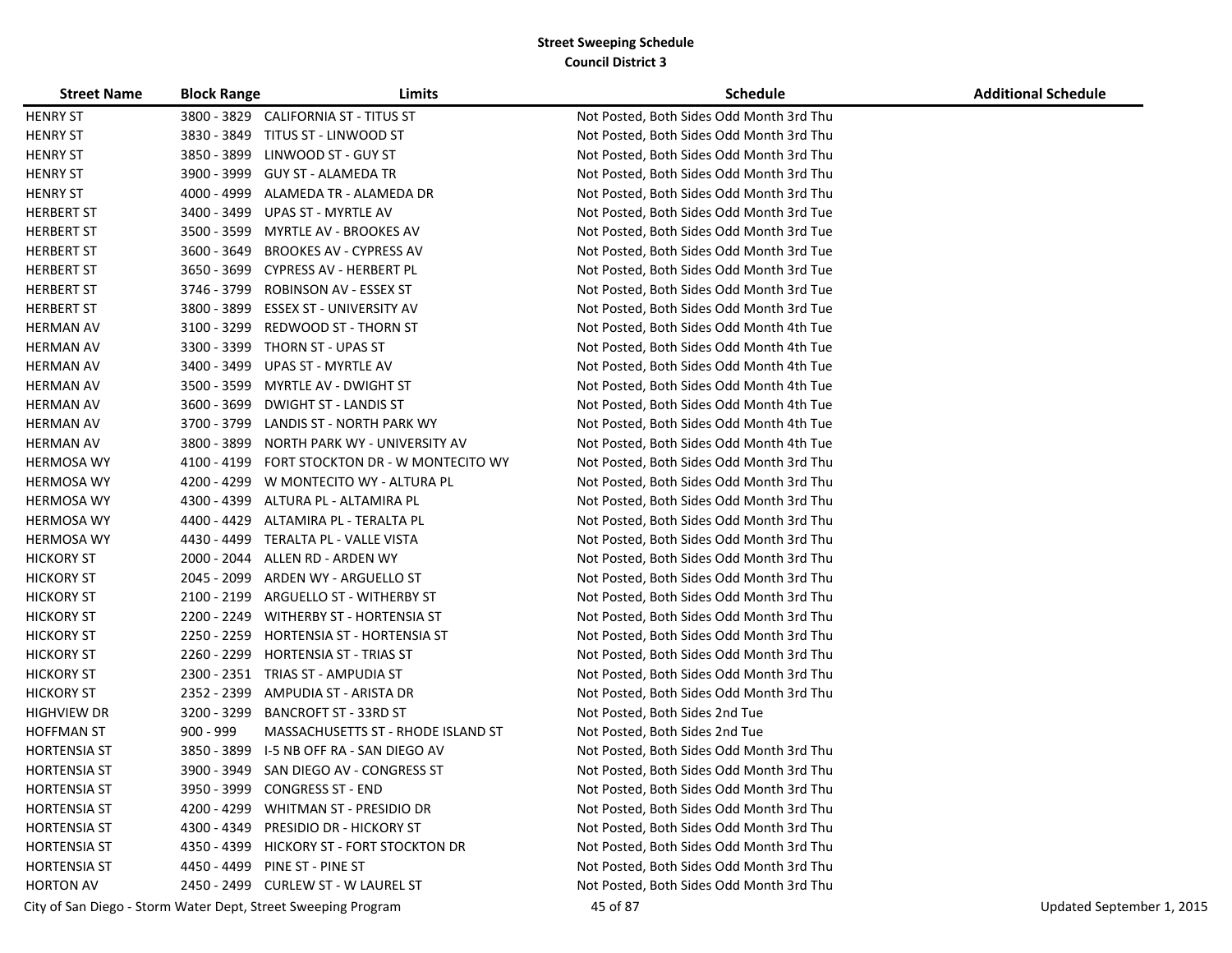**Street Sweeping Schedule**
**Council District 3**

| Street Name | Block Range | Limits | Schedule | Additional Schedule |
|---|---|---|---|---|
| HENRY ST | 3800 - 3829 | CALIFORNIA ST - TITUS ST | Not Posted, Both Sides Odd Month 3rd Thu | |
| HENRY ST | 3830 - 3849 | TITUS ST - LINWOOD ST | Not Posted, Both Sides Odd Month 3rd Thu | |
| HENRY ST | 3850 - 3899 | LINWOOD ST - GUY ST | Not Posted, Both Sides Odd Month 3rd Thu | |
| HENRY ST | 3900 - 3999 | GUY ST - ALAMEDA TR | Not Posted, Both Sides Odd Month 3rd Thu | |
| HENRY ST | 4000 - 4999 | ALAMEDA TR - ALAMEDA DR | Not Posted, Both Sides Odd Month 3rd Thu | |
| HERBERT ST | 3400 - 3499 | UPAS ST - MYRTLE AV | Not Posted, Both Sides Odd Month 3rd Tue | |
| HERBERT ST | 3500 - 3599 | MYRTLE AV - BROOKES AV | Not Posted, Both Sides Odd Month 3rd Tue | |
| HERBERT ST | 3600 - 3649 | BROOKES AV - CYPRESS AV | Not Posted, Both Sides Odd Month 3rd Tue | |
| HERBERT ST | 3650 - 3699 | CYPRESS AV - HERBERT PL | Not Posted, Both Sides Odd Month 3rd Tue | |
| HERBERT ST | 3746 - 3799 | ROBINSON AV - ESSEX ST | Not Posted, Both Sides Odd Month 3rd Tue | |
| HERBERT ST | 3800 - 3899 | ESSEX ST - UNIVERSITY AV | Not Posted, Both Sides Odd Month 3rd Tue | |
| HERMAN AV | 3100 - 3299 | REDWOOD ST - THORN ST | Not Posted, Both Sides Odd Month 4th Tue | |
| HERMAN AV | 3300 - 3399 | THORN ST - UPAS ST | Not Posted, Both Sides Odd Month 4th Tue | |
| HERMAN AV | 3400 - 3499 | UPAS ST - MYRTLE AV | Not Posted, Both Sides Odd Month 4th Tue | |
| HERMAN AV | 3500 - 3599 | MYRTLE AV - DWIGHT ST | Not Posted, Both Sides Odd Month 4th Tue | |
| HERMAN AV | 3600 - 3699 | DWIGHT ST - LANDIS ST | Not Posted, Both Sides Odd Month 4th Tue | |
| HERMAN AV | 3700 - 3799 | LANDIS ST - NORTH PARK WY | Not Posted, Both Sides Odd Month 4th Tue | |
| HERMAN AV | 3800 - 3899 | NORTH PARK WY - UNIVERSITY AV | Not Posted, Both Sides Odd Month 4th Tue | |
| HERMOSA WY | 4100 - 4199 | FORT STOCKTON DR - W MONTECITO WY | Not Posted, Both Sides Odd Month 3rd Thu | |
| HERMOSA WY | 4200 - 4299 | W MONTECITO WY - ALTURA PL | Not Posted, Both Sides Odd Month 3rd Thu | |
| HERMOSA WY | 4300 - 4399 | ALTURA PL - ALTAMIRA PL | Not Posted, Both Sides Odd Month 3rd Thu | |
| HERMOSA WY | 4400 - 4429 | ALTAMIRA PL - TERALTA PL | Not Posted, Both Sides Odd Month 3rd Thu | |
| HERMOSA WY | 4430 - 4499 | TERALTA PL - VALLE VISTA | Not Posted, Both Sides Odd Month 3rd Thu | |
| HICKORY ST | 2000 - 2044 | ALLEN RD - ARDEN WY | Not Posted, Both Sides Odd Month 3rd Thu | |
| HICKORY ST | 2045 - 2099 | ARDEN WY - ARGUELLO ST | Not Posted, Both Sides Odd Month 3rd Thu | |
| HICKORY ST | 2100 - 2199 | ARGUELLO ST - WITHERBY ST | Not Posted, Both Sides Odd Month 3rd Thu | |
| HICKORY ST | 2200 - 2249 | WITHERBY ST - HORTENSIA ST | Not Posted, Both Sides Odd Month 3rd Thu | |
| HICKORY ST | 2250 - 2259 | HORTENSIA ST - HORTENSIA ST | Not Posted, Both Sides Odd Month 3rd Thu | |
| HICKORY ST | 2260 - 2299 | HORTENSIA ST - TRIAS ST | Not Posted, Both Sides Odd Month 3rd Thu | |
| HICKORY ST | 2300 - 2351 | TRIAS ST - AMPUDIA ST | Not Posted, Both Sides Odd Month 3rd Thu | |
| HICKORY ST | 2352 - 2399 | AMPUDIA ST - ARISTA DR | Not Posted, Both Sides Odd Month 3rd Thu | |
| HIGHVIEW DR | 3200 - 3299 | BANCROFT ST - 33RD ST | Not Posted, Both Sides 2nd Tue | |
| HOFFMAN ST | 900 - 999 | MASSACHUSETTS ST - RHODE ISLAND ST | Not Posted, Both Sides 2nd Tue | |
| HORTENSIA ST | 3850 - 3899 | I-5 NB OFF RA - SAN DIEGO AV | Not Posted, Both Sides Odd Month 3rd Thu | |
| HORTENSIA ST | 3900 - 3949 | SAN DIEGO AV - CONGRESS ST | Not Posted, Both Sides Odd Month 3rd Thu | |
| HORTENSIA ST | 3950 - 3999 | CONGRESS ST - END | Not Posted, Both Sides Odd Month 3rd Thu | |
| HORTENSIA ST | 4200 - 4299 | WHITMAN ST - PRESIDIO DR | Not Posted, Both Sides Odd Month 3rd Thu | |
| HORTENSIA ST | 4300 - 4349 | PRESIDIO DR - HICKORY ST | Not Posted, Both Sides Odd Month 3rd Thu | |
| HORTENSIA ST | 4350 - 4399 | HICKORY ST - FORT STOCKTON DR | Not Posted, Both Sides Odd Month 3rd Thu | |
| HORTENSIA ST | 4450 - 4499 | PINE ST - PINE ST | Not Posted, Both Sides Odd Month 3rd Thu | |
| HORTON AV | 2450 - 2499 | CURLEW ST - W LAUREL ST | Not Posted, Both Sides Odd Month 3rd Thu | |

City of San Diego - Storm Water Dept, Street Sweeping Program — Updated September 1, 2015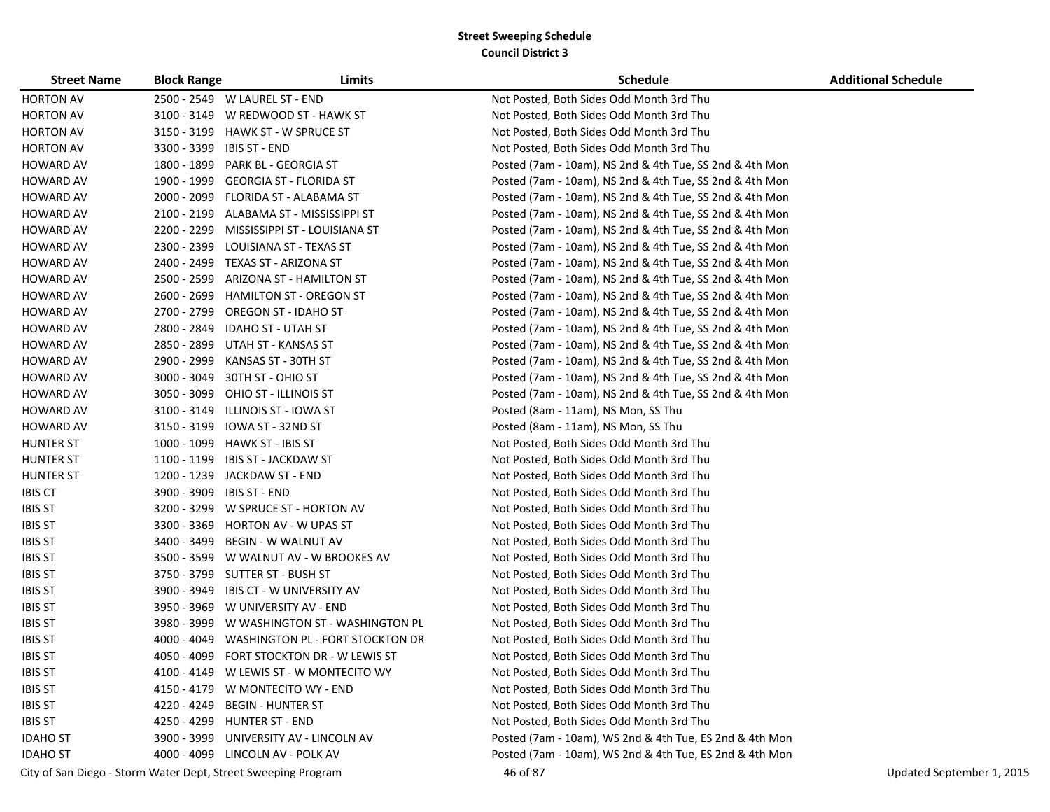**Street Sweeping Schedule**
**Council District 3**

| Street Name | Block Range | Limits | Schedule | Additional Schedule |
|---|---|---|---|---|
| HORTON AV | 2500 - 2549 | W LAUREL ST - END | Not Posted, Both Sides Odd Month 3rd Thu | |
| HORTON AV | 3100 - 3149 | W REDWOOD ST - HAWK ST | Not Posted, Both Sides Odd Month 3rd Thu | |
| HORTON AV | 3150 - 3199 | HAWK ST - W SPRUCE ST | Not Posted, Both Sides Odd Month 3rd Thu | |
| HORTON AV | 3300 - 3399 | IBIS ST - END | Not Posted, Both Sides Odd Month 3rd Thu | |
| HOWARD AV | 1800 - 1899 | PARK BL - GEORGIA ST | Posted (7am - 10am), NS 2nd & 4th Tue, SS 2nd & 4th Mon | |
| HOWARD AV | 1900 - 1999 | GEORGIA ST - FLORIDA ST | Posted (7am - 10am), NS 2nd & 4th Tue, SS 2nd & 4th Mon | |
| HOWARD AV | 2000 - 2099 | FLORIDA ST - ALABAMA ST | Posted (7am - 10am), NS 2nd & 4th Tue, SS 2nd & 4th Mon | |
| HOWARD AV | 2100 - 2199 | ALABAMA ST - MISSISSIPPI ST | Posted (7am - 10am), NS 2nd & 4th Tue, SS 2nd & 4th Mon | |
| HOWARD AV | 2200 - 2299 | MISSISSIPPI ST - LOUISIANA ST | Posted (7am - 10am), NS 2nd & 4th Tue, SS 2nd & 4th Mon | |
| HOWARD AV | 2300 - 2399 | LOUISIANA ST - TEXAS ST | Posted (7am - 10am), NS 2nd & 4th Tue, SS 2nd & 4th Mon | |
| HOWARD AV | 2400 - 2499 | TEXAS ST - ARIZONA ST | Posted (7am - 10am), NS 2nd & 4th Tue, SS 2nd & 4th Mon | |
| HOWARD AV | 2500 - 2599 | ARIZONA ST - HAMILTON ST | Posted (7am - 10am), NS 2nd & 4th Tue, SS 2nd & 4th Mon | |
| HOWARD AV | 2600 - 2699 | HAMILTON ST - OREGON ST | Posted (7am - 10am), NS 2nd & 4th Tue, SS 2nd & 4th Mon | |
| HOWARD AV | 2700 - 2799 | OREGON ST - IDAHO ST | Posted (7am - 10am), NS 2nd & 4th Tue, SS 2nd & 4th Mon | |
| HOWARD AV | 2800 - 2849 | IDAHO ST - UTAH ST | Posted (7am - 10am), NS 2nd & 4th Tue, SS 2nd & 4th Mon | |
| HOWARD AV | 2850 - 2899 | UTAH ST - KANSAS ST | Posted (7am - 10am), NS 2nd & 4th Tue, SS 2nd & 4th Mon | |
| HOWARD AV | 2900 - 2999 | KANSAS ST - 30TH ST | Posted (7am - 10am), NS 2nd & 4th Tue, SS 2nd & 4th Mon | |
| HOWARD AV | 3000 - 3049 | 30TH ST - OHIO ST | Posted (7am - 10am), NS 2nd & 4th Tue, SS 2nd & 4th Mon | |
| HOWARD AV | 3050 - 3099 | OHIO ST - ILLINOIS ST | Posted (7am - 10am), NS 2nd & 4th Tue, SS 2nd & 4th Mon | |
| HOWARD AV | 3100 - 3149 | ILLINOIS ST - IOWA ST | Posted (8am - 11am), NS Mon, SS Thu | |
| HOWARD AV | 3150 - 3199 | IOWA ST - 32ND ST | Posted (8am - 11am), NS Mon, SS Thu | |
| HUNTER ST | 1000 - 1099 | HAWK ST - IBIS ST | Not Posted, Both Sides Odd Month 3rd Thu | |
| HUNTER ST | 1100 - 1199 | IBIS ST - JACKDAW ST | Not Posted, Both Sides Odd Month 3rd Thu | |
| HUNTER ST | 1200 - 1239 | JACKDAW ST - END | Not Posted, Both Sides Odd Month 3rd Thu | |
| IBIS CT | 3900 - 3909 | IBIS ST - END | Not Posted, Both Sides Odd Month 3rd Thu | |
| IBIS ST | 3200 - 3299 | W SPRUCE ST - HORTON AV | Not Posted, Both Sides Odd Month 3rd Thu | |
| IBIS ST | 3300 - 3369 | HORTON AV - W UPAS ST | Not Posted, Both Sides Odd Month 3rd Thu | |
| IBIS ST | 3400 - 3499 | BEGIN - W WALNUT AV | Not Posted, Both Sides Odd Month 3rd Thu | |
| IBIS ST | 3500 - 3599 | W WALNUT AV - W BROOKES AV | Not Posted, Both Sides Odd Month 3rd Thu | |
| IBIS ST | 3750 - 3799 | SUTTER ST - BUSH ST | Not Posted, Both Sides Odd Month 3rd Thu | |
| IBIS ST | 3900 - 3949 | IBIS CT - W UNIVERSITY AV | Not Posted, Both Sides Odd Month 3rd Thu | |
| IBIS ST | 3950 - 3969 | W UNIVERSITY AV - END | Not Posted, Both Sides Odd Month 3rd Thu | |
| IBIS ST | 3980 - 3999 | W WASHINGTON ST - WASHINGTON PL | Not Posted, Both Sides Odd Month 3rd Thu | |
| IBIS ST | 4000 - 4049 | WASHINGTON PL - FORT STOCKTON DR | Not Posted, Both Sides Odd Month 3rd Thu | |
| IBIS ST | 4050 - 4099 | FORT STOCKTON DR - W LEWIS ST | Not Posted, Both Sides Odd Month 3rd Thu | |
| IBIS ST | 4100 - 4149 | W LEWIS ST - W MONTECITO WY | Not Posted, Both Sides Odd Month 3rd Thu | |
| IBIS ST | 4150 - 4179 | W MONTECITO WY - END | Not Posted, Both Sides Odd Month 3rd Thu | |
| IBIS ST | 4220 - 4249 | BEGIN - HUNTER ST | Not Posted, Both Sides Odd Month 3rd Thu | |
| IBIS ST | 4250 - 4299 | HUNTER ST - END | Not Posted, Both Sides Odd Month 3rd Thu | |
| IDAHO ST | 3900 - 3999 | UNIVERSITY AV - LINCOLN AV | Posted (7am - 10am), WS 2nd & 4th Tue, ES 2nd & 4th Mon | |
| IDAHO ST | 4000 - 4099 | LINCOLN AV - POLK AV | Posted (7am - 10am), WS 2nd & 4th Tue, ES 2nd & 4th Mon | |

City of San Diego - Storm Water Dept, Street Sweeping Program — Updated September 1, 2015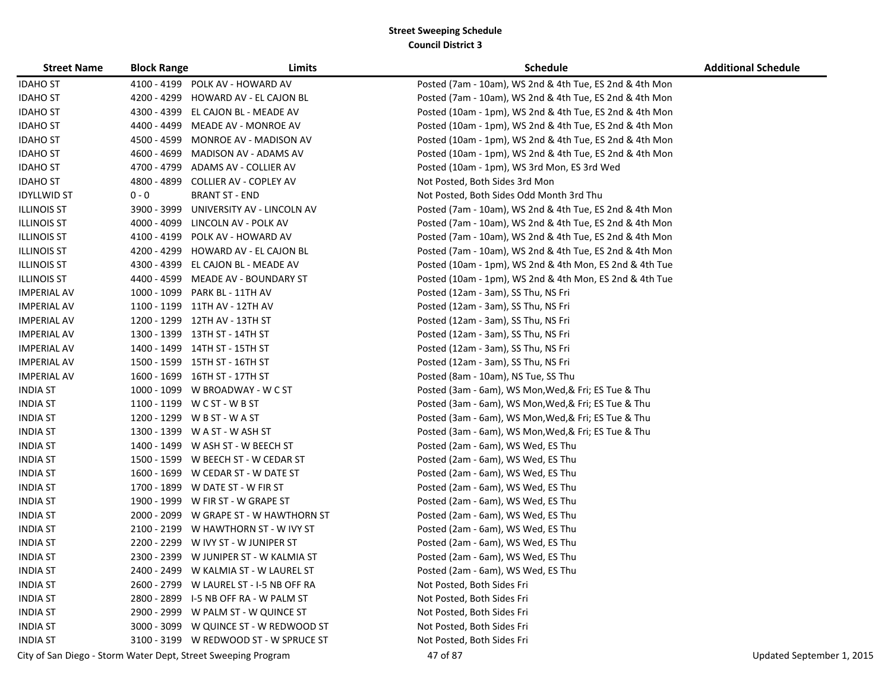## Street Sweeping Schedule

### Council District 3

| Street Name | Block Range | Limits | Schedule | Additional Schedule |
|---|---|---|---|---|
| IDAHO ST | 4100 - 4199 | POLK AV - HOWARD AV | Posted (7am - 10am), WS 2nd & 4th Tue, ES 2nd & 4th Mon | |
| IDAHO ST | 4200 - 4299 | HOWARD AV - EL CAJON BL | Posted (7am - 10am), WS 2nd & 4th Tue, ES 2nd & 4th Mon | |
| IDAHO ST | 4300 - 4399 | EL CAJON BL - MEADE AV | Posted (10am - 1pm), WS 2nd & 4th Tue, ES 2nd & 4th Mon | |
| IDAHO ST | 4400 - 4499 | MEADE AV - MONROE AV | Posted (10am - 1pm), WS 2nd & 4th Tue, ES 2nd & 4th Mon | |
| IDAHO ST | 4500 - 4599 | MONROE AV - MADISON AV | Posted (10am - 1pm), WS 2nd & 4th Tue, ES 2nd & 4th Mon | |
| IDAHO ST | 4600 - 4699 | MADISON AV - ADAMS AV | Posted (10am - 1pm), WS 2nd & 4th Tue, ES 2nd & 4th Mon | |
| IDAHO ST | 4700 - 4799 | ADAMS AV - COLLIER AV | Posted (10am - 1pm), WS 3rd Mon, ES 3rd Wed | |
| IDAHO ST | 4800 - 4899 | COLLIER AV - COPLEY AV | Not Posted, Both Sides 3rd Mon | |
| IDYLLWID ST | 0 - 0 | BRANT ST - END | Not Posted, Both Sides Odd Month 3rd Thu | |
| ILLINOIS ST | 3900 - 3999 | UNIVERSITY AV - LINCOLN AV | Posted (7am - 10am), WS 2nd & 4th Tue, ES 2nd & 4th Mon | |
| ILLINOIS ST | 4000 - 4099 | LINCOLN AV - POLK AV | Posted (7am - 10am), WS 2nd & 4th Tue, ES 2nd & 4th Mon | |
| ILLINOIS ST | 4100 - 4199 | POLK AV - HOWARD AV | Posted (7am - 10am), WS 2nd & 4th Tue, ES 2nd & 4th Mon | |
| ILLINOIS ST | 4200 - 4299 | HOWARD AV - EL CAJON BL | Posted (7am - 10am), WS 2nd & 4th Tue, ES 2nd & 4th Mon | |
| ILLINOIS ST | 4300 - 4399 | EL CAJON BL - MEADE AV | Posted (10am - 1pm), WS 2nd & 4th Mon, ES 2nd & 4th Tue | |
| ILLINOIS ST | 4400 - 4599 | MEADE AV - BOUNDARY ST | Posted (10am - 1pm), WS 2nd & 4th Mon, ES 2nd & 4th Tue | |
| IMPERIAL AV | 1000 - 1099 | PARK BL - 11TH AV | Posted (12am - 3am), SS Thu, NS Fri | |
| IMPERIAL AV | 1100 - 1199 | 11TH AV - 12TH AV | Posted (12am - 3am), SS Thu, NS Fri | |
| IMPERIAL AV | 1200 - 1299 | 12TH AV - 13TH ST | Posted (12am - 3am), SS Thu, NS Fri | |
| IMPERIAL AV | 1300 - 1399 | 13TH ST - 14TH ST | Posted (12am - 3am), SS Thu, NS Fri | |
| IMPERIAL AV | 1400 - 1499 | 14TH ST - 15TH ST | Posted (12am - 3am), SS Thu, NS Fri | |
| IMPERIAL AV | 1500 - 1599 | 15TH ST - 16TH ST | Posted (12am - 3am), SS Thu, NS Fri | |
| IMPERIAL AV | 1600 - 1699 | 16TH ST - 17TH ST | Posted (8am - 10am), NS Tue, SS Thu | |
| INDIA ST | 1000 - 1099 | W BROADWAY - W C ST | Posted (3am - 6am), WS Mon,Wed,& Fri; ES Tue & Thu | |
| INDIA ST | 1100 - 1199 | W C ST - W B ST | Posted (3am - 6am), WS Mon,Wed,& Fri; ES Tue & Thu | |
| INDIA ST | 1200 - 1299 | W B ST - W A ST | Posted (3am - 6am), WS Mon,Wed,& Fri; ES Tue & Thu | |
| INDIA ST | 1300 - 1399 | W A ST - W ASH ST | Posted (3am - 6am), WS Mon,Wed,& Fri; ES Tue & Thu | |
| INDIA ST | 1400 - 1499 | W ASH ST - W BEECH ST | Posted (2am - 6am), WS Wed, ES Thu | |
| INDIA ST | 1500 - 1599 | W BEECH ST - W CEDAR ST | Posted (2am - 6am), WS Wed, ES Thu | |
| INDIA ST | 1600 - 1699 | W CEDAR ST - W DATE ST | Posted (2am - 6am), WS Wed, ES Thu | |
| INDIA ST | 1700 - 1899 | W DATE ST - W FIR ST | Posted (2am - 6am), WS Wed, ES Thu | |
| INDIA ST | 1900 - 1999 | W FIR ST - W GRAPE ST | Posted (2am - 6am), WS Wed, ES Thu | |
| INDIA ST | 2000 - 2099 | W GRAPE ST - W HAWTHORN ST | Posted (2am - 6am), WS Wed, ES Thu | |
| INDIA ST | 2100 - 2199 | W HAWTHORN ST - W IVY ST | Posted (2am - 6am), WS Wed, ES Thu | |
| INDIA ST | 2200 - 2299 | W IVY ST - W JUNIPER ST | Posted (2am - 6am), WS Wed, ES Thu | |
| INDIA ST | 2300 - 2399 | W JUNIPER ST - W KALMIA ST | Posted (2am - 6am), WS Wed, ES Thu | |
| INDIA ST | 2400 - 2499 | W KALMIA ST - W LAUREL ST | Posted (2am - 6am), WS Wed, ES Thu | |
| INDIA ST | 2600 - 2799 | W LAUREL ST - I-5 NB OFF RA | Not Posted, Both Sides Fri | |
| INDIA ST | 2800 - 2899 | I-5 NB OFF RA - W PALM ST | Not Posted, Both Sides Fri | |
| INDIA ST | 2900 - 2999 | W PALM ST - W QUINCE ST | Not Posted, Both Sides Fri | |
| INDIA ST | 3000 - 3099 | W QUINCE ST - W REDWOOD ST | Not Posted, Both Sides Fri | |
| INDIA ST | 3100 - 3199 | W REDWOOD ST - W SPRUCE ST | Not Posted, Both Sides Fri | |

City of San Diego - Storm Water Dept, Street Sweeping Program

Updated September 1, 2015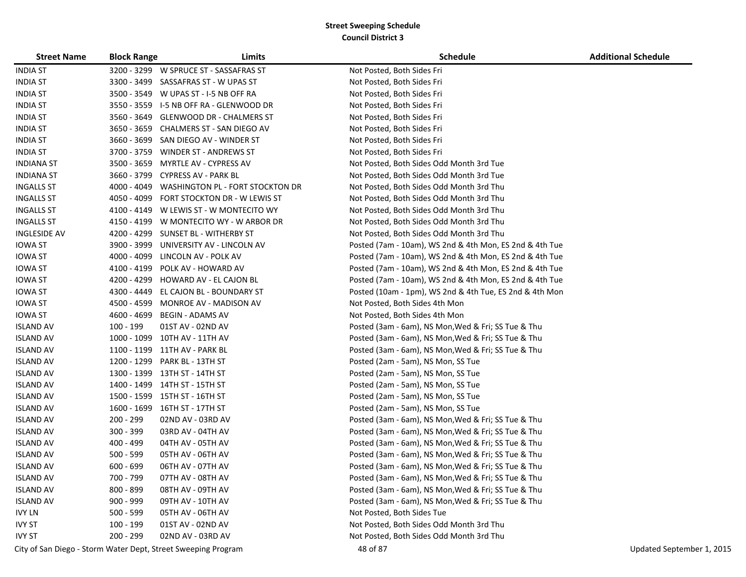## Street Sweeping Schedule
### Council District 3

| Street Name | Block Range | Limits | Schedule | Additional Schedule |
|---|---|---|---|---|
| INDIA ST | 3200 - 3299 | W SPRUCE ST - SASSAFRAS ST | Not Posted, Both Sides Fri | |
| INDIA ST | 3300 - 3499 | SASSAFRAS ST - W UPAS ST | Not Posted, Both Sides Fri | |
| INDIA ST | 3500 - 3549 | W UPAS ST - I-5 NB OFF RA | Not Posted, Both Sides Fri | |
| INDIA ST | 3550 - 3559 | I-5 NB OFF RA - GLENWOOD DR | Not Posted, Both Sides Fri | |
| INDIA ST | 3560 - 3649 | GLENWOOD DR - CHALMERS ST | Not Posted, Both Sides Fri | |
| INDIA ST | 3650 - 3659 | CHALMERS ST - SAN DIEGO AV | Not Posted, Both Sides Fri | |
| INDIA ST | 3660 - 3699 | SAN DIEGO AV - WINDER ST | Not Posted, Both Sides Fri | |
| INDIA ST | 3700 - 3759 | WINDER ST - ANDREWS ST | Not Posted, Both Sides Fri | |
| INDIANA ST | 3500 - 3659 | MYRTLE AV - CYPRESS AV | Not Posted, Both Sides Odd Month 3rd Tue | |
| INDIANA ST | 3660 - 3799 | CYPRESS AV - PARK BL | Not Posted, Both Sides Odd Month 3rd Tue | |
| INGALLS ST | 4000 - 4049 | WASHINGTON PL - FORT STOCKTON DR | Not Posted, Both Sides Odd Month 3rd Thu | |
| INGALLS ST | 4050 - 4099 | FORT STOCKTON DR - W LEWIS ST | Not Posted, Both Sides Odd Month 3rd Thu | |
| INGALLS ST | 4100 - 4149 | W LEWIS ST - W MONTECITO WY | Not Posted, Both Sides Odd Month 3rd Thu | |
| INGALLS ST | 4150 - 4199 | W MONTECITO WY - W ARBOR DR | Not Posted, Both Sides Odd Month 3rd Thu | |
| INGLESIDE AV | 4200 - 4299 | SUNSET BL - WITHERBY ST | Not Posted, Both Sides Odd Month 3rd Thu | |
| IOWA ST | 3900 - 3999 | UNIVERSITY AV - LINCOLN AV | Posted (7am - 10am), WS 2nd & 4th Mon, ES 2nd & 4th Tue | |
| IOWA ST | 4000 - 4099 | LINCOLN AV - POLK AV | Posted (7am - 10am), WS 2nd & 4th Mon, ES 2nd & 4th Tue | |
| IOWA ST | 4100 - 4199 | POLK AV - HOWARD AV | Posted (7am - 10am), WS 2nd & 4th Mon, ES 2nd & 4th Tue | |
| IOWA ST | 4200 - 4299 | HOWARD AV - EL CAJON BL | Posted (7am - 10am), WS 2nd & 4th Mon, ES 2nd & 4th Tue | |
| IOWA ST | 4300 - 4449 | EL CAJON BL - BOUNDARY ST | Posted (10am - 1pm), WS 2nd & 4th Tue, ES 2nd & 4th Mon | |
| IOWA ST | 4500 - 4599 | MONROE AV - MADISON AV | Not Posted, Both Sides 4th Mon | |
| IOWA ST | 4600 - 4699 | BEGIN - ADAMS AV | Not Posted, Both Sides 4th Mon | |
| ISLAND AV | 100 - 199 | 01ST AV - 02ND AV | Posted (3am - 6am), NS Mon,Wed & Fri; SS Tue & Thu | |
| ISLAND AV | 1000 - 1099 | 10TH AV - 11TH AV | Posted (3am - 6am), NS Mon,Wed & Fri; SS Tue & Thu | |
| ISLAND AV | 1100 - 1199 | 11TH AV - PARK BL | Posted (3am - 6am), NS Mon,Wed & Fri; SS Tue & Thu | |
| ISLAND AV | 1200 - 1299 | PARK BL - 13TH ST | Posted (2am - 5am), NS Mon, SS Tue | |
| ISLAND AV | 1300 - 1399 | 13TH ST - 14TH ST | Posted (2am - 5am), NS Mon, SS Tue | |
| ISLAND AV | 1400 - 1499 | 14TH ST - 15TH ST | Posted (2am - 5am), NS Mon, SS Tue | |
| ISLAND AV | 1500 - 1599 | 15TH ST - 16TH ST | Posted (2am - 5am), NS Mon, SS Tue | |
| ISLAND AV | 1600 - 1699 | 16TH ST - 17TH ST | Posted (2am - 5am), NS Mon, SS Tue | |
| ISLAND AV | 200 - 299 | 02ND AV - 03RD AV | Posted (3am - 6am), NS Mon,Wed & Fri; SS Tue & Thu | |
| ISLAND AV | 300 - 399 | 03RD AV - 04TH AV | Posted (3am - 6am), NS Mon,Wed & Fri; SS Tue & Thu | |
| ISLAND AV | 400 - 499 | 04TH AV - 05TH AV | Posted (3am - 6am), NS Mon,Wed & Fri; SS Tue & Thu | |
| ISLAND AV | 500 - 599 | 05TH AV - 06TH AV | Posted (3am - 6am), NS Mon,Wed & Fri; SS Tue & Thu | |
| ISLAND AV | 600 - 699 | 06TH AV - 07TH AV | Posted (3am - 6am), NS Mon,Wed & Fri; SS Tue & Thu | |
| ISLAND AV | 700 - 799 | 07TH AV - 08TH AV | Posted (3am - 6am), NS Mon,Wed & Fri; SS Tue & Thu | |
| ISLAND AV | 800 - 899 | 08TH AV - 09TH AV | Posted (3am - 6am), NS Mon,Wed & Fri; SS Tue & Thu | |
| ISLAND AV | 900 - 999 | 09TH AV - 10TH AV | Posted (3am - 6am), NS Mon,Wed & Fri; SS Tue & Thu | |
| IVY LN | 500 - 599 | 05TH AV - 06TH AV | Not Posted, Both Sides Tue | |
| IVY ST | 100 - 199 | 01ST AV - 02ND AV | Not Posted, Both Sides Odd Month 3rd Thu | |
| IVY ST | 200 - 299 | 02ND AV - 03RD AV | Not Posted, Both Sides Odd Month 3rd Thu | |

City of San Diego - Storm Water Dept, Street Sweeping Program — Updated September 1, 2015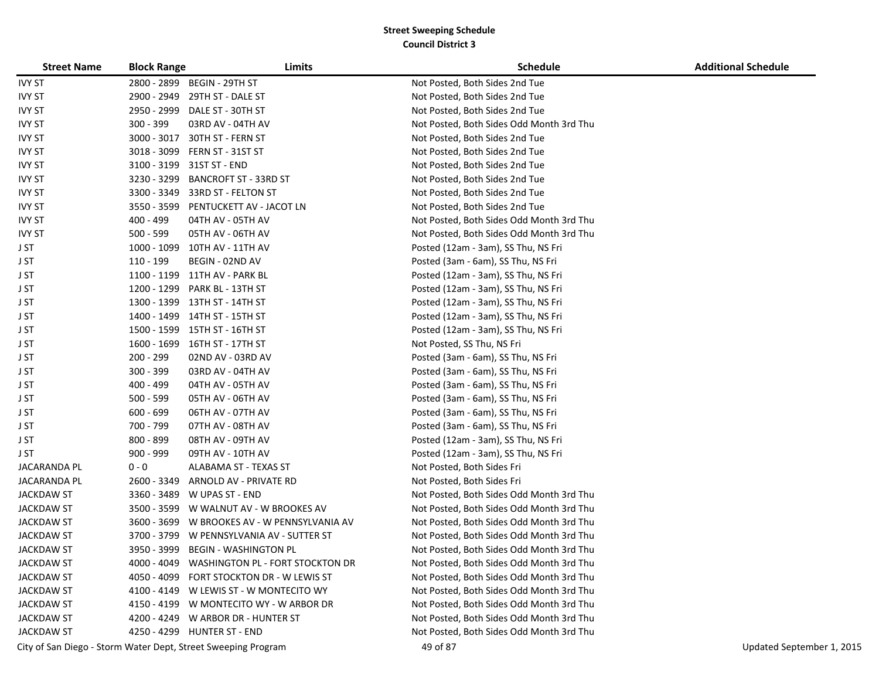**Street Sweeping Schedule**
**Council District 3**

| Street Name | Block Range | Limits | Schedule | Additional Schedule |
|---|---|---|---|---|
| IVY ST | 2800 - 2899 | BEGIN - 29TH ST | Not Posted, Both Sides 2nd Tue | |
| IVY ST | 2900 - 2949 | 29TH ST - DALE ST | Not Posted, Both Sides 2nd Tue | |
| IVY ST | 2950 - 2999 | DALE ST - 30TH ST | Not Posted, Both Sides 2nd Tue | |
| IVY ST | 300 - 399 | 03RD AV - 04TH AV | Not Posted, Both Sides Odd Month 3rd Thu | |
| IVY ST | 3000 - 3017 | 30TH ST - FERN ST | Not Posted, Both Sides 2nd Tue | |
| IVY ST | 3018 - 3099 | FERN ST - 31ST ST | Not Posted, Both Sides 2nd Tue | |
| IVY ST | 3100 - 3199 | 31ST ST - END | Not Posted, Both Sides 2nd Tue | |
| IVY ST | 3230 - 3299 | BANCROFT ST - 33RD ST | Not Posted, Both Sides 2nd Tue | |
| IVY ST | 3300 - 3349 | 33RD ST - FELTON ST | Not Posted, Both Sides 2nd Tue | |
| IVY ST | 3550 - 3599 | PENTUCKETT AV - JACOT LN | Not Posted, Both Sides 2nd Tue | |
| IVY ST | 400 - 499 | 04TH AV - 05TH AV | Not Posted, Both Sides Odd Month 3rd Thu | |
| IVY ST | 500 - 599 | 05TH AV - 06TH AV | Not Posted, Both Sides Odd Month 3rd Thu | |
| J ST | 1000 - 1099 | 10TH AV - 11TH AV | Posted (12am - 3am), SS Thu, NS Fri | |
| J ST | 110 - 199 | BEGIN - 02ND AV | Posted (3am - 6am), SS Thu, NS Fri | |
| J ST | 1100 - 1199 | 11TH AV - PARK BL | Posted (12am - 3am), SS Thu, NS Fri | |
| J ST | 1200 - 1299 | PARK BL - 13TH ST | Posted (12am - 3am), SS Thu, NS Fri | |
| J ST | 1300 - 1399 | 13TH ST - 14TH ST | Posted (12am - 3am), SS Thu, NS Fri | |
| J ST | 1400 - 1499 | 14TH ST - 15TH ST | Posted (12am - 3am), SS Thu, NS Fri | |
| J ST | 1500 - 1599 | 15TH ST - 16TH ST | Posted (12am - 3am), SS Thu, NS Fri | |
| J ST | 1600 - 1699 | 16TH ST - 17TH ST | Not Posted, SS Thu, NS Fri | |
| J ST | 200 - 299 | 02ND AV - 03RD AV | Posted (3am - 6am), SS Thu, NS Fri | |
| J ST | 300 - 399 | 03RD AV - 04TH AV | Posted (3am - 6am), SS Thu, NS Fri | |
| J ST | 400 - 499 | 04TH AV - 05TH AV | Posted (3am - 6am), SS Thu, NS Fri | |
| J ST | 500 - 599 | 05TH AV - 06TH AV | Posted (3am - 6am), SS Thu, NS Fri | |
| J ST | 600 - 699 | 06TH AV - 07TH AV | Posted (3am - 6am), SS Thu, NS Fri | |
| J ST | 700 - 799 | 07TH AV - 08TH AV | Posted (3am - 6am), SS Thu, NS Fri | |
| J ST | 800 - 899 | 08TH AV - 09TH AV | Posted (12am - 3am), SS Thu, NS Fri | |
| J ST | 900 - 999 | 09TH AV - 10TH AV | Posted (12am - 3am), SS Thu, NS Fri | |
| JACARANDA PL | 0 - 0 | ALABAMA ST - TEXAS ST | Not Posted, Both Sides Fri | |
| JACARANDA PL | 2600 - 3349 | ARNOLD AV - PRIVATE RD | Not Posted, Both Sides Fri | |
| JACKDAW ST | 3360 - 3489 | W UPAS ST - END | Not Posted, Both Sides Odd Month 3rd Thu | |
| JACKDAW ST | 3500 - 3599 | W WALNUT AV - W BROOKES AV | Not Posted, Both Sides Odd Month 3rd Thu | |
| JACKDAW ST | 3600 - 3699 | W BROOKES AV - W PENNSYLVANIA AV | Not Posted, Both Sides Odd Month 3rd Thu | |
| JACKDAW ST | 3700 - 3799 | W PENNSYLVANIA AV - SUTTER ST | Not Posted, Both Sides Odd Month 3rd Thu | |
| JACKDAW ST | 3950 - 3999 | BEGIN - WASHINGTON PL | Not Posted, Both Sides Odd Month 3rd Thu | |
| JACKDAW ST | 4000 - 4049 | WASHINGTON PL - FORT STOCKTON DR | Not Posted, Both Sides Odd Month 3rd Thu | |
| JACKDAW ST | 4050 - 4099 | FORT STOCKTON DR - W LEWIS ST | Not Posted, Both Sides Odd Month 3rd Thu | |
| JACKDAW ST | 4100 - 4149 | W LEWIS ST - W MONTECITO WY | Not Posted, Both Sides Odd Month 3rd Thu | |
| JACKDAW ST | 4150 - 4199 | W MONTECITO WY - W ARBOR DR | Not Posted, Both Sides Odd Month 3rd Thu | |
| JACKDAW ST | 4200 - 4249 | W ARBOR DR - HUNTER ST | Not Posted, Both Sides Odd Month 3rd Thu | |
| JACKDAW ST | 4250 - 4299 | HUNTER ST - END | Not Posted, Both Sides Odd Month 3rd Thu | |

City of San Diego - Storm Water Dept, Street Sweeping Program — Updated September 1, 2015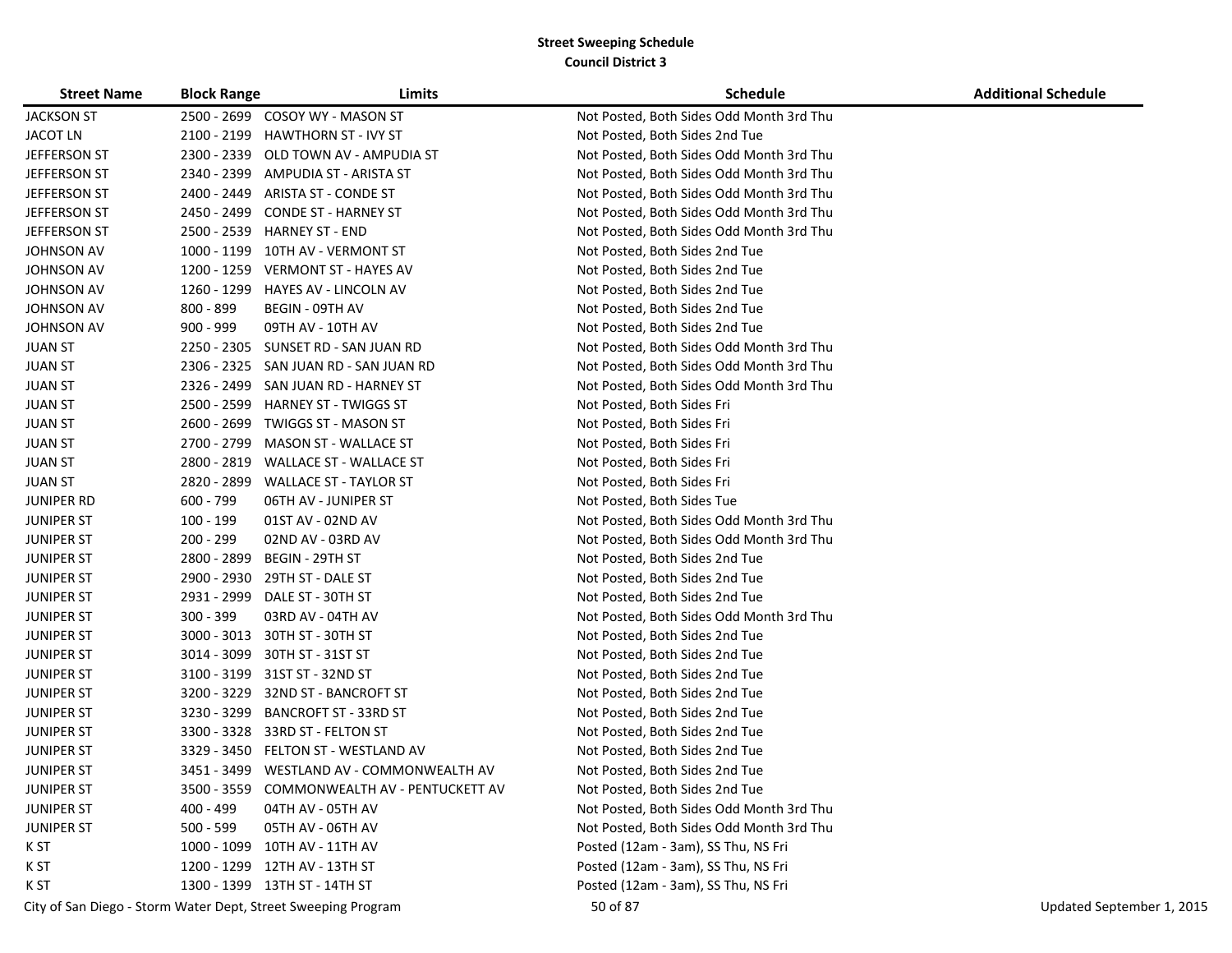**Street Sweeping Schedule**
**Council District 3**

| Street Name | Block Range | Limits | Schedule | Additional Schedule |
|---|---|---|---|---|
| JACKSON ST | 2500 - 2699 | COSOY WY - MASON ST | Not Posted, Both Sides Odd Month 3rd Thu | |
| JACOT LN | 2100 - 2199 | HAWTHORN ST - IVY ST | Not Posted, Both Sides 2nd Tue | |
| JEFFERSON ST | 2300 - 2339 | OLD TOWN AV - AMPUDIA ST | Not Posted, Both Sides Odd Month 3rd Thu | |
| JEFFERSON ST | 2340 - 2399 | AMPUDIA ST - ARISTA ST | Not Posted, Both Sides Odd Month 3rd Thu | |
| JEFFERSON ST | 2400 - 2449 | ARISTA ST - CONDE ST | Not Posted, Both Sides Odd Month 3rd Thu | |
| JEFFERSON ST | 2450 - 2499 | CONDE ST - HARNEY ST | Not Posted, Both Sides Odd Month 3rd Thu | |
| JEFFERSON ST | 2500 - 2539 | HARNEY ST - END | Not Posted, Both Sides Odd Month 3rd Thu | |
| JOHNSON AV | 1000 - 1199 | 10TH AV - VERMONT ST | Not Posted, Both Sides 2nd Tue | |
| JOHNSON AV | 1200 - 1259 | VERMONT ST - HAYES AV | Not Posted, Both Sides 2nd Tue | |
| JOHNSON AV | 1260 - 1299 | HAYES AV - LINCOLN AV | Not Posted, Both Sides 2nd Tue | |
| JOHNSON AV | 800 - 899 | BEGIN - 09TH AV | Not Posted, Both Sides 2nd Tue | |
| JOHNSON AV | 900 - 999 | 09TH AV - 10TH AV | Not Posted, Both Sides 2nd Tue | |
| JUAN ST | 2250 - 2305 | SUNSET RD - SAN JUAN RD | Not Posted, Both Sides Odd Month 3rd Thu | |
| JUAN ST | 2306 - 2325 | SAN JUAN RD - SAN JUAN RD | Not Posted, Both Sides Odd Month 3rd Thu | |
| JUAN ST | 2326 - 2499 | SAN JUAN RD - HARNEY ST | Not Posted, Both Sides Odd Month 3rd Thu | |
| JUAN ST | 2500 - 2599 | HARNEY ST - TWIGGS ST | Not Posted, Both Sides Fri | |
| JUAN ST | 2600 - 2699 | TWIGGS ST - MASON ST | Not Posted, Both Sides Fri | |
| JUAN ST | 2700 - 2799 | MASON ST - WALLACE ST | Not Posted, Both Sides Fri | |
| JUAN ST | 2800 - 2819 | WALLACE ST - WALLACE ST | Not Posted, Both Sides Fri | |
| JUAN ST | 2820 - 2899 | WALLACE ST - TAYLOR ST | Not Posted, Both Sides Fri | |
| JUNIPER RD | 600 - 799 | 06TH AV - JUNIPER ST | Not Posted, Both Sides Tue | |
| JUNIPER ST | 100 - 199 | 01ST AV - 02ND AV | Not Posted, Both Sides Odd Month 3rd Thu | |
| JUNIPER ST | 200 - 299 | 02ND AV - 03RD AV | Not Posted, Both Sides Odd Month 3rd Thu | |
| JUNIPER ST | 2800 - 2899 | BEGIN - 29TH ST | Not Posted, Both Sides 2nd Tue | |
| JUNIPER ST | 2900 - 2930 | 29TH ST - DALE ST | Not Posted, Both Sides 2nd Tue | |
| JUNIPER ST | 2931 - 2999 | DALE ST - 30TH ST | Not Posted, Both Sides 2nd Tue | |
| JUNIPER ST | 300 - 399 | 03RD AV - 04TH AV | Not Posted, Both Sides Odd Month 3rd Thu | |
| JUNIPER ST | 3000 - 3013 | 30TH ST - 30TH ST | Not Posted, Both Sides 2nd Tue | |
| JUNIPER ST | 3014 - 3099 | 30TH ST - 31ST ST | Not Posted, Both Sides 2nd Tue | |
| JUNIPER ST | 3100 - 3199 | 31ST ST - 32ND ST | Not Posted, Both Sides 2nd Tue | |
| JUNIPER ST | 3200 - 3229 | 32ND ST - BANCROFT ST | Not Posted, Both Sides 2nd Tue | |
| JUNIPER ST | 3230 - 3299 | BANCROFT ST - 33RD ST | Not Posted, Both Sides 2nd Tue | |
| JUNIPER ST | 3300 - 3328 | 33RD ST - FELTON ST | Not Posted, Both Sides 2nd Tue | |
| JUNIPER ST | 3329 - 3450 | FELTON ST - WESTLAND AV | Not Posted, Both Sides 2nd Tue | |
| JUNIPER ST | 3451 - 3499 | WESTLAND AV - COMMONWEALTH AV | Not Posted, Both Sides 2nd Tue | |
| JUNIPER ST | 3500 - 3559 | COMMONWEALTH AV - PENTUCKETT AV | Not Posted, Both Sides 2nd Tue | |
| JUNIPER ST | 400 - 499 | 04TH AV - 05TH AV | Not Posted, Both Sides Odd Month 3rd Thu | |
| JUNIPER ST | 500 - 599 | 05TH AV - 06TH AV | Not Posted, Both Sides Odd Month 3rd Thu | |
| K ST | 1000 - 1099 | 10TH AV - 11TH AV | Posted (12am - 3am), SS Thu, NS Fri | |
| K ST | 1200 - 1299 | 12TH AV - 13TH ST | Posted (12am - 3am), SS Thu, NS Fri | |
| K ST | 1300 - 1399 | 13TH ST - 14TH ST | Posted (12am - 3am), SS Thu, NS Fri | |

City of San Diego - Storm Water Dept, Street Sweeping Program — Updated September 1, 2015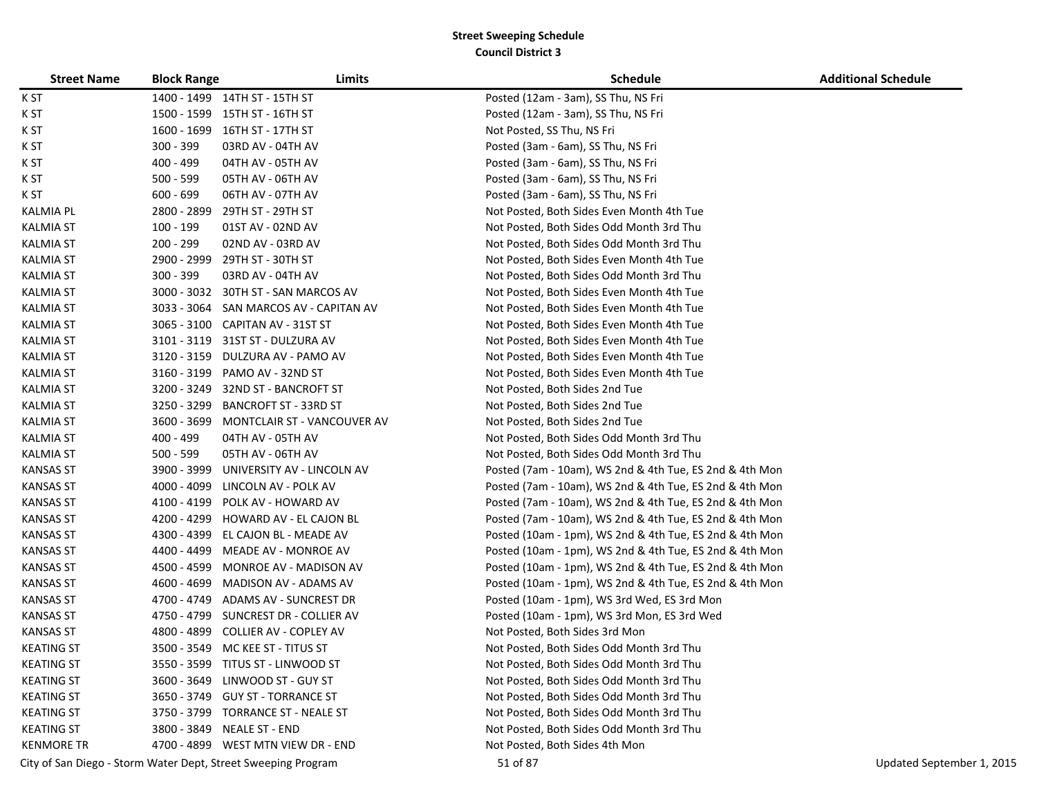**Street Sweeping Schedule**
**Council District 3**

| Street Name | Block Range | Limits | Schedule | Additional Schedule |
|---|---|---|---|---|
| K ST | 1400 - 1499 | 14TH ST - 15TH ST | Posted (12am - 3am), SS Thu, NS Fri | |
| K ST | 1500 - 1599 | 15TH ST - 16TH ST | Posted (12am - 3am), SS Thu, NS Fri | |
| K ST | 1600 - 1699 | 16TH ST - 17TH ST | Not Posted, SS Thu, NS Fri | |
| K ST | 300 - 399 | 03RD AV - 04TH AV | Posted (3am - 6am), SS Thu, NS Fri | |
| K ST | 400 - 499 | 04TH AV - 05TH AV | Posted (3am - 6am), SS Thu, NS Fri | |
| K ST | 500 - 599 | 05TH AV - 06TH AV | Posted (3am - 6am), SS Thu, NS Fri | |
| K ST | 600 - 699 | 06TH AV - 07TH AV | Posted (3am - 6am), SS Thu, NS Fri | |
| KALMIA PL | 2800 - 2899 | 29TH ST - 29TH ST | Not Posted, Both Sides Even Month 4th Tue | |
| KALMIA ST | 100 - 199 | 01ST AV - 02ND AV | Not Posted, Both Sides Odd Month 3rd Thu | |
| KALMIA ST | 200 - 299 | 02ND AV - 03RD AV | Not Posted, Both Sides Odd Month 3rd Thu | |
| KALMIA ST | 2900 - 2999 | 29TH ST - 30TH ST | Not Posted, Both Sides Even Month 4th Tue | |
| KALMIA ST | 300 - 399 | 03RD AV - 04TH AV | Not Posted, Both Sides Odd Month 3rd Thu | |
| KALMIA ST | 3000 - 3032 | 30TH ST - SAN MARCOS AV | Not Posted, Both Sides Even Month 4th Tue | |
| KALMIA ST | 3033 - 3064 | SAN MARCOS AV - CAPITAN AV | Not Posted, Both Sides Even Month 4th Tue | |
| KALMIA ST | 3065 - 3100 | CAPITAN AV - 31ST ST | Not Posted, Both Sides Even Month 4th Tue | |
| KALMIA ST | 3101 - 3119 | 31ST ST - DULZURA AV | Not Posted, Both Sides Even Month 4th Tue | |
| KALMIA ST | 3120 - 3159 | DULZURA AV - PAMO AV | Not Posted, Both Sides Even Month 4th Tue | |
| KALMIA ST | 3160 - 3199 | PAMO AV - 32ND ST | Not Posted, Both Sides Even Month 4th Tue | |
| KALMIA ST | 3200 - 3249 | 32ND ST - BANCROFT ST | Not Posted, Both Sides 2nd Tue | |
| KALMIA ST | 3250 - 3299 | BANCROFT ST - 33RD ST | Not Posted, Both Sides 2nd Tue | |
| KALMIA ST | 3600 - 3699 | MONTCLAIR ST - VANCOUVER AV | Not Posted, Both Sides 2nd Tue | |
| KALMIA ST | 400 - 499 | 04TH AV - 05TH AV | Not Posted, Both Sides Odd Month 3rd Thu | |
| KALMIA ST | 500 - 599 | 05TH AV - 06TH AV | Not Posted, Both Sides Odd Month 3rd Thu | |
| KANSAS ST | 3900 - 3999 | UNIVERSITY AV - LINCOLN AV | Posted (7am - 10am), WS 2nd & 4th Tue, ES 2nd & 4th Mon | |
| KANSAS ST | 4000 - 4099 | LINCOLN AV - POLK AV | Posted (7am - 10am), WS 2nd & 4th Tue, ES 2nd & 4th Mon | |
| KANSAS ST | 4100 - 4199 | POLK AV - HOWARD AV | Posted (7am - 10am), WS 2nd & 4th Tue, ES 2nd & 4th Mon | |
| KANSAS ST | 4200 - 4299 | HOWARD AV - EL CAJON BL | Posted (7am - 10am), WS 2nd & 4th Tue, ES 2nd & 4th Mon | |
| KANSAS ST | 4300 - 4399 | EL CAJON BL - MEADE AV | Posted (10am - 1pm), WS 2nd & 4th Tue, ES 2nd & 4th Mon | |
| KANSAS ST | 4400 - 4499 | MEADE AV - MONROE AV | Posted (10am - 1pm), WS 2nd & 4th Tue, ES 2nd & 4th Mon | |
| KANSAS ST | 4500 - 4599 | MONROE AV - MADISON AV | Posted (10am - 1pm), WS 2nd & 4th Tue, ES 2nd & 4th Mon | |
| KANSAS ST | 4600 - 4699 | MADISON AV - ADAMS AV | Posted (10am - 1pm), WS 2nd & 4th Tue, ES 2nd & 4th Mon | |
| KANSAS ST | 4700 - 4749 | ADAMS AV - SUNCREST DR | Posted (10am - 1pm), WS 3rd Wed, ES 3rd Mon | |
| KANSAS ST | 4750 - 4799 | SUNCREST DR - COLLIER AV | Posted (10am - 1pm), WS 3rd Mon, ES 3rd Wed | |
| KANSAS ST | 4800 - 4899 | COLLIER AV - COPLEY AV | Not Posted, Both Sides 3rd Mon | |
| KEATING ST | 3500 - 3549 | MC KEE ST - TITUS ST | Not Posted, Both Sides Odd Month 3rd Thu | |
| KEATING ST | 3550 - 3599 | TITUS ST - LINWOOD ST | Not Posted, Both Sides Odd Month 3rd Thu | |
| KEATING ST | 3600 - 3649 | LINWOOD ST - GUY ST | Not Posted, Both Sides Odd Month 3rd Thu | |
| KEATING ST | 3650 - 3749 | GUY ST - TORRANCE ST | Not Posted, Both Sides Odd Month 3rd Thu | |
| KEATING ST | 3750 - 3799 | TORRANCE ST - NEALE ST | Not Posted, Both Sides Odd Month 3rd Thu | |
| KEATING ST | 3800 - 3849 | NEALE ST - END | Not Posted, Both Sides Odd Month 3rd Thu | |
| KENMORE TR | 4700 - 4899 | WEST MTN VIEW DR - END | Not Posted, Both Sides 4th Mon | |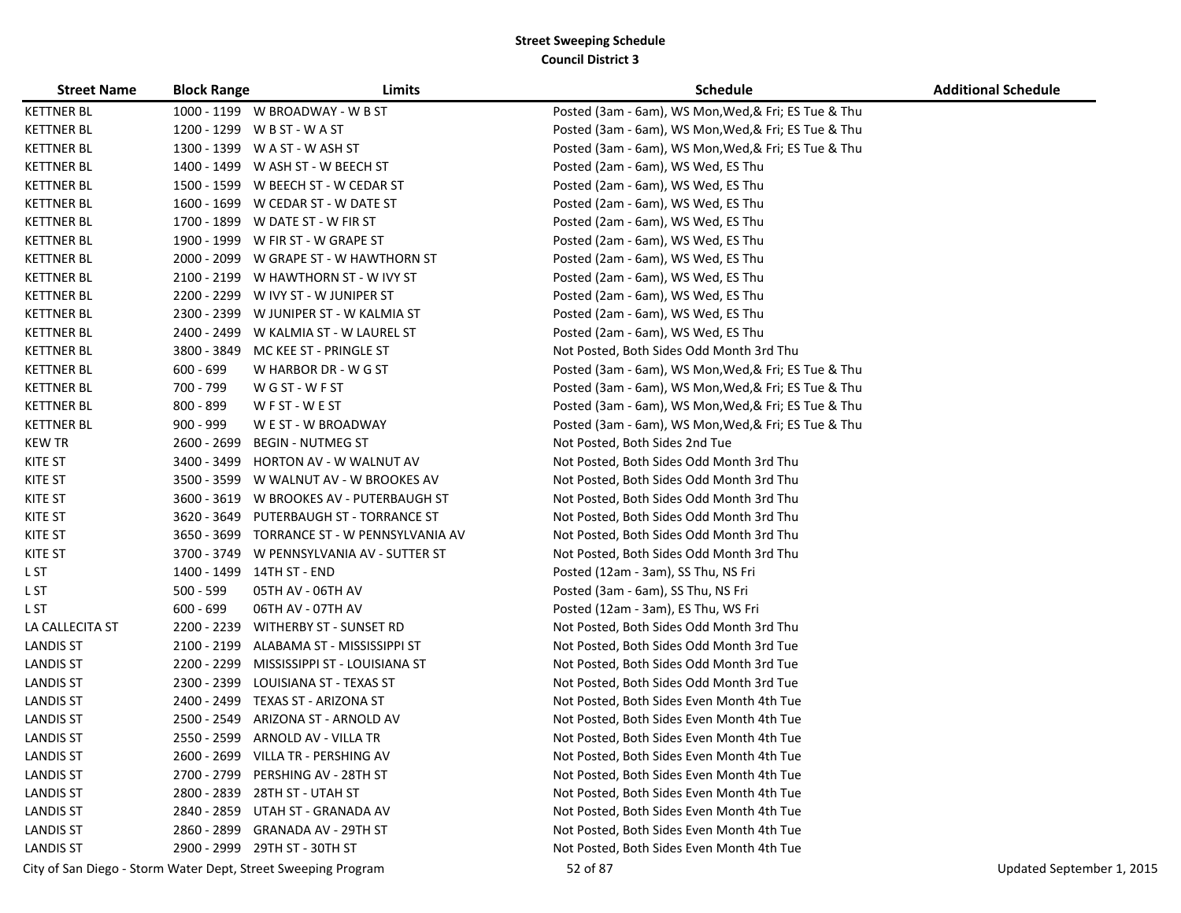## Street Sweeping Schedule
### Council District 3

| Street Name | Block Range | Limits | Schedule | Additional Schedule |
|---|---|---|---|---|
| KETTNER BL | 1000 - 1199 | W BROADWAY - W B ST | Posted (3am - 6am), WS Mon,Wed,& Fri; ES Tue & Thu | |
| KETTNER BL | 1200 - 1299 | W B ST - W A ST | Posted (3am - 6am), WS Mon,Wed,& Fri; ES Tue & Thu | |
| KETTNER BL | 1300 - 1399 | W A ST - W ASH ST | Posted (3am - 6am), WS Mon,Wed,& Fri; ES Tue & Thu | |
| KETTNER BL | 1400 - 1499 | W ASH ST - W BEECH ST | Posted (2am - 6am), WS Wed, ES Thu | |
| KETTNER BL | 1500 - 1599 | W BEECH ST - W CEDAR ST | Posted (2am - 6am), WS Wed, ES Thu | |
| KETTNER BL | 1600 - 1699 | W CEDAR ST - W DATE ST | Posted (2am - 6am), WS Wed, ES Thu | |
| KETTNER BL | 1700 - 1899 | W DATE ST - W FIR ST | Posted (2am - 6am), WS Wed, ES Thu | |
| KETTNER BL | 1900 - 1999 | W FIR ST - W GRAPE ST | Posted (2am - 6am), WS Wed, ES Thu | |
| KETTNER BL | 2000 - 2099 | W GRAPE ST - W HAWTHORN ST | Posted (2am - 6am), WS Wed, ES Thu | |
| KETTNER BL | 2100 - 2199 | W HAWTHORN ST - W IVY ST | Posted (2am - 6am), WS Wed, ES Thu | |
| KETTNER BL | 2200 - 2299 | W IVY ST - W JUNIPER ST | Posted (2am - 6am), WS Wed, ES Thu | |
| KETTNER BL | 2300 - 2399 | W JUNIPER ST - W KALMIA ST | Posted (2am - 6am), WS Wed, ES Thu | |
| KETTNER BL | 2400 - 2499 | W KALMIA ST - W LAUREL ST | Posted (2am - 6am), WS Wed, ES Thu | |
| KETTNER BL | 3800 - 3849 | MC KEE ST - PRINGLE ST | Not Posted, Both Sides Odd Month 3rd Thu | |
| KETTNER BL | 600 - 699 | W HARBOR DR - W G ST | Posted (3am - 6am), WS Mon,Wed,& Fri; ES Tue & Thu | |
| KETTNER BL | 700 - 799 | W G ST - W F ST | Posted (3am - 6am), WS Mon,Wed,& Fri; ES Tue & Thu | |
| KETTNER BL | 800 - 899 | W F ST - W E ST | Posted (3am - 6am), WS Mon,Wed,& Fri; ES Tue & Thu | |
| KETTNER BL | 900 - 999 | W E ST - W BROADWAY | Posted (3am - 6am), WS Mon,Wed,& Fri; ES Tue & Thu | |
| KEW TR | 2600 - 2699 | BEGIN - NUTMEG ST | Not Posted, Both Sides 2nd Tue | |
| KITE ST | 3400 - 3499 | HORTON AV - W WALNUT AV | Not Posted, Both Sides Odd Month 3rd Thu | |
| KITE ST | 3500 - 3599 | W WALNUT AV - W BROOKES AV | Not Posted, Both Sides Odd Month 3rd Thu | |
| KITE ST | 3600 - 3619 | W BROOKES AV - PUTERBAUGH ST | Not Posted, Both Sides Odd Month 3rd Thu | |
| KITE ST | 3620 - 3649 | PUTERBAUGH ST - TORRANCE ST | Not Posted, Both Sides Odd Month 3rd Thu | |
| KITE ST | 3650 - 3699 | TORRANCE ST - W PENNSYLVANIA AV | Not Posted, Both Sides Odd Month 3rd Thu | |
| KITE ST | 3700 - 3749 | W PENNSYLVANIA AV - SUTTER ST | Not Posted, Both Sides Odd Month 3rd Thu | |
| L ST | 1400 - 1499 | 14TH ST - END | Posted (12am - 3am), SS Thu, NS Fri | |
| L ST | 500 - 599 | 05TH AV - 06TH AV | Posted (3am - 6am), SS Thu, NS Fri | |
| L ST | 600 - 699 | 06TH AV - 07TH AV | Posted (12am - 3am), ES Thu, WS Fri | |
| LA CALLECITA ST | 2200 - 2239 | WITHERBY ST - SUNSET RD | Not Posted, Both Sides Odd Month 3rd Thu | |
| LANDIS ST | 2100 - 2199 | ALABAMA ST - MISSISSIPPI ST | Not Posted, Both Sides Odd Month 3rd Tue | |
| LANDIS ST | 2200 - 2299 | MISSISSIPPI ST - LOUISIANA ST | Not Posted, Both Sides Odd Month 3rd Tue | |
| LANDIS ST | 2300 - 2399 | LOUISIANA ST - TEXAS ST | Not Posted, Both Sides Odd Month 3rd Tue | |
| LANDIS ST | 2400 - 2499 | TEXAS ST - ARIZONA ST | Not Posted, Both Sides Even Month 4th Tue | |
| LANDIS ST | 2500 - 2549 | ARIZONA ST - ARNOLD AV | Not Posted, Both Sides Even Month 4th Tue | |
| LANDIS ST | 2550 - 2599 | ARNOLD AV - VILLA TR | Not Posted, Both Sides Even Month 4th Tue | |
| LANDIS ST | 2600 - 2699 | VILLA TR - PERSHING AV | Not Posted, Both Sides Even Month 4th Tue | |
| LANDIS ST | 2700 - 2799 | PERSHING AV - 28TH ST | Not Posted, Both Sides Even Month 4th Tue | |
| LANDIS ST | 2800 - 2839 | 28TH ST - UTAH ST | Not Posted, Both Sides Even Month 4th Tue | |
| LANDIS ST | 2840 - 2859 | UTAH ST - GRANADA AV | Not Posted, Both Sides Even Month 4th Tue | |
| LANDIS ST | 2860 - 2899 | GRANADA AV - 29TH ST | Not Posted, Both Sides Even Month 4th Tue | |
| LANDIS ST | 2900 - 2999 | 29TH ST - 30TH ST | Not Posted, Both Sides Even Month 4th Tue | |

City of San Diego - Storm Water Dept, Street Sweeping Program — Updated September 1, 2015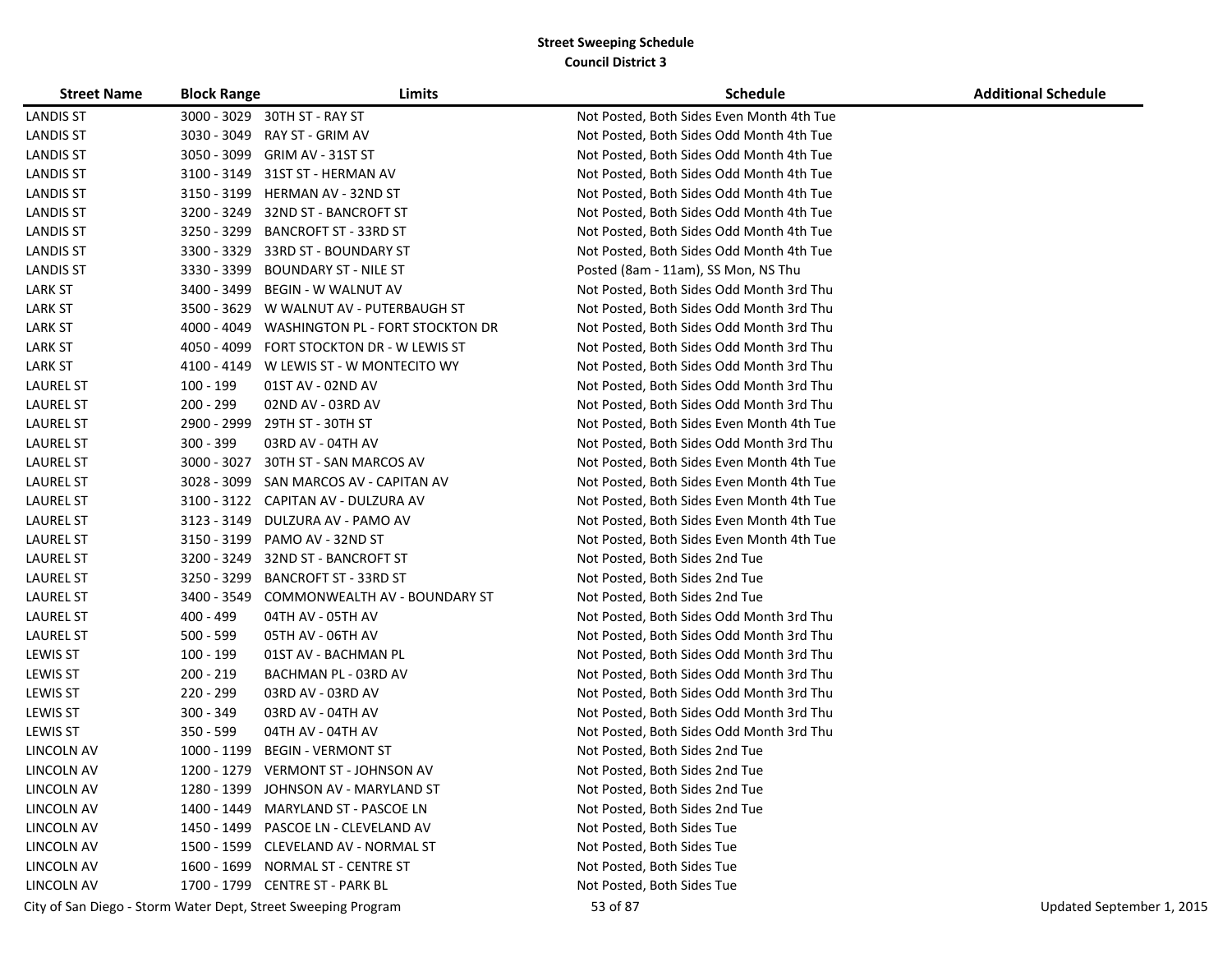**Street Sweeping Schedule**
**Council District 3**

| Street Name | Block Range | Limits | Schedule | Additional Schedule |
|---|---|---|---|---|
| LANDIS ST | 3000 - 3029 | 30TH ST - RAY ST | Not Posted, Both Sides Even Month 4th Tue | |
| LANDIS ST | 3030 - 3049 | RAY ST - GRIM AV | Not Posted, Both Sides Odd Month 4th Tue | |
| LANDIS ST | 3050 - 3099 | GRIM AV - 31ST ST | Not Posted, Both Sides Odd Month 4th Tue | |
| LANDIS ST | 3100 - 3149 | 31ST ST - HERMAN AV | Not Posted, Both Sides Odd Month 4th Tue | |
| LANDIS ST | 3150 - 3199 | HERMAN AV - 32ND ST | Not Posted, Both Sides Odd Month 4th Tue | |
| LANDIS ST | 3200 - 3249 | 32ND ST - BANCROFT ST | Not Posted, Both Sides Odd Month 4th Tue | |
| LANDIS ST | 3250 - 3299 | BANCROFT ST - 33RD ST | Not Posted, Both Sides Odd Month 4th Tue | |
| LANDIS ST | 3300 - 3329 | 33RD ST - BOUNDARY ST | Not Posted, Both Sides Odd Month 4th Tue | |
| LANDIS ST | 3330 - 3399 | BOUNDARY ST - NILE ST | Posted (8am - 11am), SS Mon, NS Thu | |
| LARK ST | 3400 - 3499 | BEGIN - W WALNUT AV | Not Posted, Both Sides Odd Month 3rd Thu | |
| LARK ST | 3500 - 3629 | W WALNUT AV - PUTERBAUGH ST | Not Posted, Both Sides Odd Month 3rd Thu | |
| LARK ST | 4000 - 4049 | WASHINGTON PL - FORT STOCKTON DR | Not Posted, Both Sides Odd Month 3rd Thu | |
| LARK ST | 4050 - 4099 | FORT STOCKTON DR - W LEWIS ST | Not Posted, Both Sides Odd Month 3rd Thu | |
| LARK ST | 4100 - 4149 | W LEWIS ST - W MONTECITO WY | Not Posted, Both Sides Odd Month 3rd Thu | |
| LAUREL ST | 100 - 199 | 01ST AV - 02ND AV | Not Posted, Both Sides Odd Month 3rd Thu | |
| LAUREL ST | 200 - 299 | 02ND AV - 03RD AV | Not Posted, Both Sides Odd Month 3rd Thu | |
| LAUREL ST | 2900 - 2999 | 29TH ST - 30TH ST | Not Posted, Both Sides Even Month 4th Tue | |
| LAUREL ST | 300 - 399 | 03RD AV - 04TH AV | Not Posted, Both Sides Odd Month 3rd Thu | |
| LAUREL ST | 3000 - 3027 | 30TH ST - SAN MARCOS AV | Not Posted, Both Sides Even Month 4th Tue | |
| LAUREL ST | 3028 - 3099 | SAN MARCOS AV - CAPITAN AV | Not Posted, Both Sides Even Month 4th Tue | |
| LAUREL ST | 3100 - 3122 | CAPITAN AV - DULZURA AV | Not Posted, Both Sides Even Month 4th Tue | |
| LAUREL ST | 3123 - 3149 | DULZURA AV - PAMO AV | Not Posted, Both Sides Even Month 4th Tue | |
| LAUREL ST | 3150 - 3199 | PAMO AV - 32ND ST | Not Posted, Both Sides Even Month 4th Tue | |
| LAUREL ST | 3200 - 3249 | 32ND ST - BANCROFT ST | Not Posted, Both Sides 2nd Tue | |
| LAUREL ST | 3250 - 3299 | BANCROFT ST - 33RD ST | Not Posted, Both Sides 2nd Tue | |
| LAUREL ST | 3400 - 3549 | COMMONWEALTH AV - BOUNDARY ST | Not Posted, Both Sides 2nd Tue | |
| LAUREL ST | 400 - 499 | 04TH AV - 05TH AV | Not Posted, Both Sides Odd Month 3rd Thu | |
| LAUREL ST | 500 - 599 | 05TH AV - 06TH AV | Not Posted, Both Sides Odd Month 3rd Thu | |
| LEWIS ST | 100 - 199 | 01ST AV - BACHMAN PL | Not Posted, Both Sides Odd Month 3rd Thu | |
| LEWIS ST | 200 - 219 | BACHMAN PL - 03RD AV | Not Posted, Both Sides Odd Month 3rd Thu | |
| LEWIS ST | 220 - 299 | 03RD AV - 03RD AV | Not Posted, Both Sides Odd Month 3rd Thu | |
| LEWIS ST | 300 - 349 | 03RD AV - 04TH AV | Not Posted, Both Sides Odd Month 3rd Thu | |
| LEWIS ST | 350 - 599 | 04TH AV - 04TH AV | Not Posted, Both Sides Odd Month 3rd Thu | |
| LINCOLN AV | 1000 - 1199 | BEGIN - VERMONT ST | Not Posted, Both Sides 2nd Tue | |
| LINCOLN AV | 1200 - 1279 | VERMONT ST - JOHNSON AV | Not Posted, Both Sides 2nd Tue | |
| LINCOLN AV | 1280 - 1399 | JOHNSON AV - MARYLAND ST | Not Posted, Both Sides 2nd Tue | |
| LINCOLN AV | 1400 - 1449 | MARYLAND ST - PASCOE LN | Not Posted, Both Sides 2nd Tue | |
| LINCOLN AV | 1450 - 1499 | PASCOE LN - CLEVELAND AV | Not Posted, Both Sides Tue | |
| LINCOLN AV | 1500 - 1599 | CLEVELAND AV - NORMAL ST | Not Posted, Both Sides Tue | |
| LINCOLN AV | 1600 - 1699 | NORMAL ST - CENTRE ST | Not Posted, Both Sides Tue | |
| LINCOLN AV | 1700 - 1799 | CENTRE ST - PARK BL | Not Posted, Both Sides Tue | |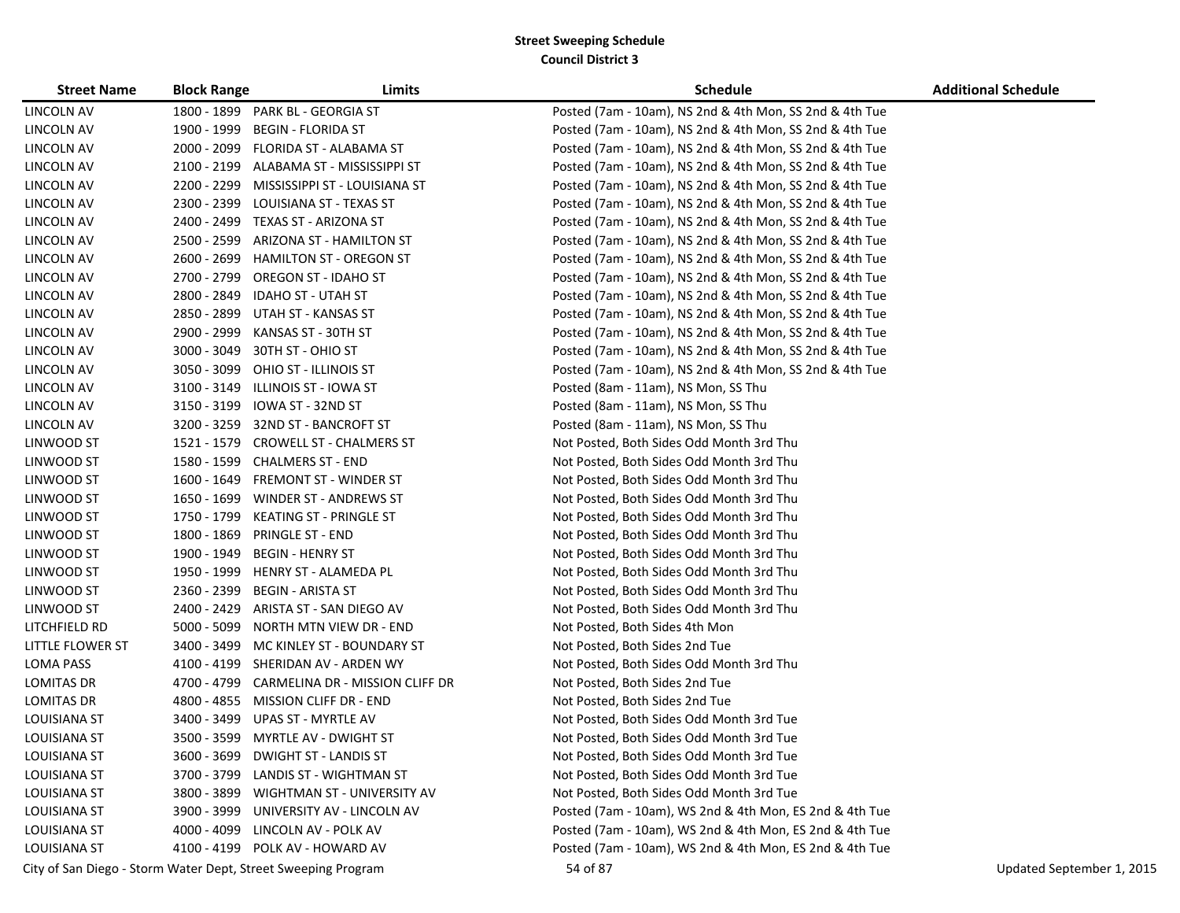**Street Sweeping Schedule**
**Council District 3**

| Street Name | Block Range | Limits | Schedule | Additional Schedule |
|---|---|---|---|---|
| LINCOLN AV | 1800 - 1899 | PARK BL - GEORGIA ST | Posted (7am - 10am), NS 2nd & 4th Mon, SS 2nd & 4th Tue | |
| LINCOLN AV | 1900 - 1999 | BEGIN - FLORIDA ST | Posted (7am - 10am), NS 2nd & 4th Mon, SS 2nd & 4th Tue | |
| LINCOLN AV | 2000 - 2099 | FLORIDA ST - ALABAMA ST | Posted (7am - 10am), NS 2nd & 4th Mon, SS 2nd & 4th Tue | |
| LINCOLN AV | 2100 - 2199 | ALABAMA ST - MISSISSIPPI ST | Posted (7am - 10am), NS 2nd & 4th Mon, SS 2nd & 4th Tue | |
| LINCOLN AV | 2200 - 2299 | MISSISSIPPI ST - LOUISIANA ST | Posted (7am - 10am), NS 2nd & 4th Mon, SS 2nd & 4th Tue | |
| LINCOLN AV | 2300 - 2399 | LOUISIANA ST - TEXAS ST | Posted (7am - 10am), NS 2nd & 4th Mon, SS 2nd & 4th Tue | |
| LINCOLN AV | 2400 - 2499 | TEXAS ST - ARIZONA ST | Posted (7am - 10am), NS 2nd & 4th Mon, SS 2nd & 4th Tue | |
| LINCOLN AV | 2500 - 2599 | ARIZONA ST - HAMILTON ST | Posted (7am - 10am), NS 2nd & 4th Mon, SS 2nd & 4th Tue | |
| LINCOLN AV | 2600 - 2699 | HAMILTON ST - OREGON ST | Posted (7am - 10am), NS 2nd & 4th Mon, SS 2nd & 4th Tue | |
| LINCOLN AV | 2700 - 2799 | OREGON ST - IDAHO ST | Posted (7am - 10am), NS 2nd & 4th Mon, SS 2nd & 4th Tue | |
| LINCOLN AV | 2800 - 2849 | IDAHO ST - UTAH ST | Posted (7am - 10am), NS 2nd & 4th Mon, SS 2nd & 4th Tue | |
| LINCOLN AV | 2850 - 2899 | UTAH ST - KANSAS ST | Posted (7am - 10am), NS 2nd & 4th Mon, SS 2nd & 4th Tue | |
| LINCOLN AV | 2900 - 2999 | KANSAS ST - 30TH ST | Posted (7am - 10am), NS 2nd & 4th Mon, SS 2nd & 4th Tue | |
| LINCOLN AV | 3000 - 3049 | 30TH ST - OHIO ST | Posted (7am - 10am), NS 2nd & 4th Mon, SS 2nd & 4th Tue | |
| LINCOLN AV | 3050 - 3099 | OHIO ST - ILLINOIS ST | Posted (7am - 10am), NS 2nd & 4th Mon, SS 2nd & 4th Tue | |
| LINCOLN AV | 3100 - 3149 | ILLINOIS ST - IOWA ST | Posted (8am - 11am), NS Mon, SS Thu | |
| LINCOLN AV | 3150 - 3199 | IOWA ST - 32ND ST | Posted (8am - 11am), NS Mon, SS Thu | |
| LINCOLN AV | 3200 - 3259 | 32ND ST - BANCROFT ST | Posted (8am - 11am), NS Mon, SS Thu | |
| LINWOOD ST | 1521 - 1579 | CROWELL ST - CHALMERS ST | Not Posted, Both Sides Odd Month 3rd Thu | |
| LINWOOD ST | 1580 - 1599 | CHALMERS ST - END | Not Posted, Both Sides Odd Month 3rd Thu | |
| LINWOOD ST | 1600 - 1649 | FREMONT ST - WINDER ST | Not Posted, Both Sides Odd Month 3rd Thu | |
| LINWOOD ST | 1650 - 1699 | WINDER ST - ANDREWS ST | Not Posted, Both Sides Odd Month 3rd Thu | |
| LINWOOD ST | 1750 - 1799 | KEATING ST - PRINGLE ST | Not Posted, Both Sides Odd Month 3rd Thu | |
| LINWOOD ST | 1800 - 1869 | PRINGLE ST - END | Not Posted, Both Sides Odd Month 3rd Thu | |
| LINWOOD ST | 1900 - 1949 | BEGIN - HENRY ST | Not Posted, Both Sides Odd Month 3rd Thu | |
| LINWOOD ST | 1950 - 1999 | HENRY ST - ALAMEDA PL | Not Posted, Both Sides Odd Month 3rd Thu | |
| LINWOOD ST | 2360 - 2399 | BEGIN - ARISTA ST | Not Posted, Both Sides Odd Month 3rd Thu | |
| LINWOOD ST | 2400 - 2429 | ARISTA ST - SAN DIEGO AV | Not Posted, Both Sides Odd Month 3rd Thu | |
| LITCHFIELD RD | 5000 - 5099 | NORTH MTN VIEW DR - END | Not Posted, Both Sides 4th Mon | |
| LITTLE FLOWER ST | 3400 - 3499 | MC KINLEY ST - BOUNDARY ST | Not Posted, Both Sides 2nd Tue | |
| LOMA PASS | 4100 - 4199 | SHERIDAN AV - ARDEN WY | Not Posted, Both Sides Odd Month 3rd Thu | |
| LOMITAS DR | 4700 - 4799 | CARMELINA DR - MISSION CLIFF DR | Not Posted, Both Sides 2nd Tue | |
| LOMITAS DR | 4800 - 4855 | MISSION CLIFF DR - END | Not Posted, Both Sides 2nd Tue | |
| LOUISIANA ST | 3400 - 3499 | UPAS ST - MYRTLE AV | Not Posted, Both Sides Odd Month 3rd Tue | |
| LOUISIANA ST | 3500 - 3599 | MYRTLE AV - DWIGHT ST | Not Posted, Both Sides Odd Month 3rd Tue | |
| LOUISIANA ST | 3600 - 3699 | DWIGHT ST - LANDIS ST | Not Posted, Both Sides Odd Month 3rd Tue | |
| LOUISIANA ST | 3700 - 3799 | LANDIS ST - WIGHTMAN ST | Not Posted, Both Sides Odd Month 3rd Tue | |
| LOUISIANA ST | 3800 - 3899 | WIGHTMAN ST - UNIVERSITY AV | Not Posted, Both Sides Odd Month 3rd Tue | |
| LOUISIANA ST | 3900 - 3999 | UNIVERSITY AV - LINCOLN AV | Posted (7am - 10am), WS 2nd & 4th Mon, ES 2nd & 4th Tue | |
| LOUISIANA ST | 4000 - 4099 | LINCOLN AV - POLK AV | Posted (7am - 10am), WS 2nd & 4th Mon, ES 2nd & 4th Tue | |
| LOUISIANA ST | 4100 - 4199 | POLK AV - HOWARD AV | Posted (7am - 10am), WS 2nd & 4th Mon, ES 2nd & 4th Tue | |

City of San Diego - Storm Water Dept, Street Sweeping Program — Updated September 1, 2015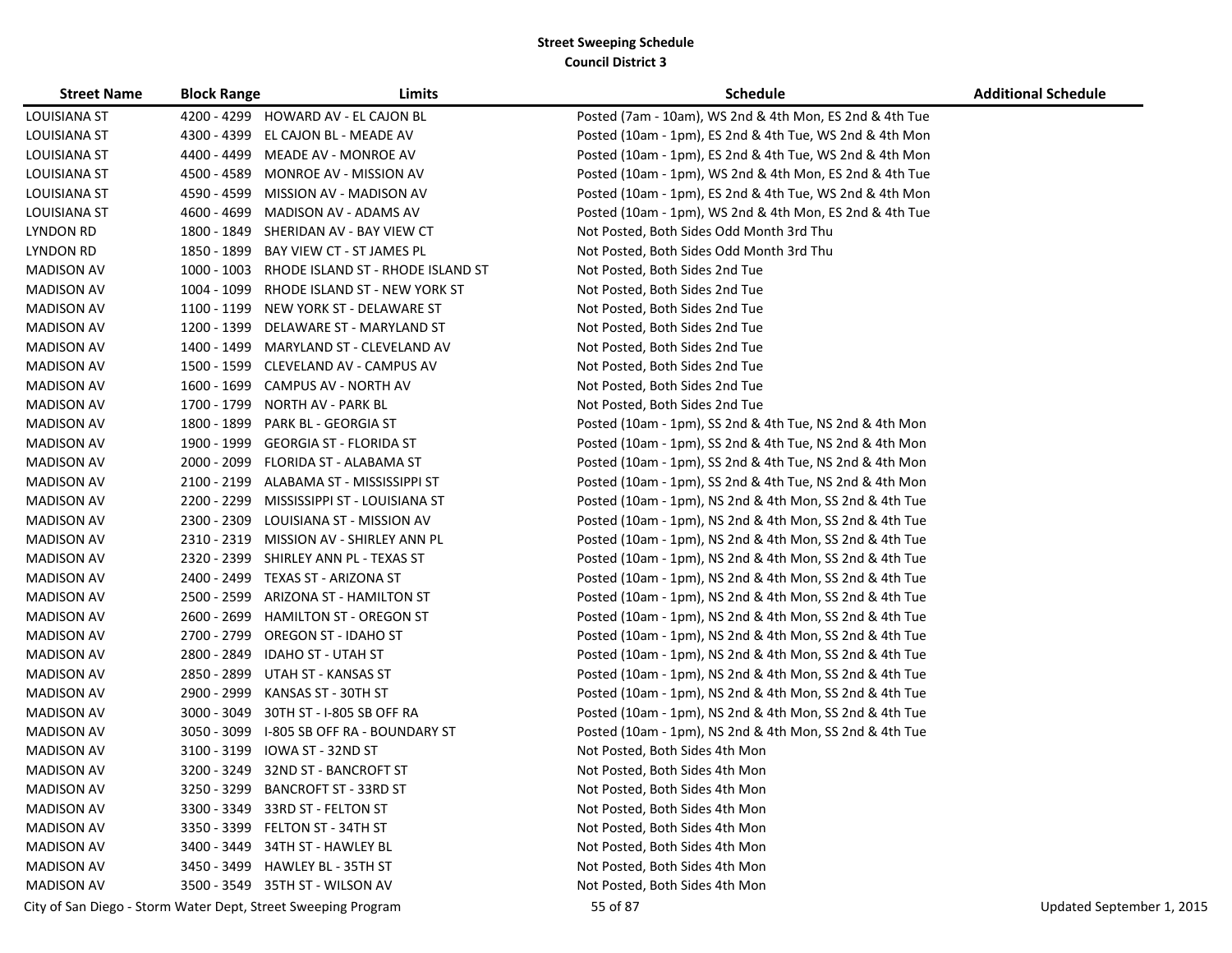## Street Sweeping Schedule
### Council District 3

| Street Name | Block Range | Limits | Schedule | Additional Schedule |
|---|---|---|---|---|
| LOUISIANA ST | 4200 - 4299 | HOWARD AV - EL CAJON BL | Posted (7am - 10am), WS 2nd & 4th Mon, ES 2nd & 4th Tue | |
| LOUISIANA ST | 4300 - 4399 | EL CAJON BL - MEADE AV | Posted (10am - 1pm), ES 2nd & 4th Tue, WS 2nd & 4th Mon | |
| LOUISIANA ST | 4400 - 4499 | MEADE AV - MONROE AV | Posted (10am - 1pm), ES 2nd & 4th Tue, WS 2nd & 4th Mon | |
| LOUISIANA ST | 4500 - 4589 | MONROE AV - MISSION AV | Posted (10am - 1pm), WS 2nd & 4th Mon, ES 2nd & 4th Tue | |
| LOUISIANA ST | 4590 - 4599 | MISSION AV - MADISON AV | Posted (10am - 1pm), ES 2nd & 4th Tue, WS 2nd & 4th Mon | |
| LOUISIANA ST | 4600 - 4699 | MADISON AV - ADAMS AV | Posted (10am - 1pm), WS 2nd & 4th Mon, ES 2nd & 4th Tue | |
| LYNDON RD | 1800 - 1849 | SHERIDAN AV - BAY VIEW CT | Not Posted, Both Sides Odd Month 3rd Thu | |
| LYNDON RD | 1850 - 1899 | BAY VIEW CT - ST JAMES PL | Not Posted, Both Sides Odd Month 3rd Thu | |
| MADISON AV | 1000 - 1003 | RHODE ISLAND ST - RHODE ISLAND ST | Not Posted, Both Sides 2nd Tue | |
| MADISON AV | 1004 - 1099 | RHODE ISLAND ST - NEW YORK ST | Not Posted, Both Sides 2nd Tue | |
| MADISON AV | 1100 - 1199 | NEW YORK ST - DELAWARE ST | Not Posted, Both Sides 2nd Tue | |
| MADISON AV | 1200 - 1399 | DELAWARE ST - MARYLAND ST | Not Posted, Both Sides 2nd Tue | |
| MADISON AV | 1400 - 1499 | MARYLAND ST - CLEVELAND AV | Not Posted, Both Sides 2nd Tue | |
| MADISON AV | 1500 - 1599 | CLEVELAND AV - CAMPUS AV | Not Posted, Both Sides 2nd Tue | |
| MADISON AV | 1600 - 1699 | CAMPUS AV - NORTH AV | Not Posted, Both Sides 2nd Tue | |
| MADISON AV | 1700 - 1799 | NORTH AV - PARK BL | Not Posted, Both Sides 2nd Tue | |
| MADISON AV | 1800 - 1899 | PARK BL - GEORGIA ST | Posted (10am - 1pm), SS 2nd & 4th Tue, NS 2nd & 4th Mon | |
| MADISON AV | 1900 - 1999 | GEORGIA ST - FLORIDA ST | Posted (10am - 1pm), SS 2nd & 4th Tue, NS 2nd & 4th Mon | |
| MADISON AV | 2000 - 2099 | FLORIDA ST - ALABAMA ST | Posted (10am - 1pm), SS 2nd & 4th Tue, NS 2nd & 4th Mon | |
| MADISON AV | 2100 - 2199 | ALABAMA ST - MISSISSIPPI ST | Posted (10am - 1pm), SS 2nd & 4th Tue, NS 2nd & 4th Mon | |
| MADISON AV | 2200 - 2299 | MISSISSIPPI ST - LOUISIANA ST | Posted (10am - 1pm), NS 2nd & 4th Mon, SS 2nd & 4th Tue | |
| MADISON AV | 2300 - 2309 | LOUISIANA ST - MISSION AV | Posted (10am - 1pm), NS 2nd & 4th Mon, SS 2nd & 4th Tue | |
| MADISON AV | 2310 - 2319 | MISSION AV - SHIRLEY ANN PL | Posted (10am - 1pm), NS 2nd & 4th Mon, SS 2nd & 4th Tue | |
| MADISON AV | 2320 - 2399 | SHIRLEY ANN PL - TEXAS ST | Posted (10am - 1pm), NS 2nd & 4th Mon, SS 2nd & 4th Tue | |
| MADISON AV | 2400 - 2499 | TEXAS ST - ARIZONA ST | Posted (10am - 1pm), NS 2nd & 4th Mon, SS 2nd & 4th Tue | |
| MADISON AV | 2500 - 2599 | ARIZONA ST - HAMILTON ST | Posted (10am - 1pm), NS 2nd & 4th Mon, SS 2nd & 4th Tue | |
| MADISON AV | 2600 - 2699 | HAMILTON ST - OREGON ST | Posted (10am - 1pm), NS 2nd & 4th Mon, SS 2nd & 4th Tue | |
| MADISON AV | 2700 - 2799 | OREGON ST - IDAHO ST | Posted (10am - 1pm), NS 2nd & 4th Mon, SS 2nd & 4th Tue | |
| MADISON AV | 2800 - 2849 | IDAHO ST - UTAH ST | Posted (10am - 1pm), NS 2nd & 4th Mon, SS 2nd & 4th Tue | |
| MADISON AV | 2850 - 2899 | UTAH ST - KANSAS ST | Posted (10am - 1pm), NS 2nd & 4th Mon, SS 2nd & 4th Tue | |
| MADISON AV | 2900 - 2999 | KANSAS ST - 30TH ST | Posted (10am - 1pm), NS 2nd & 4th Mon, SS 2nd & 4th Tue | |
| MADISON AV | 3000 - 3049 | 30TH ST - I-805 SB OFF RA | Posted (10am - 1pm), NS 2nd & 4th Mon, SS 2nd & 4th Tue | |
| MADISON AV | 3050 - 3099 | I-805 SB OFF RA - BOUNDARY ST | Posted (10am - 1pm), NS 2nd & 4th Mon, SS 2nd & 4th Tue | |
| MADISON AV | 3100 - 3199 | IOWA ST - 32ND ST | Not Posted, Both Sides 4th Mon | |
| MADISON AV | 3200 - 3249 | 32ND ST - BANCROFT ST | Not Posted, Both Sides 4th Mon | |
| MADISON AV | 3250 - 3299 | BANCROFT ST - 33RD ST | Not Posted, Both Sides 4th Mon | |
| MADISON AV | 3300 - 3349 | 33RD ST - FELTON ST | Not Posted, Both Sides 4th Mon | |
| MADISON AV | 3350 - 3399 | FELTON ST - 34TH ST | Not Posted, Both Sides 4th Mon | |
| MADISON AV | 3400 - 3449 | 34TH ST - HAWLEY BL | Not Posted, Both Sides 4th Mon | |
| MADISON AV | 3450 - 3499 | HAWLEY BL - 35TH ST | Not Posted, Both Sides 4th Mon | |
| MADISON AV | 3500 - 3549 | 35TH ST - WILSON AV | Not Posted, Both Sides 4th Mon | |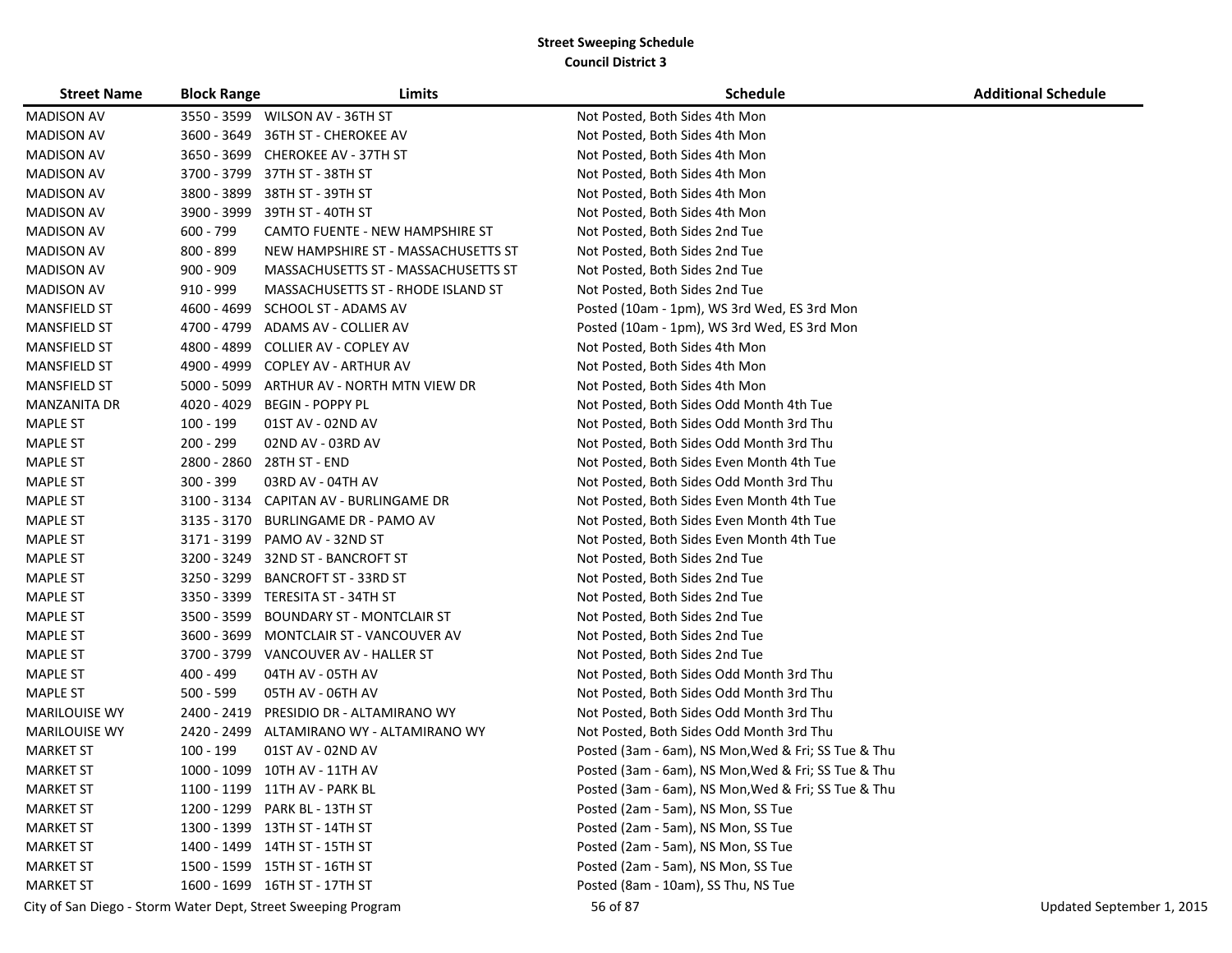# Street Sweeping Schedule
## Council District 3

| Street Name | Block Range | Limits | Schedule | Additional Schedule |
|---|---|---|---|---|
| MADISON AV | 3550 - 3599 | WILSON AV - 36TH ST | Not Posted, Both Sides 4th Mon | |
| MADISON AV | 3600 - 3649 | 36TH ST - CHEROKEE AV | Not Posted, Both Sides 4th Mon | |
| MADISON AV | 3650 - 3699 | CHEROKEE AV - 37TH ST | Not Posted, Both Sides 4th Mon | |
| MADISON AV | 3700 - 3799 | 37TH ST - 38TH ST | Not Posted, Both Sides 4th Mon | |
| MADISON AV | 3800 - 3899 | 38TH ST - 39TH ST | Not Posted, Both Sides 4th Mon | |
| MADISON AV | 3900 - 3999 | 39TH ST - 40TH ST | Not Posted, Both Sides 4th Mon | |
| MADISON AV | 600 - 799 | CAMTO FUENTE - NEW HAMPSHIRE ST | Not Posted, Both Sides 2nd Tue | |
| MADISON AV | 800 - 899 | NEW HAMPSHIRE ST - MASSACHUSETTS ST | Not Posted, Both Sides 2nd Tue | |
| MADISON AV | 900 - 909 | MASSACHUSETTS ST - MASSACHUSETTS ST | Not Posted, Both Sides 2nd Tue | |
| MADISON AV | 910 - 999 | MASSACHUSETTS ST - RHODE ISLAND ST | Not Posted, Both Sides 2nd Tue | |
| MANSFIELD ST | 4600 - 4699 | SCHOOL ST - ADAMS AV | Posted (10am - 1pm), WS 3rd Wed, ES 3rd Mon | |
| MANSFIELD ST | 4700 - 4799 | ADAMS AV - COLLIER AV | Posted (10am - 1pm), WS 3rd Wed, ES 3rd Mon | |
| MANSFIELD ST | 4800 - 4899 | COLLIER AV - COPLEY AV | Not Posted, Both Sides 4th Mon | |
| MANSFIELD ST | 4900 - 4999 | COPLEY AV - ARTHUR AV | Not Posted, Both Sides 4th Mon | |
| MANSFIELD ST | 5000 - 5099 | ARTHUR AV - NORTH MTN VIEW DR | Not Posted, Both Sides 4th Mon | |
| MANZANITA DR | 4020 - 4029 | BEGIN - POPPY PL | Not Posted, Both Sides Odd Month 4th Tue | |
| MAPLE ST | 100 - 199 | 01ST AV - 02ND AV | Not Posted, Both Sides Odd Month 3rd Thu | |
| MAPLE ST | 200 - 299 | 02ND AV - 03RD AV | Not Posted, Both Sides Odd Month 3rd Thu | |
| MAPLE ST | 2800 - 2860 | 28TH ST - END | Not Posted, Both Sides Even Month 4th Tue | |
| MAPLE ST | 300 - 399 | 03RD AV - 04TH AV | Not Posted, Both Sides Odd Month 3rd Thu | |
| MAPLE ST | 3100 - 3134 | CAPITAN AV - BURLINGAME DR | Not Posted, Both Sides Even Month 4th Tue | |
| MAPLE ST | 3135 - 3170 | BURLINGAME DR - PAMO AV | Not Posted, Both Sides Even Month 4th Tue | |
| MAPLE ST | 3171 - 3199 | PAMO AV - 32ND ST | Not Posted, Both Sides Even Month 4th Tue | |
| MAPLE ST | 3200 - 3249 | 32ND ST - BANCROFT ST | Not Posted, Both Sides 2nd Tue | |
| MAPLE ST | 3250 - 3299 | BANCROFT ST - 33RD ST | Not Posted, Both Sides 2nd Tue | |
| MAPLE ST | 3350 - 3399 | TERESITA ST - 34TH ST | Not Posted, Both Sides 2nd Tue | |
| MAPLE ST | 3500 - 3599 | BOUNDARY ST - MONTCLAIR ST | Not Posted, Both Sides 2nd Tue | |
| MAPLE ST | 3600 - 3699 | MONTCLAIR ST - VANCOUVER AV | Not Posted, Both Sides 2nd Tue | |
| MAPLE ST | 3700 - 3799 | VANCOUVER AV - HALLER ST | Not Posted, Both Sides 2nd Tue | |
| MAPLE ST | 400 - 499 | 04TH AV - 05TH AV | Not Posted, Both Sides Odd Month 3rd Thu | |
| MAPLE ST | 500 - 599 | 05TH AV - 06TH AV | Not Posted, Both Sides Odd Month 3rd Thu | |
| MARILOUISE WY | 2400 - 2419 | PRESIDIO DR - ALTAMIRANO WY | Not Posted, Both Sides Odd Month 3rd Thu | |
| MARILOUISE WY | 2420 - 2499 | ALTAMIRANO WY - ALTAMIRANO WY | Not Posted, Both Sides Odd Month 3rd Thu | |
| MARKET ST | 100 - 199 | 01ST AV - 02ND AV | Posted (3am - 6am), NS Mon,Wed & Fri; SS Tue & Thu | |
| MARKET ST | 1000 - 1099 | 10TH AV - 11TH AV | Posted (3am - 6am), NS Mon,Wed & Fri; SS Tue & Thu | |
| MARKET ST | 1100 - 1199 | 11TH AV - PARK BL | Posted (3am - 6am), NS Mon,Wed & Fri; SS Tue & Thu | |
| MARKET ST | 1200 - 1299 | PARK BL - 13TH ST | Posted (2am - 5am), NS Mon, SS Tue | |
| MARKET ST | 1300 - 1399 | 13TH ST - 14TH ST | Posted (2am - 5am), NS Mon, SS Tue | |
| MARKET ST | 1400 - 1499 | 14TH ST - 15TH ST | Posted (2am - 5am), NS Mon, SS Tue | |
| MARKET ST | 1500 - 1599 | 15TH ST - 16TH ST | Posted (2am - 5am), NS Mon, SS Tue | |
| MARKET ST | 1600 - 1699 | 16TH ST - 17TH ST | Posted (8am - 10am), SS Thu, NS Tue | |

City of San Diego - Storm Water Dept, Street Sweeping Program

Updated September 1, 2015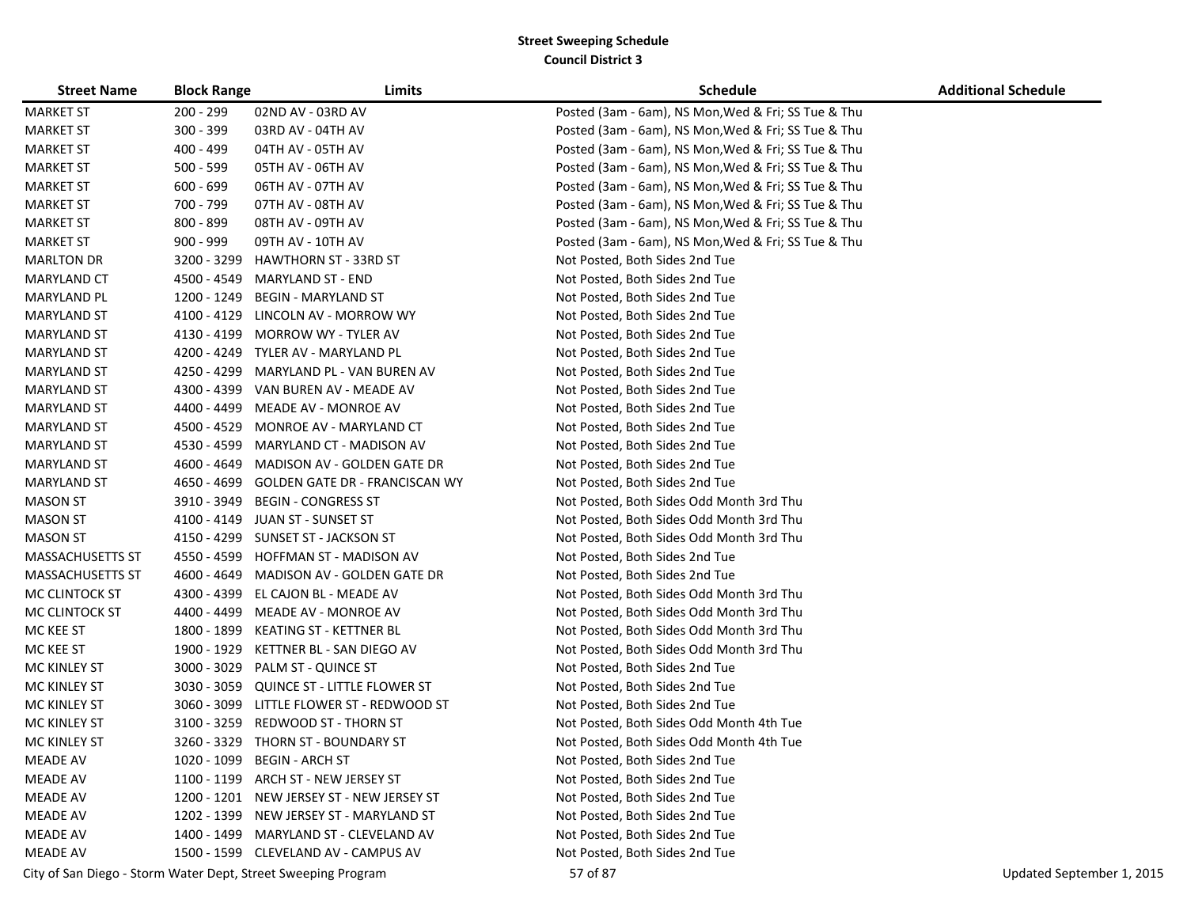**Street Sweeping Schedule**
**Council District 3**

| Street Name | Block Range | Limits | Schedule | Additional Schedule |
|---|---|---|---|---|
| MARKET ST | 200 - 299 | 02ND AV - 03RD AV | Posted (3am - 6am), NS Mon,Wed & Fri; SS Tue & Thu | |
| MARKET ST | 300 - 399 | 03RD AV - 04TH AV | Posted (3am - 6am), NS Mon,Wed & Fri; SS Tue & Thu | |
| MARKET ST | 400 - 499 | 04TH AV - 05TH AV | Posted (3am - 6am), NS Mon,Wed & Fri; SS Tue & Thu | |
| MARKET ST | 500 - 599 | 05TH AV - 06TH AV | Posted (3am - 6am), NS Mon,Wed & Fri; SS Tue & Thu | |
| MARKET ST | 600 - 699 | 06TH AV - 07TH AV | Posted (3am - 6am), NS Mon,Wed & Fri; SS Tue & Thu | |
| MARKET ST | 700 - 799 | 07TH AV - 08TH AV | Posted (3am - 6am), NS Mon,Wed & Fri; SS Tue & Thu | |
| MARKET ST | 800 - 899 | 08TH AV - 09TH AV | Posted (3am - 6am), NS Mon,Wed & Fri; SS Tue & Thu | |
| MARKET ST | 900 - 999 | 09TH AV - 10TH AV | Posted (3am - 6am), NS Mon,Wed & Fri; SS Tue & Thu | |
| MARLTON DR | 3200 - 3299 | HAWTHORN ST - 33RD ST | Not Posted, Both Sides 2nd Tue | |
| MARYLAND CT | 4500 - 4549 | MARYLAND ST - END | Not Posted, Both Sides 2nd Tue | |
| MARYLAND PL | 1200 - 1249 | BEGIN - MARYLAND ST | Not Posted, Both Sides 2nd Tue | |
| MARYLAND ST | 4100 - 4129 | LINCOLN AV - MORROW WY | Not Posted, Both Sides 2nd Tue | |
| MARYLAND ST | 4130 - 4199 | MORROW WY - TYLER AV | Not Posted, Both Sides 2nd Tue | |
| MARYLAND ST | 4200 - 4249 | TYLER AV - MARYLAND PL | Not Posted, Both Sides 2nd Tue | |
| MARYLAND ST | 4250 - 4299 | MARYLAND PL - VAN BUREN AV | Not Posted, Both Sides 2nd Tue | |
| MARYLAND ST | 4300 - 4399 | VAN BUREN AV - MEADE AV | Not Posted, Both Sides 2nd Tue | |
| MARYLAND ST | 4400 - 4499 | MEADE AV - MONROE AV | Not Posted, Both Sides 2nd Tue | |
| MARYLAND ST | 4500 - 4529 | MONROE AV - MARYLAND CT | Not Posted, Both Sides 2nd Tue | |
| MARYLAND ST | 4530 - 4599 | MARYLAND CT - MADISON AV | Not Posted, Both Sides 2nd Tue | |
| MARYLAND ST | 4600 - 4649 | MADISON AV - GOLDEN GATE DR | Not Posted, Both Sides 2nd Tue | |
| MARYLAND ST | 4650 - 4699 | GOLDEN GATE DR - FRANCISCAN WY | Not Posted, Both Sides 2nd Tue | |
| MASON ST | 3910 - 3949 | BEGIN - CONGRESS ST | Not Posted, Both Sides Odd Month 3rd Thu | |
| MASON ST | 4100 - 4149 | JUAN ST - SUNSET ST | Not Posted, Both Sides Odd Month 3rd Thu | |
| MASON ST | 4150 - 4299 | SUNSET ST - JACKSON ST | Not Posted, Both Sides Odd Month 3rd Thu | |
| MASSACHUSETTS ST | 4550 - 4599 | HOFFMAN ST - MADISON AV | Not Posted, Both Sides 2nd Tue | |
| MASSACHUSETTS ST | 4600 - 4649 | MADISON AV - GOLDEN GATE DR | Not Posted, Both Sides 2nd Tue | |
| MC CLINTOCK ST | 4300 - 4399 | EL CAJON BL - MEADE AV | Not Posted, Both Sides Odd Month 3rd Thu | |
| MC CLINTOCK ST | 4400 - 4499 | MEADE AV - MONROE AV | Not Posted, Both Sides Odd Month 3rd Thu | |
| MC KEE ST | 1800 - 1899 | KEATING ST - KETTNER BL | Not Posted, Both Sides Odd Month 3rd Thu | |
| MC KEE ST | 1900 - 1929 | KETTNER BL - SAN DIEGO AV | Not Posted, Both Sides Odd Month 3rd Thu | |
| MC KINLEY ST | 3000 - 3029 | PALM ST - QUINCE ST | Not Posted, Both Sides 2nd Tue | |
| MC KINLEY ST | 3030 - 3059 | QUINCE ST - LITTLE FLOWER ST | Not Posted, Both Sides 2nd Tue | |
| MC KINLEY ST | 3060 - 3099 | LITTLE FLOWER ST - REDWOOD ST | Not Posted, Both Sides 2nd Tue | |
| MC KINLEY ST | 3100 - 3259 | REDWOOD ST - THORN ST | Not Posted, Both Sides Odd Month 4th Tue | |
| MC KINLEY ST | 3260 - 3329 | THORN ST - BOUNDARY ST | Not Posted, Both Sides Odd Month 4th Tue | |
| MEADE AV | 1020 - 1099 | BEGIN - ARCH ST | Not Posted, Both Sides 2nd Tue | |
| MEADE AV | 1100 - 1199 | ARCH ST - NEW JERSEY ST | Not Posted, Both Sides 2nd Tue | |
| MEADE AV | 1200 - 1201 | NEW JERSEY ST - NEW JERSEY ST | Not Posted, Both Sides 2nd Tue | |
| MEADE AV | 1202 - 1399 | NEW JERSEY ST - MARYLAND ST | Not Posted, Both Sides 2nd Tue | |
| MEADE AV | 1400 - 1499 | MARYLAND ST - CLEVELAND AV | Not Posted, Both Sides 2nd Tue | |
| MEADE AV | 1500 - 1599 | CLEVELAND AV - CAMPUS AV | Not Posted, Both Sides 2nd Tue | |

City of San Diego - Storm Water Dept, Street Sweeping Program

Updated September 1, 2015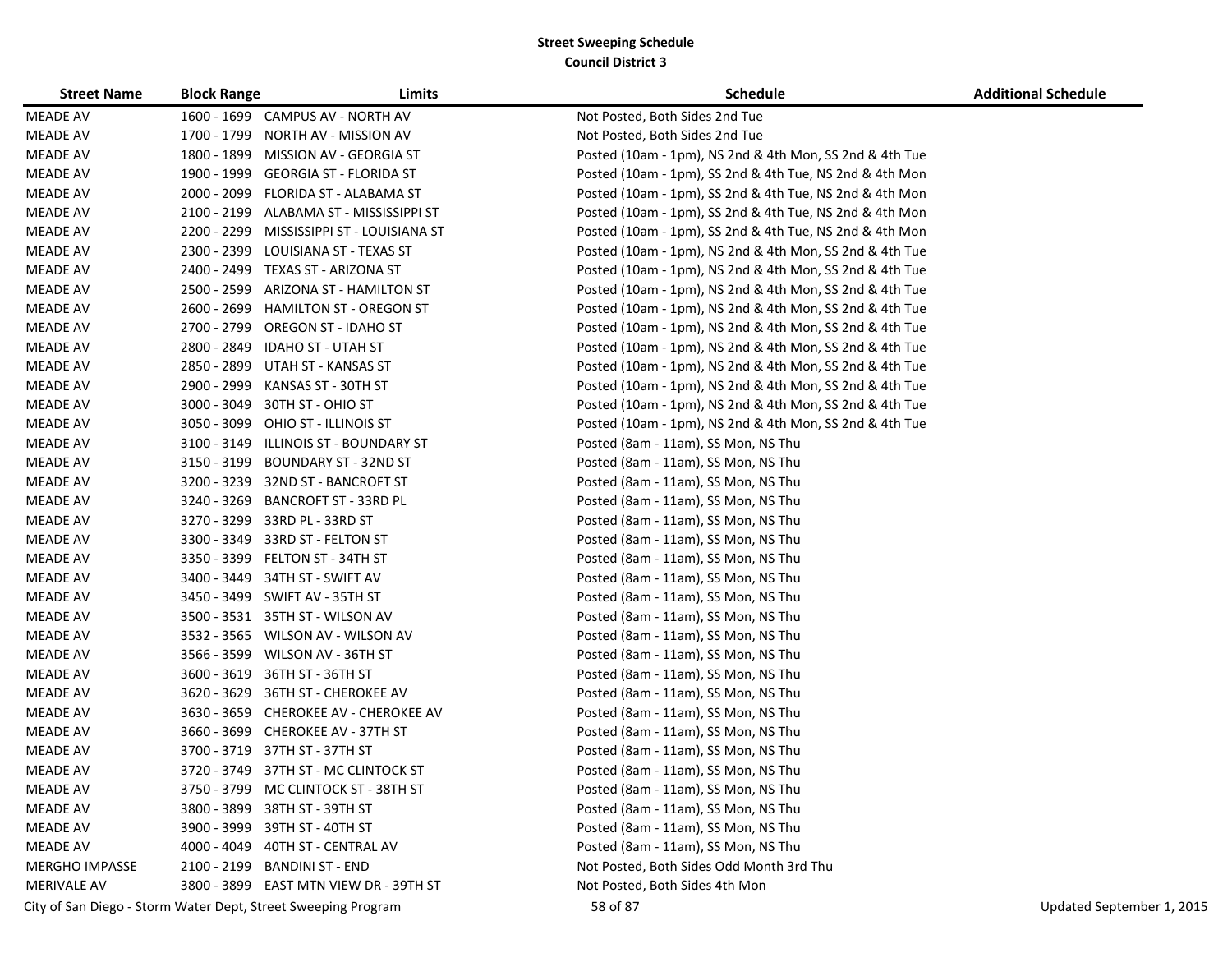## Street Sweeping Schedule
### Council District 3

| Street Name | Block Range | Limits | Schedule | Additional Schedule |
|---|---|---|---|---|
| MEADE AV | 1600 - 1699 | CAMPUS AV - NORTH AV | Not Posted, Both Sides 2nd Tue | |
| MEADE AV | 1700 - 1799 | NORTH AV - MISSION AV | Not Posted, Both Sides 2nd Tue | |
| MEADE AV | 1800 - 1899 | MISSION AV - GEORGIA ST | Posted (10am - 1pm), NS 2nd & 4th Mon, SS 2nd & 4th Tue | |
| MEADE AV | 1900 - 1999 | GEORGIA ST - FLORIDA ST | Posted (10am - 1pm), SS 2nd & 4th Tue, NS 2nd & 4th Mon | |
| MEADE AV | 2000 - 2099 | FLORIDA ST - ALABAMA ST | Posted (10am - 1pm), SS 2nd & 4th Tue, NS 2nd & 4th Mon | |
| MEADE AV | 2100 - 2199 | ALABAMA ST - MISSISSIPPI ST | Posted (10am - 1pm), SS 2nd & 4th Tue, NS 2nd & 4th Mon | |
| MEADE AV | 2200 - 2299 | MISSISSIPPI ST - LOUISIANA ST | Posted (10am - 1pm), SS 2nd & 4th Tue, NS 2nd & 4th Mon | |
| MEADE AV | 2300 - 2399 | LOUISIANA ST - TEXAS ST | Posted (10am - 1pm), NS 2nd & 4th Mon, SS 2nd & 4th Tue | |
| MEADE AV | 2400 - 2499 | TEXAS ST - ARIZONA ST | Posted (10am - 1pm), NS 2nd & 4th Mon, SS 2nd & 4th Tue | |
| MEADE AV | 2500 - 2599 | ARIZONA ST - HAMILTON ST | Posted (10am - 1pm), NS 2nd & 4th Mon, SS 2nd & 4th Tue | |
| MEADE AV | 2600 - 2699 | HAMILTON ST - OREGON ST | Posted (10am - 1pm), NS 2nd & 4th Mon, SS 2nd & 4th Tue | |
| MEADE AV | 2700 - 2799 | OREGON ST - IDAHO ST | Posted (10am - 1pm), NS 2nd & 4th Mon, SS 2nd & 4th Tue | |
| MEADE AV | 2800 - 2849 | IDAHO ST - UTAH ST | Posted (10am - 1pm), NS 2nd & 4th Mon, SS 2nd & 4th Tue | |
| MEADE AV | 2850 - 2899 | UTAH ST - KANSAS ST | Posted (10am - 1pm), NS 2nd & 4th Mon, SS 2nd & 4th Tue | |
| MEADE AV | 2900 - 2999 | KANSAS ST - 30TH ST | Posted (10am - 1pm), NS 2nd & 4th Mon, SS 2nd & 4th Tue | |
| MEADE AV | 3000 - 3049 | 30TH ST - OHIO ST | Posted (10am - 1pm), NS 2nd & 4th Mon, SS 2nd & 4th Tue | |
| MEADE AV | 3050 - 3099 | OHIO ST - ILLINOIS ST | Posted (10am - 1pm), NS 2nd & 4th Mon, SS 2nd & 4th Tue | |
| MEADE AV | 3100 - 3149 | ILLINOIS ST - BOUNDARY ST | Posted (8am - 11am), SS Mon, NS Thu | |
| MEADE AV | 3150 - 3199 | BOUNDARY ST - 32ND ST | Posted (8am - 11am), SS Mon, NS Thu | |
| MEADE AV | 3200 - 3239 | 32ND ST - BANCROFT ST | Posted (8am - 11am), SS Mon, NS Thu | |
| MEADE AV | 3240 - 3269 | BANCROFT ST - 33RD PL | Posted (8am - 11am), SS Mon, NS Thu | |
| MEADE AV | 3270 - 3299 | 33RD PL - 33RD ST | Posted (8am - 11am), SS Mon, NS Thu | |
| MEADE AV | 3300 - 3349 | 33RD ST - FELTON ST | Posted (8am - 11am), SS Mon, NS Thu | |
| MEADE AV | 3350 - 3399 | FELTON ST - 34TH ST | Posted (8am - 11am), SS Mon, NS Thu | |
| MEADE AV | 3400 - 3449 | 34TH ST - SWIFT AV | Posted (8am - 11am), SS Mon, NS Thu | |
| MEADE AV | 3450 - 3499 | SWIFT AV - 35TH ST | Posted (8am - 11am), SS Mon, NS Thu | |
| MEADE AV | 3500 - 3531 | 35TH ST - WILSON AV | Posted (8am - 11am), SS Mon, NS Thu | |
| MEADE AV | 3532 - 3565 | WILSON AV - WILSON AV | Posted (8am - 11am), SS Mon, NS Thu | |
| MEADE AV | 3566 - 3599 | WILSON AV - 36TH ST | Posted (8am - 11am), SS Mon, NS Thu | |
| MEADE AV | 3600 - 3619 | 36TH ST - 36TH ST | Posted (8am - 11am), SS Mon, NS Thu | |
| MEADE AV | 3620 - 3629 | 36TH ST - CHEROKEE AV | Posted (8am - 11am), SS Mon, NS Thu | |
| MEADE AV | 3630 - 3659 | CHEROKEE AV - CHEROKEE AV | Posted (8am - 11am), SS Mon, NS Thu | |
| MEADE AV | 3660 - 3699 | CHEROKEE AV - 37TH ST | Posted (8am - 11am), SS Mon, NS Thu | |
| MEADE AV | 3700 - 3719 | 37TH ST - 37TH ST | Posted (8am - 11am), SS Mon, NS Thu | |
| MEADE AV | 3720 - 3749 | 37TH ST - MC CLINTOCK ST | Posted (8am - 11am), SS Mon, NS Thu | |
| MEADE AV | 3750 - 3799 | MC CLINTOCK ST - 38TH ST | Posted (8am - 11am), SS Mon, NS Thu | |
| MEADE AV | 3800 - 3899 | 38TH ST - 39TH ST | Posted (8am - 11am), SS Mon, NS Thu | |
| MEADE AV | 3900 - 3999 | 39TH ST - 40TH ST | Posted (8am - 11am), SS Mon, NS Thu | |
| MEADE AV | 4000 - 4049 | 40TH ST - CENTRAL AV | Posted (8am - 11am), SS Mon, NS Thu | |
| MERGHO IMPASSE | 2100 - 2199 | BANDINI ST - END | Not Posted, Both Sides Odd Month 3rd Thu | |
| MERIVALE AV | 3800 - 3899 | EAST MTN VIEW DR - 39TH ST | Not Posted, Both Sides 4th Mon | |

City of San Diego - Storm Water Dept, Street Sweeping Program — Updated September 1, 2015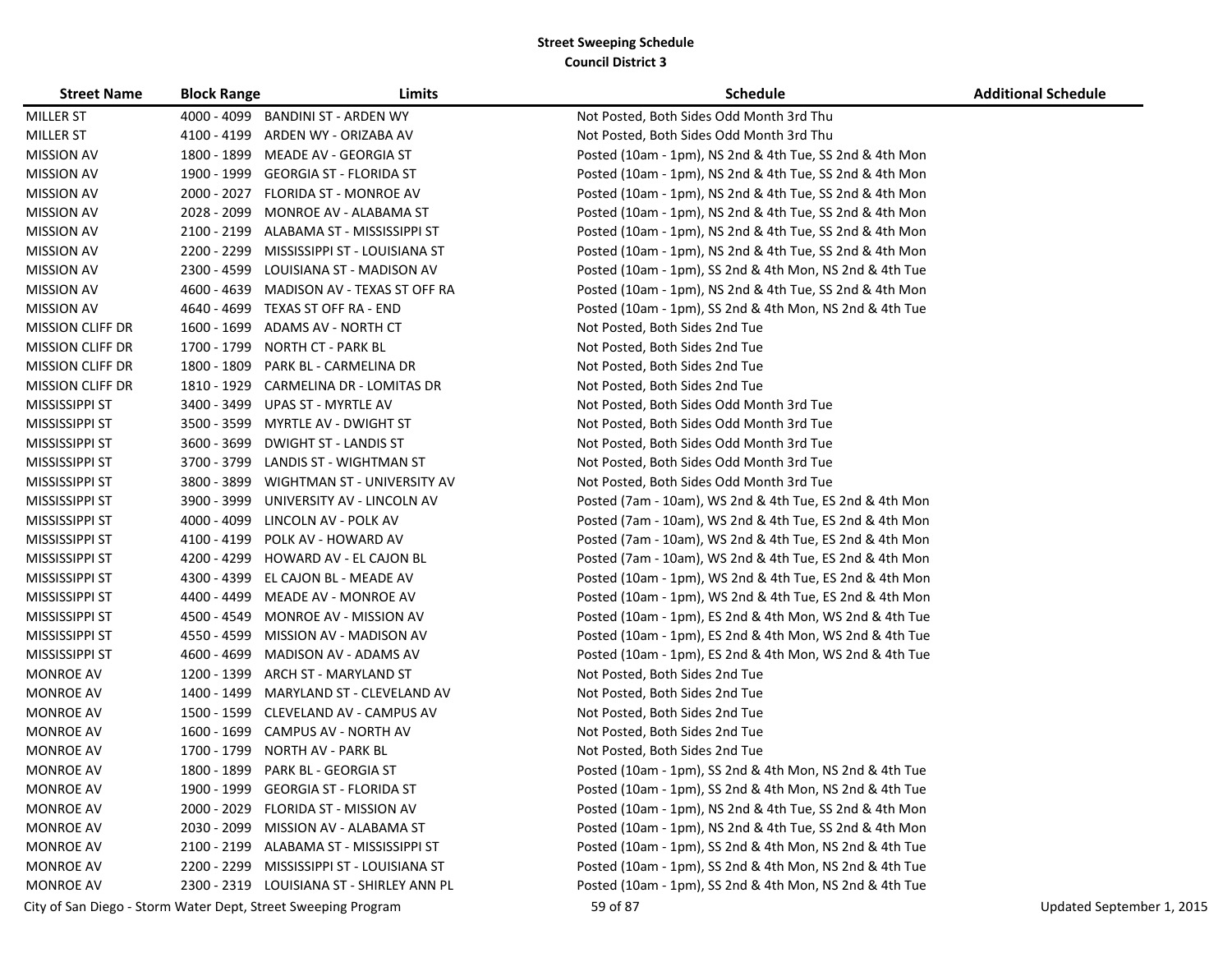# Street Sweeping Schedule

## Council District 3

| Street Name | Block Range | Limits | Schedule | Additional Schedule |
|---|---|---|---|---|
| MILLER ST | 4000 - 4099 | BANDINI ST - ARDEN WY | Not Posted, Both Sides Odd Month 3rd Thu | |
| MILLER ST | 4100 - 4199 | ARDEN WY - ORIZABA AV | Not Posted, Both Sides Odd Month 3rd Thu | |
| MISSION AV | 1800 - 1899 | MEADE AV - GEORGIA ST | Posted (10am - 1pm), NS 2nd & 4th Tue, SS 2nd & 4th Mon | |
| MISSION AV | 1900 - 1999 | GEORGIA ST - FLORIDA ST | Posted (10am - 1pm), NS 2nd & 4th Tue, SS 2nd & 4th Mon | |
| MISSION AV | 2000 - 2027 | FLORIDA ST - MONROE AV | Posted (10am - 1pm), NS 2nd & 4th Tue, SS 2nd & 4th Mon | |
| MISSION AV | 2028 - 2099 | MONROE AV - ALABAMA ST | Posted (10am - 1pm), NS 2nd & 4th Tue, SS 2nd & 4th Mon | |
| MISSION AV | 2100 - 2199 | ALABAMA ST - MISSISSIPPI ST | Posted (10am - 1pm), NS 2nd & 4th Tue, SS 2nd & 4th Mon | |
| MISSION AV | 2200 - 2299 | MISSISSIPPI ST - LOUISIANA ST | Posted (10am - 1pm), NS 2nd & 4th Tue, SS 2nd & 4th Mon | |
| MISSION AV | 2300 - 4599 | LOUISIANA ST - MADISON AV | Posted (10am - 1pm), SS 2nd & 4th Mon, NS 2nd & 4th Tue | |
| MISSION AV | 4600 - 4639 | MADISON AV - TEXAS ST OFF RA | Posted (10am - 1pm), NS 2nd & 4th Tue, SS 2nd & 4th Mon | |
| MISSION AV | 4640 - 4699 | TEXAS ST OFF RA - END | Posted (10am - 1pm), SS 2nd & 4th Mon, NS 2nd & 4th Tue | |
| MISSION CLIFF DR | 1600 - 1699 | ADAMS AV - NORTH CT | Not Posted, Both Sides 2nd Tue | |
| MISSION CLIFF DR | 1700 - 1799 | NORTH CT - PARK BL | Not Posted, Both Sides 2nd Tue | |
| MISSION CLIFF DR | 1800 - 1809 | PARK BL - CARMELINA DR | Not Posted, Both Sides 2nd Tue | |
| MISSION CLIFF DR | 1810 - 1929 | CARMELINA DR - LOMITAS DR | Not Posted, Both Sides 2nd Tue | |
| MISSISSIPPI ST | 3400 - 3499 | UPAS ST - MYRTLE AV | Not Posted, Both Sides Odd Month 3rd Tue | |
| MISSISSIPPI ST | 3500 - 3599 | MYRTLE AV - DWIGHT ST | Not Posted, Both Sides Odd Month 3rd Tue | |
| MISSISSIPPI ST | 3600 - 3699 | DWIGHT ST - LANDIS ST | Not Posted, Both Sides Odd Month 3rd Tue | |
| MISSISSIPPI ST | 3700 - 3799 | LANDIS ST - WIGHTMAN ST | Not Posted, Both Sides Odd Month 3rd Tue | |
| MISSISSIPPI ST | 3800 - 3899 | WIGHTMAN ST - UNIVERSITY AV | Not Posted, Both Sides Odd Month 3rd Tue | |
| MISSISSIPPI ST | 3900 - 3999 | UNIVERSITY AV - LINCOLN AV | Posted (7am - 10am), WS 2nd & 4th Tue, ES 2nd & 4th Mon | |
| MISSISSIPPI ST | 4000 - 4099 | LINCOLN AV - POLK AV | Posted (7am - 10am), WS 2nd & 4th Tue, ES 2nd & 4th Mon | |
| MISSISSIPPI ST | 4100 - 4199 | POLK AV - HOWARD AV | Posted (7am - 10am), WS 2nd & 4th Tue, ES 2nd & 4th Mon | |
| MISSISSIPPI ST | 4200 - 4299 | HOWARD AV - EL CAJON BL | Posted (7am - 10am), WS 2nd & 4th Tue, ES 2nd & 4th Mon | |
| MISSISSIPPI ST | 4300 - 4399 | EL CAJON BL - MEADE AV | Posted (10am - 1pm), WS 2nd & 4th Tue, ES 2nd & 4th Mon | |
| MISSISSIPPI ST | 4400 - 4499 | MEADE AV - MONROE AV | Posted (10am - 1pm), WS 2nd & 4th Tue, ES 2nd & 4th Mon | |
| MISSISSIPPI ST | 4500 - 4549 | MONROE AV - MISSION AV | Posted (10am - 1pm), ES 2nd & 4th Mon, WS 2nd & 4th Tue | |
| MISSISSIPPI ST | 4550 - 4599 | MISSION AV - MADISON AV | Posted (10am - 1pm), ES 2nd & 4th Mon, WS 2nd & 4th Tue | |
| MISSISSIPPI ST | 4600 - 4699 | MADISON AV - ADAMS AV | Posted (10am - 1pm), ES 2nd & 4th Mon, WS 2nd & 4th Tue | |
| MONROE AV | 1200 - 1399 | ARCH ST - MARYLAND ST | Not Posted, Both Sides 2nd Tue | |
| MONROE AV | 1400 - 1499 | MARYLAND ST - CLEVELAND AV | Not Posted, Both Sides 2nd Tue | |
| MONROE AV | 1500 - 1599 | CLEVELAND AV - CAMPUS AV | Not Posted, Both Sides 2nd Tue | |
| MONROE AV | 1600 - 1699 | CAMPUS AV - NORTH AV | Not Posted, Both Sides 2nd Tue | |
| MONROE AV | 1700 - 1799 | NORTH AV - PARK BL | Not Posted, Both Sides 2nd Tue | |
| MONROE AV | 1800 - 1899 | PARK BL - GEORGIA ST | Posted (10am - 1pm), SS 2nd & 4th Mon, NS 2nd & 4th Tue | |
| MONROE AV | 1900 - 1999 | GEORGIA ST - FLORIDA ST | Posted (10am - 1pm), SS 2nd & 4th Mon, NS 2nd & 4th Tue | |
| MONROE AV | 2000 - 2029 | FLORIDA ST - MISSION AV | Posted (10am - 1pm), NS 2nd & 4th Tue, SS 2nd & 4th Mon | |
| MONROE AV | 2030 - 2099 | MISSION AV - ALABAMA ST | Posted (10am - 1pm), NS 2nd & 4th Tue, SS 2nd & 4th Mon | |
| MONROE AV | 2100 - 2199 | ALABAMA ST - MISSISSIPPI ST | Posted (10am - 1pm), SS 2nd & 4th Mon, NS 2nd & 4th Tue | |
| MONROE AV | 2200 - 2299 | MISSISSIPPI ST - LOUISIANA ST | Posted (10am - 1pm), SS 2nd & 4th Mon, NS 2nd & 4th Tue | |
| MONROE AV | 2300 - 2319 | LOUISIANA ST - SHIRLEY ANN PL | Posted (10am - 1pm), SS 2nd & 4th Mon, NS 2nd & 4th Tue | |

City of San Diego - Storm Water Dept, Street Sweeping Program

Updated September 1, 2015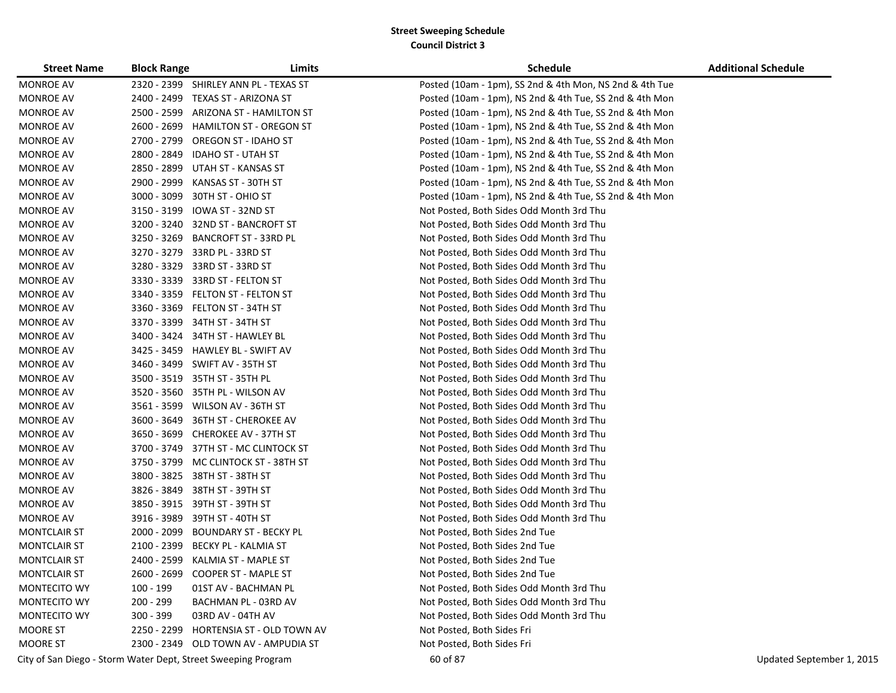**Street Sweeping Schedule**
**Council District 3**

| Street Name | Block Range | Limits | Schedule | Additional Schedule |
|---|---|---|---|---|
| MONROE AV | 2320 - 2399 | SHIRLEY ANN PL - TEXAS ST | Posted (10am - 1pm), SS 2nd & 4th Mon, NS 2nd & 4th Tue | |
| MONROE AV | 2400 - 2499 | TEXAS ST - ARIZONA ST | Posted (10am - 1pm), NS 2nd & 4th Tue, SS 2nd & 4th Mon | |
| MONROE AV | 2500 - 2599 | ARIZONA ST - HAMILTON ST | Posted (10am - 1pm), NS 2nd & 4th Tue, SS 2nd & 4th Mon | |
| MONROE AV | 2600 - 2699 | HAMILTON ST - OREGON ST | Posted (10am - 1pm), NS 2nd & 4th Tue, SS 2nd & 4th Mon | |
| MONROE AV | 2700 - 2799 | OREGON ST - IDAHO ST | Posted (10am - 1pm), NS 2nd & 4th Tue, SS 2nd & 4th Mon | |
| MONROE AV | 2800 - 2849 | IDAHO ST - UTAH ST | Posted (10am - 1pm), NS 2nd & 4th Tue, SS 2nd & 4th Mon | |
| MONROE AV | 2850 - 2899 | UTAH ST - KANSAS ST | Posted (10am - 1pm), NS 2nd & 4th Tue, SS 2nd & 4th Mon | |
| MONROE AV | 2900 - 2999 | KANSAS ST - 30TH ST | Posted (10am - 1pm), NS 2nd & 4th Tue, SS 2nd & 4th Mon | |
| MONROE AV | 3000 - 3099 | 30TH ST - OHIO ST | Posted (10am - 1pm), NS 2nd & 4th Tue, SS 2nd & 4th Mon | |
| MONROE AV | 3150 - 3199 | IOWA ST - 32ND ST | Not Posted, Both Sides Odd Month 3rd Thu | |
| MONROE AV | 3200 - 3240 | 32ND ST - BANCROFT ST | Not Posted, Both Sides Odd Month 3rd Thu | |
| MONROE AV | 3250 - 3269 | BANCROFT ST - 33RD PL | Not Posted, Both Sides Odd Month 3rd Thu | |
| MONROE AV | 3270 - 3279 | 33RD PL - 33RD ST | Not Posted, Both Sides Odd Month 3rd Thu | |
| MONROE AV | 3280 - 3329 | 33RD ST - 33RD ST | Not Posted, Both Sides Odd Month 3rd Thu | |
| MONROE AV | 3330 - 3339 | 33RD ST - FELTON ST | Not Posted, Both Sides Odd Month 3rd Thu | |
| MONROE AV | 3340 - 3359 | FELTON ST - FELTON ST | Not Posted, Both Sides Odd Month 3rd Thu | |
| MONROE AV | 3360 - 3369 | FELTON ST - 34TH ST | Not Posted, Both Sides Odd Month 3rd Thu | |
| MONROE AV | 3370 - 3399 | 34TH ST - 34TH ST | Not Posted, Both Sides Odd Month 3rd Thu | |
| MONROE AV | 3400 - 3424 | 34TH ST - HAWLEY BL | Not Posted, Both Sides Odd Month 3rd Thu | |
| MONROE AV | 3425 - 3459 | HAWLEY BL - SWIFT AV | Not Posted, Both Sides Odd Month 3rd Thu | |
| MONROE AV | 3460 - 3499 | SWIFT AV - 35TH ST | Not Posted, Both Sides Odd Month 3rd Thu | |
| MONROE AV | 3500 - 3519 | 35TH ST - 35TH PL | Not Posted, Both Sides Odd Month 3rd Thu | |
| MONROE AV | 3520 - 3560 | 35TH PL - WILSON AV | Not Posted, Both Sides Odd Month 3rd Thu | |
| MONROE AV | 3561 - 3599 | WILSON AV - 36TH ST | Not Posted, Both Sides Odd Month 3rd Thu | |
| MONROE AV | 3600 - 3649 | 36TH ST - CHEROKEE AV | Not Posted, Both Sides Odd Month 3rd Thu | |
| MONROE AV | 3650 - 3699 | CHEROKEE AV - 37TH ST | Not Posted, Both Sides Odd Month 3rd Thu | |
| MONROE AV | 3700 - 3749 | 37TH ST - MC CLINTOCK ST | Not Posted, Both Sides Odd Month 3rd Thu | |
| MONROE AV | 3750 - 3799 | MC CLINTOCK ST - 38TH ST | Not Posted, Both Sides Odd Month 3rd Thu | |
| MONROE AV | 3800 - 3825 | 38TH ST - 38TH ST | Not Posted, Both Sides Odd Month 3rd Thu | |
| MONROE AV | 3826 - 3849 | 38TH ST - 39TH ST | Not Posted, Both Sides Odd Month 3rd Thu | |
| MONROE AV | 3850 - 3915 | 39TH ST - 39TH ST | Not Posted, Both Sides Odd Month 3rd Thu | |
| MONROE AV | 3916 - 3989 | 39TH ST - 40TH ST | Not Posted, Both Sides Odd Month 3rd Thu | |
| MONTCLAIR ST | 2000 - 2099 | BOUNDARY ST - BECKY PL | Not Posted, Both Sides 2nd Tue | |
| MONTCLAIR ST | 2100 - 2399 | BECKY PL - KALMIA ST | Not Posted, Both Sides 2nd Tue | |
| MONTCLAIR ST | 2400 - 2599 | KALMIA ST - MAPLE ST | Not Posted, Both Sides 2nd Tue | |
| MONTCLAIR ST | 2600 - 2699 | COOPER ST - MAPLE ST | Not Posted, Both Sides 2nd Tue | |
| MONTECITO WY | 100 - 199 | 01ST AV - BACHMAN PL | Not Posted, Both Sides Odd Month 3rd Thu | |
| MONTECITO WY | 200 - 299 | BACHMAN PL - 03RD AV | Not Posted, Both Sides Odd Month 3rd Thu | |
| MONTECITO WY | 300 - 399 | 03RD AV - 04TH AV | Not Posted, Both Sides Odd Month 3rd Thu | |
| MOORE ST | 2250 - 2299 | HORTENSIA ST - OLD TOWN AV | Not Posted, Both Sides Fri | |
| MOORE ST | 2300 - 2349 | OLD TOWN AV - AMPUDIA ST | Not Posted, Both Sides Fri | |

City of San Diego - Storm Water Dept, Street Sweeping Program

Updated September 1, 2015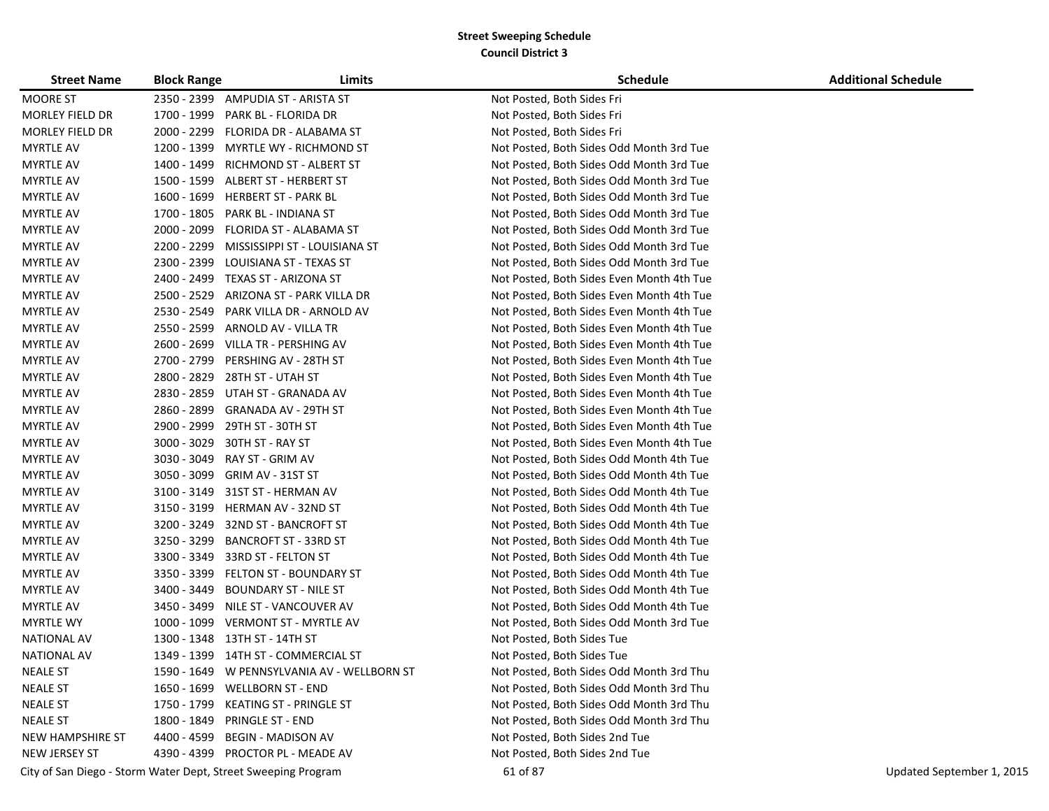**Street Sweeping Schedule**
**Council District 3**

| Street Name | Block Range | Limits | Schedule | Additional Schedule |
|---|---|---|---|---|
| MOORE ST | 2350 - 2399 | AMPUDIA ST - ARISTA ST | Not Posted, Both Sides Fri | |
| MORLEY FIELD DR | 1700 - 1999 | PARK BL - FLORIDA DR | Not Posted, Both Sides Fri | |
| MORLEY FIELD DR | 2000 - 2299 | FLORIDA DR - ALABAMA ST | Not Posted, Both Sides Fri | |
| MYRTLE AV | 1200 - 1399 | MYRTLE WY - RICHMOND ST | Not Posted, Both Sides Odd Month 3rd Tue | |
| MYRTLE AV | 1400 - 1499 | RICHMOND ST - ALBERT ST | Not Posted, Both Sides Odd Month 3rd Tue | |
| MYRTLE AV | 1500 - 1599 | ALBERT ST - HERBERT ST | Not Posted, Both Sides Odd Month 3rd Tue | |
| MYRTLE AV | 1600 - 1699 | HERBERT ST - PARK BL | Not Posted, Both Sides Odd Month 3rd Tue | |
| MYRTLE AV | 1700 - 1805 | PARK BL - INDIANA ST | Not Posted, Both Sides Odd Month 3rd Tue | |
| MYRTLE AV | 2000 - 2099 | FLORIDA ST - ALABAMA ST | Not Posted, Both Sides Odd Month 3rd Tue | |
| MYRTLE AV | 2200 - 2299 | MISSISSIPPI ST - LOUISIANA ST | Not Posted, Both Sides Odd Month 3rd Tue | |
| MYRTLE AV | 2300 - 2399 | LOUISIANA ST - TEXAS ST | Not Posted, Both Sides Odd Month 3rd Tue | |
| MYRTLE AV | 2400 - 2499 | TEXAS ST - ARIZONA ST | Not Posted, Both Sides Even Month 4th Tue | |
| MYRTLE AV | 2500 - 2529 | ARIZONA ST - PARK VILLA DR | Not Posted, Both Sides Even Month 4th Tue | |
| MYRTLE AV | 2530 - 2549 | PARK VILLA DR - ARNOLD AV | Not Posted, Both Sides Even Month 4th Tue | |
| MYRTLE AV | 2550 - 2599 | ARNOLD AV - VILLA TR | Not Posted, Both Sides Even Month 4th Tue | |
| MYRTLE AV | 2600 - 2699 | VILLA TR - PERSHING AV | Not Posted, Both Sides Even Month 4th Tue | |
| MYRTLE AV | 2700 - 2799 | PERSHING AV - 28TH ST | Not Posted, Both Sides Even Month 4th Tue | |
| MYRTLE AV | 2800 - 2829 | 28TH ST - UTAH ST | Not Posted, Both Sides Even Month 4th Tue | |
| MYRTLE AV | 2830 - 2859 | UTAH ST - GRANADA AV | Not Posted, Both Sides Even Month 4th Tue | |
| MYRTLE AV | 2860 - 2899 | GRANADA AV - 29TH ST | Not Posted, Both Sides Even Month 4th Tue | |
| MYRTLE AV | 2900 - 2999 | 29TH ST - 30TH ST | Not Posted, Both Sides Even Month 4th Tue | |
| MYRTLE AV | 3000 - 3029 | 30TH ST - RAY ST | Not Posted, Both Sides Even Month 4th Tue | |
| MYRTLE AV | 3030 - 3049 | RAY ST - GRIM AV | Not Posted, Both Sides Odd Month 4th Tue | |
| MYRTLE AV | 3050 - 3099 | GRIM AV - 31ST ST | Not Posted, Both Sides Odd Month 4th Tue | |
| MYRTLE AV | 3100 - 3149 | 31ST ST - HERMAN AV | Not Posted, Both Sides Odd Month 4th Tue | |
| MYRTLE AV | 3150 - 3199 | HERMAN AV - 32ND ST | Not Posted, Both Sides Odd Month 4th Tue | |
| MYRTLE AV | 3200 - 3249 | 32ND ST - BANCROFT ST | Not Posted, Both Sides Odd Month 4th Tue | |
| MYRTLE AV | 3250 - 3299 | BANCROFT ST - 33RD ST | Not Posted, Both Sides Odd Month 4th Tue | |
| MYRTLE AV | 3300 - 3349 | 33RD ST - FELTON ST | Not Posted, Both Sides Odd Month 4th Tue | |
| MYRTLE AV | 3350 - 3399 | FELTON ST - BOUNDARY ST | Not Posted, Both Sides Odd Month 4th Tue | |
| MYRTLE AV | 3400 - 3449 | BOUNDARY ST - NILE ST | Not Posted, Both Sides Odd Month 4th Tue | |
| MYRTLE AV | 3450 - 3499 | NILE ST - VANCOUVER AV | Not Posted, Both Sides Odd Month 4th Tue | |
| MYRTLE WY | 1000 - 1099 | VERMONT ST - MYRTLE AV | Not Posted, Both Sides Odd Month 3rd Tue | |
| NATIONAL AV | 1300 - 1348 | 13TH ST - 14TH ST | Not Posted, Both Sides Tue | |
| NATIONAL AV | 1349 - 1399 | 14TH ST - COMMERCIAL ST | Not Posted, Both Sides Tue | |
| NEALE ST | 1590 - 1649 | W PENNSYLVANIA AV - WELLBORN ST | Not Posted, Both Sides Odd Month 3rd Thu | |
| NEALE ST | 1650 - 1699 | WELLBORN ST - END | Not Posted, Both Sides Odd Month 3rd Thu | |
| NEALE ST | 1750 - 1799 | KEATING ST - PRINGLE ST | Not Posted, Both Sides Odd Month 3rd Thu | |
| NEALE ST | 1800 - 1849 | PRINGLE ST - END | Not Posted, Both Sides Odd Month 3rd Thu | |
| NEW HAMPSHIRE ST | 4400 - 4599 | BEGIN - MADISON AV | Not Posted, Both Sides 2nd Tue | |
| NEW JERSEY ST | 4390 - 4399 | PROCTOR PL - MEADE AV | Not Posted, Both Sides 2nd Tue | |

City of San Diego - Storm Water Dept, Street Sweeping Program

Updated September 1, 2015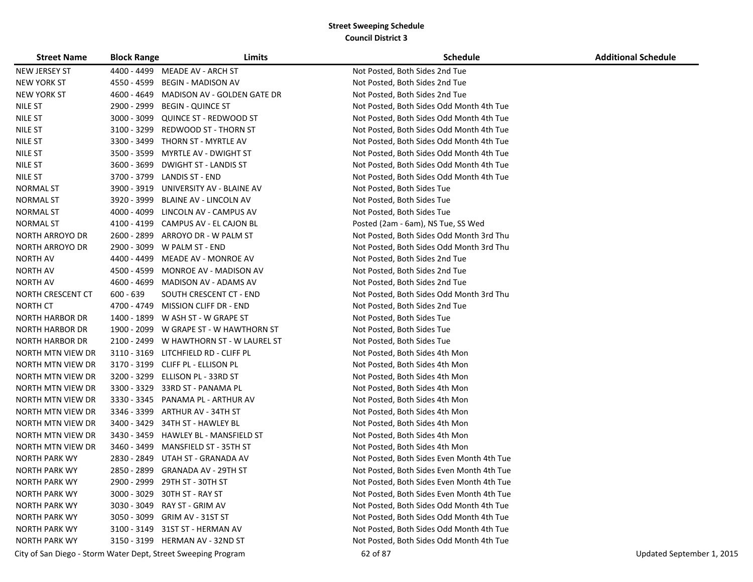# Street Sweeping Schedule

## Council District 3

| Street Name | Block Range | Limits | Schedule | Additional Schedule |
|---|---|---|---|---|
| NEW JERSEY ST | 4400 - 4499 | MEADE AV - ARCH ST | Not Posted, Both Sides 2nd Tue | |
| NEW YORK ST | 4550 - 4599 | BEGIN - MADISON AV | Not Posted, Both Sides 2nd Tue | |
| NEW YORK ST | 4600 - 4649 | MADISON AV - GOLDEN GATE DR | Not Posted, Both Sides 2nd Tue | |
| NILE ST | 2900 - 2999 | BEGIN - QUINCE ST | Not Posted, Both Sides Odd Month 4th Tue | |
| NILE ST | 3000 - 3099 | QUINCE ST - REDWOOD ST | Not Posted, Both Sides Odd Month 4th Tue | |
| NILE ST | 3100 - 3299 | REDWOOD ST - THORN ST | Not Posted, Both Sides Odd Month 4th Tue | |
| NILE ST | 3300 - 3499 | THORN ST - MYRTLE AV | Not Posted, Both Sides Odd Month 4th Tue | |
| NILE ST | 3500 - 3599 | MYRTLE AV - DWIGHT ST | Not Posted, Both Sides Odd Month 4th Tue | |
| NILE ST | 3600 - 3699 | DWIGHT ST - LANDIS ST | Not Posted, Both Sides Odd Month 4th Tue | |
| NILE ST | 3700 - 3799 | LANDIS ST - END | Not Posted, Both Sides Odd Month 4th Tue | |
| NORMAL ST | 3900 - 3919 | UNIVERSITY AV - BLAINE AV | Not Posted, Both Sides Tue | |
| NORMAL ST | 3920 - 3999 | BLAINE AV - LINCOLN AV | Not Posted, Both Sides Tue | |
| NORMAL ST | 4000 - 4099 | LINCOLN AV - CAMPUS AV | Not Posted, Both Sides Tue | |
| NORMAL ST | 4100 - 4199 | CAMPUS AV - EL CAJON BL | Posted (2am - 6am), NS Tue, SS Wed | |
| NORTH ARROYO DR | 2600 - 2899 | ARROYO DR - W PALM ST | Not Posted, Both Sides Odd Month 3rd Thu | |
| NORTH ARROYO DR | 2900 - 3099 | W PALM ST - END | Not Posted, Both Sides Odd Month 3rd Thu | |
| NORTH AV | 4400 - 4499 | MEADE AV - MONROE AV | Not Posted, Both Sides 2nd Tue | |
| NORTH AV | 4500 - 4599 | MONROE AV - MADISON AV | Not Posted, Both Sides 2nd Tue | |
| NORTH AV | 4600 - 4699 | MADISON AV - ADAMS AV | Not Posted, Both Sides 2nd Tue | |
| NORTH CRESCENT CT | 600 - 639 | SOUTH CRESCENT CT - END | Not Posted, Both Sides Odd Month 3rd Thu | |
| NORTH CT | 4700 - 4749 | MISSION CLIFF DR - END | Not Posted, Both Sides 2nd Tue | |
| NORTH HARBOR DR | 1400 - 1899 | W ASH ST - W GRAPE ST | Not Posted, Both Sides Tue | |
| NORTH HARBOR DR | 1900 - 2099 | W GRAPE ST - W HAWTHORN ST | Not Posted, Both Sides Tue | |
| NORTH HARBOR DR | 2100 - 2499 | W HAWTHORN ST - W LAUREL ST | Not Posted, Both Sides Tue | |
| NORTH MTN VIEW DR | 3110 - 3169 | LITCHFIELD RD - CLIFF PL | Not Posted, Both Sides 4th Mon | |
| NORTH MTN VIEW DR | 3170 - 3199 | CLIFF PL - ELLISON PL | Not Posted, Both Sides 4th Mon | |
| NORTH MTN VIEW DR | 3200 - 3299 | ELLISON PL - 33RD ST | Not Posted, Both Sides 4th Mon | |
| NORTH MTN VIEW DR | 3300 - 3329 | 33RD ST - PANAMA PL | Not Posted, Both Sides 4th Mon | |
| NORTH MTN VIEW DR | 3330 - 3345 | PANAMA PL - ARTHUR AV | Not Posted, Both Sides 4th Mon | |
| NORTH MTN VIEW DR | 3346 - 3399 | ARTHUR AV - 34TH ST | Not Posted, Both Sides 4th Mon | |
| NORTH MTN VIEW DR | 3400 - 3429 | 34TH ST - HAWLEY BL | Not Posted, Both Sides 4th Mon | |
| NORTH MTN VIEW DR | 3430 - 3459 | HAWLEY BL - MANSFIELD ST | Not Posted, Both Sides 4th Mon | |
| NORTH MTN VIEW DR | 3460 - 3499 | MANSFIELD ST - 35TH ST | Not Posted, Both Sides 4th Mon | |
| NORTH PARK WY | 2830 - 2849 | UTAH ST - GRANADA AV | Not Posted, Both Sides Even Month 4th Tue | |
| NORTH PARK WY | 2850 - 2899 | GRANADA AV - 29TH ST | Not Posted, Both Sides Even Month 4th Tue | |
| NORTH PARK WY | 2900 - 2999 | 29TH ST - 30TH ST | Not Posted, Both Sides Even Month 4th Tue | |
| NORTH PARK WY | 3000 - 3029 | 30TH ST - RAY ST | Not Posted, Both Sides Even Month 4th Tue | |
| NORTH PARK WY | 3030 - 3049 | RAY ST - GRIM AV | Not Posted, Both Sides Odd Month 4th Tue | |
| NORTH PARK WY | 3050 - 3099 | GRIM AV - 31ST ST | Not Posted, Both Sides Odd Month 4th Tue | |
| NORTH PARK WY | 3100 - 3149 | 31ST ST - HERMAN AV | Not Posted, Both Sides Odd Month 4th Tue | |
| NORTH PARK WY | 3150 - 3199 | HERMAN AV - 32ND ST | Not Posted, Both Sides Odd Month 4th Tue | |

City of San Diego - Storm Water Dept, Street Sweeping Program — Updated September 1, 2015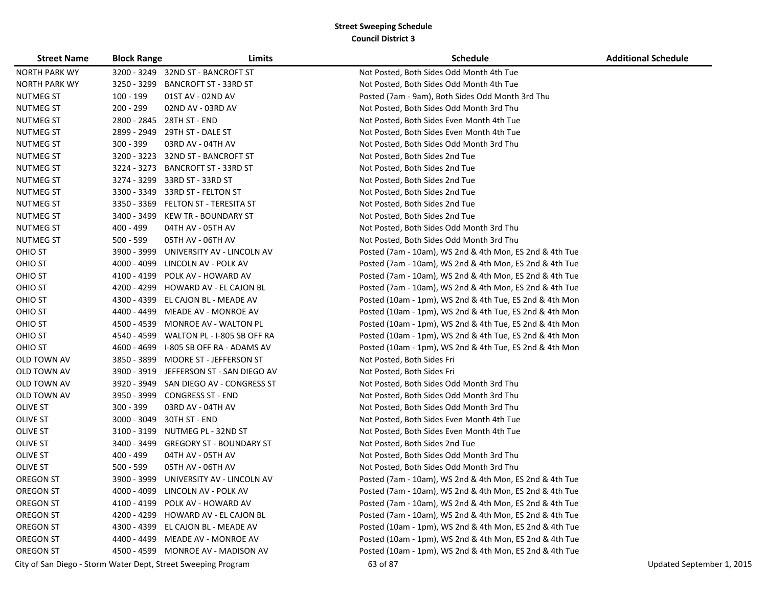**Street Sweeping Schedule**

**Council District 3**

| Street Name | Block Range | Limits | Schedule | Additional Schedule |
|---|---|---|---|---|
| NORTH PARK WY | 3200 - 3249 | 32ND ST - BANCROFT ST | Not Posted, Both Sides Odd Month 4th Tue | |
| NORTH PARK WY | 3250 - 3299 | BANCROFT ST - 33RD ST | Not Posted, Both Sides Odd Month 4th Tue | |
| NUTMEG ST | 100 - 199 | 01ST AV - 02ND AV | Posted (7am - 9am), Both Sides Odd Month 3rd Thu | |
| NUTMEG ST | 200 - 299 | 02ND AV - 03RD AV | Not Posted, Both Sides Odd Month 3rd Thu | |
| NUTMEG ST | 2800 - 2845 | 28TH ST - END | Not Posted, Both Sides Even Month 4th Tue | |
| NUTMEG ST | 2899 - 2949 | 29TH ST - DALE ST | Not Posted, Both Sides Even Month 4th Tue | |
| NUTMEG ST | 300 - 399 | 03RD AV - 04TH AV | Not Posted, Both Sides Odd Month 3rd Thu | |
| NUTMEG ST | 3200 - 3223 | 32ND ST - BANCROFT ST | Not Posted, Both Sides 2nd Tue | |
| NUTMEG ST | 3224 - 3273 | BANCROFT ST - 33RD ST | Not Posted, Both Sides 2nd Tue | |
| NUTMEG ST | 3274 - 3299 | 33RD ST - 33RD ST | Not Posted, Both Sides 2nd Tue | |
| NUTMEG ST | 3300 - 3349 | 33RD ST - FELTON ST | Not Posted, Both Sides 2nd Tue | |
| NUTMEG ST | 3350 - 3369 | FELTON ST - TERESITA ST | Not Posted, Both Sides 2nd Tue | |
| NUTMEG ST | 3400 - 3499 | KEW TR - BOUNDARY ST | Not Posted, Both Sides 2nd Tue | |
| NUTMEG ST | 400 - 499 | 04TH AV - 05TH AV | Not Posted, Both Sides Odd Month 3rd Thu | |
| NUTMEG ST | 500 - 599 | 05TH AV - 06TH AV | Not Posted, Both Sides Odd Month 3rd Thu | |
| OHIO ST | 3900 - 3999 | UNIVERSITY AV - LINCOLN AV | Posted (7am - 10am), WS 2nd & 4th Mon, ES 2nd & 4th Tue | |
| OHIO ST | 4000 - 4099 | LINCOLN AV - POLK AV | Posted (7am - 10am), WS 2nd & 4th Mon, ES 2nd & 4th Tue | |
| OHIO ST | 4100 - 4199 | POLK AV - HOWARD AV | Posted (7am - 10am), WS 2nd & 4th Mon, ES 2nd & 4th Tue | |
| OHIO ST | 4200 - 4299 | HOWARD AV - EL CAJON BL | Posted (7am - 10am), WS 2nd & 4th Mon, ES 2nd & 4th Tue | |
| OHIO ST | 4300 - 4399 | EL CAJON BL - MEADE AV | Posted (10am - 1pm), WS 2nd & 4th Tue, ES 2nd & 4th Mon | |
| OHIO ST | 4400 - 4499 | MEADE AV - MONROE AV | Posted (10am - 1pm), WS 2nd & 4th Tue, ES 2nd & 4th Mon | |
| OHIO ST | 4500 - 4539 | MONROE AV - WALTON PL | Posted (10am - 1pm), WS 2nd & 4th Tue, ES 2nd & 4th Mon | |
| OHIO ST | 4540 - 4599 | WALTON PL - I-805 SB OFF RA | Posted (10am - 1pm), WS 2nd & 4th Tue, ES 2nd & 4th Mon | |
| OHIO ST | 4600 - 4699 | I-805 SB OFF RA - ADAMS AV | Posted (10am - 1pm), WS 2nd & 4th Tue, ES 2nd & 4th Mon | |
| OLD TOWN AV | 3850 - 3899 | MOORE ST - JEFFERSON ST | Not Posted, Both Sides Fri | |
| OLD TOWN AV | 3900 - 3919 | JEFFERSON ST - SAN DIEGO AV | Not Posted, Both Sides Fri | |
| OLD TOWN AV | 3920 - 3949 | SAN DIEGO AV - CONGRESS ST | Not Posted, Both Sides Odd Month 3rd Thu | |
| OLD TOWN AV | 3950 - 3999 | CONGRESS ST - END | Not Posted, Both Sides Odd Month 3rd Thu | |
| OLIVE ST | 300 - 399 | 03RD AV - 04TH AV | Not Posted, Both Sides Odd Month 3rd Thu | |
| OLIVE ST | 3000 - 3049 | 30TH ST - END | Not Posted, Both Sides Even Month 4th Tue | |
| OLIVE ST | 3100 - 3199 | NUTMEG PL - 32ND ST | Not Posted, Both Sides Even Month 4th Tue | |
| OLIVE ST | 3400 - 3499 | GREGORY ST - BOUNDARY ST | Not Posted, Both Sides 2nd Tue | |
| OLIVE ST | 400 - 499 | 04TH AV - 05TH AV | Not Posted, Both Sides Odd Month 3rd Thu | |
| OLIVE ST | 500 - 599 | 05TH AV - 06TH AV | Not Posted, Both Sides Odd Month 3rd Thu | |
| OREGON ST | 3900 - 3999 | UNIVERSITY AV - LINCOLN AV | Posted (7am - 10am), WS 2nd & 4th Mon, ES 2nd & 4th Tue | |
| OREGON ST | 4000 - 4099 | LINCOLN AV - POLK AV | Posted (7am - 10am), WS 2nd & 4th Mon, ES 2nd & 4th Tue | |
| OREGON ST | 4100 - 4199 | POLK AV - HOWARD AV | Posted (7am - 10am), WS 2nd & 4th Mon, ES 2nd & 4th Tue | |
| OREGON ST | 4200 - 4299 | HOWARD AV - EL CAJON BL | Posted (7am - 10am), WS 2nd & 4th Mon, ES 2nd & 4th Tue | |
| OREGON ST | 4300 - 4399 | EL CAJON BL - MEADE AV | Posted (10am - 1pm), WS 2nd & 4th Mon, ES 2nd & 4th Tue | |
| OREGON ST | 4400 - 4499 | MEADE AV - MONROE AV | Posted (10am - 1pm), WS 2nd & 4th Mon, ES 2nd & 4th Tue | |
| OREGON ST | 4500 - 4599 | MONROE AV - MADISON AV | Posted (10am - 1pm), WS 2nd & 4th Mon, ES 2nd & 4th Tue | |

City of San Diego - Storm Water Dept, Street Sweeping Program

Updated September 1, 2015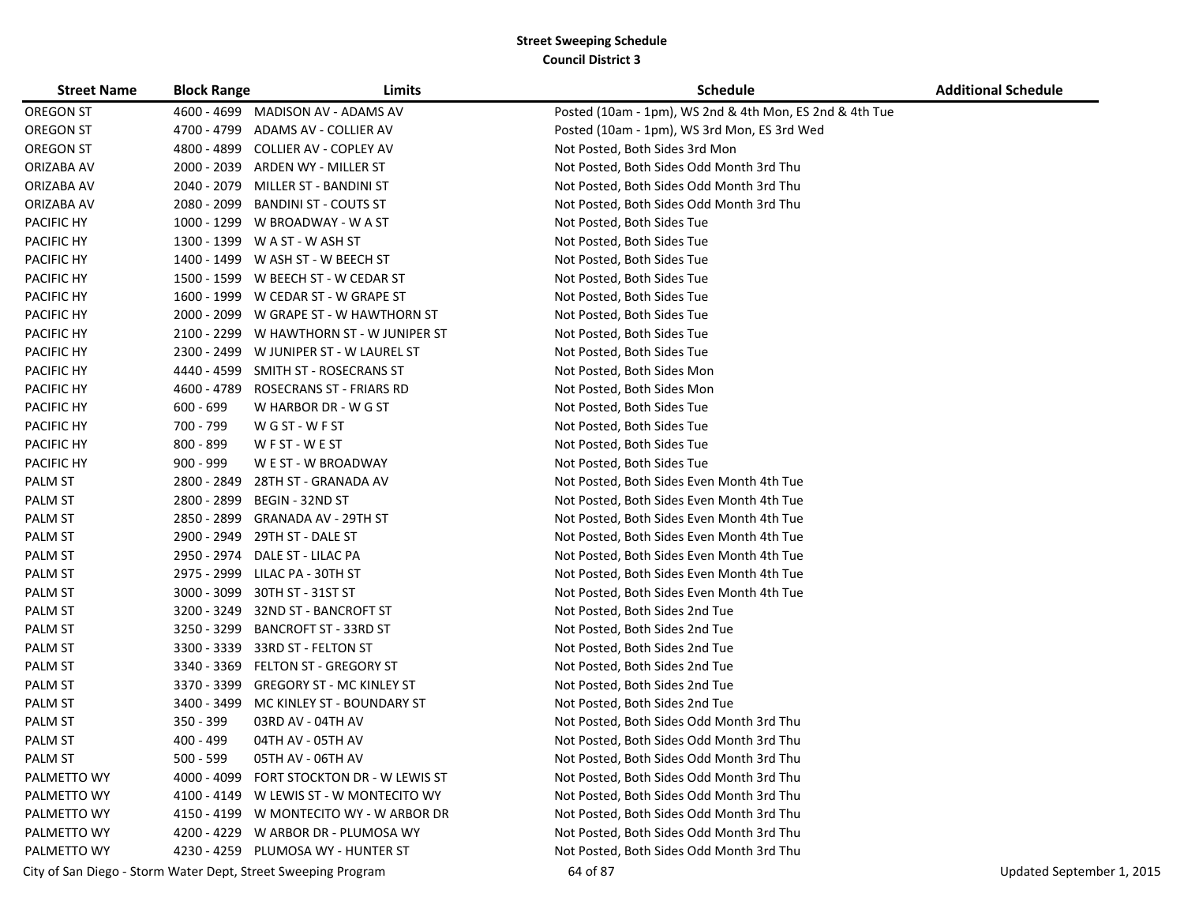**Street Sweeping Schedule**
**Council District 3**

| Street Name | Block Range | Limits | Schedule | Additional Schedule |
|---|---|---|---|---|
| OREGON ST | 4600 - 4699 | MADISON AV - ADAMS AV | Posted (10am - 1pm), WS 2nd & 4th Mon, ES 2nd & 4th Tue | |
| OREGON ST | 4700 - 4799 | ADAMS AV - COLLIER AV | Posted (10am - 1pm), WS 3rd Mon, ES 3rd Wed | |
| OREGON ST | 4800 - 4899 | COLLIER AV - COPLEY AV | Not Posted, Both Sides 3rd Mon | |
| ORIZABA AV | 2000 - 2039 | ARDEN WY - MILLER ST | Not Posted, Both Sides Odd Month 3rd Thu | |
| ORIZABA AV | 2040 - 2079 | MILLER ST - BANDINI ST | Not Posted, Both Sides Odd Month 3rd Thu | |
| ORIZABA AV | 2080 - 2099 | BANDINI ST - COUTS ST | Not Posted, Both Sides Odd Month 3rd Thu | |
| PACIFIC HY | 1000 - 1299 | W BROADWAY - W A ST | Not Posted, Both Sides Tue | |
| PACIFIC HY | 1300 - 1399 | W A ST - W ASH ST | Not Posted, Both Sides Tue | |
| PACIFIC HY | 1400 - 1499 | W ASH ST - W BEECH ST | Not Posted, Both Sides Tue | |
| PACIFIC HY | 1500 - 1599 | W BEECH ST - W CEDAR ST | Not Posted, Both Sides Tue | |
| PACIFIC HY | 1600 - 1999 | W CEDAR ST - W GRAPE ST | Not Posted, Both Sides Tue | |
| PACIFIC HY | 2000 - 2099 | W GRAPE ST - W HAWTHORN ST | Not Posted, Both Sides Tue | |
| PACIFIC HY | 2100 - 2299 | W HAWTHORN ST - W JUNIPER ST | Not Posted, Both Sides Tue | |
| PACIFIC HY | 2300 - 2499 | W JUNIPER ST - W LAUREL ST | Not Posted, Both Sides Tue | |
| PACIFIC HY | 4440 - 4599 | SMITH ST - ROSECRANS ST | Not Posted, Both Sides Mon | |
| PACIFIC HY | 4600 - 4789 | ROSECRANS ST - FRIARS RD | Not Posted, Both Sides Mon | |
| PACIFIC HY | 600 - 699 | W HARBOR DR - W G ST | Not Posted, Both Sides Tue | |
| PACIFIC HY | 700 - 799 | W G ST - W F ST | Not Posted, Both Sides Tue | |
| PACIFIC HY | 800 - 899 | W F ST - W E ST | Not Posted, Both Sides Tue | |
| PACIFIC HY | 900 - 999 | W E ST - W BROADWAY | Not Posted, Both Sides Tue | |
| PALM ST | 2800 - 2849 | 28TH ST - GRANADA AV | Not Posted, Both Sides Even Month 4th Tue | |
| PALM ST | 2800 - 2899 | BEGIN - 32ND ST | Not Posted, Both Sides Even Month 4th Tue | |
| PALM ST | 2850 - 2899 | GRANADA AV - 29TH ST | Not Posted, Both Sides Even Month 4th Tue | |
| PALM ST | 2900 - 2949 | 29TH ST - DALE ST | Not Posted, Both Sides Even Month 4th Tue | |
| PALM ST | 2950 - 2974 | DALE ST - LILAC PA | Not Posted, Both Sides Even Month 4th Tue | |
| PALM ST | 2975 - 2999 | LILAC PA - 30TH ST | Not Posted, Both Sides Even Month 4th Tue | |
| PALM ST | 3000 - 3099 | 30TH ST - 31ST ST | Not Posted, Both Sides Even Month 4th Tue | |
| PALM ST | 3200 - 3249 | 32ND ST - BANCROFT ST | Not Posted, Both Sides 2nd Tue | |
| PALM ST | 3250 - 3299 | BANCROFT ST - 33RD ST | Not Posted, Both Sides 2nd Tue | |
| PALM ST | 3300 - 3339 | 33RD ST - FELTON ST | Not Posted, Both Sides 2nd Tue | |
| PALM ST | 3340 - 3369 | FELTON ST - GREGORY ST | Not Posted, Both Sides 2nd Tue | |
| PALM ST | 3370 - 3399 | GREGORY ST - MC KINLEY ST | Not Posted, Both Sides 2nd Tue | |
| PALM ST | 3400 - 3499 | MC KINLEY ST - BOUNDARY ST | Not Posted, Both Sides 2nd Tue | |
| PALM ST | 350 - 399 | 03RD AV - 04TH AV | Not Posted, Both Sides Odd Month 3rd Thu | |
| PALM ST | 400 - 499 | 04TH AV - 05TH AV | Not Posted, Both Sides Odd Month 3rd Thu | |
| PALM ST | 500 - 599 | 05TH AV - 06TH AV | Not Posted, Both Sides Odd Month 3rd Thu | |
| PALMETTO WY | 4000 - 4099 | FORT STOCKTON DR - W LEWIS ST | Not Posted, Both Sides Odd Month 3rd Thu | |
| PALMETTO WY | 4100 - 4149 | W LEWIS ST - W MONTECITO WY | Not Posted, Both Sides Odd Month 3rd Thu | |
| PALMETTO WY | 4150 - 4199 | W MONTECITO WY - W ARBOR DR | Not Posted, Both Sides Odd Month 3rd Thu | |
| PALMETTO WY | 4200 - 4229 | W ARBOR DR - PLUMOSA WY | Not Posted, Both Sides Odd Month 3rd Thu | |
| PALMETTO WY | 4230 - 4259 | PLUMOSA WY - HUNTER ST | Not Posted, Both Sides Odd Month 3rd Thu | |

City of San Diego - Storm Water Dept, Street Sweeping Program

Updated September 1, 2015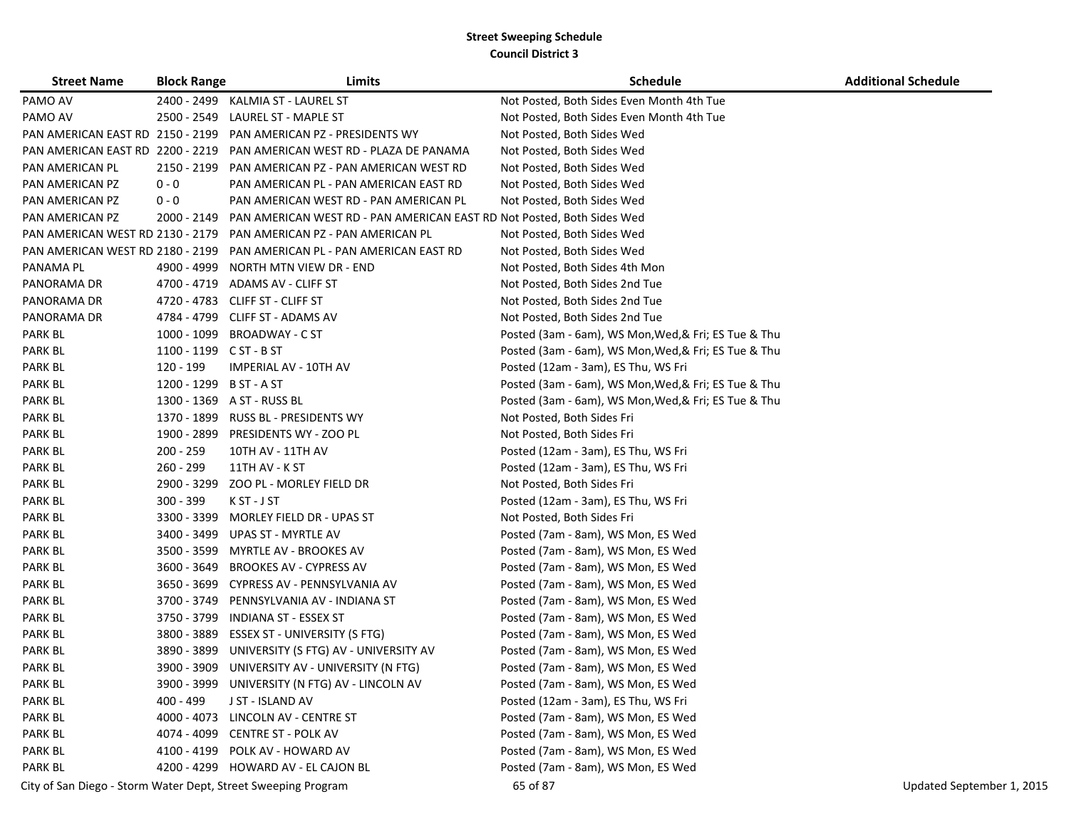**Street Sweeping Schedule**
**Council District 3**

| Street Name | Block Range | Limits | Schedule | Additional Schedule |
|---|---|---|---|---|
| PAMO AV | 2400 - 2499 | KALMIA ST - LAUREL ST | Not Posted, Both Sides Even Month 4th Tue | |
| PAMO AV | 2500 - 2549 | LAUREL ST - MAPLE ST | Not Posted, Both Sides Even Month 4th Tue | |
| PAN AMERICAN EAST RD | 2150 - 2199 | PAN AMERICAN PZ - PRESIDENTS WY | Not Posted, Both Sides Wed | |
| PAN AMERICAN EAST RD | 2200 - 2219 | PAN AMERICAN WEST RD - PLAZA DE PANAMA | Not Posted, Both Sides Wed | |
| PAN AMERICAN PL | 2150 - 2199 | PAN AMERICAN PZ - PAN AMERICAN WEST RD | Not Posted, Both Sides Wed | |
| PAN AMERICAN PZ | 0 - 0 | PAN AMERICAN PL - PAN AMERICAN EAST RD | Not Posted, Both Sides Wed | |
| PAN AMERICAN PZ | 0 - 0 | PAN AMERICAN WEST RD - PAN AMERICAN PL | Not Posted, Both Sides Wed | |
| PAN AMERICAN PZ | 2000 - 2149 | PAN AMERICAN WEST RD - PAN AMERICAN EAST RD | Not Posted, Both Sides Wed | |
| PAN AMERICAN WEST RD | 2130 - 2179 | PAN AMERICAN PZ - PAN AMERICAN PL | Not Posted, Both Sides Wed | |
| PAN AMERICAN WEST RD | 2180 - 2199 | PAN AMERICAN PL - PAN AMERICAN EAST RD | Not Posted, Both Sides Wed | |
| PANAMA PL | 4900 - 4999 | NORTH MTN VIEW DR - END | Not Posted, Both Sides 4th Mon | |
| PANORAMA DR | 4700 - 4719 | ADAMS AV - CLIFF ST | Not Posted, Both Sides 2nd Tue | |
| PANORAMA DR | 4720 - 4783 | CLIFF ST - CLIFF ST | Not Posted, Both Sides 2nd Tue | |
| PANORAMA DR | 4784 - 4799 | CLIFF ST - ADAMS AV | Not Posted, Both Sides 2nd Tue | |
| PARK BL | 1000 - 1099 | BROADWAY - C ST | Posted (3am - 6am), WS Mon,Wed,& Fri; ES Tue & Thu | |
| PARK BL | 1100 - 1199 | C ST - B ST | Posted (3am - 6am), WS Mon,Wed,& Fri; ES Tue & Thu | |
| PARK BL | 120 - 199 | IMPERIAL AV - 10TH AV | Posted (12am - 3am), ES Thu, WS Fri | |
| PARK BL | 1200 - 1299 | B ST - A ST | Posted (3am - 6am), WS Mon,Wed,& Fri; ES Tue & Thu | |
| PARK BL | 1300 - 1369 | A ST - RUSS BL | Posted (3am - 6am), WS Mon,Wed,& Fri; ES Tue & Thu | |
| PARK BL | 1370 - 1899 | RUSS BL - PRESIDENTS WY | Not Posted, Both Sides Fri | |
| PARK BL | 1900 - 2899 | PRESIDENTS WY - ZOO PL | Not Posted, Both Sides Fri | |
| PARK BL | 200 - 259 | 10TH AV - 11TH AV | Posted (12am - 3am), ES Thu, WS Fri | |
| PARK BL | 260 - 299 | 11TH AV - K ST | Posted (12am - 3am), ES Thu, WS Fri | |
| PARK BL | 2900 - 3299 | ZOO PL - MORLEY FIELD DR | Not Posted, Both Sides Fri | |
| PARK BL | 300 - 399 | K ST - J ST | Posted (12am - 3am), ES Thu, WS Fri | |
| PARK BL | 3300 - 3399 | MORLEY FIELD DR - UPAS ST | Not Posted, Both Sides Fri | |
| PARK BL | 3400 - 3499 | UPAS ST - MYRTLE AV | Posted (7am - 8am), WS Mon, ES Wed | |
| PARK BL | 3500 - 3599 | MYRTLE AV - BROOKES AV | Posted (7am - 8am), WS Mon, ES Wed | |
| PARK BL | 3600 - 3649 | BROOKES AV - CYPRESS AV | Posted (7am - 8am), WS Mon, ES Wed | |
| PARK BL | 3650 - 3699 | CYPRESS AV - PENNSYLVANIA AV | Posted (7am - 8am), WS Mon, ES Wed | |
| PARK BL | 3700 - 3749 | PENNSYLVANIA AV - INDIANA ST | Posted (7am - 8am), WS Mon, ES Wed | |
| PARK BL | 3750 - 3799 | INDIANA ST - ESSEX ST | Posted (7am - 8am), WS Mon, ES Wed | |
| PARK BL | 3800 - 3889 | ESSEX ST - UNIVERSITY (S FTG) | Posted (7am - 8am), WS Mon, ES Wed | |
| PARK BL | 3890 - 3899 | UNIVERSITY (S FTG) AV - UNIVERSITY AV | Posted (7am - 8am), WS Mon, ES Wed | |
| PARK BL | 3900 - 3909 | UNIVERSITY AV - UNIVERSITY (N FTG) | Posted (7am - 8am), WS Mon, ES Wed | |
| PARK BL | 3900 - 3999 | UNIVERSITY (N FTG) AV - LINCOLN AV | Posted (7am - 8am), WS Mon, ES Wed | |
| PARK BL | 400 - 499 | J ST - ISLAND AV | Posted (12am - 3am), ES Thu, WS Fri | |
| PARK BL | 4000 - 4073 | LINCOLN AV - CENTRE ST | Posted (7am - 8am), WS Mon, ES Wed | |
| PARK BL | 4074 - 4099 | CENTRE ST - POLK AV | Posted (7am - 8am), WS Mon, ES Wed | |
| PARK BL | 4100 - 4199 | POLK AV - HOWARD AV | Posted (7am - 8am), WS Mon, ES Wed | |
| PARK BL | 4200 - 4299 | HOWARD AV - EL CAJON BL | Posted (7am - 8am), WS Mon, ES Wed | |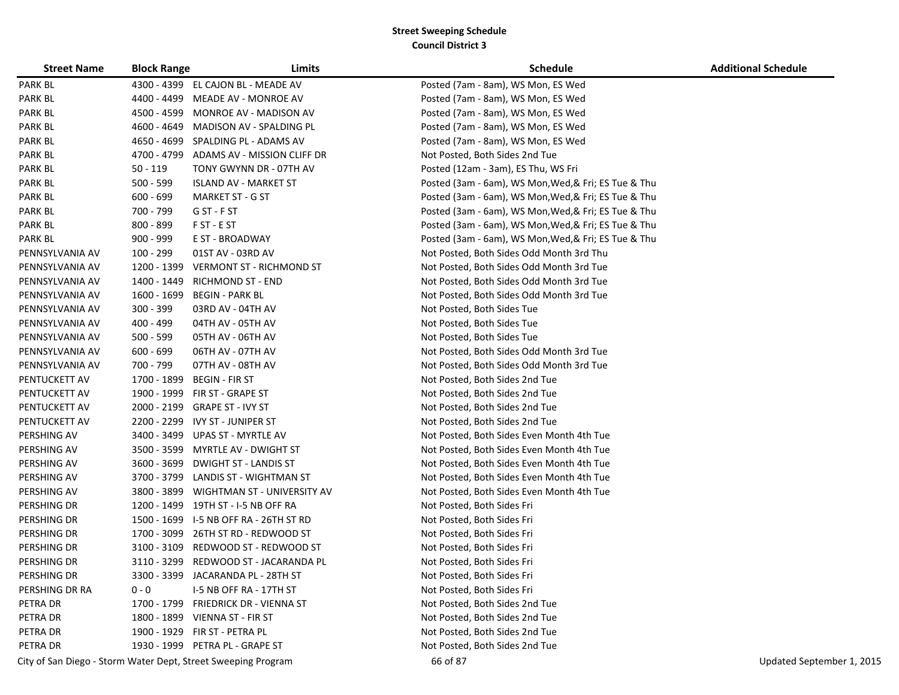**Street Sweeping Schedule**
**Council District 3**

| Street Name | Block Range | Limits | Schedule | Additional Schedule |
|---|---|---|---|---|
| PARK BL | 4300 - 4399 | EL CAJON BL - MEADE AV | Posted (7am - 8am), WS Mon, ES Wed | |
| PARK BL | 4400 - 4499 | MEADE AV - MONROE AV | Posted (7am - 8am), WS Mon, ES Wed | |
| PARK BL | 4500 - 4599 | MONROE AV - MADISON AV | Posted (7am - 8am), WS Mon, ES Wed | |
| PARK BL | 4600 - 4649 | MADISON AV - SPALDING PL | Posted (7am - 8am), WS Mon, ES Wed | |
| PARK BL | 4650 - 4699 | SPALDING PL - ADAMS AV | Posted (7am - 8am), WS Mon, ES Wed | |
| PARK BL | 4700 - 4799 | ADAMS AV - MISSION CLIFF DR | Not Posted, Both Sides 2nd Tue | |
| PARK BL | 50 - 119 | TONY GWYNN DR - 07TH AV | Posted (12am - 3am), ES Thu, WS Fri | |
| PARK BL | 500 - 599 | ISLAND AV - MARKET ST | Posted (3am - 6am), WS Mon,Wed,& Fri; ES Tue & Thu | |
| PARK BL | 600 - 699 | MARKET ST - G ST | Posted (3am - 6am), WS Mon,Wed,& Fri; ES Tue & Thu | |
| PARK BL | 700 - 799 | G ST - F ST | Posted (3am - 6am), WS Mon,Wed,& Fri; ES Tue & Thu | |
| PARK BL | 800 - 899 | F ST - E ST | Posted (3am - 6am), WS Mon,Wed,& Fri; ES Tue & Thu | |
| PARK BL | 900 - 999 | E ST - BROADWAY | Posted (3am - 6am), WS Mon,Wed,& Fri; ES Tue & Thu | |
| PENNSYLVANIA AV | 100 - 299 | 01ST AV - 03RD AV | Not Posted, Both Sides Odd Month 3rd Thu | |
| PENNSYLVANIA AV | 1200 - 1399 | VERMONT ST - RICHMOND ST | Not Posted, Both Sides Odd Month 3rd Tue | |
| PENNSYLVANIA AV | 1400 - 1449 | RICHMOND ST - END | Not Posted, Both Sides Odd Month 3rd Tue | |
| PENNSYLVANIA AV | 1600 - 1699 | BEGIN - PARK BL | Not Posted, Both Sides Odd Month 3rd Tue | |
| PENNSYLVANIA AV | 300 - 399 | 03RD AV - 04TH AV | Not Posted, Both Sides Tue | |
| PENNSYLVANIA AV | 400 - 499 | 04TH AV - 05TH AV | Not Posted, Both Sides Tue | |
| PENNSYLVANIA AV | 500 - 599 | 05TH AV - 06TH AV | Not Posted, Both Sides Tue | |
| PENNSYLVANIA AV | 600 - 699 | 06TH AV - 07TH AV | Not Posted, Both Sides Odd Month 3rd Tue | |
| PENNSYLVANIA AV | 700 - 799 | 07TH AV - 08TH AV | Not Posted, Both Sides Odd Month 3rd Tue | |
| PENTUCKETT AV | 1700 - 1899 | BEGIN - FIR ST | Not Posted, Both Sides 2nd Tue | |
| PENTUCKETT AV | 1900 - 1999 | FIR ST - GRAPE ST | Not Posted, Both Sides 2nd Tue | |
| PENTUCKETT AV | 2000 - 2199 | GRAPE ST - IVY ST | Not Posted, Both Sides 2nd Tue | |
| PENTUCKETT AV | 2200 - 2299 | IVY ST - JUNIPER ST | Not Posted, Both Sides 2nd Tue | |
| PERSHING AV | 3400 - 3499 | UPAS ST - MYRTLE AV | Not Posted, Both Sides Even Month 4th Tue | |
| PERSHING AV | 3500 - 3599 | MYRTLE AV - DWIGHT ST | Not Posted, Both Sides Even Month 4th Tue | |
| PERSHING AV | 3600 - 3699 | DWIGHT ST - LANDIS ST | Not Posted, Both Sides Even Month 4th Tue | |
| PERSHING AV | 3700 - 3799 | LANDIS ST - WIGHTMAN ST | Not Posted, Both Sides Even Month 4th Tue | |
| PERSHING AV | 3800 - 3899 | WIGHTMAN ST - UNIVERSITY AV | Not Posted, Both Sides Even Month 4th Tue | |
| PERSHING DR | 1200 - 1499 | 19TH ST - I-5 NB OFF RA | Not Posted, Both Sides Fri | |
| PERSHING DR | 1500 - 1699 | I-5 NB OFF RA - 26TH ST RD | Not Posted, Both Sides Fri | |
| PERSHING DR | 1700 - 3099 | 26TH ST RD - REDWOOD ST | Not Posted, Both Sides Fri | |
| PERSHING DR | 3100 - 3109 | REDWOOD ST - REDWOOD ST | Not Posted, Both Sides Fri | |
| PERSHING DR | 3110 - 3299 | REDWOOD ST - JACARANDA PL | Not Posted, Both Sides Fri | |
| PERSHING DR | 3300 - 3399 | JACARANDA PL - 28TH ST | Not Posted, Both Sides Fri | |
| PERSHING DR RA | 0 - 0 | I-5 NB OFF RA - 17TH ST | Not Posted, Both Sides Fri | |
| PETRA DR | 1700 - 1799 | FRIEDRICK DR - VIENNA ST | Not Posted, Both Sides 2nd Tue | |
| PETRA DR | 1800 - 1899 | VIENNA ST - FIR ST | Not Posted, Both Sides 2nd Tue | |
| PETRA DR | 1900 - 1929 | FIR ST - PETRA PL | Not Posted, Both Sides 2nd Tue | |
| PETRA DR | 1930 - 1999 | PETRA PL - GRAPE ST | Not Posted, Both Sides 2nd Tue | |

City of San Diego - Storm Water Dept, Street Sweeping Program — Updated September 1, 2015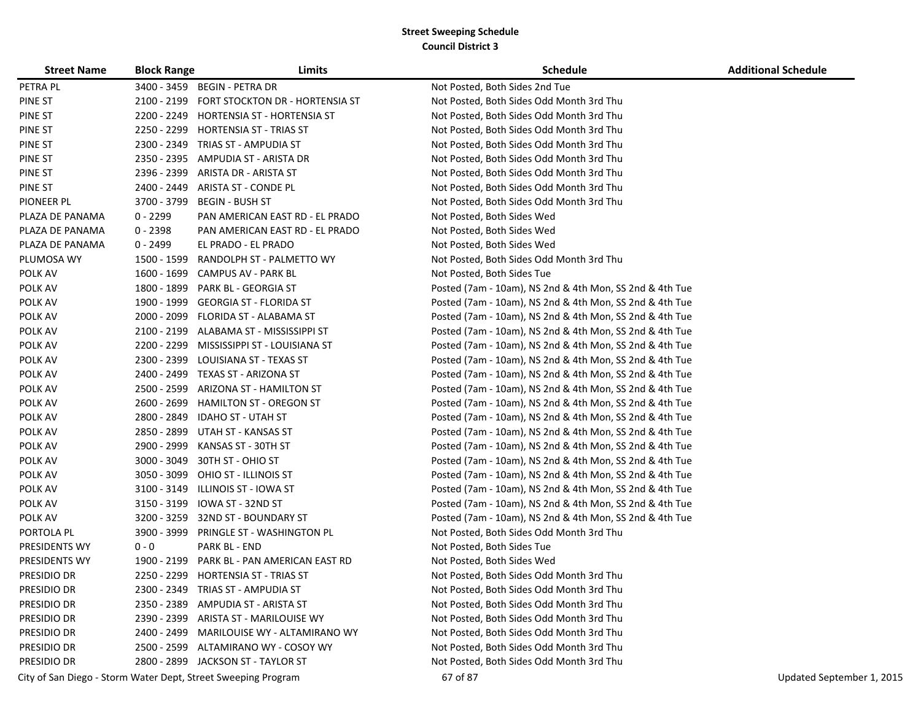**Street Sweeping Schedule**
**Council District 3**

| Street Name | Block Range | Limits | Schedule | Additional Schedule |
|---|---|---|---|---|
| PETRA PL | 3400 - 3459 | BEGIN - PETRA DR | Not Posted, Both Sides 2nd Tue | |
| PINE ST | 2100 - 2199 | FORT STOCKTON DR - HORTENSIA ST | Not Posted, Both Sides Odd Month 3rd Thu | |
| PINE ST | 2200 - 2249 | HORTENSIA ST - HORTENSIA ST | Not Posted, Both Sides Odd Month 3rd Thu | |
| PINE ST | 2250 - 2299 | HORTENSIA ST - TRIAS ST | Not Posted, Both Sides Odd Month 3rd Thu | |
| PINE ST | 2300 - 2349 | TRIAS ST - AMPUDIA ST | Not Posted, Both Sides Odd Month 3rd Thu | |
| PINE ST | 2350 - 2395 | AMPUDIA ST - ARISTA DR | Not Posted, Both Sides Odd Month 3rd Thu | |
| PINE ST | 2396 - 2399 | ARISTA DR - ARISTA ST | Not Posted, Both Sides Odd Month 3rd Thu | |
| PINE ST | 2400 - 2449 | ARISTA ST - CONDE PL | Not Posted, Both Sides Odd Month 3rd Thu | |
| PIONEER PL | 3700 - 3799 | BEGIN - BUSH ST | Not Posted, Both Sides Odd Month 3rd Thu | |
| PLAZA DE PANAMA | 0 - 2299 | PAN AMERICAN EAST RD - EL PRADO | Not Posted, Both Sides Wed | |
| PLAZA DE PANAMA | 0 - 2398 | PAN AMERICAN EAST RD - EL PRADO | Not Posted, Both Sides Wed | |
| PLAZA DE PANAMA | 0 - 2499 | EL PRADO - EL PRADO | Not Posted, Both Sides Wed | |
| PLUMOSA WY | 1500 - 1599 | RANDOLPH ST - PALMETTO WY | Not Posted, Both Sides Odd Month 3rd Thu | |
| POLK AV | 1600 - 1699 | CAMPUS AV - PARK BL | Not Posted, Both Sides Tue | |
| POLK AV | 1800 - 1899 | PARK BL - GEORGIA ST | Posted (7am - 10am), NS 2nd & 4th Mon, SS 2nd & 4th Tue | |
| POLK AV | 1900 - 1999 | GEORGIA ST - FLORIDA ST | Posted (7am - 10am), NS 2nd & 4th Mon, SS 2nd & 4th Tue | |
| POLK AV | 2000 - 2099 | FLORIDA ST - ALABAMA ST | Posted (7am - 10am), NS 2nd & 4th Mon, SS 2nd & 4th Tue | |
| POLK AV | 2100 - 2199 | ALABAMA ST - MISSISSIPPI ST | Posted (7am - 10am), NS 2nd & 4th Mon, SS 2nd & 4th Tue | |
| POLK AV | 2200 - 2299 | MISSISSIPPI ST - LOUISIANA ST | Posted (7am - 10am), NS 2nd & 4th Mon, SS 2nd & 4th Tue | |
| POLK AV | 2300 - 2399 | LOUISIANA ST - TEXAS ST | Posted (7am - 10am), NS 2nd & 4th Mon, SS 2nd & 4th Tue | |
| POLK AV | 2400 - 2499 | TEXAS ST - ARIZONA ST | Posted (7am - 10am), NS 2nd & 4th Mon, SS 2nd & 4th Tue | |
| POLK AV | 2500 - 2599 | ARIZONA ST - HAMILTON ST | Posted (7am - 10am), NS 2nd & 4th Mon, SS 2nd & 4th Tue | |
| POLK AV | 2600 - 2699 | HAMILTON ST - OREGON ST | Posted (7am - 10am), NS 2nd & 4th Mon, SS 2nd & 4th Tue | |
| POLK AV | 2800 - 2849 | IDAHO ST - UTAH ST | Posted (7am - 10am), NS 2nd & 4th Mon, SS 2nd & 4th Tue | |
| POLK AV | 2850 - 2899 | UTAH ST - KANSAS ST | Posted (7am - 10am), NS 2nd & 4th Mon, SS 2nd & 4th Tue | |
| POLK AV | 2900 - 2999 | KANSAS ST - 30TH ST | Posted (7am - 10am), NS 2nd & 4th Mon, SS 2nd & 4th Tue | |
| POLK AV | 3000 - 3049 | 30TH ST - OHIO ST | Posted (7am - 10am), NS 2nd & 4th Mon, SS 2nd & 4th Tue | |
| POLK AV | 3050 - 3099 | OHIO ST - ILLINOIS ST | Posted (7am - 10am), NS 2nd & 4th Mon, SS 2nd & 4th Tue | |
| POLK AV | 3100 - 3149 | ILLINOIS ST - IOWA ST | Posted (7am - 10am), NS 2nd & 4th Mon, SS 2nd & 4th Tue | |
| POLK AV | 3150 - 3199 | IOWA ST - 32ND ST | Posted (7am - 10am), NS 2nd & 4th Mon, SS 2nd & 4th Tue | |
| POLK AV | 3200 - 3259 | 32ND ST - BOUNDARY ST | Posted (7am - 10am), NS 2nd & 4th Mon, SS 2nd & 4th Tue | |
| PORTOLA PL | 3900 - 3999 | PRINGLE ST - WASHINGTON PL | Not Posted, Both Sides Odd Month 3rd Thu | |
| PRESIDENTS WY | 0 - 0 | PARK BL - END | Not Posted, Both Sides Tue | |
| PRESIDENTS WY | 1900 - 2199 | PARK BL - PAN AMERICAN EAST RD | Not Posted, Both Sides Wed | |
| PRESIDIO DR | 2250 - 2299 | HORTENSIA ST - TRIAS ST | Not Posted, Both Sides Odd Month 3rd Thu | |
| PRESIDIO DR | 2300 - 2349 | TRIAS ST - AMPUDIA ST | Not Posted, Both Sides Odd Month 3rd Thu | |
| PRESIDIO DR | 2350 - 2389 | AMPUDIA ST - ARISTA ST | Not Posted, Both Sides Odd Month 3rd Thu | |
| PRESIDIO DR | 2390 - 2399 | ARISTA ST - MARILOUISE WY | Not Posted, Both Sides Odd Month 3rd Thu | |
| PRESIDIO DR | 2400 - 2499 | MARILOUISE WY - ALTAMIRANO WY | Not Posted, Both Sides Odd Month 3rd Thu | |
| PRESIDIO DR | 2500 - 2599 | ALTAMIRANO WY - COSOY WY | Not Posted, Both Sides Odd Month 3rd Thu | |
| PRESIDIO DR | 2800 - 2899 | JACKSON ST - TAYLOR ST | Not Posted, Both Sides Odd Month 3rd Thu | |

City of San Diego - Storm Water Dept, Street Sweeping Program

Updated September 1, 2015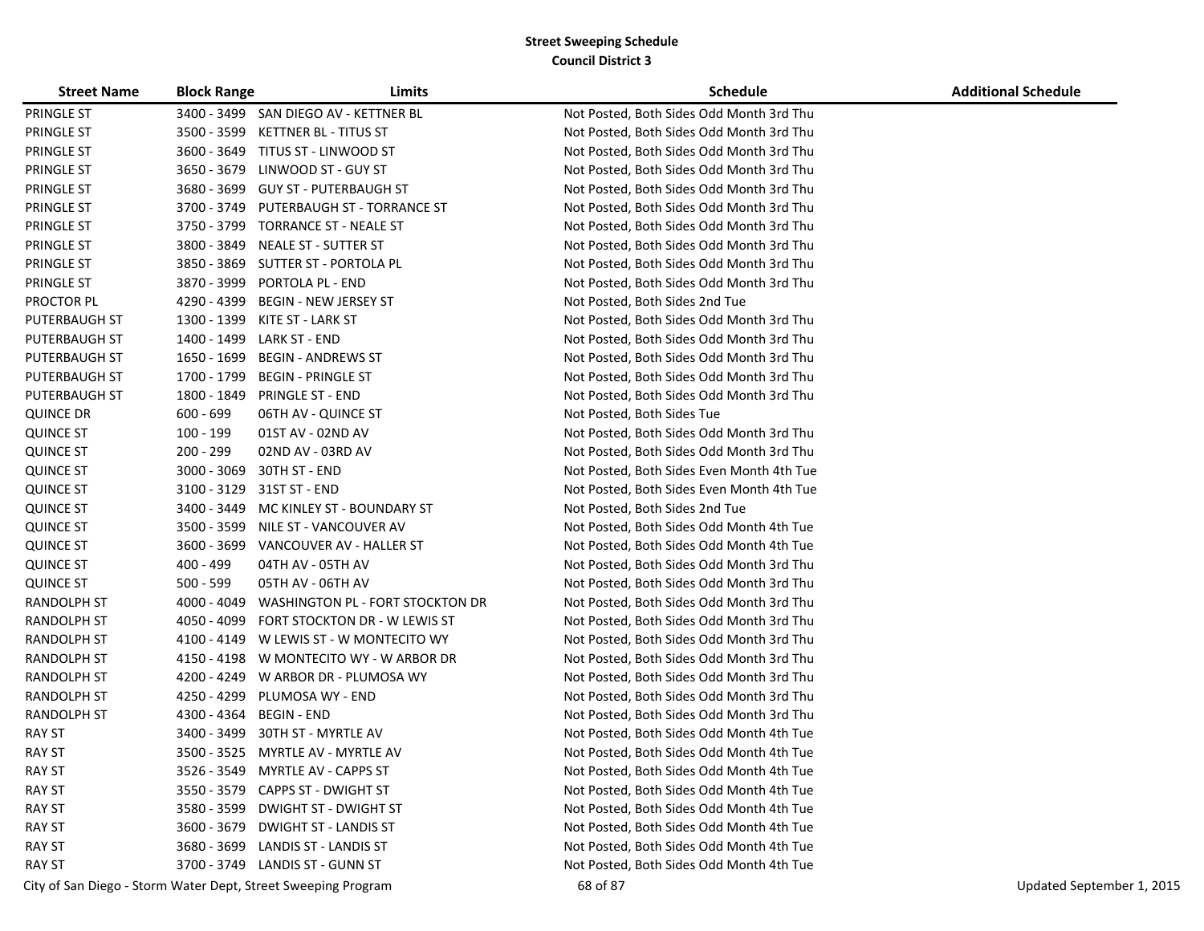# Street Sweeping Schedule
## Council District 3

| Street Name | Block Range | Limits | Schedule | Additional Schedule |
|---|---|---|---|---|
| PRINGLE ST | 3400 - 3499 | SAN DIEGO AV - KETTNER BL | Not Posted, Both Sides Odd Month 3rd Thu | |
| PRINGLE ST | 3500 - 3599 | KETTNER BL - TITUS ST | Not Posted, Both Sides Odd Month 3rd Thu | |
| PRINGLE ST | 3600 - 3649 | TITUS ST - LINWOOD ST | Not Posted, Both Sides Odd Month 3rd Thu | |
| PRINGLE ST | 3650 - 3679 | LINWOOD ST - GUY ST | Not Posted, Both Sides Odd Month 3rd Thu | |
| PRINGLE ST | 3680 - 3699 | GUY ST - PUTERBAUGH ST | Not Posted, Both Sides Odd Month 3rd Thu | |
| PRINGLE ST | 3700 - 3749 | PUTERBAUGH ST - TORRANCE ST | Not Posted, Both Sides Odd Month 3rd Thu | |
| PRINGLE ST | 3750 - 3799 | TORRANCE ST - NEALE ST | Not Posted, Both Sides Odd Month 3rd Thu | |
| PRINGLE ST | 3800 - 3849 | NEALE ST - SUTTER ST | Not Posted, Both Sides Odd Month 3rd Thu | |
| PRINGLE ST | 3850 - 3869 | SUTTER ST - PORTOLA PL | Not Posted, Both Sides Odd Month 3rd Thu | |
| PRINGLE ST | 3870 - 3999 | PORTOLA PL - END | Not Posted, Both Sides Odd Month 3rd Thu | |
| PROCTOR PL | 4290 - 4399 | BEGIN - NEW JERSEY ST | Not Posted, Both Sides 2nd Tue | |
| PUTERBAUGH ST | 1300 - 1399 | KITE ST - LARK ST | Not Posted, Both Sides Odd Month 3rd Thu | |
| PUTERBAUGH ST | 1400 - 1499 | LARK ST - END | Not Posted, Both Sides Odd Month 3rd Thu | |
| PUTERBAUGH ST | 1650 - 1699 | BEGIN - ANDREWS ST | Not Posted, Both Sides Odd Month 3rd Thu | |
| PUTERBAUGH ST | 1700 - 1799 | BEGIN - PRINGLE ST | Not Posted, Both Sides Odd Month 3rd Thu | |
| PUTERBAUGH ST | 1800 - 1849 | PRINGLE ST - END | Not Posted, Both Sides Odd Month 3rd Thu | |
| QUINCE DR | 600 - 699 | 06TH AV - QUINCE ST | Not Posted, Both Sides Tue | |
| QUINCE ST | 100 - 199 | 01ST AV - 02ND AV | Not Posted, Both Sides Odd Month 3rd Thu | |
| QUINCE ST | 200 - 299 | 02ND AV - 03RD AV | Not Posted, Both Sides Odd Month 3rd Thu | |
| QUINCE ST | 3000 - 3069 | 30TH ST - END | Not Posted, Both Sides Even Month 4th Tue | |
| QUINCE ST | 3100 - 3129 | 31ST ST - END | Not Posted, Both Sides Even Month 4th Tue | |
| QUINCE ST | 3400 - 3449 | MC KINLEY ST - BOUNDARY ST | Not Posted, Both Sides 2nd Tue | |
| QUINCE ST | 3500 - 3599 | NILE ST - VANCOUVER AV | Not Posted, Both Sides Odd Month 4th Tue | |
| QUINCE ST | 3600 - 3699 | VANCOUVER AV - HALLER ST | Not Posted, Both Sides Odd Month 4th Tue | |
| QUINCE ST | 400 - 499 | 04TH AV - 05TH AV | Not Posted, Both Sides Odd Month 3rd Thu | |
| QUINCE ST | 500 - 599 | 05TH AV - 06TH AV | Not Posted, Both Sides Odd Month 3rd Thu | |
| RANDOLPH ST | 4000 - 4049 | WASHINGTON PL - FORT STOCKTON DR | Not Posted, Both Sides Odd Month 3rd Thu | |
| RANDOLPH ST | 4050 - 4099 | FORT STOCKTON DR - W LEWIS ST | Not Posted, Both Sides Odd Month 3rd Thu | |
| RANDOLPH ST | 4100 - 4149 | W LEWIS ST - W MONTECITO WY | Not Posted, Both Sides Odd Month 3rd Thu | |
| RANDOLPH ST | 4150 - 4198 | W MONTECITO WY - W ARBOR DR | Not Posted, Both Sides Odd Month 3rd Thu | |
| RANDOLPH ST | 4200 - 4249 | W ARBOR DR - PLUMOSA WY | Not Posted, Both Sides Odd Month 3rd Thu | |
| RANDOLPH ST | 4250 - 4299 | PLUMOSA WY - END | Not Posted, Both Sides Odd Month 3rd Thu | |
| RANDOLPH ST | 4300 - 4364 | BEGIN - END | Not Posted, Both Sides Odd Month 3rd Thu | |
| RAY ST | 3400 - 3499 | 30TH ST - MYRTLE AV | Not Posted, Both Sides Odd Month 4th Tue | |
| RAY ST | 3500 - 3525 | MYRTLE AV - MYRTLE AV | Not Posted, Both Sides Odd Month 4th Tue | |
| RAY ST | 3526 - 3549 | MYRTLE AV - CAPPS ST | Not Posted, Both Sides Odd Month 4th Tue | |
| RAY ST | 3550 - 3579 | CAPPS ST - DWIGHT ST | Not Posted, Both Sides Odd Month 4th Tue | |
| RAY ST | 3580 - 3599 | DWIGHT ST - DWIGHT ST | Not Posted, Both Sides Odd Month 4th Tue | |
| RAY ST | 3600 - 3679 | DWIGHT ST - LANDIS ST | Not Posted, Both Sides Odd Month 4th Tue | |
| RAY ST | 3680 - 3699 | LANDIS ST - LANDIS ST | Not Posted, Both Sides Odd Month 4th Tue | |
| RAY ST | 3700 - 3749 | LANDIS ST - GUNN ST | Not Posted, Both Sides Odd Month 4th Tue | |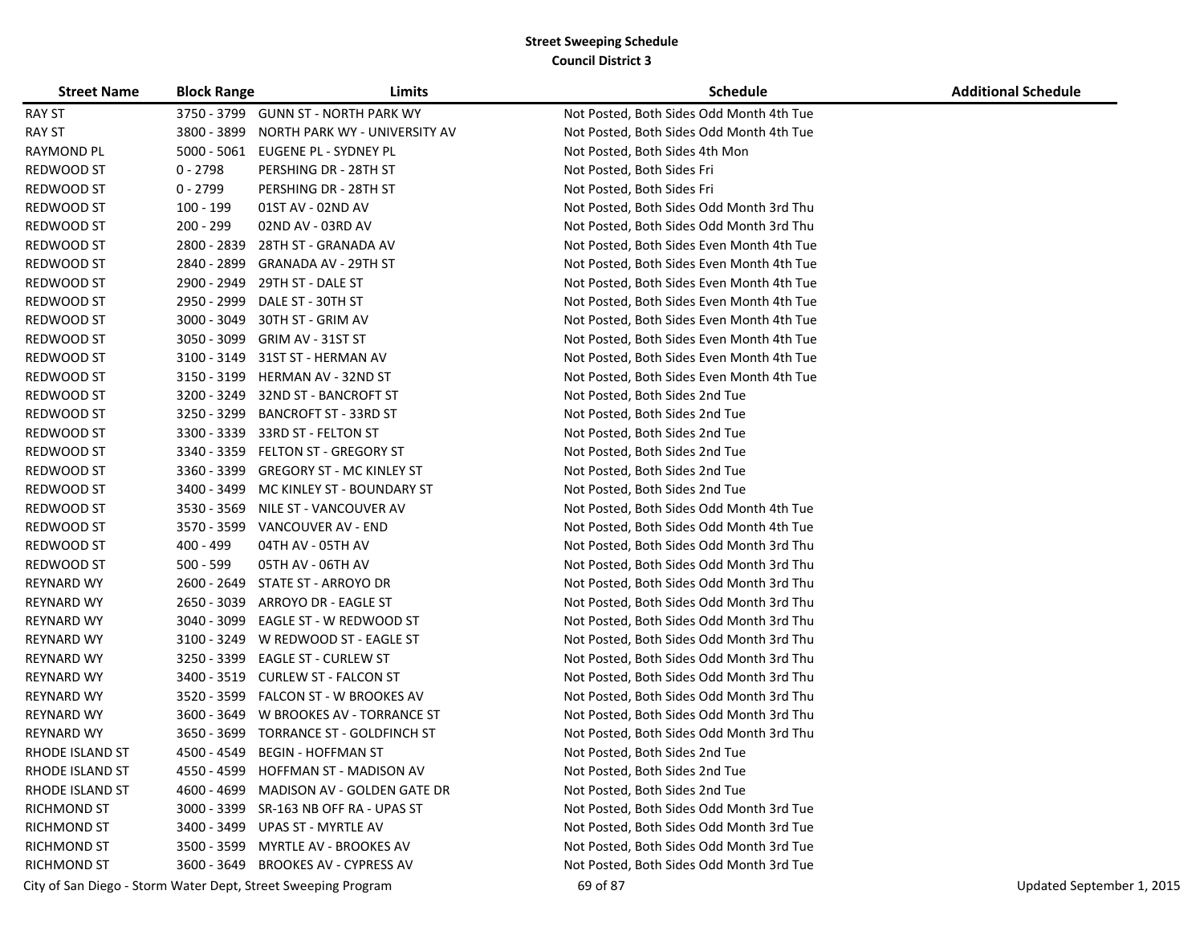## Street Sweeping Schedule
### Council District 3

| Street Name | Block Range | Limits | Schedule | Additional Schedule |
|---|---|---|---|---|
| RAY ST | 3750 - 3799 | GUNN ST - NORTH PARK WY | Not Posted, Both Sides Odd Month 4th Tue | |
| RAY ST | 3800 - 3899 | NORTH PARK WY - UNIVERSITY AV | Not Posted, Both Sides Odd Month 4th Tue | |
| RAYMOND PL | 5000 - 5061 | EUGENE PL - SYDNEY PL | Not Posted, Both Sides 4th Mon | |
| REDWOOD ST | 0 - 2798 | PERSHING DR - 28TH ST | Not Posted, Both Sides Fri | |
| REDWOOD ST | 0 - 2799 | PERSHING DR - 28TH ST | Not Posted, Both Sides Fri | |
| REDWOOD ST | 100 - 199 | 01ST AV - 02ND AV | Not Posted, Both Sides Odd Month 3rd Thu | |
| REDWOOD ST | 200 - 299 | 02ND AV - 03RD AV | Not Posted, Both Sides Odd Month 3rd Thu | |
| REDWOOD ST | 2800 - 2839 | 28TH ST - GRANADA AV | Not Posted, Both Sides Even Month 4th Tue | |
| REDWOOD ST | 2840 - 2899 | GRANADA AV - 29TH ST | Not Posted, Both Sides Even Month 4th Tue | |
| REDWOOD ST | 2900 - 2949 | 29TH ST - DALE ST | Not Posted, Both Sides Even Month 4th Tue | |
| REDWOOD ST | 2950 - 2999 | DALE ST - 30TH ST | Not Posted, Both Sides Even Month 4th Tue | |
| REDWOOD ST | 3000 - 3049 | 30TH ST - GRIM AV | Not Posted, Both Sides Even Month 4th Tue | |
| REDWOOD ST | 3050 - 3099 | GRIM AV - 31ST ST | Not Posted, Both Sides Even Month 4th Tue | |
| REDWOOD ST | 3100 - 3149 | 31ST ST - HERMAN AV | Not Posted, Both Sides Even Month 4th Tue | |
| REDWOOD ST | 3150 - 3199 | HERMAN AV - 32ND ST | Not Posted, Both Sides Even Month 4th Tue | |
| REDWOOD ST | 3200 - 3249 | 32ND ST - BANCROFT ST | Not Posted, Both Sides 2nd Tue | |
| REDWOOD ST | 3250 - 3299 | BANCROFT ST - 33RD ST | Not Posted, Both Sides 2nd Tue | |
| REDWOOD ST | 3300 - 3339 | 33RD ST - FELTON ST | Not Posted, Both Sides 2nd Tue | |
| REDWOOD ST | 3340 - 3359 | FELTON ST - GREGORY ST | Not Posted, Both Sides 2nd Tue | |
| REDWOOD ST | 3360 - 3399 | GREGORY ST - MC KINLEY ST | Not Posted, Both Sides 2nd Tue | |
| REDWOOD ST | 3400 - 3499 | MC KINLEY ST - BOUNDARY ST | Not Posted, Both Sides 2nd Tue | |
| REDWOOD ST | 3530 - 3569 | NILE ST - VANCOUVER AV | Not Posted, Both Sides Odd Month 4th Tue | |
| REDWOOD ST | 3570 - 3599 | VANCOUVER AV - END | Not Posted, Both Sides Odd Month 4th Tue | |
| REDWOOD ST | 400 - 499 | 04TH AV - 05TH AV | Not Posted, Both Sides Odd Month 3rd Thu | |
| REDWOOD ST | 500 - 599 | 05TH AV - 06TH AV | Not Posted, Both Sides Odd Month 3rd Thu | |
| REYNARD WY | 2600 - 2649 | STATE ST - ARROYO DR | Not Posted, Both Sides Odd Month 3rd Thu | |
| REYNARD WY | 2650 - 3039 | ARROYO DR - EAGLE ST | Not Posted, Both Sides Odd Month 3rd Thu | |
| REYNARD WY | 3040 - 3099 | EAGLE ST - W REDWOOD ST | Not Posted, Both Sides Odd Month 3rd Thu | |
| REYNARD WY | 3100 - 3249 | W REDWOOD ST - EAGLE ST | Not Posted, Both Sides Odd Month 3rd Thu | |
| REYNARD WY | 3250 - 3399 | EAGLE ST - CURLEW ST | Not Posted, Both Sides Odd Month 3rd Thu | |
| REYNARD WY | 3400 - 3519 | CURLEW ST - FALCON ST | Not Posted, Both Sides Odd Month 3rd Thu | |
| REYNARD WY | 3520 - 3599 | FALCON ST - W BROOKES AV | Not Posted, Both Sides Odd Month 3rd Thu | |
| REYNARD WY | 3600 - 3649 | W BROOKES AV - TORRANCE ST | Not Posted, Both Sides Odd Month 3rd Thu | |
| REYNARD WY | 3650 - 3699 | TORRANCE ST - GOLDFINCH ST | Not Posted, Both Sides Odd Month 3rd Thu | |
| RHODE ISLAND ST | 4500 - 4549 | BEGIN - HOFFMAN ST | Not Posted, Both Sides 2nd Tue | |
| RHODE ISLAND ST | 4550 - 4599 | HOFFMAN ST - MADISON AV | Not Posted, Both Sides 2nd Tue | |
| RHODE ISLAND ST | 4600 - 4699 | MADISON AV - GOLDEN GATE DR | Not Posted, Both Sides 2nd Tue | |
| RICHMOND ST | 3000 - 3399 | SR-163 NB OFF RA - UPAS ST | Not Posted, Both Sides Odd Month 3rd Tue | |
| RICHMOND ST | 3400 - 3499 | UPAS ST - MYRTLE AV | Not Posted, Both Sides Odd Month 3rd Tue | |
| RICHMOND ST | 3500 - 3599 | MYRTLE AV - BROOKES AV | Not Posted, Both Sides Odd Month 3rd Tue | |
| RICHMOND ST | 3600 - 3649 | BROOKES AV - CYPRESS AV | Not Posted, Both Sides Odd Month 3rd Tue | |

City of San Diego - Storm Water Dept, Street Sweeping Program — Updated September 1, 2015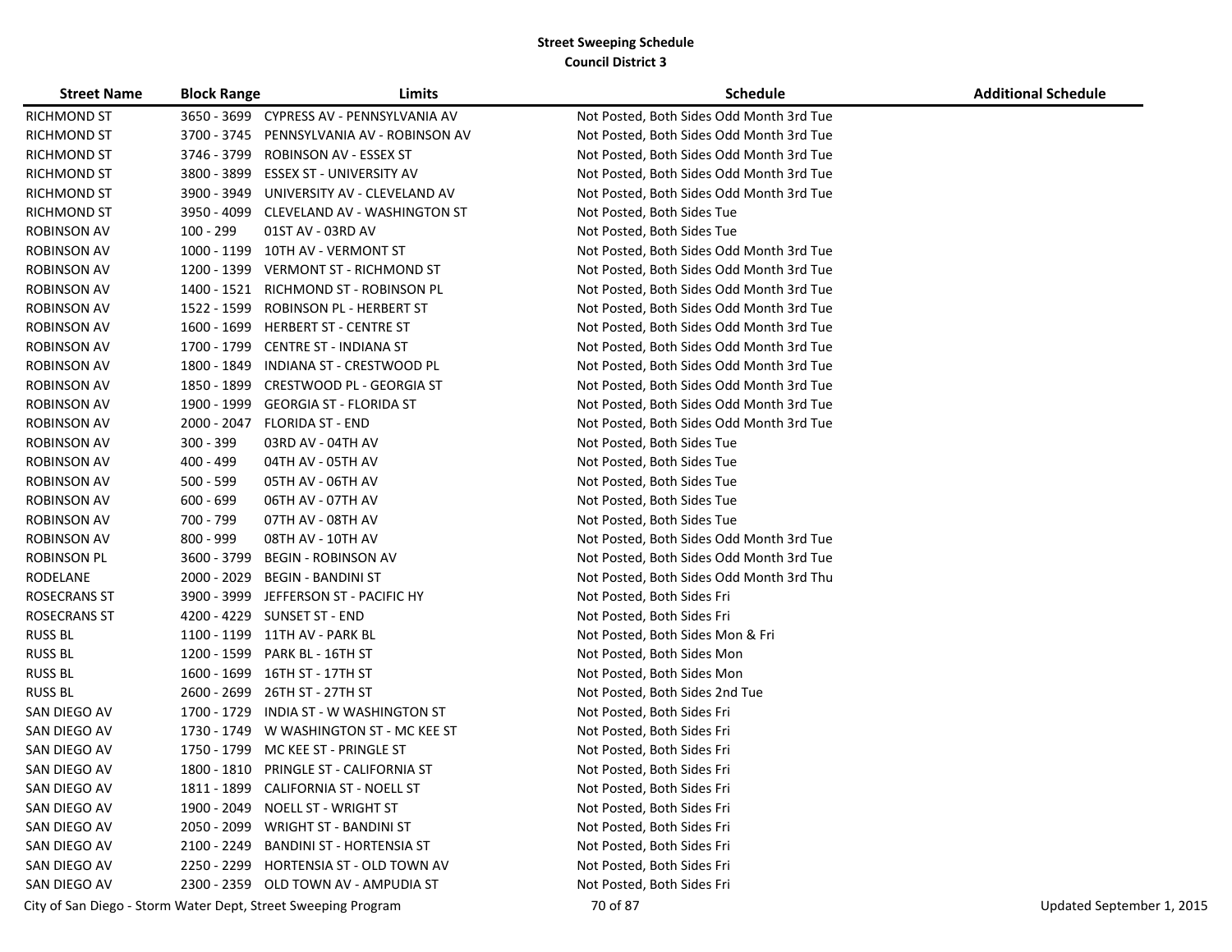## Street Sweeping Schedule
### Council District 3

| Street Name | Block Range | Limits | Schedule | Additional Schedule |
|---|---|---|---|---|
| RICHMOND ST | 3650 - 3699 | CYPRESS AV - PENNSYLVANIA AV | Not Posted, Both Sides Odd Month 3rd Tue | |
| RICHMOND ST | 3700 - 3745 | PENNSYLVANIA AV - ROBINSON AV | Not Posted, Both Sides Odd Month 3rd Tue | |
| RICHMOND ST | 3746 - 3799 | ROBINSON AV - ESSEX ST | Not Posted, Both Sides Odd Month 3rd Tue | |
| RICHMOND ST | 3800 - 3899 | ESSEX ST - UNIVERSITY AV | Not Posted, Both Sides Odd Month 3rd Tue | |
| RICHMOND ST | 3900 - 3949 | UNIVERSITY AV - CLEVELAND AV | Not Posted, Both Sides Odd Month 3rd Tue | |
| RICHMOND ST | 3950 - 4099 | CLEVELAND AV - WASHINGTON ST | Not Posted, Both Sides Tue | |
| ROBINSON AV | 100 - 299 | 01ST AV - 03RD AV | Not Posted, Both Sides Tue | |
| ROBINSON AV | 1000 - 1199 | 10TH AV - VERMONT ST | Not Posted, Both Sides Odd Month 3rd Tue | |
| ROBINSON AV | 1200 - 1399 | VERMONT ST - RICHMOND ST | Not Posted, Both Sides Odd Month 3rd Tue | |
| ROBINSON AV | 1400 - 1521 | RICHMOND ST - ROBINSON PL | Not Posted, Both Sides Odd Month 3rd Tue | |
| ROBINSON AV | 1522 - 1599 | ROBINSON PL - HERBERT ST | Not Posted, Both Sides Odd Month 3rd Tue | |
| ROBINSON AV | 1600 - 1699 | HERBERT ST - CENTRE ST | Not Posted, Both Sides Odd Month 3rd Tue | |
| ROBINSON AV | 1700 - 1799 | CENTRE ST - INDIANA ST | Not Posted, Both Sides Odd Month 3rd Tue | |
| ROBINSON AV | 1800 - 1849 | INDIANA ST - CRESTWOOD PL | Not Posted, Both Sides Odd Month 3rd Tue | |
| ROBINSON AV | 1850 - 1899 | CRESTWOOD PL - GEORGIA ST | Not Posted, Both Sides Odd Month 3rd Tue | |
| ROBINSON AV | 1900 - 1999 | GEORGIA ST - FLORIDA ST | Not Posted, Both Sides Odd Month 3rd Tue | |
| ROBINSON AV | 2000 - 2047 | FLORIDA ST - END | Not Posted, Both Sides Odd Month 3rd Tue | |
| ROBINSON AV | 300 - 399 | 03RD AV - 04TH AV | Not Posted, Both Sides Tue | |
| ROBINSON AV | 400 - 499 | 04TH AV - 05TH AV | Not Posted, Both Sides Tue | |
| ROBINSON AV | 500 - 599 | 05TH AV - 06TH AV | Not Posted, Both Sides Tue | |
| ROBINSON AV | 600 - 699 | 06TH AV - 07TH AV | Not Posted, Both Sides Tue | |
| ROBINSON AV | 700 - 799 | 07TH AV - 08TH AV | Not Posted, Both Sides Tue | |
| ROBINSON AV | 800 - 999 | 08TH AV - 10TH AV | Not Posted, Both Sides Odd Month 3rd Tue | |
| ROBINSON PL | 3600 - 3799 | BEGIN - ROBINSON AV | Not Posted, Both Sides Odd Month 3rd Tue | |
| RODELANE | 2000 - 2029 | BEGIN - BANDINI ST | Not Posted, Both Sides Odd Month 3rd Thu | |
| ROSECRANS ST | 3900 - 3999 | JEFFERSON ST - PACIFIC HY | Not Posted, Both Sides Fri | |
| ROSECRANS ST | 4200 - 4229 | SUNSET ST - END | Not Posted, Both Sides Fri | |
| RUSS BL | 1100 - 1199 | 11TH AV - PARK BL | Not Posted, Both Sides Mon & Fri | |
| RUSS BL | 1200 - 1599 | PARK BL - 16TH ST | Not Posted, Both Sides Mon | |
| RUSS BL | 1600 - 1699 | 16TH ST - 17TH ST | Not Posted, Both Sides Mon | |
| RUSS BL | 2600 - 2699 | 26TH ST - 27TH ST | Not Posted, Both Sides 2nd Tue | |
| SAN DIEGO AV | 1700 - 1729 | INDIA ST - W WASHINGTON ST | Not Posted, Both Sides Fri | |
| SAN DIEGO AV | 1730 - 1749 | W WASHINGTON ST - MC KEE ST | Not Posted, Both Sides Fri | |
| SAN DIEGO AV | 1750 - 1799 | MC KEE ST - PRINGLE ST | Not Posted, Both Sides Fri | |
| SAN DIEGO AV | 1800 - 1810 | PRINGLE ST - CALIFORNIA ST | Not Posted, Both Sides Fri | |
| SAN DIEGO AV | 1811 - 1899 | CALIFORNIA ST - NOELL ST | Not Posted, Both Sides Fri | |
| SAN DIEGO AV | 1900 - 2049 | NOELL ST - WRIGHT ST | Not Posted, Both Sides Fri | |
| SAN DIEGO AV | 2050 - 2099 | WRIGHT ST - BANDINI ST | Not Posted, Both Sides Fri | |
| SAN DIEGO AV | 2100 - 2249 | BANDINI ST - HORTENSIA ST | Not Posted, Both Sides Fri | |
| SAN DIEGO AV | 2250 - 2299 | HORTENSIA ST - OLD TOWN AV | Not Posted, Both Sides Fri | |
| SAN DIEGO AV | 2300 - 2359 | OLD TOWN AV - AMPUDIA ST | Not Posted, Both Sides Fri | |

City of San Diego - Storm Water Dept, Street Sweeping Program

Updated September 1, 2015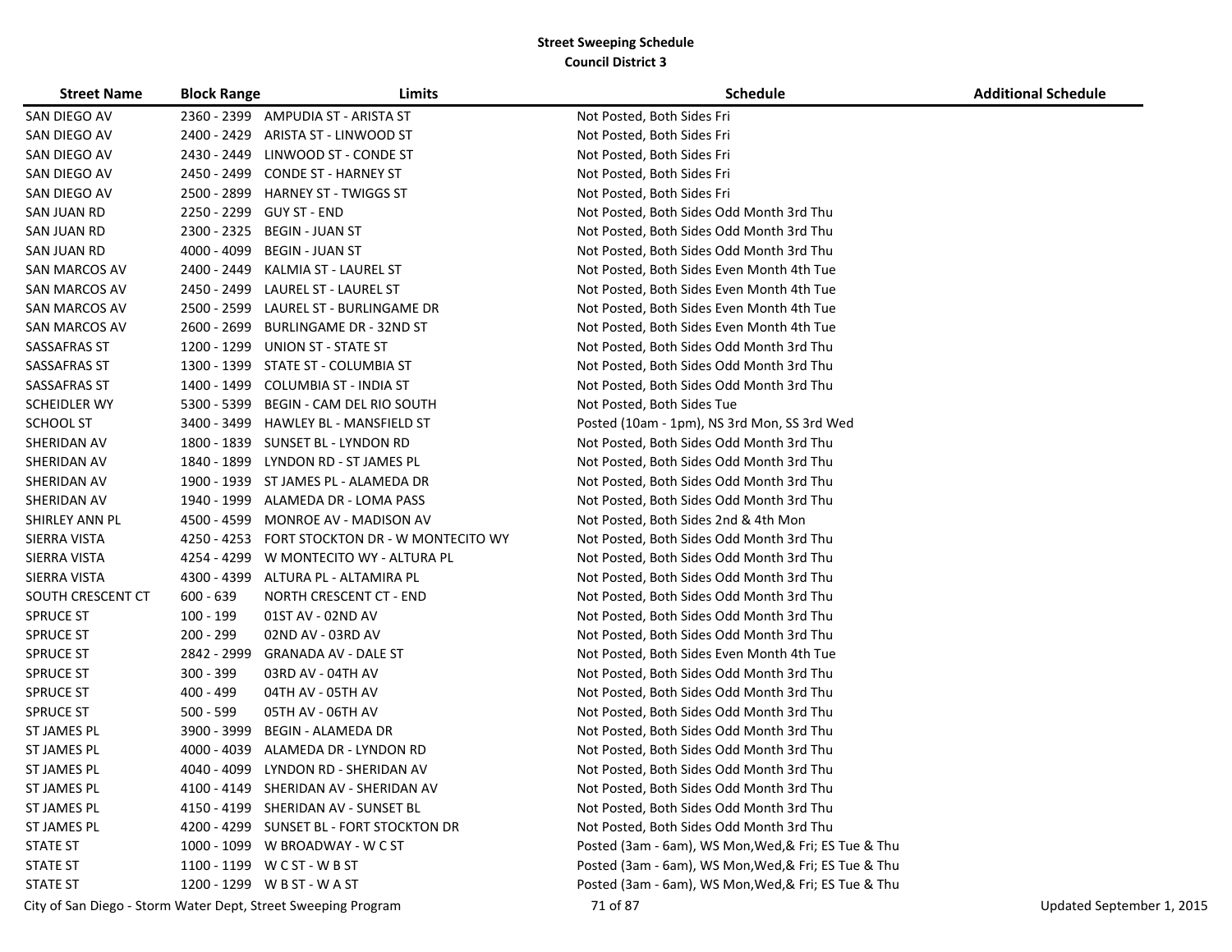**Street Sweeping Schedule**
**Council District 3**

| Street Name | Block Range | Limits | Schedule | Additional Schedule |
|---|---|---|---|---|
| SAN DIEGO AV | 2360 - 2399 | AMPUDIA ST - ARISTA ST | Not Posted, Both Sides Fri | |
| SAN DIEGO AV | 2400 - 2429 | ARISTA ST - LINWOOD ST | Not Posted, Both Sides Fri | |
| SAN DIEGO AV | 2430 - 2449 | LINWOOD ST - CONDE ST | Not Posted, Both Sides Fri | |
| SAN DIEGO AV | 2450 - 2499 | CONDE ST - HARNEY ST | Not Posted, Both Sides Fri | |
| SAN DIEGO AV | 2500 - 2899 | HARNEY ST - TWIGGS ST | Not Posted, Both Sides Fri | |
| SAN JUAN RD | 2250 - 2299 | GUY ST - END | Not Posted, Both Sides Odd Month 3rd Thu | |
| SAN JUAN RD | 2300 - 2325 | BEGIN - JUAN ST | Not Posted, Both Sides Odd Month 3rd Thu | |
| SAN JUAN RD | 4000 - 4099 | BEGIN - JUAN ST | Not Posted, Both Sides Odd Month 3rd Thu | |
| SAN MARCOS AV | 2400 - 2449 | KALMIA ST - LAUREL ST | Not Posted, Both Sides Even Month 4th Tue | |
| SAN MARCOS AV | 2450 - 2499 | LAUREL ST - LAUREL ST | Not Posted, Both Sides Even Month 4th Tue | |
| SAN MARCOS AV | 2500 - 2599 | LAUREL ST - BURLINGAME DR | Not Posted, Both Sides Even Month 4th Tue | |
| SAN MARCOS AV | 2600 - 2699 | BURLINGAME DR - 32ND ST | Not Posted, Both Sides Even Month 4th Tue | |
| SASSAFRAS ST | 1200 - 1299 | UNION ST - STATE ST | Not Posted, Both Sides Odd Month 3rd Thu | |
| SASSAFRAS ST | 1300 - 1399 | STATE ST - COLUMBIA ST | Not Posted, Both Sides Odd Month 3rd Thu | |
| SASSAFRAS ST | 1400 - 1499 | COLUMBIA ST - INDIA ST | Not Posted, Both Sides Odd Month 3rd Thu | |
| SCHEIDLER WY | 5300 - 5399 | BEGIN - CAM DEL RIO SOUTH | Not Posted, Both Sides Tue | |
| SCHOOL ST | 3400 - 3499 | HAWLEY BL - MANSFIELD ST | Posted (10am - 1pm), NS 3rd Mon, SS 3rd Wed | |
| SHERIDAN AV | 1800 - 1839 | SUNSET BL - LYNDON RD | Not Posted, Both Sides Odd Month 3rd Thu | |
| SHERIDAN AV | 1840 - 1899 | LYNDON RD - ST JAMES PL | Not Posted, Both Sides Odd Month 3rd Thu | |
| SHERIDAN AV | 1900 - 1939 | ST JAMES PL - ALAMEDA DR | Not Posted, Both Sides Odd Month 3rd Thu | |
| SHERIDAN AV | 1940 - 1999 | ALAMEDA DR - LOMA PASS | Not Posted, Both Sides Odd Month 3rd Thu | |
| SHIRLEY ANN PL | 4500 - 4599 | MONROE AV - MADISON AV | Not Posted, Both Sides 2nd & 4th Mon | |
| SIERRA VISTA | 4250 - 4253 | FORT STOCKTON DR - W MONTECITO WY | Not Posted, Both Sides Odd Month 3rd Thu | |
| SIERRA VISTA | 4254 - 4299 | W MONTECITO WY - ALTURA PL | Not Posted, Both Sides Odd Month 3rd Thu | |
| SIERRA VISTA | 4300 - 4399 | ALTURA PL - ALTAMIRA PL | Not Posted, Both Sides Odd Month 3rd Thu | |
| SOUTH CRESCENT CT | 600 - 639 | NORTH CRESCENT CT - END | Not Posted, Both Sides Odd Month 3rd Thu | |
| SPRUCE ST | 100 - 199 | 01ST AV - 02ND AV | Not Posted, Both Sides Odd Month 3rd Thu | |
| SPRUCE ST | 200 - 299 | 02ND AV - 03RD AV | Not Posted, Both Sides Odd Month 3rd Thu | |
| SPRUCE ST | 2842 - 2999 | GRANADA AV - DALE ST | Not Posted, Both Sides Even Month 4th Tue | |
| SPRUCE ST | 300 - 399 | 03RD AV - 04TH AV | Not Posted, Both Sides Odd Month 3rd Thu | |
| SPRUCE ST | 400 - 499 | 04TH AV - 05TH AV | Not Posted, Both Sides Odd Month 3rd Thu | |
| SPRUCE ST | 500 - 599 | 05TH AV - 06TH AV | Not Posted, Both Sides Odd Month 3rd Thu | |
| ST JAMES PL | 3900 - 3999 | BEGIN - ALAMEDA DR | Not Posted, Both Sides Odd Month 3rd Thu | |
| ST JAMES PL | 4000 - 4039 | ALAMEDA DR - LYNDON RD | Not Posted, Both Sides Odd Month 3rd Thu | |
| ST JAMES PL | 4040 - 4099 | LYNDON RD - SHERIDAN AV | Not Posted, Both Sides Odd Month 3rd Thu | |
| ST JAMES PL | 4100 - 4149 | SHERIDAN AV - SHERIDAN AV | Not Posted, Both Sides Odd Month 3rd Thu | |
| ST JAMES PL | 4150 - 4199 | SHERIDAN AV - SUNSET BL | Not Posted, Both Sides Odd Month 3rd Thu | |
| ST JAMES PL | 4200 - 4299 | SUNSET BL - FORT STOCKTON DR | Not Posted, Both Sides Odd Month 3rd Thu | |
| STATE ST | 1000 - 1099 | W BROADWAY - W C ST | Posted (3am - 6am), WS Mon,Wed,& Fri; ES Tue & Thu | |
| STATE ST | 1100 - 1199 | W C ST - W B ST | Posted (3am - 6am), WS Mon,Wed,& Fri; ES Tue & Thu | |
| STATE ST | 1200 - 1299 | W B ST - W A ST | Posted (3am - 6am), WS Mon,Wed,& Fri; ES Tue & Thu | |

City of San Diego - Storm Water Dept, Street Sweeping Program

Updated September 1, 2015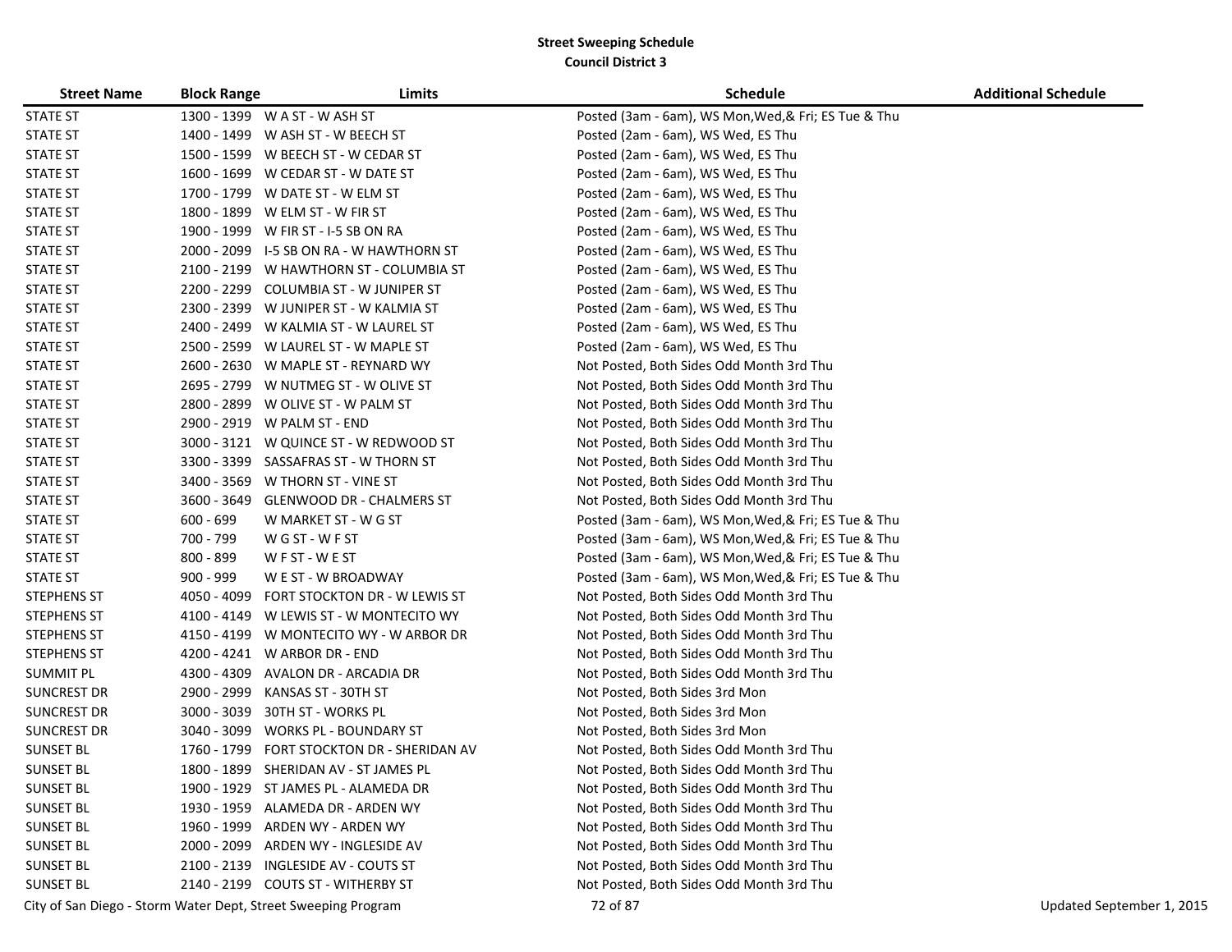# Street Sweeping Schedule
## Council District 3

| Street Name | Block Range | Limits | Schedule | Additional Schedule |
|---|---|---|---|---|
| STATE ST | 1300 - 1399 | W A ST - W ASH ST | Posted (3am - 6am), WS Mon,Wed,& Fri; ES Tue & Thu | |
| STATE ST | 1400 - 1499 | W ASH ST - W BEECH ST | Posted (2am - 6am), WS Wed, ES Thu | |
| STATE ST | 1500 - 1599 | W BEECH ST - W CEDAR ST | Posted (2am - 6am), WS Wed, ES Thu | |
| STATE ST | 1600 - 1699 | W CEDAR ST - W DATE ST | Posted (2am - 6am), WS Wed, ES Thu | |
| STATE ST | 1700 - 1799 | W DATE ST - W ELM ST | Posted (2am - 6am), WS Wed, ES Thu | |
| STATE ST | 1800 - 1899 | W ELM ST - W FIR ST | Posted (2am - 6am), WS Wed, ES Thu | |
| STATE ST | 1900 - 1999 | W FIR ST - I-5 SB ON RA | Posted (2am - 6am), WS Wed, ES Thu | |
| STATE ST | 2000 - 2099 | I-5 SB ON RA - W HAWTHORN ST | Posted (2am - 6am), WS Wed, ES Thu | |
| STATE ST | 2100 - 2199 | W HAWTHORN ST - COLUMBIA ST | Posted (2am - 6am), WS Wed, ES Thu | |
| STATE ST | 2200 - 2299 | COLUMBIA ST - W JUNIPER ST | Posted (2am - 6am), WS Wed, ES Thu | |
| STATE ST | 2300 - 2399 | W JUNIPER ST - W KALMIA ST | Posted (2am - 6am), WS Wed, ES Thu | |
| STATE ST | 2400 - 2499 | W KALMIA ST - W LAUREL ST | Posted (2am - 6am), WS Wed, ES Thu | |
| STATE ST | 2500 - 2599 | W LAUREL ST - W MAPLE ST | Posted (2am - 6am), WS Wed, ES Thu | |
| STATE ST | 2600 - 2630 | W MAPLE ST - REYNARD WY | Not Posted, Both Sides Odd Month 3rd Thu | |
| STATE ST | 2695 - 2799 | W NUTMEG ST - W OLIVE ST | Not Posted, Both Sides Odd Month 3rd Thu | |
| STATE ST | 2800 - 2899 | W OLIVE ST - W PALM ST | Not Posted, Both Sides Odd Month 3rd Thu | |
| STATE ST | 2900 - 2919 | W PALM ST - END | Not Posted, Both Sides Odd Month 3rd Thu | |
| STATE ST | 3000 - 3121 | W QUINCE ST - W REDWOOD ST | Not Posted, Both Sides Odd Month 3rd Thu | |
| STATE ST | 3300 - 3399 | SASSAFRAS ST - W THORN ST | Not Posted, Both Sides Odd Month 3rd Thu | |
| STATE ST | 3400 - 3569 | W THORN ST - VINE ST | Not Posted, Both Sides Odd Month 3rd Thu | |
| STATE ST | 3600 - 3649 | GLENWOOD DR - CHALMERS ST | Not Posted, Both Sides Odd Month 3rd Thu | |
| STATE ST | 600 - 699 | W MARKET ST - W G ST | Posted (3am - 6am), WS Mon,Wed,& Fri; ES Tue & Thu | |
| STATE ST | 700 - 799 | W G ST - W F ST | Posted (3am - 6am), WS Mon,Wed,& Fri; ES Tue & Thu | |
| STATE ST | 800 - 899 | W F ST - W E ST | Posted (3am - 6am), WS Mon,Wed,& Fri; ES Tue & Thu | |
| STATE ST | 900 - 999 | W E ST - W BROADWAY | Posted (3am - 6am), WS Mon,Wed,& Fri; ES Tue & Thu | |
| STEPHENS ST | 4050 - 4099 | FORT STOCKTON DR - W LEWIS ST | Not Posted, Both Sides Odd Month 3rd Thu | |
| STEPHENS ST | 4100 - 4149 | W LEWIS ST - W MONTECITO WY | Not Posted, Both Sides Odd Month 3rd Thu | |
| STEPHENS ST | 4150 - 4199 | W MONTECITO WY - W ARBOR DR | Not Posted, Both Sides Odd Month 3rd Thu | |
| STEPHENS ST | 4200 - 4241 | W ARBOR DR - END | Not Posted, Both Sides Odd Month 3rd Thu | |
| SUMMIT PL | 4300 - 4309 | AVALON DR - ARCADIA DR | Not Posted, Both Sides Odd Month 3rd Thu | |
| SUNCREST DR | 2900 - 2999 | KANSAS ST - 30TH ST | Not Posted, Both Sides 3rd Mon | |
| SUNCREST DR | 3000 - 3039 | 30TH ST - WORKS PL | Not Posted, Both Sides 3rd Mon | |
| SUNCREST DR | 3040 - 3099 | WORKS PL - BOUNDARY ST | Not Posted, Both Sides 3rd Mon | |
| SUNSET BL | 1760 - 1799 | FORT STOCKTON DR - SHERIDAN AV | Not Posted, Both Sides Odd Month 3rd Thu | |
| SUNSET BL | 1800 - 1899 | SHERIDAN AV - ST JAMES PL | Not Posted, Both Sides Odd Month 3rd Thu | |
| SUNSET BL | 1900 - 1929 | ST JAMES PL - ALAMEDA DR | Not Posted, Both Sides Odd Month 3rd Thu | |
| SUNSET BL | 1930 - 1959 | ALAMEDA DR - ARDEN WY | Not Posted, Both Sides Odd Month 3rd Thu | |
| SUNSET BL | 1960 - 1999 | ARDEN WY - ARDEN WY | Not Posted, Both Sides Odd Month 3rd Thu | |
| SUNSET BL | 2000 - 2099 | ARDEN WY - INGLESIDE AV | Not Posted, Both Sides Odd Month 3rd Thu | |
| SUNSET BL | 2100 - 2139 | INGLESIDE AV - COUTS ST | Not Posted, Both Sides Odd Month 3rd Thu | |
| SUNSET BL | 2140 - 2199 | COUTS ST - WITHERBY ST | Not Posted, Both Sides Odd Month 3rd Thu | |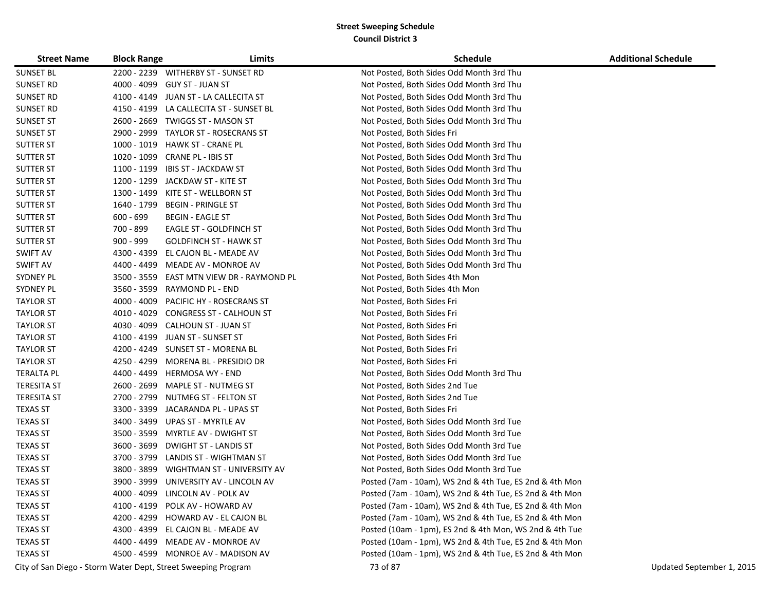**Street Sweeping Schedule**

**Council District 3**

| Street Name | Block Range | Limits | Schedule | Additional Schedule |
|---|---|---|---|---|
| SUNSET BL | 2200 - 2239 | WITHERBY ST - SUNSET RD | Not Posted, Both Sides Odd Month 3rd Thu | |
| SUNSET RD | 4000 - 4099 | GUY ST - JUAN ST | Not Posted, Both Sides Odd Month 3rd Thu | |
| SUNSET RD | 4100 - 4149 | JUAN ST - LA CALLECITA ST | Not Posted, Both Sides Odd Month 3rd Thu | |
| SUNSET RD | 4150 - 4199 | LA CALLECITA ST - SUNSET BL | Not Posted, Both Sides Odd Month 3rd Thu | |
| SUNSET ST | 2600 - 2669 | TWIGGS ST - MASON ST | Not Posted, Both Sides Odd Month 3rd Thu | |
| SUNSET ST | 2900 - 2999 | TAYLOR ST - ROSECRANS ST | Not Posted, Both Sides Fri | |
| SUTTER ST | 1000 - 1019 | HAWK ST - CRANE PL | Not Posted, Both Sides Odd Month 3rd Thu | |
| SUTTER ST | 1020 - 1099 | CRANE PL - IBIS ST | Not Posted, Both Sides Odd Month 3rd Thu | |
| SUTTER ST | 1100 - 1199 | IBIS ST - JACKDAW ST | Not Posted, Both Sides Odd Month 3rd Thu | |
| SUTTER ST | 1200 - 1299 | JACKDAW ST - KITE ST | Not Posted, Both Sides Odd Month 3rd Thu | |
| SUTTER ST | 1300 - 1499 | KITE ST - WELLBORN ST | Not Posted, Both Sides Odd Month 3rd Thu | |
| SUTTER ST | 1640 - 1799 | BEGIN - PRINGLE ST | Not Posted, Both Sides Odd Month 3rd Thu | |
| SUTTER ST | 600 - 699 | BEGIN - EAGLE ST | Not Posted, Both Sides Odd Month 3rd Thu | |
| SUTTER ST | 700 - 899 | EAGLE ST - GOLDFINCH ST | Not Posted, Both Sides Odd Month 3rd Thu | |
| SUTTER ST | 900 - 999 | GOLDFINCH ST - HAWK ST | Not Posted, Both Sides Odd Month 3rd Thu | |
| SWIFT AV | 4300 - 4399 | EL CAJON BL - MEADE AV | Not Posted, Both Sides Odd Month 3rd Thu | |
| SWIFT AV | 4400 - 4499 | MEADE AV - MONROE AV | Not Posted, Both Sides Odd Month 3rd Thu | |
| SYDNEY PL | 3500 - 3559 | EAST MTN VIEW DR - RAYMOND PL | Not Posted, Both Sides 4th Mon | |
| SYDNEY PL | 3560 - 3599 | RAYMOND PL - END | Not Posted, Both Sides 4th Mon | |
| TAYLOR ST | 4000 - 4009 | PACIFIC HY - ROSECRANS ST | Not Posted, Both Sides Fri | |
| TAYLOR ST | 4010 - 4029 | CONGRESS ST - CALHOUN ST | Not Posted, Both Sides Fri | |
| TAYLOR ST | 4030 - 4099 | CALHOUN ST - JUAN ST | Not Posted, Both Sides Fri | |
| TAYLOR ST | 4100 - 4199 | JUAN ST - SUNSET ST | Not Posted, Both Sides Fri | |
| TAYLOR ST | 4200 - 4249 | SUNSET ST - MORENA BL | Not Posted, Both Sides Fri | |
| TAYLOR ST | 4250 - 4299 | MORENA BL - PRESIDIO DR | Not Posted, Both Sides Fri | |
| TERALTA PL | 4400 - 4499 | HERMOSA WY - END | Not Posted, Both Sides Odd Month 3rd Thu | |
| TERESITA ST | 2600 - 2699 | MAPLE ST - NUTMEG ST | Not Posted, Both Sides 2nd Tue | |
| TERESITA ST | 2700 - 2799 | NUTMEG ST - FELTON ST | Not Posted, Both Sides 2nd Tue | |
| TEXAS ST | 3300 - 3399 | JACARANDA PL - UPAS ST | Not Posted, Both Sides Fri | |
| TEXAS ST | 3400 - 3499 | UPAS ST - MYRTLE AV | Not Posted, Both Sides Odd Month 3rd Tue | |
| TEXAS ST | 3500 - 3599 | MYRTLE AV - DWIGHT ST | Not Posted, Both Sides Odd Month 3rd Tue | |
| TEXAS ST | 3600 - 3699 | DWIGHT ST - LANDIS ST | Not Posted, Both Sides Odd Month 3rd Tue | |
| TEXAS ST | 3700 - 3799 | LANDIS ST - WIGHTMAN ST | Not Posted, Both Sides Odd Month 3rd Tue | |
| TEXAS ST | 3800 - 3899 | WIGHTMAN ST - UNIVERSITY AV | Not Posted, Both Sides Odd Month 3rd Tue | |
| TEXAS ST | 3900 - 3999 | UNIVERSITY AV - LINCOLN AV | Posted (7am - 10am), WS 2nd & 4th Tue, ES 2nd & 4th Mon | |
| TEXAS ST | 4000 - 4099 | LINCOLN AV - POLK AV | Posted (7am - 10am), WS 2nd & 4th Tue, ES 2nd & 4th Mon | |
| TEXAS ST | 4100 - 4199 | POLK AV - HOWARD AV | Posted (7am - 10am), WS 2nd & 4th Tue, ES 2nd & 4th Mon | |
| TEXAS ST | 4200 - 4299 | HOWARD AV - EL CAJON BL | Posted (7am - 10am), WS 2nd & 4th Tue, ES 2nd & 4th Mon | |
| TEXAS ST | 4300 - 4399 | EL CAJON BL - MEADE AV | Posted (10am - 1pm), ES 2nd & 4th Mon, WS 2nd & 4th Tue | |
| TEXAS ST | 4400 - 4499 | MEADE AV - MONROE AV | Posted (10am - 1pm), WS 2nd & 4th Tue, ES 2nd & 4th Mon | |
| TEXAS ST | 4500 - 4599 | MONROE AV - MADISON AV | Posted (10am - 1pm), WS 2nd & 4th Tue, ES 2nd & 4th Mon | |

City of San Diego - Storm Water Dept, Street Sweeping Program — Updated September 1, 2015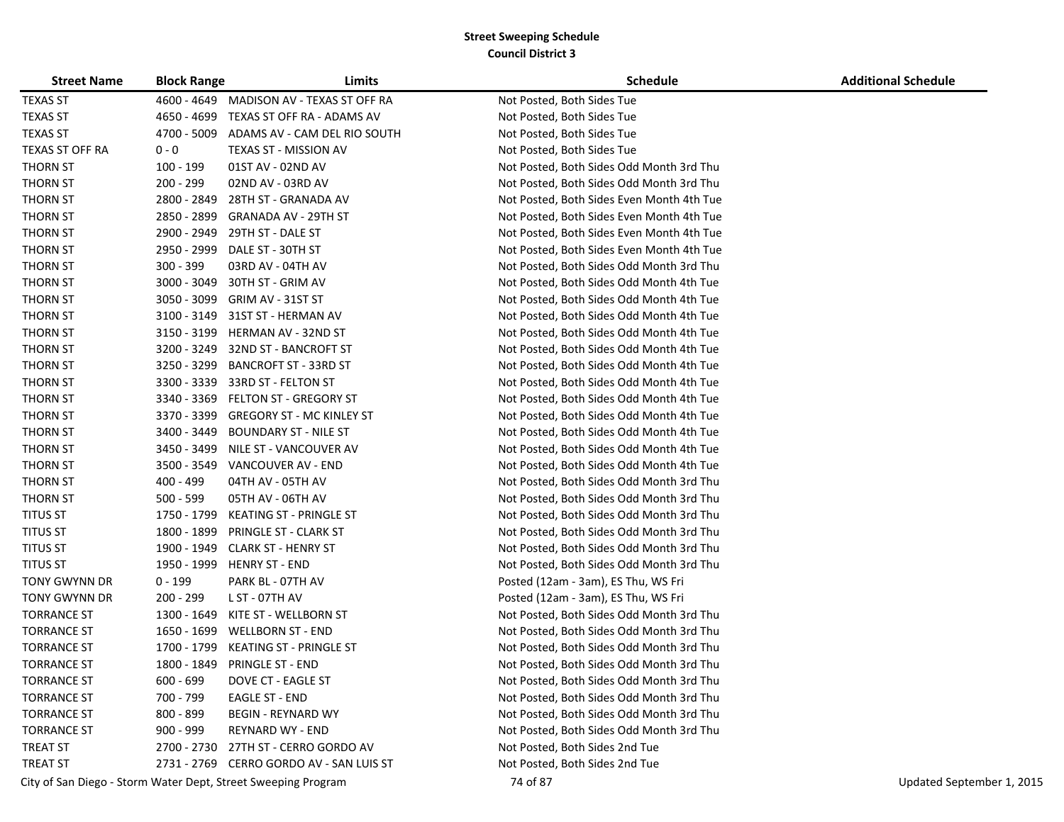**Street Sweeping Schedule**
**Council District 3**

| Street Name | Block Range | Limits | Schedule | Additional Schedule |
|---|---|---|---|---|
| TEXAS ST | 4600 - 4649 | MADISON AV - TEXAS ST OFF RA | Not Posted, Both Sides Tue | |
| TEXAS ST | 4650 - 4699 | TEXAS ST OFF RA - ADAMS AV | Not Posted, Both Sides Tue | |
| TEXAS ST | 4700 - 5009 | ADAMS AV - CAM DEL RIO SOUTH | Not Posted, Both Sides Tue | |
| TEXAS ST OFF RA | 0 - 0 | TEXAS ST - MISSION AV | Not Posted, Both Sides Tue | |
| THORN ST | 100 - 199 | 01ST AV - 02ND AV | Not Posted, Both Sides Odd Month 3rd Thu | |
| THORN ST | 200 - 299 | 02ND AV - 03RD AV | Not Posted, Both Sides Odd Month 3rd Thu | |
| THORN ST | 2800 - 2849 | 28TH ST - GRANADA AV | Not Posted, Both Sides Even Month 4th Tue | |
| THORN ST | 2850 - 2899 | GRANADA AV - 29TH ST | Not Posted, Both Sides Even Month 4th Tue | |
| THORN ST | 2900 - 2949 | 29TH ST - DALE ST | Not Posted, Both Sides Even Month 4th Tue | |
| THORN ST | 2950 - 2999 | DALE ST - 30TH ST | Not Posted, Both Sides Even Month 4th Tue | |
| THORN ST | 300 - 399 | 03RD AV - 04TH AV | Not Posted, Both Sides Odd Month 3rd Thu | |
| THORN ST | 3000 - 3049 | 30TH ST - GRIM AV | Not Posted, Both Sides Odd Month 4th Tue | |
| THORN ST | 3050 - 3099 | GRIM AV - 31ST ST | Not Posted, Both Sides Odd Month 4th Tue | |
| THORN ST | 3100 - 3149 | 31ST ST - HERMAN AV | Not Posted, Both Sides Odd Month 4th Tue | |
| THORN ST | 3150 - 3199 | HERMAN AV - 32ND ST | Not Posted, Both Sides Odd Month 4th Tue | |
| THORN ST | 3200 - 3249 | 32ND ST - BANCROFT ST | Not Posted, Both Sides Odd Month 4th Tue | |
| THORN ST | 3250 - 3299 | BANCROFT ST - 33RD ST | Not Posted, Both Sides Odd Month 4th Tue | |
| THORN ST | 3300 - 3339 | 33RD ST - FELTON ST | Not Posted, Both Sides Odd Month 4th Tue | |
| THORN ST | 3340 - 3369 | FELTON ST - GREGORY ST | Not Posted, Both Sides Odd Month 4th Tue | |
| THORN ST | 3370 - 3399 | GREGORY ST - MC KINLEY ST | Not Posted, Both Sides Odd Month 4th Tue | |
| THORN ST | 3400 - 3449 | BOUNDARY ST - NILE ST | Not Posted, Both Sides Odd Month 4th Tue | |
| THORN ST | 3450 - 3499 | NILE ST - VANCOUVER AV | Not Posted, Both Sides Odd Month 4th Tue | |
| THORN ST | 3500 - 3549 | VANCOUVER AV - END | Not Posted, Both Sides Odd Month 4th Tue | |
| THORN ST | 400 - 499 | 04TH AV - 05TH AV | Not Posted, Both Sides Odd Month 3rd Thu | |
| THORN ST | 500 - 599 | 05TH AV - 06TH AV | Not Posted, Both Sides Odd Month 3rd Thu | |
| TITUS ST | 1750 - 1799 | KEATING ST - PRINGLE ST | Not Posted, Both Sides Odd Month 3rd Thu | |
| TITUS ST | 1800 - 1899 | PRINGLE ST - CLARK ST | Not Posted, Both Sides Odd Month 3rd Thu | |
| TITUS ST | 1900 - 1949 | CLARK ST - HENRY ST | Not Posted, Both Sides Odd Month 3rd Thu | |
| TITUS ST | 1950 - 1999 | HENRY ST - END | Not Posted, Both Sides Odd Month 3rd Thu | |
| TONY GWYNN DR | 0 - 199 | PARK BL - 07TH AV | Posted (12am - 3am), ES Thu, WS Fri | |
| TONY GWYNN DR | 200 - 299 | L ST - 07TH AV | Posted (12am - 3am), ES Thu, WS Fri | |
| TORRANCE ST | 1300 - 1649 | KITE ST - WELLBORN ST | Not Posted, Both Sides Odd Month 3rd Thu | |
| TORRANCE ST | 1650 - 1699 | WELLBORN ST - END | Not Posted, Both Sides Odd Month 3rd Thu | |
| TORRANCE ST | 1700 - 1799 | KEATING ST - PRINGLE ST | Not Posted, Both Sides Odd Month 3rd Thu | |
| TORRANCE ST | 1800 - 1849 | PRINGLE ST - END | Not Posted, Both Sides Odd Month 3rd Thu | |
| TORRANCE ST | 600 - 699 | DOVE CT - EAGLE ST | Not Posted, Both Sides Odd Month 3rd Thu | |
| TORRANCE ST | 700 - 799 | EAGLE ST - END | Not Posted, Both Sides Odd Month 3rd Thu | |
| TORRANCE ST | 800 - 899 | BEGIN - REYNARD WY | Not Posted, Both Sides Odd Month 3rd Thu | |
| TORRANCE ST | 900 - 999 | REYNARD WY - END | Not Posted, Both Sides Odd Month 3rd Thu | |
| TREAT ST | 2700 - 2730 | 27TH ST - CERRO GORDO AV | Not Posted, Both Sides 2nd Tue | |
| TREAT ST | 2731 - 2769 | CERRO GORDO AV - SAN LUIS ST | Not Posted, Both Sides 2nd Tue | |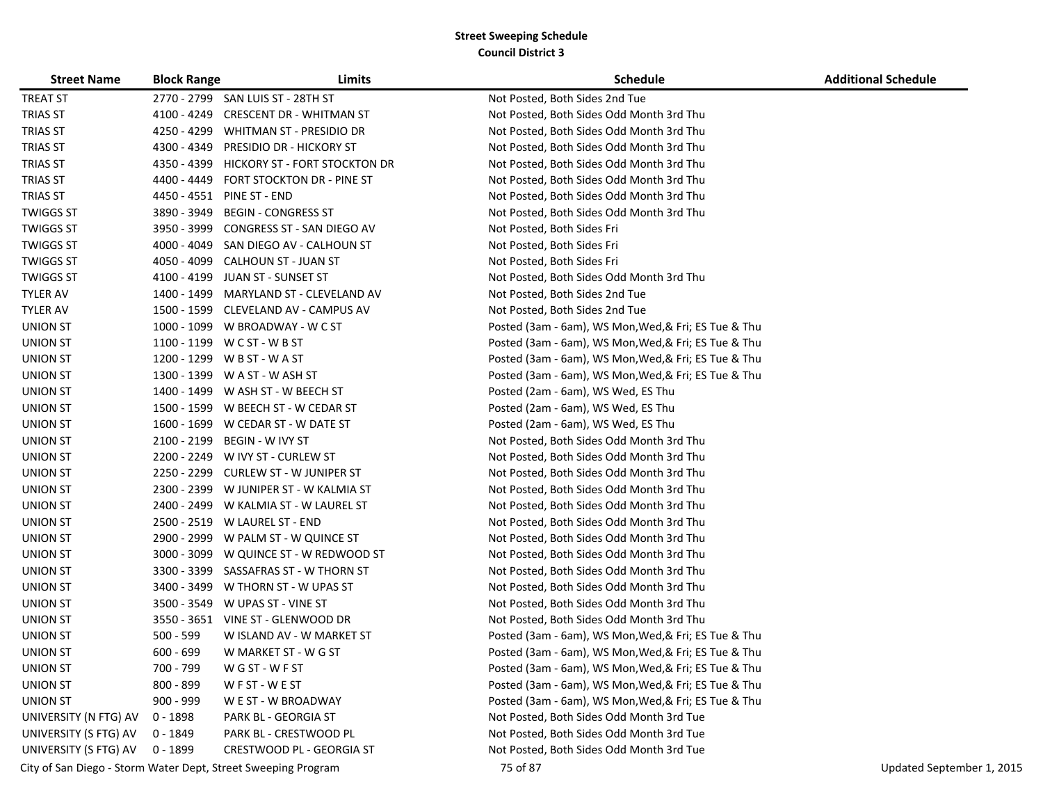**Street Sweeping Schedule**
**Council District 3**

| Street Name | Block Range | Limits | Schedule | Additional Schedule |
|---|---|---|---|---|
| TREAT ST | 2770 - 2799 | SAN LUIS ST - 28TH ST | Not Posted, Both Sides 2nd Tue | |
| TRIAS ST | 4100 - 4249 | CRESCENT DR - WHITMAN ST | Not Posted, Both Sides Odd Month 3rd Thu | |
| TRIAS ST | 4250 - 4299 | WHITMAN ST - PRESIDIO DR | Not Posted, Both Sides Odd Month 3rd Thu | |
| TRIAS ST | 4300 - 4349 | PRESIDIO DR - HICKORY ST | Not Posted, Both Sides Odd Month 3rd Thu | |
| TRIAS ST | 4350 - 4399 | HICKORY ST - FORT STOCKTON DR | Not Posted, Both Sides Odd Month 3rd Thu | |
| TRIAS ST | 4400 - 4449 | FORT STOCKTON DR - PINE ST | Not Posted, Both Sides Odd Month 3rd Thu | |
| TRIAS ST | 4450 - 4551 | PINE ST - END | Not Posted, Both Sides Odd Month 3rd Thu | |
| TWIGGS ST | 3890 - 3949 | BEGIN - CONGRESS ST | Not Posted, Both Sides Odd Month 3rd Thu | |
| TWIGGS ST | 3950 - 3999 | CONGRESS ST - SAN DIEGO AV | Not Posted, Both Sides Fri | |
| TWIGGS ST | 4000 - 4049 | SAN DIEGO AV - CALHOUN ST | Not Posted, Both Sides Fri | |
| TWIGGS ST | 4050 - 4099 | CALHOUN ST - JUAN ST | Not Posted, Both Sides Fri | |
| TWIGGS ST | 4100 - 4199 | JUAN ST - SUNSET ST | Not Posted, Both Sides Odd Month 3rd Thu | |
| TYLER AV | 1400 - 1499 | MARYLAND ST - CLEVELAND AV | Not Posted, Both Sides 2nd Tue | |
| TYLER AV | 1500 - 1599 | CLEVELAND AV - CAMPUS AV | Not Posted, Both Sides 2nd Tue | |
| UNION ST | 1000 - 1099 | W BROADWAY - W C ST | Posted (3am - 6am), WS Mon,Wed,& Fri; ES Tue & Thu | |
| UNION ST | 1100 - 1199 | W C ST - W B ST | Posted (3am - 6am), WS Mon,Wed,& Fri; ES Tue & Thu | |
| UNION ST | 1200 - 1299 | W B ST - W A ST | Posted (3am - 6am), WS Mon,Wed,& Fri; ES Tue & Thu | |
| UNION ST | 1300 - 1399 | W A ST - W ASH ST | Posted (3am - 6am), WS Mon,Wed,& Fri; ES Tue & Thu | |
| UNION ST | 1400 - 1499 | W ASH ST - W BEECH ST | Posted (2am - 6am), WS Wed, ES Thu | |
| UNION ST | 1500 - 1599 | W BEECH ST - W CEDAR ST | Posted (2am - 6am), WS Wed, ES Thu | |
| UNION ST | 1600 - 1699 | W CEDAR ST - W DATE ST | Posted (2am - 6am), WS Wed, ES Thu | |
| UNION ST | 2100 - 2199 | BEGIN - W IVY ST | Not Posted, Both Sides Odd Month 3rd Thu | |
| UNION ST | 2200 - 2249 | W IVY ST - CURLEW ST | Not Posted, Both Sides Odd Month 3rd Thu | |
| UNION ST | 2250 - 2299 | CURLEW ST - W JUNIPER ST | Not Posted, Both Sides Odd Month 3rd Thu | |
| UNION ST | 2300 - 2399 | W JUNIPER ST - W KALMIA ST | Not Posted, Both Sides Odd Month 3rd Thu | |
| UNION ST | 2400 - 2499 | W KALMIA ST - W LAUREL ST | Not Posted, Both Sides Odd Month 3rd Thu | |
| UNION ST | 2500 - 2519 | W LAUREL ST - END | Not Posted, Both Sides Odd Month 3rd Thu | |
| UNION ST | 2900 - 2999 | W PALM ST - W QUINCE ST | Not Posted, Both Sides Odd Month 3rd Thu | |
| UNION ST | 3000 - 3099 | W QUINCE ST - W REDWOOD ST | Not Posted, Both Sides Odd Month 3rd Thu | |
| UNION ST | 3300 - 3399 | SASSAFRAS ST - W THORN ST | Not Posted, Both Sides Odd Month 3rd Thu | |
| UNION ST | 3400 - 3499 | W THORN ST - W UPAS ST | Not Posted, Both Sides Odd Month 3rd Thu | |
| UNION ST | 3500 - 3549 | W UPAS ST - VINE ST | Not Posted, Both Sides Odd Month 3rd Thu | |
| UNION ST | 3550 - 3651 | VINE ST - GLENWOOD DR | Not Posted, Both Sides Odd Month 3rd Thu | |
| UNION ST | 500 - 599 | W ISLAND AV - W MARKET ST | Posted (3am - 6am), WS Mon,Wed,& Fri; ES Tue & Thu | |
| UNION ST | 600 - 699 | W MARKET ST - W G ST | Posted (3am - 6am), WS Mon,Wed,& Fri; ES Tue & Thu | |
| UNION ST | 700 - 799 | W G ST - W F ST | Posted (3am - 6am), WS Mon,Wed,& Fri; ES Tue & Thu | |
| UNION ST | 800 - 899 | W F ST - W E ST | Posted (3am - 6am), WS Mon,Wed,& Fri; ES Tue & Thu | |
| UNION ST | 900 - 999 | W E ST - W BROADWAY | Posted (3am - 6am), WS Mon,Wed,& Fri; ES Tue & Thu | |
| UNIVERSITY (N FTG) AV | 0 - 1898 | PARK BL - GEORGIA ST | Not Posted, Both Sides Odd Month 3rd Tue | |
| UNIVERSITY (S FTG) AV | 0 - 1849 | PARK BL - CRESTWOOD PL | Not Posted, Both Sides Odd Month 3rd Tue | |
| UNIVERSITY (S FTG) AV | 0 - 1899 | CRESTWOOD PL - GEORGIA ST | Not Posted, Both Sides Odd Month 3rd Tue | |

City of San Diego - Storm Water Dept, Street Sweeping Program — Updated September 1, 2015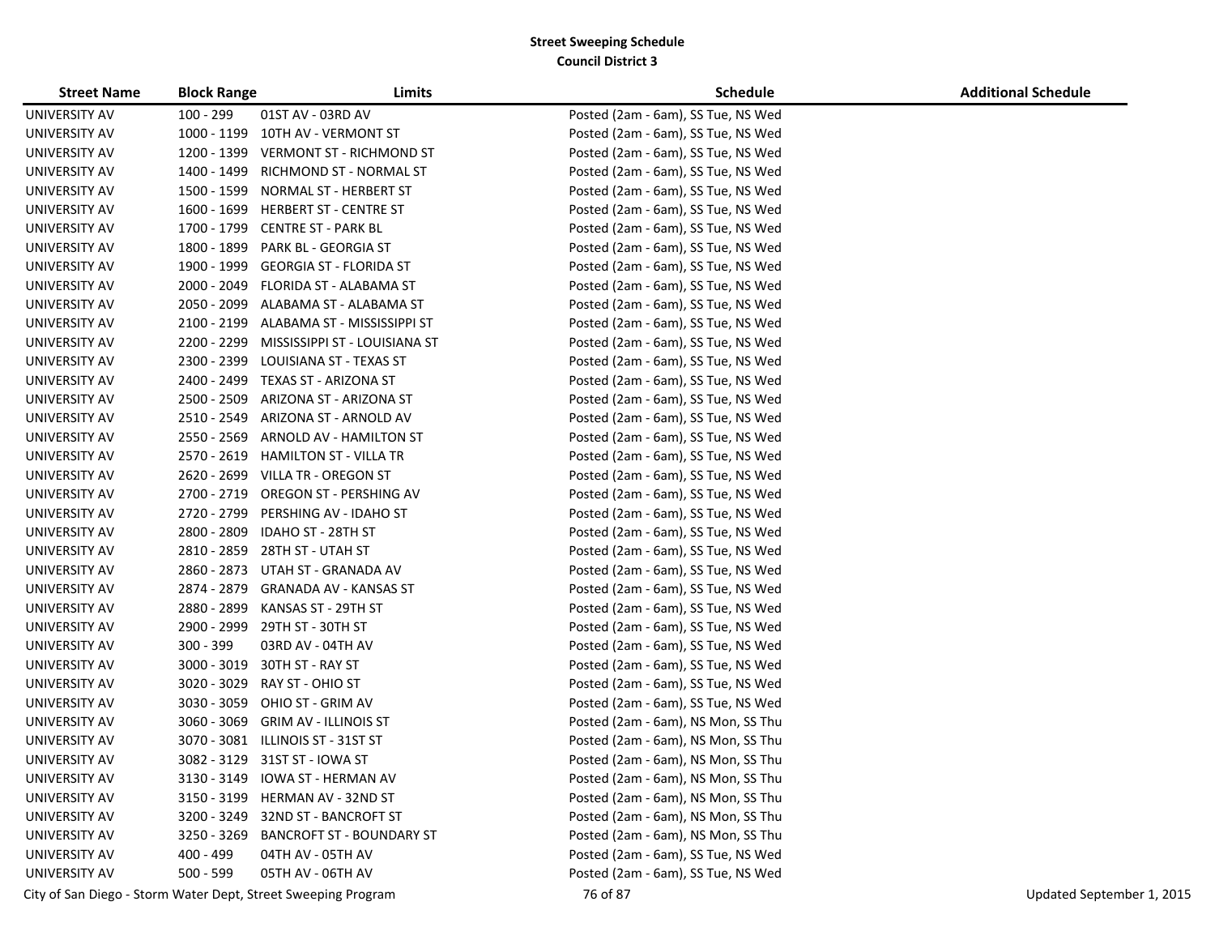**Street Sweeping Schedule**
**Council District 3**

| Street Name | Block Range | Limits | Schedule | Additional Schedule |
|---|---|---|---|---|
| UNIVERSITY AV | 100 - 299 | 01ST AV - 03RD AV | Posted (2am - 6am), SS Tue, NS Wed | |
| UNIVERSITY AV | 1000 - 1199 | 10TH AV - VERMONT ST | Posted (2am - 6am), SS Tue, NS Wed | |
| UNIVERSITY AV | 1200 - 1399 | VERMONT ST - RICHMOND ST | Posted (2am - 6am), SS Tue, NS Wed | |
| UNIVERSITY AV | 1400 - 1499 | RICHMOND ST - NORMAL ST | Posted (2am - 6am), SS Tue, NS Wed | |
| UNIVERSITY AV | 1500 - 1599 | NORMAL ST - HERBERT ST | Posted (2am - 6am), SS Tue, NS Wed | |
| UNIVERSITY AV | 1600 - 1699 | HERBERT ST - CENTRE ST | Posted (2am - 6am), SS Tue, NS Wed | |
| UNIVERSITY AV | 1700 - 1799 | CENTRE ST - PARK BL | Posted (2am - 6am), SS Tue, NS Wed | |
| UNIVERSITY AV | 1800 - 1899 | PARK BL - GEORGIA ST | Posted (2am - 6am), SS Tue, NS Wed | |
| UNIVERSITY AV | 1900 - 1999 | GEORGIA ST - FLORIDA ST | Posted (2am - 6am), SS Tue, NS Wed | |
| UNIVERSITY AV | 2000 - 2049 | FLORIDA ST - ALABAMA ST | Posted (2am - 6am), SS Tue, NS Wed | |
| UNIVERSITY AV | 2050 - 2099 | ALABAMA ST - ALABAMA ST | Posted (2am - 6am), SS Tue, NS Wed | |
| UNIVERSITY AV | 2100 - 2199 | ALABAMA ST - MISSISSIPPI ST | Posted (2am - 6am), SS Tue, NS Wed | |
| UNIVERSITY AV | 2200 - 2299 | MISSISSIPPI ST - LOUISIANA ST | Posted (2am - 6am), SS Tue, NS Wed | |
| UNIVERSITY AV | 2300 - 2399 | LOUISIANA ST - TEXAS ST | Posted (2am - 6am), SS Tue, NS Wed | |
| UNIVERSITY AV | 2400 - 2499 | TEXAS ST - ARIZONA ST | Posted (2am - 6am), SS Tue, NS Wed | |
| UNIVERSITY AV | 2500 - 2509 | ARIZONA ST - ARIZONA ST | Posted (2am - 6am), SS Tue, NS Wed | |
| UNIVERSITY AV | 2510 - 2549 | ARIZONA ST - ARNOLD AV | Posted (2am - 6am), SS Tue, NS Wed | |
| UNIVERSITY AV | 2550 - 2569 | ARNOLD AV - HAMILTON ST | Posted (2am - 6am), SS Tue, NS Wed | |
| UNIVERSITY AV | 2570 - 2619 | HAMILTON ST - VILLA TR | Posted (2am - 6am), SS Tue, NS Wed | |
| UNIVERSITY AV | 2620 - 2699 | VILLA TR - OREGON ST | Posted (2am - 6am), SS Tue, NS Wed | |
| UNIVERSITY AV | 2700 - 2719 | OREGON ST - PERSHING AV | Posted (2am - 6am), SS Tue, NS Wed | |
| UNIVERSITY AV | 2720 - 2799 | PERSHING AV - IDAHO ST | Posted (2am - 6am), SS Tue, NS Wed | |
| UNIVERSITY AV | 2800 - 2809 | IDAHO ST - 28TH ST | Posted (2am - 6am), SS Tue, NS Wed | |
| UNIVERSITY AV | 2810 - 2859 | 28TH ST - UTAH ST | Posted (2am - 6am), SS Tue, NS Wed | |
| UNIVERSITY AV | 2860 - 2873 | UTAH ST - GRANADA AV | Posted (2am - 6am), SS Tue, NS Wed | |
| UNIVERSITY AV | 2874 - 2879 | GRANADA AV - KANSAS ST | Posted (2am - 6am), SS Tue, NS Wed | |
| UNIVERSITY AV | 2880 - 2899 | KANSAS ST - 29TH ST | Posted (2am - 6am), SS Tue, NS Wed | |
| UNIVERSITY AV | 2900 - 2999 | 29TH ST - 30TH ST | Posted (2am - 6am), SS Tue, NS Wed | |
| UNIVERSITY AV | 300 - 399 | 03RD AV - 04TH AV | Posted (2am - 6am), SS Tue, NS Wed | |
| UNIVERSITY AV | 3000 - 3019 | 30TH ST - RAY ST | Posted (2am - 6am), SS Tue, NS Wed | |
| UNIVERSITY AV | 3020 - 3029 | RAY ST - OHIO ST | Posted (2am - 6am), SS Tue, NS Wed | |
| UNIVERSITY AV | 3030 - 3059 | OHIO ST - GRIM AV | Posted (2am - 6am), SS Tue, NS Wed | |
| UNIVERSITY AV | 3060 - 3069 | GRIM AV - ILLINOIS ST | Posted (2am - 6am), NS Mon, SS Thu | |
| UNIVERSITY AV | 3070 - 3081 | ILLINOIS ST - 31ST ST | Posted (2am - 6am), NS Mon, SS Thu | |
| UNIVERSITY AV | 3082 - 3129 | 31ST ST - IOWA ST | Posted (2am - 6am), NS Mon, SS Thu | |
| UNIVERSITY AV | 3130 - 3149 | IOWA ST - HERMAN AV | Posted (2am - 6am), NS Mon, SS Thu | |
| UNIVERSITY AV | 3150 - 3199 | HERMAN AV - 32ND ST | Posted (2am - 6am), NS Mon, SS Thu | |
| UNIVERSITY AV | 3200 - 3249 | 32ND ST - BANCROFT ST | Posted (2am - 6am), NS Mon, SS Thu | |
| UNIVERSITY AV | 3250 - 3269 | BANCROFT ST - BOUNDARY ST | Posted (2am - 6am), NS Mon, SS Thu | |
| UNIVERSITY AV | 400 - 499 | 04TH AV - 05TH AV | Posted (2am - 6am), SS Tue, NS Wed | |
| UNIVERSITY AV | 500 - 599 | 05TH AV - 06TH AV | Posted (2am - 6am), SS Tue, NS Wed | |

City of San Diego - Storm Water Dept, Street Sweeping Program — Updated September 1, 2015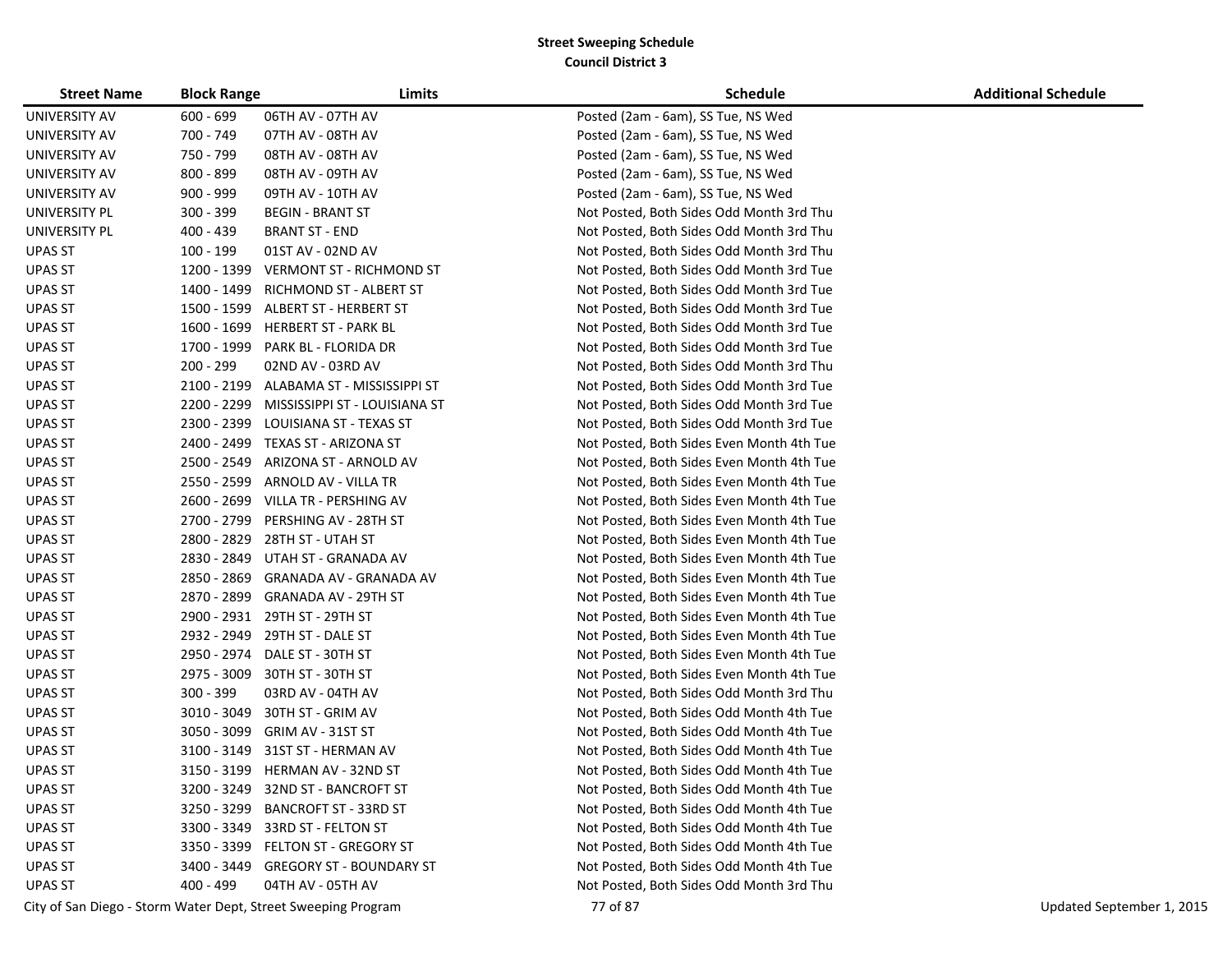**Street Sweeping Schedule**
**Council District 3**

| Street Name | Block Range | Limits | Schedule | Additional Schedule |
|---|---|---|---|---|
| UNIVERSITY AV | 600 - 699 | 06TH AV - 07TH AV | Posted (2am - 6am), SS Tue, NS Wed | |
| UNIVERSITY AV | 700 - 749 | 07TH AV - 08TH AV | Posted (2am - 6am), SS Tue, NS Wed | |
| UNIVERSITY AV | 750 - 799 | 08TH AV - 08TH AV | Posted (2am - 6am), SS Tue, NS Wed | |
| UNIVERSITY AV | 800 - 899 | 08TH AV - 09TH AV | Posted (2am - 6am), SS Tue, NS Wed | |
| UNIVERSITY AV | 900 - 999 | 09TH AV - 10TH AV | Posted (2am - 6am), SS Tue, NS Wed | |
| UNIVERSITY PL | 300 - 399 | BEGIN - BRANT ST | Not Posted, Both Sides Odd Month 3rd Thu | |
| UNIVERSITY PL | 400 - 439 | BRANT ST - END | Not Posted, Both Sides Odd Month 3rd Thu | |
| UPAS ST | 100 - 199 | 01ST AV - 02ND AV | Not Posted, Both Sides Odd Month 3rd Thu | |
| UPAS ST | 1200 - 1399 | VERMONT ST - RICHMOND ST | Not Posted, Both Sides Odd Month 3rd Tue | |
| UPAS ST | 1400 - 1499 | RICHMOND ST - ALBERT ST | Not Posted, Both Sides Odd Month 3rd Tue | |
| UPAS ST | 1500 - 1599 | ALBERT ST - HERBERT ST | Not Posted, Both Sides Odd Month 3rd Tue | |
| UPAS ST | 1600 - 1699 | HERBERT ST - PARK BL | Not Posted, Both Sides Odd Month 3rd Tue | |
| UPAS ST | 1700 - 1999 | PARK BL - FLORIDA DR | Not Posted, Both Sides Odd Month 3rd Tue | |
| UPAS ST | 200 - 299 | 02ND AV - 03RD AV | Not Posted, Both Sides Odd Month 3rd Thu | |
| UPAS ST | 2100 - 2199 | ALABAMA ST - MISSISSIPPI ST | Not Posted, Both Sides Odd Month 3rd Tue | |
| UPAS ST | 2200 - 2299 | MISSISSIPPI ST - LOUISIANA ST | Not Posted, Both Sides Odd Month 3rd Tue | |
| UPAS ST | 2300 - 2399 | LOUISIANA ST - TEXAS ST | Not Posted, Both Sides Odd Month 3rd Tue | |
| UPAS ST | 2400 - 2499 | TEXAS ST - ARIZONA ST | Not Posted, Both Sides Even Month 4th Tue | |
| UPAS ST | 2500 - 2549 | ARIZONA ST - ARNOLD AV | Not Posted, Both Sides Even Month 4th Tue | |
| UPAS ST | 2550 - 2599 | ARNOLD AV - VILLA TR | Not Posted, Both Sides Even Month 4th Tue | |
| UPAS ST | 2600 - 2699 | VILLA TR - PERSHING AV | Not Posted, Both Sides Even Month 4th Tue | |
| UPAS ST | 2700 - 2799 | PERSHING AV - 28TH ST | Not Posted, Both Sides Even Month 4th Tue | |
| UPAS ST | 2800 - 2829 | 28TH ST - UTAH ST | Not Posted, Both Sides Even Month 4th Tue | |
| UPAS ST | 2830 - 2849 | UTAH ST - GRANADA AV | Not Posted, Both Sides Even Month 4th Tue | |
| UPAS ST | 2850 - 2869 | GRANADA AV - GRANADA AV | Not Posted, Both Sides Even Month 4th Tue | |
| UPAS ST | 2870 - 2899 | GRANADA AV - 29TH ST | Not Posted, Both Sides Even Month 4th Tue | |
| UPAS ST | 2900 - 2931 | 29TH ST - 29TH ST | Not Posted, Both Sides Even Month 4th Tue | |
| UPAS ST | 2932 - 2949 | 29TH ST - DALE ST | Not Posted, Both Sides Even Month 4th Tue | |
| UPAS ST | 2950 - 2974 | DALE ST - 30TH ST | Not Posted, Both Sides Even Month 4th Tue | |
| UPAS ST | 2975 - 3009 | 30TH ST - 30TH ST | Not Posted, Both Sides Even Month 4th Tue | |
| UPAS ST | 300 - 399 | 03RD AV - 04TH AV | Not Posted, Both Sides Odd Month 3rd Thu | |
| UPAS ST | 3010 - 3049 | 30TH ST - GRIM AV | Not Posted, Both Sides Odd Month 4th Tue | |
| UPAS ST | 3050 - 3099 | GRIM AV - 31ST ST | Not Posted, Both Sides Odd Month 4th Tue | |
| UPAS ST | 3100 - 3149 | 31ST ST - HERMAN AV | Not Posted, Both Sides Odd Month 4th Tue | |
| UPAS ST | 3150 - 3199 | HERMAN AV - 32ND ST | Not Posted, Both Sides Odd Month 4th Tue | |
| UPAS ST | 3200 - 3249 | 32ND ST - BANCROFT ST | Not Posted, Both Sides Odd Month 4th Tue | |
| UPAS ST | 3250 - 3299 | BANCROFT ST - 33RD ST | Not Posted, Both Sides Odd Month 4th Tue | |
| UPAS ST | 3300 - 3349 | 33RD ST - FELTON ST | Not Posted, Both Sides Odd Month 4th Tue | |
| UPAS ST | 3350 - 3399 | FELTON ST - GREGORY ST | Not Posted, Both Sides Odd Month 4th Tue | |
| UPAS ST | 3400 - 3449 | GREGORY ST - BOUNDARY ST | Not Posted, Both Sides Odd Month 4th Tue | |
| UPAS ST | 400 - 499 | 04TH AV - 05TH AV | Not Posted, Both Sides Odd Month 3rd Thu | |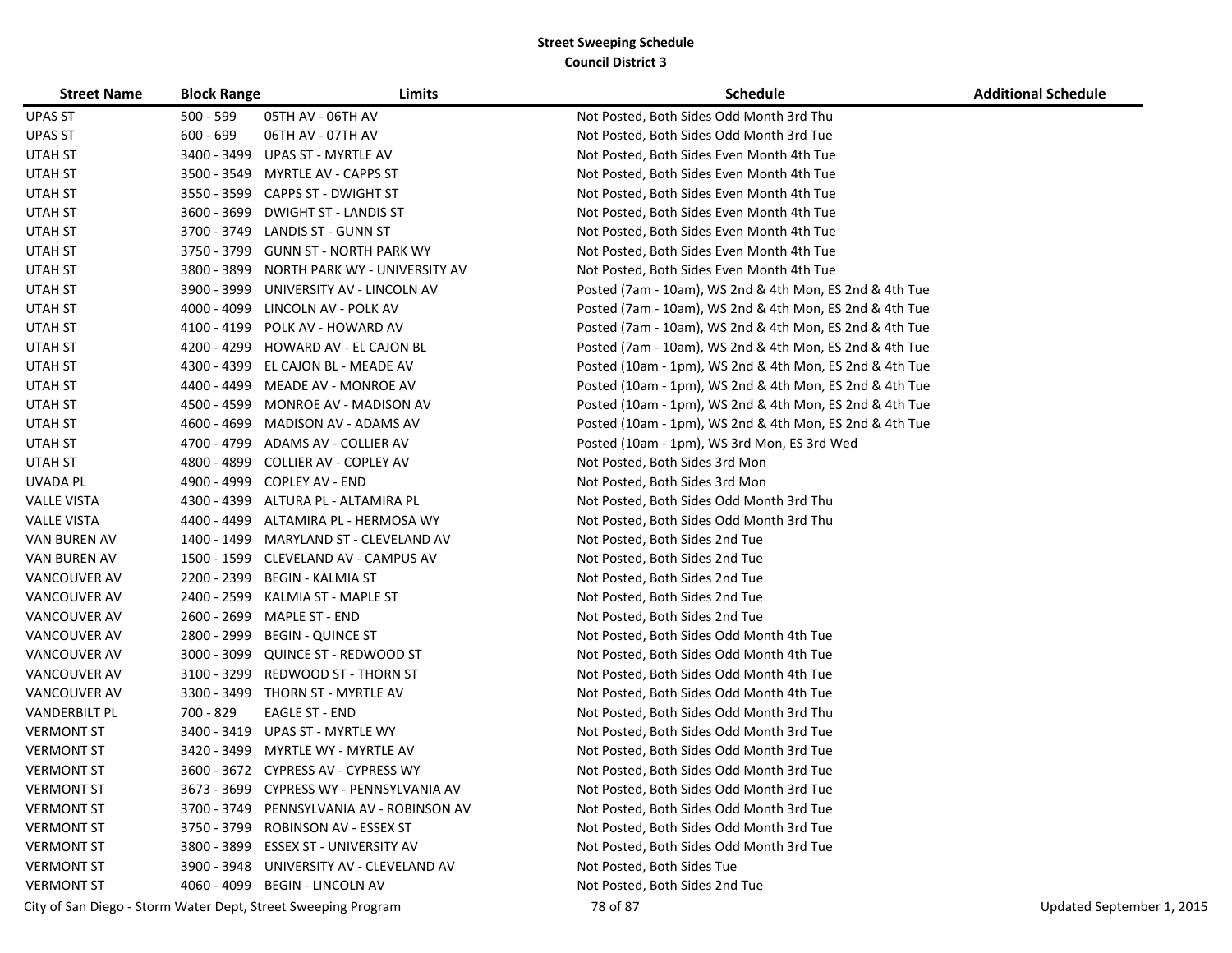**Street Sweeping Schedule**
**Council District 3**

| Street Name | Block Range | Limits | Schedule | Additional Schedule |
|---|---|---|---|---|
| UPAS ST | 500 - 599 | 05TH AV - 06TH AV | Not Posted, Both Sides Odd Month 3rd Thu | |
| UPAS ST | 600 - 699 | 06TH AV - 07TH AV | Not Posted, Both Sides Odd Month 3rd Tue | |
| UTAH ST | 3400 - 3499 | UPAS ST - MYRTLE AV | Not Posted, Both Sides Even Month 4th Tue | |
| UTAH ST | 3500 - 3549 | MYRTLE AV - CAPPS ST | Not Posted, Both Sides Even Month 4th Tue | |
| UTAH ST | 3550 - 3599 | CAPPS ST - DWIGHT ST | Not Posted, Both Sides Even Month 4th Tue | |
| UTAH ST | 3600 - 3699 | DWIGHT ST - LANDIS ST | Not Posted, Both Sides Even Month 4th Tue | |
| UTAH ST | 3700 - 3749 | LANDIS ST - GUNN ST | Not Posted, Both Sides Even Month 4th Tue | |
| UTAH ST | 3750 - 3799 | GUNN ST - NORTH PARK WY | Not Posted, Both Sides Even Month 4th Tue | |
| UTAH ST | 3800 - 3899 | NORTH PARK WY - UNIVERSITY AV | Not Posted, Both Sides Even Month 4th Tue | |
| UTAH ST | 3900 - 3999 | UNIVERSITY AV - LINCOLN AV | Posted (7am - 10am), WS 2nd & 4th Mon, ES 2nd & 4th Tue | |
| UTAH ST | 4000 - 4099 | LINCOLN AV - POLK AV | Posted (7am - 10am), WS 2nd & 4th Mon, ES 2nd & 4th Tue | |
| UTAH ST | 4100 - 4199 | POLK AV - HOWARD AV | Posted (7am - 10am), WS 2nd & 4th Mon, ES 2nd & 4th Tue | |
| UTAH ST | 4200 - 4299 | HOWARD AV - EL CAJON BL | Posted (7am - 10am), WS 2nd & 4th Mon, ES 2nd & 4th Tue | |
| UTAH ST | 4300 - 4399 | EL CAJON BL - MEADE AV | Posted (10am - 1pm), WS 2nd & 4th Mon, ES 2nd & 4th Tue | |
| UTAH ST | 4400 - 4499 | MEADE AV - MONROE AV | Posted (10am - 1pm), WS 2nd & 4th Mon, ES 2nd & 4th Tue | |
| UTAH ST | 4500 - 4599 | MONROE AV - MADISON AV | Posted (10am - 1pm), WS 2nd & 4th Mon, ES 2nd & 4th Tue | |
| UTAH ST | 4600 - 4699 | MADISON AV - ADAMS AV | Posted (10am - 1pm), WS 2nd & 4th Mon, ES 2nd & 4th Tue | |
| UTAH ST | 4700 - 4799 | ADAMS AV - COLLIER AV | Posted (10am - 1pm), WS 3rd Mon, ES 3rd Wed | |
| UTAH ST | 4800 - 4899 | COLLIER AV - COPLEY AV | Not Posted, Both Sides 3rd Mon | |
| UVADA PL | 4900 - 4999 | COPLEY AV - END | Not Posted, Both Sides 3rd Mon | |
| VALLE VISTA | 4300 - 4399 | ALTURA PL - ALTAMIRA PL | Not Posted, Both Sides Odd Month 3rd Thu | |
| VALLE VISTA | 4400 - 4499 | ALTAMIRA PL - HERMOSA WY | Not Posted, Both Sides Odd Month 3rd Thu | |
| VAN BUREN AV | 1400 - 1499 | MARYLAND ST - CLEVELAND AV | Not Posted, Both Sides 2nd Tue | |
| VAN BUREN AV | 1500 - 1599 | CLEVELAND AV - CAMPUS AV | Not Posted, Both Sides 2nd Tue | |
| VANCOUVER AV | 2200 - 2399 | BEGIN - KALMIA ST | Not Posted, Both Sides 2nd Tue | |
| VANCOUVER AV | 2400 - 2599 | KALMIA ST - MAPLE ST | Not Posted, Both Sides 2nd Tue | |
| VANCOUVER AV | 2600 - 2699 | MAPLE ST - END | Not Posted, Both Sides 2nd Tue | |
| VANCOUVER AV | 2800 - 2999 | BEGIN - QUINCE ST | Not Posted, Both Sides Odd Month 4th Tue | |
| VANCOUVER AV | 3000 - 3099 | QUINCE ST - REDWOOD ST | Not Posted, Both Sides Odd Month 4th Tue | |
| VANCOUVER AV | 3100 - 3299 | REDWOOD ST - THORN ST | Not Posted, Both Sides Odd Month 4th Tue | |
| VANCOUVER AV | 3300 - 3499 | THORN ST - MYRTLE AV | Not Posted, Both Sides Odd Month 4th Tue | |
| VANDERBILT PL | 700 - 829 | EAGLE ST - END | Not Posted, Both Sides Odd Month 3rd Thu | |
| VERMONT ST | 3400 - 3419 | UPAS ST - MYRTLE WY | Not Posted, Both Sides Odd Month 3rd Tue | |
| VERMONT ST | 3420 - 3499 | MYRTLE WY - MYRTLE AV | Not Posted, Both Sides Odd Month 3rd Tue | |
| VERMONT ST | 3600 - 3672 | CYPRESS AV - CYPRESS WY | Not Posted, Both Sides Odd Month 3rd Tue | |
| VERMONT ST | 3673 - 3699 | CYPRESS WY - PENNSYLVANIA AV | Not Posted, Both Sides Odd Month 3rd Tue | |
| VERMONT ST | 3700 - 3749 | PENNSYLVANIA AV - ROBINSON AV | Not Posted, Both Sides Odd Month 3rd Tue | |
| VERMONT ST | 3750 - 3799 | ROBINSON AV - ESSEX ST | Not Posted, Both Sides Odd Month 3rd Tue | |
| VERMONT ST | 3800 - 3899 | ESSEX ST - UNIVERSITY AV | Not Posted, Both Sides Odd Month 3rd Tue | |
| VERMONT ST | 3900 - 3948 | UNIVERSITY AV - CLEVELAND AV | Not Posted, Both Sides Tue | |
| VERMONT ST | 4060 - 4099 | BEGIN - LINCOLN AV | Not Posted, Both Sides 2nd Tue | |

City of San Diego - Storm Water Dept, Street Sweeping Program

Updated September 1, 2015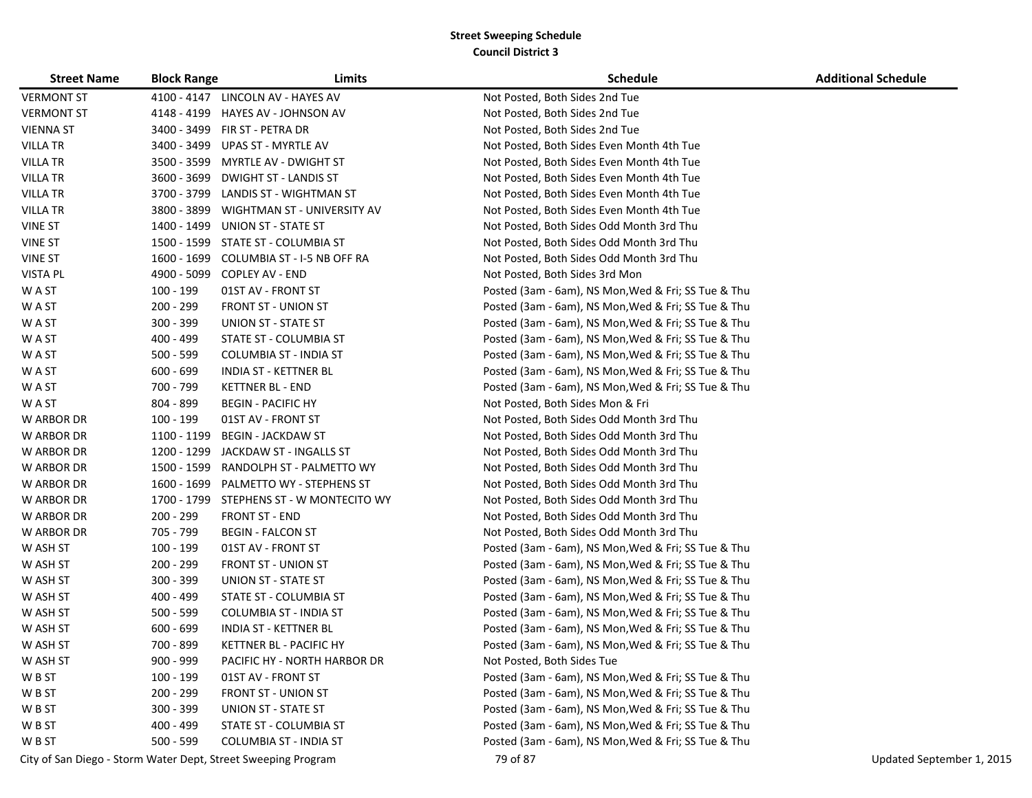**Street Sweeping Schedule**
**Council District 3**

| Street Name | Block Range | Limits | Schedule | Additional Schedule |
|---|---|---|---|---|
| VERMONT ST | 4100 - 4147 | LINCOLN AV - HAYES AV | Not Posted, Both Sides 2nd Tue | |
| VERMONT ST | 4148 - 4199 | HAYES AV - JOHNSON AV | Not Posted, Both Sides 2nd Tue | |
| VIENNA ST | 3400 - 3499 | FIR ST - PETRA DR | Not Posted, Both Sides 2nd Tue | |
| VILLA TR | 3400 - 3499 | UPAS ST - MYRTLE AV | Not Posted, Both Sides Even Month 4th Tue | |
| VILLA TR | 3500 - 3599 | MYRTLE AV - DWIGHT ST | Not Posted, Both Sides Even Month 4th Tue | |
| VILLA TR | 3600 - 3699 | DWIGHT ST - LANDIS ST | Not Posted, Both Sides Even Month 4th Tue | |
| VILLA TR | 3700 - 3799 | LANDIS ST - WIGHTMAN ST | Not Posted, Both Sides Even Month 4th Tue | |
| VILLA TR | 3800 - 3899 | WIGHTMAN ST - UNIVERSITY AV | Not Posted, Both Sides Even Month 4th Tue | |
| VINE ST | 1400 - 1499 | UNION ST - STATE ST | Not Posted, Both Sides Odd Month 3rd Thu | |
| VINE ST | 1500 - 1599 | STATE ST - COLUMBIA ST | Not Posted, Both Sides Odd Month 3rd Thu | |
| VINE ST | 1600 - 1699 | COLUMBIA ST - I-5 NB OFF RA | Not Posted, Both Sides Odd Month 3rd Thu | |
| VISTA PL | 4900 - 5099 | COPLEY AV - END | Not Posted, Both Sides 3rd Mon | |
| W A ST | 100 - 199 | 01ST AV - FRONT ST | Posted (3am - 6am), NS Mon,Wed & Fri; SS Tue & Thu | |
| W A ST | 200 - 299 | FRONT ST - UNION ST | Posted (3am - 6am), NS Mon,Wed & Fri; SS Tue & Thu | |
| W A ST | 300 - 399 | UNION ST - STATE ST | Posted (3am - 6am), NS Mon,Wed & Fri; SS Tue & Thu | |
| W A ST | 400 - 499 | STATE ST - COLUMBIA ST | Posted (3am - 6am), NS Mon,Wed & Fri; SS Tue & Thu | |
| W A ST | 500 - 599 | COLUMBIA ST - INDIA ST | Posted (3am - 6am), NS Mon,Wed & Fri; SS Tue & Thu | |
| W A ST | 600 - 699 | INDIA ST - KETTNER BL | Posted (3am - 6am), NS Mon,Wed & Fri; SS Tue & Thu | |
| W A ST | 700 - 799 | KETTNER BL - END | Posted (3am - 6am), NS Mon,Wed & Fri; SS Tue & Thu | |
| W A ST | 804 - 899 | BEGIN - PACIFIC HY | Not Posted, Both Sides Mon & Fri | |
| W ARBOR DR | 100 - 199 | 01ST AV - FRONT ST | Not Posted, Both Sides Odd Month 3rd Thu | |
| W ARBOR DR | 1100 - 1199 | BEGIN - JACKDAW ST | Not Posted, Both Sides Odd Month 3rd Thu | |
| W ARBOR DR | 1200 - 1299 | JACKDAW ST - INGALLS ST | Not Posted, Both Sides Odd Month 3rd Thu | |
| W ARBOR DR | 1500 - 1599 | RANDOLPH ST - PALMETTO WY | Not Posted, Both Sides Odd Month 3rd Thu | |
| W ARBOR DR | 1600 - 1699 | PALMETTO WY - STEPHENS ST | Not Posted, Both Sides Odd Month 3rd Thu | |
| W ARBOR DR | 1700 - 1799 | STEPHENS ST - W MONTECITO WY | Not Posted, Both Sides Odd Month 3rd Thu | |
| W ARBOR DR | 200 - 299 | FRONT ST - END | Not Posted, Both Sides Odd Month 3rd Thu | |
| W ARBOR DR | 705 - 799 | BEGIN - FALCON ST | Not Posted, Both Sides Odd Month 3rd Thu | |
| W ASH ST | 100 - 199 | 01ST AV - FRONT ST | Posted (3am - 6am), NS Mon,Wed & Fri; SS Tue & Thu | |
| W ASH ST | 200 - 299 | FRONT ST - UNION ST | Posted (3am - 6am), NS Mon,Wed & Fri; SS Tue & Thu | |
| W ASH ST | 300 - 399 | UNION ST - STATE ST | Posted (3am - 6am), NS Mon,Wed & Fri; SS Tue & Thu | |
| W ASH ST | 400 - 499 | STATE ST - COLUMBIA ST | Posted (3am - 6am), NS Mon,Wed & Fri; SS Tue & Thu | |
| W ASH ST | 500 - 599 | COLUMBIA ST - INDIA ST | Posted (3am - 6am), NS Mon,Wed & Fri; SS Tue & Thu | |
| W ASH ST | 600 - 699 | INDIA ST - KETTNER BL | Posted (3am - 6am), NS Mon,Wed & Fri; SS Tue & Thu | |
| W ASH ST | 700 - 899 | KETTNER BL - PACIFIC HY | Posted (3am - 6am), NS Mon,Wed & Fri; SS Tue & Thu | |
| W ASH ST | 900 - 999 | PACIFIC HY - NORTH HARBOR DR | Not Posted, Both Sides Tue | |
| W B ST | 100 - 199 | 01ST AV - FRONT ST | Posted (3am - 6am), NS Mon,Wed & Fri; SS Tue & Thu | |
| W B ST | 200 - 299 | FRONT ST - UNION ST | Posted (3am - 6am), NS Mon,Wed & Fri; SS Tue & Thu | |
| W B ST | 300 - 399 | UNION ST - STATE ST | Posted (3am - 6am), NS Mon,Wed & Fri; SS Tue & Thu | |
| W B ST | 400 - 499 | STATE ST - COLUMBIA ST | Posted (3am - 6am), NS Mon,Wed & Fri; SS Tue & Thu | |
| W B ST | 500 - 599 | COLUMBIA ST - INDIA ST | Posted (3am - 6am), NS Mon,Wed & Fri; SS Tue & Thu | |

City of San Diego - Storm Water Dept, Street Sweeping Program — Updated September 1, 2015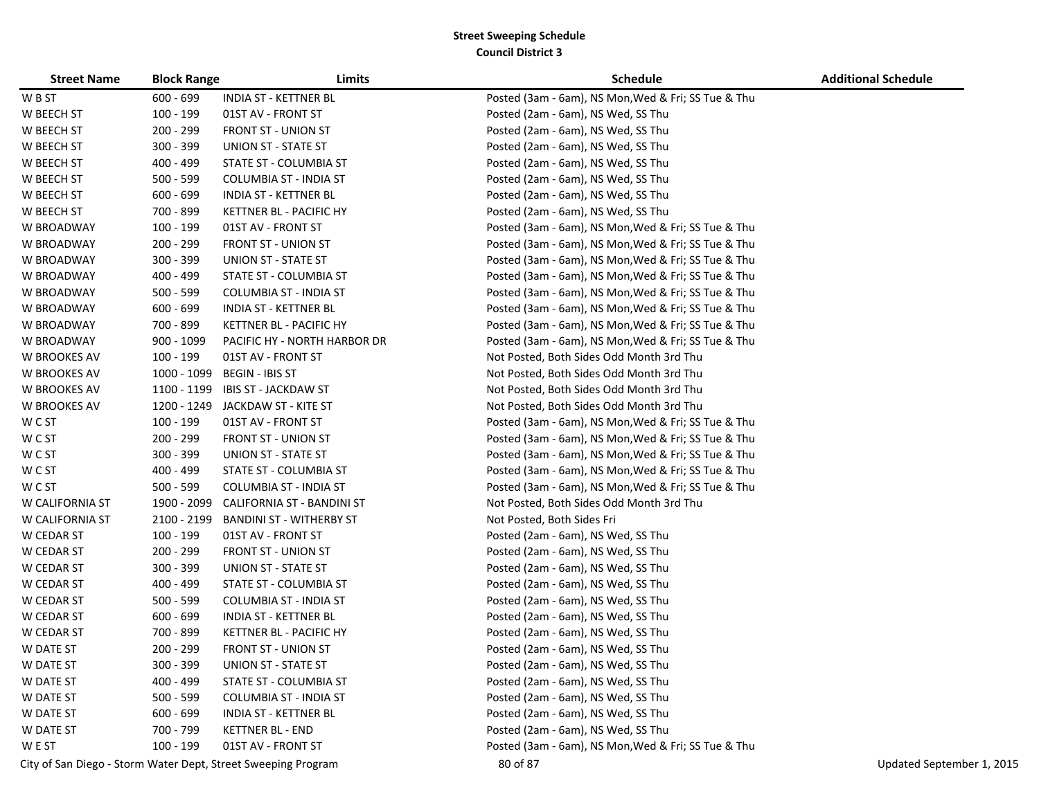**Street Sweeping Schedule**
**Council District 3**

| Street Name | Block Range | Limits | Schedule | Additional Schedule |
|---|---|---|---|---|
| W B ST | 600 - 699 | INDIA ST - KETTNER BL | Posted (3am - 6am), NS Mon,Wed & Fri; SS Tue & Thu | |
| W BEECH ST | 100 - 199 | 01ST AV - FRONT ST | Posted (2am - 6am), NS Wed, SS Thu | |
| W BEECH ST | 200 - 299 | FRONT ST - UNION ST | Posted (2am - 6am), NS Wed, SS Thu | |
| W BEECH ST | 300 - 399 | UNION ST - STATE ST | Posted (2am - 6am), NS Wed, SS Thu | |
| W BEECH ST | 400 - 499 | STATE ST - COLUMBIA ST | Posted (2am - 6am), NS Wed, SS Thu | |
| W BEECH ST | 500 - 599 | COLUMBIA ST - INDIA ST | Posted (2am - 6am), NS Wed, SS Thu | |
| W BEECH ST | 600 - 699 | INDIA ST - KETTNER BL | Posted (2am - 6am), NS Wed, SS Thu | |
| W BEECH ST | 700 - 899 | KETTNER BL - PACIFIC HY | Posted (2am - 6am), NS Wed, SS Thu | |
| W BROADWAY | 100 - 199 | 01ST AV - FRONT ST | Posted (3am - 6am), NS Mon,Wed & Fri; SS Tue & Thu | |
| W BROADWAY | 200 - 299 | FRONT ST - UNION ST | Posted (3am - 6am), NS Mon,Wed & Fri; SS Tue & Thu | |
| W BROADWAY | 300 - 399 | UNION ST - STATE ST | Posted (3am - 6am), NS Mon,Wed & Fri; SS Tue & Thu | |
| W BROADWAY | 400 - 499 | STATE ST - COLUMBIA ST | Posted (3am - 6am), NS Mon,Wed & Fri; SS Tue & Thu | |
| W BROADWAY | 500 - 599 | COLUMBIA ST - INDIA ST | Posted (3am - 6am), NS Mon,Wed & Fri; SS Tue & Thu | |
| W BROADWAY | 600 - 699 | INDIA ST - KETTNER BL | Posted (3am - 6am), NS Mon,Wed & Fri; SS Tue & Thu | |
| W BROADWAY | 700 - 899 | KETTNER BL - PACIFIC HY | Posted (3am - 6am), NS Mon,Wed & Fri; SS Tue & Thu | |
| W BROADWAY | 900 - 1099 | PACIFIC HY - NORTH HARBOR DR | Posted (3am - 6am), NS Mon,Wed & Fri; SS Tue & Thu | |
| W BROOKES AV | 100 - 199 | 01ST AV - FRONT ST | Not Posted, Both Sides Odd Month 3rd Thu | |
| W BROOKES AV | 1000 - 1099 | BEGIN - IBIS ST | Not Posted, Both Sides Odd Month 3rd Thu | |
| W BROOKES AV | 1100 - 1199 | IBIS ST - JACKDAW ST | Not Posted, Both Sides Odd Month 3rd Thu | |
| W BROOKES AV | 1200 - 1249 | JACKDAW ST - KITE ST | Not Posted, Both Sides Odd Month 3rd Thu | |
| W C ST | 100 - 199 | 01ST AV - FRONT ST | Posted (3am - 6am), NS Mon,Wed & Fri; SS Tue & Thu | |
| W C ST | 200 - 299 | FRONT ST - UNION ST | Posted (3am - 6am), NS Mon,Wed & Fri; SS Tue & Thu | |
| W C ST | 300 - 399 | UNION ST - STATE ST | Posted (3am - 6am), NS Mon,Wed & Fri; SS Tue & Thu | |
| W C ST | 400 - 499 | STATE ST - COLUMBIA ST | Posted (3am - 6am), NS Mon,Wed & Fri; SS Tue & Thu | |
| W C ST | 500 - 599 | COLUMBIA ST - INDIA ST | Posted (3am - 6am), NS Mon,Wed & Fri; SS Tue & Thu | |
| W CALIFORNIA ST | 1900 - 2099 | CALIFORNIA ST - BANDINI ST | Not Posted, Both Sides Odd Month 3rd Thu | |
| W CALIFORNIA ST | 2100 - 2199 | BANDINI ST - WITHERBY ST | Not Posted, Both Sides Fri | |
| W CEDAR ST | 100 - 199 | 01ST AV - FRONT ST | Posted (2am - 6am), NS Wed, SS Thu | |
| W CEDAR ST | 200 - 299 | FRONT ST - UNION ST | Posted (2am - 6am), NS Wed, SS Thu | |
| W CEDAR ST | 300 - 399 | UNION ST - STATE ST | Posted (2am - 6am), NS Wed, SS Thu | |
| W CEDAR ST | 400 - 499 | STATE ST - COLUMBIA ST | Posted (2am - 6am), NS Wed, SS Thu | |
| W CEDAR ST | 500 - 599 | COLUMBIA ST - INDIA ST | Posted (2am - 6am), NS Wed, SS Thu | |
| W CEDAR ST | 600 - 699 | INDIA ST - KETTNER BL | Posted (2am - 6am), NS Wed, SS Thu | |
| W CEDAR ST | 700 - 899 | KETTNER BL - PACIFIC HY | Posted (2am - 6am), NS Wed, SS Thu | |
| W DATE ST | 200 - 299 | FRONT ST - UNION ST | Posted (2am - 6am), NS Wed, SS Thu | |
| W DATE ST | 300 - 399 | UNION ST - STATE ST | Posted (2am - 6am), NS Wed, SS Thu | |
| W DATE ST | 400 - 499 | STATE ST - COLUMBIA ST | Posted (2am - 6am), NS Wed, SS Thu | |
| W DATE ST | 500 - 599 | COLUMBIA ST - INDIA ST | Posted (2am - 6am), NS Wed, SS Thu | |
| W DATE ST | 600 - 699 | INDIA ST - KETTNER BL | Posted (2am - 6am), NS Wed, SS Thu | |
| W DATE ST | 700 - 799 | KETTNER BL - END | Posted (2am - 6am), NS Wed, SS Thu | |
| W E ST | 100 - 199 | 01ST AV - FRONT ST | Posted (3am - 6am), NS Mon,Wed & Fri; SS Tue & Thu | |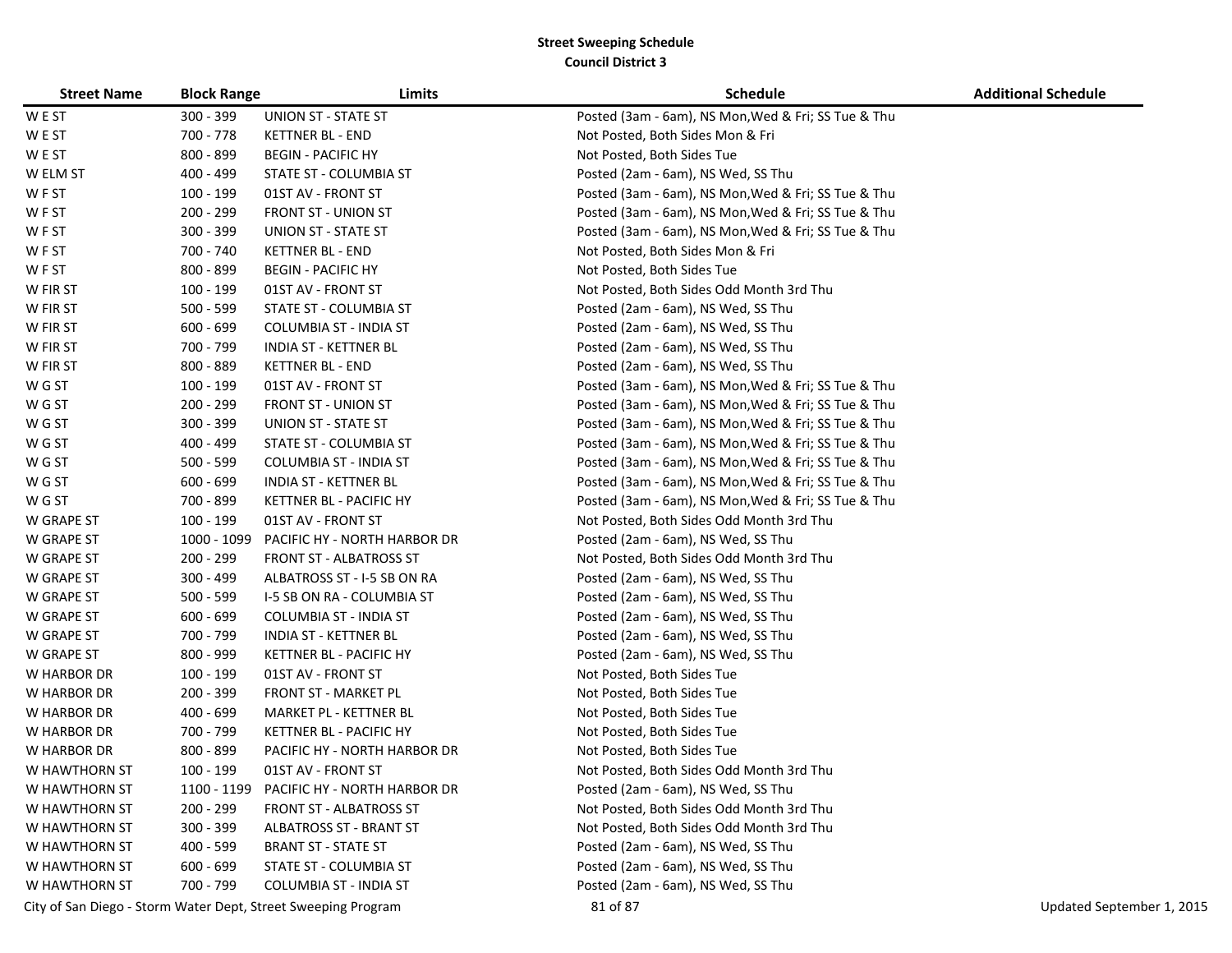**Street Sweeping Schedule**
**Council District 3**

| Street Name | Block Range | Limits | Schedule | Additional Schedule |
|---|---|---|---|---|
| W E ST | 300 - 399 | UNION ST - STATE ST | Posted (3am - 6am), NS Mon,Wed & Fri; SS Tue & Thu | |
| W E ST | 700 - 778 | KETTNER BL - END | Not Posted, Both Sides Mon & Fri | |
| W E ST | 800 - 899 | BEGIN - PACIFIC HY | Not Posted, Both Sides Tue | |
| W ELM ST | 400 - 499 | STATE ST - COLUMBIA ST | Posted (2am - 6am), NS Wed, SS Thu | |
| W F ST | 100 - 199 | 01ST AV - FRONT ST | Posted (3am - 6am), NS Mon,Wed & Fri; SS Tue & Thu | |
| W F ST | 200 - 299 | FRONT ST - UNION ST | Posted (3am - 6am), NS Mon,Wed & Fri; SS Tue & Thu | |
| W F ST | 300 - 399 | UNION ST - STATE ST | Posted (3am - 6am), NS Mon,Wed & Fri; SS Tue & Thu | |
| W F ST | 700 - 740 | KETTNER BL - END | Not Posted, Both Sides Mon & Fri | |
| W F ST | 800 - 899 | BEGIN - PACIFIC HY | Not Posted, Both Sides Tue | |
| W FIR ST | 100 - 199 | 01ST AV - FRONT ST | Not Posted, Both Sides Odd Month 3rd Thu | |
| W FIR ST | 500 - 599 | STATE ST - COLUMBIA ST | Posted (2am - 6am), NS Wed, SS Thu | |
| W FIR ST | 600 - 699 | COLUMBIA ST - INDIA ST | Posted (2am - 6am), NS Wed, SS Thu | |
| W FIR ST | 700 - 799 | INDIA ST - KETTNER BL | Posted (2am - 6am), NS Wed, SS Thu | |
| W FIR ST | 800 - 889 | KETTNER BL - END | Posted (2am - 6am), NS Wed, SS Thu | |
| W G ST | 100 - 199 | 01ST AV - FRONT ST | Posted (3am - 6am), NS Mon,Wed & Fri; SS Tue & Thu | |
| W G ST | 200 - 299 | FRONT ST - UNION ST | Posted (3am - 6am), NS Mon,Wed & Fri; SS Tue & Thu | |
| W G ST | 300 - 399 | UNION ST - STATE ST | Posted (3am - 6am), NS Mon,Wed & Fri; SS Tue & Thu | |
| W G ST | 400 - 499 | STATE ST - COLUMBIA ST | Posted (3am - 6am), NS Mon,Wed & Fri; SS Tue & Thu | |
| W G ST | 500 - 599 | COLUMBIA ST - INDIA ST | Posted (3am - 6am), NS Mon,Wed & Fri; SS Tue & Thu | |
| W G ST | 600 - 699 | INDIA ST - KETTNER BL | Posted (3am - 6am), NS Mon,Wed & Fri; SS Tue & Thu | |
| W G ST | 700 - 899 | KETTNER BL - PACIFIC HY | Posted (3am - 6am), NS Mon,Wed & Fri; SS Tue & Thu | |
| W GRAPE ST | 100 - 199 | 01ST AV - FRONT ST | Not Posted, Both Sides Odd Month 3rd Thu | |
| W GRAPE ST | 1000 - 1099 | PACIFIC HY - NORTH HARBOR DR | Posted (2am - 6am), NS Wed, SS Thu | |
| W GRAPE ST | 200 - 299 | FRONT ST - ALBATROSS ST | Not Posted, Both Sides Odd Month 3rd Thu | |
| W GRAPE ST | 300 - 499 | ALBATROSS ST - I-5 SB ON RA | Posted (2am - 6am), NS Wed, SS Thu | |
| W GRAPE ST | 500 - 599 | I-5 SB ON RA - COLUMBIA ST | Posted (2am - 6am), NS Wed, SS Thu | |
| W GRAPE ST | 600 - 699 | COLUMBIA ST - INDIA ST | Posted (2am - 6am), NS Wed, SS Thu | |
| W GRAPE ST | 700 - 799 | INDIA ST - KETTNER BL | Posted (2am - 6am), NS Wed, SS Thu | |
| W GRAPE ST | 800 - 999 | KETTNER BL - PACIFIC HY | Posted (2am - 6am), NS Wed, SS Thu | |
| W HARBOR DR | 100 - 199 | 01ST AV - FRONT ST | Not Posted, Both Sides Tue | |
| W HARBOR DR | 200 - 399 | FRONT ST - MARKET PL | Not Posted, Both Sides Tue | |
| W HARBOR DR | 400 - 699 | MARKET PL - KETTNER BL | Not Posted, Both Sides Tue | |
| W HARBOR DR | 700 - 799 | KETTNER BL - PACIFIC HY | Not Posted, Both Sides Tue | |
| W HARBOR DR | 800 - 899 | PACIFIC HY - NORTH HARBOR DR | Not Posted, Both Sides Tue | |
| W HAWTHORN ST | 100 - 199 | 01ST AV - FRONT ST | Not Posted, Both Sides Odd Month 3rd Thu | |
| W HAWTHORN ST | 1100 - 1199 | PACIFIC HY - NORTH HARBOR DR | Posted (2am - 6am), NS Wed, SS Thu | |
| W HAWTHORN ST | 200 - 299 | FRONT ST - ALBATROSS ST | Not Posted, Both Sides Odd Month 3rd Thu | |
| W HAWTHORN ST | 300 - 399 | ALBATROSS ST - BRANT ST | Not Posted, Both Sides Odd Month 3rd Thu | |
| W HAWTHORN ST | 400 - 599 | BRANT ST - STATE ST | Posted (2am - 6am), NS Wed, SS Thu | |
| W HAWTHORN ST | 600 - 699 | STATE ST - COLUMBIA ST | Posted (2am - 6am), NS Wed, SS Thu | |
| W HAWTHORN ST | 700 - 799 | COLUMBIA ST - INDIA ST | Posted (2am - 6am), NS Wed, SS Thu | |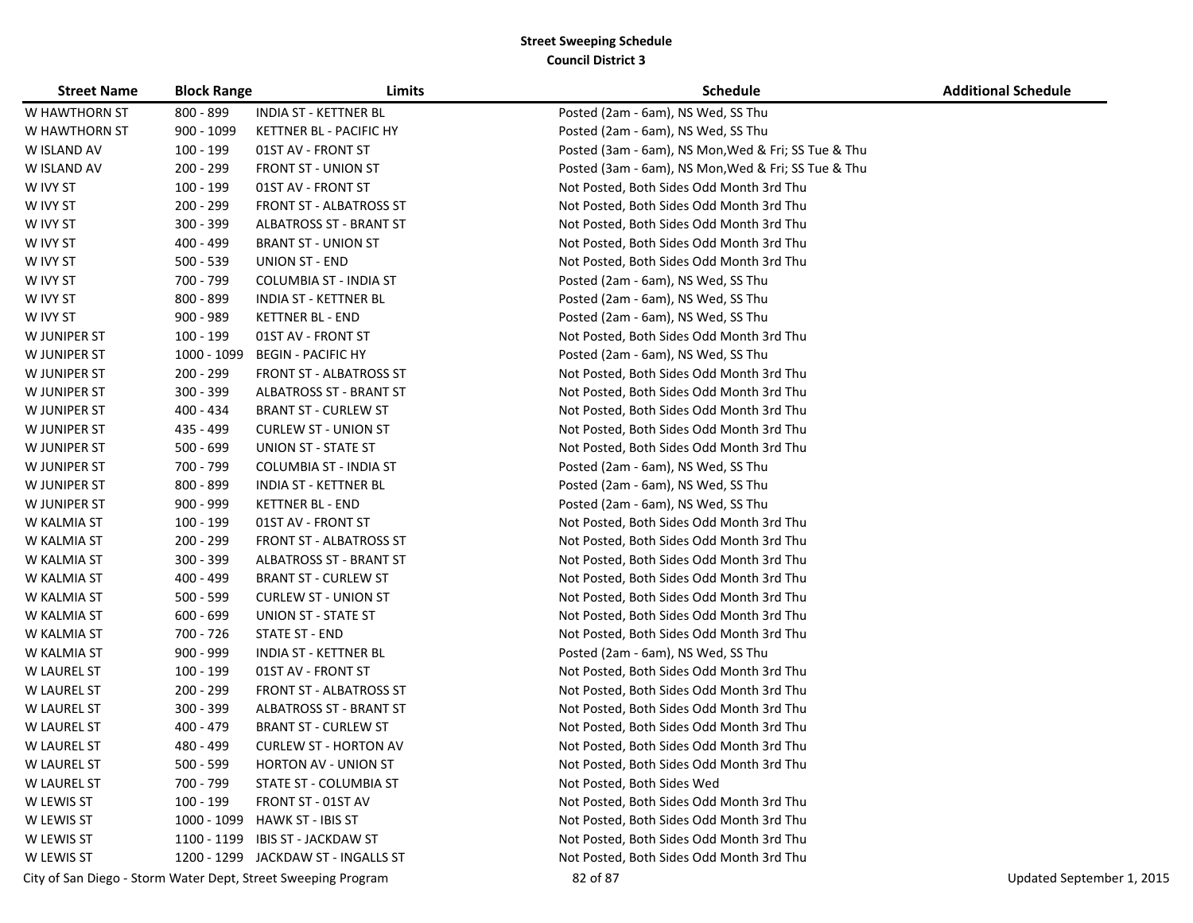## Street Sweeping Schedule
### Council District 3

| Street Name | Block Range | Limits | Schedule | Additional Schedule |
|---|---|---|---|---|
| W HAWTHORN ST | 800 - 899 | INDIA ST - KETTNER BL | Posted (2am - 6am), NS Wed, SS Thu | |
| W HAWTHORN ST | 900 - 1099 | KETTNER BL - PACIFIC HY | Posted (2am - 6am), NS Wed, SS Thu | |
| W ISLAND AV | 100 - 199 | 01ST AV - FRONT ST | Posted (3am - 6am), NS Mon,Wed & Fri; SS Tue & Thu | |
| W ISLAND AV | 200 - 299 | FRONT ST - UNION ST | Posted (3am - 6am), NS Mon,Wed & Fri; SS Tue & Thu | |
| W IVY ST | 100 - 199 | 01ST AV - FRONT ST | Not Posted, Both Sides Odd Month 3rd Thu | |
| W IVY ST | 200 - 299 | FRONT ST - ALBATROSS ST | Not Posted, Both Sides Odd Month 3rd Thu | |
| W IVY ST | 300 - 399 | ALBATROSS ST - BRANT ST | Not Posted, Both Sides Odd Month 3rd Thu | |
| W IVY ST | 400 - 499 | BRANT ST - UNION ST | Not Posted, Both Sides Odd Month 3rd Thu | |
| W IVY ST | 500 - 539 | UNION ST - END | Not Posted, Both Sides Odd Month 3rd Thu | |
| W IVY ST | 700 - 799 | COLUMBIA ST - INDIA ST | Posted (2am - 6am), NS Wed, SS Thu | |
| W IVY ST | 800 - 899 | INDIA ST - KETTNER BL | Posted (2am - 6am), NS Wed, SS Thu | |
| W IVY ST | 900 - 989 | KETTNER BL - END | Posted (2am - 6am), NS Wed, SS Thu | |
| W JUNIPER ST | 100 - 199 | 01ST AV - FRONT ST | Not Posted, Both Sides Odd Month 3rd Thu | |
| W JUNIPER ST | 1000 - 1099 | BEGIN - PACIFIC HY | Posted (2am - 6am), NS Wed, SS Thu | |
| W JUNIPER ST | 200 - 299 | FRONT ST - ALBATROSS ST | Not Posted, Both Sides Odd Month 3rd Thu | |
| W JUNIPER ST | 300 - 399 | ALBATROSS ST - BRANT ST | Not Posted, Both Sides Odd Month 3rd Thu | |
| W JUNIPER ST | 400 - 434 | BRANT ST - CURLEW ST | Not Posted, Both Sides Odd Month 3rd Thu | |
| W JUNIPER ST | 435 - 499 | CURLEW ST - UNION ST | Not Posted, Both Sides Odd Month 3rd Thu | |
| W JUNIPER ST | 500 - 699 | UNION ST - STATE ST | Not Posted, Both Sides Odd Month 3rd Thu | |
| W JUNIPER ST | 700 - 799 | COLUMBIA ST - INDIA ST | Posted (2am - 6am), NS Wed, SS Thu | |
| W JUNIPER ST | 800 - 899 | INDIA ST - KETTNER BL | Posted (2am - 6am), NS Wed, SS Thu | |
| W JUNIPER ST | 900 - 999 | KETTNER BL - END | Posted (2am - 6am), NS Wed, SS Thu | |
| W KALMIA ST | 100 - 199 | 01ST AV - FRONT ST | Not Posted, Both Sides Odd Month 3rd Thu | |
| W KALMIA ST | 200 - 299 | FRONT ST - ALBATROSS ST | Not Posted, Both Sides Odd Month 3rd Thu | |
| W KALMIA ST | 300 - 399 | ALBATROSS ST - BRANT ST | Not Posted, Both Sides Odd Month 3rd Thu | |
| W KALMIA ST | 400 - 499 | BRANT ST - CURLEW ST | Not Posted, Both Sides Odd Month 3rd Thu | |
| W KALMIA ST | 500 - 599 | CURLEW ST - UNION ST | Not Posted, Both Sides Odd Month 3rd Thu | |
| W KALMIA ST | 600 - 699 | UNION ST - STATE ST | Not Posted, Both Sides Odd Month 3rd Thu | |
| W KALMIA ST | 700 - 726 | STATE ST - END | Not Posted, Both Sides Odd Month 3rd Thu | |
| W KALMIA ST | 900 - 999 | INDIA ST - KETTNER BL | Posted (2am - 6am), NS Wed, SS Thu | |
| W LAUREL ST | 100 - 199 | 01ST AV - FRONT ST | Not Posted, Both Sides Odd Month 3rd Thu | |
| W LAUREL ST | 200 - 299 | FRONT ST - ALBATROSS ST | Not Posted, Both Sides Odd Month 3rd Thu | |
| W LAUREL ST | 300 - 399 | ALBATROSS ST - BRANT ST | Not Posted, Both Sides Odd Month 3rd Thu | |
| W LAUREL ST | 400 - 479 | BRANT ST - CURLEW ST | Not Posted, Both Sides Odd Month 3rd Thu | |
| W LAUREL ST | 480 - 499 | CURLEW ST - HORTON AV | Not Posted, Both Sides Odd Month 3rd Thu | |
| W LAUREL ST | 500 - 599 | HORTON AV - UNION ST | Not Posted, Both Sides Odd Month 3rd Thu | |
| W LAUREL ST | 700 - 799 | STATE ST - COLUMBIA ST | Not Posted, Both Sides Wed | |
| W LEWIS ST | 100 - 199 | FRONT ST - 01ST AV | Not Posted, Both Sides Odd Month 3rd Thu | |
| W LEWIS ST | 1000 - 1099 | HAWK ST - IBIS ST | Not Posted, Both Sides Odd Month 3rd Thu | |
| W LEWIS ST | 1100 - 1199 | IBIS ST - JACKDAW ST | Not Posted, Both Sides Odd Month 3rd Thu | |
| W LEWIS ST | 1200 - 1299 | JACKDAW ST - INGALLS ST | Not Posted, Both Sides Odd Month 3rd Thu | |

City of San Diego - Storm Water Dept, Street Sweeping Program

Updated September 1, 2015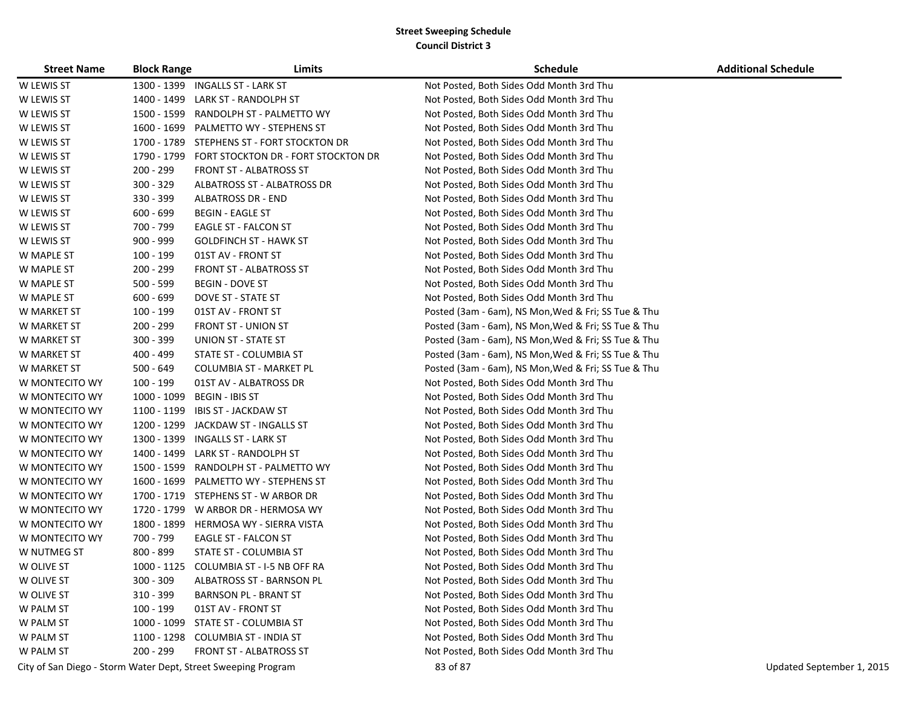# Street Sweeping Schedule

## Council District 3

| Street Name | Block Range | Limits | Schedule | Additional Schedule |
|---|---|---|---|---|
| W LEWIS ST | 1300 - 1399 | INGALLS ST - LARK ST | Not Posted, Both Sides Odd Month 3rd Thu | |
| W LEWIS ST | 1400 - 1499 | LARK ST - RANDOLPH ST | Not Posted, Both Sides Odd Month 3rd Thu | |
| W LEWIS ST | 1500 - 1599 | RANDOLPH ST - PALMETTO WY | Not Posted, Both Sides Odd Month 3rd Thu | |
| W LEWIS ST | 1600 - 1699 | PALMETTO WY - STEPHENS ST | Not Posted, Both Sides Odd Month 3rd Thu | |
| W LEWIS ST | 1700 - 1789 | STEPHENS ST - FORT STOCKTON DR | Not Posted, Both Sides Odd Month 3rd Thu | |
| W LEWIS ST | 1790 - 1799 | FORT STOCKTON DR - FORT STOCKTON DR | Not Posted, Both Sides Odd Month 3rd Thu | |
| W LEWIS ST | 200 - 299 | FRONT ST - ALBATROSS ST | Not Posted, Both Sides Odd Month 3rd Thu | |
| W LEWIS ST | 300 - 329 | ALBATROSS ST - ALBATROSS DR | Not Posted, Both Sides Odd Month 3rd Thu | |
| W LEWIS ST | 330 - 399 | ALBATROSS DR - END | Not Posted, Both Sides Odd Month 3rd Thu | |
| W LEWIS ST | 600 - 699 | BEGIN - EAGLE ST | Not Posted, Both Sides Odd Month 3rd Thu | |
| W LEWIS ST | 700 - 799 | EAGLE ST - FALCON ST | Not Posted, Both Sides Odd Month 3rd Thu | |
| W LEWIS ST | 900 - 999 | GOLDFINCH ST - HAWK ST | Not Posted, Both Sides Odd Month 3rd Thu | |
| W MAPLE ST | 100 - 199 | 01ST AV - FRONT ST | Not Posted, Both Sides Odd Month 3rd Thu | |
| W MAPLE ST | 200 - 299 | FRONT ST - ALBATROSS ST | Not Posted, Both Sides Odd Month 3rd Thu | |
| W MAPLE ST | 500 - 599 | BEGIN - DOVE ST | Not Posted, Both Sides Odd Month 3rd Thu | |
| W MAPLE ST | 600 - 699 | DOVE ST - STATE ST | Not Posted, Both Sides Odd Month 3rd Thu | |
| W MARKET ST | 100 - 199 | 01ST AV - FRONT ST | Posted (3am - 6am), NS Mon,Wed & Fri; SS Tue & Thu | |
| W MARKET ST | 200 - 299 | FRONT ST - UNION ST | Posted (3am - 6am), NS Mon,Wed & Fri; SS Tue & Thu | |
| W MARKET ST | 300 - 399 | UNION ST - STATE ST | Posted (3am - 6am), NS Mon,Wed & Fri; SS Tue & Thu | |
| W MARKET ST | 400 - 499 | STATE ST - COLUMBIA ST | Posted (3am - 6am), NS Mon,Wed & Fri; SS Tue & Thu | |
| W MARKET ST | 500 - 649 | COLUMBIA ST - MARKET PL | Posted (3am - 6am), NS Mon,Wed & Fri; SS Tue & Thu | |
| W MONTECITO WY | 100 - 199 | 01ST AV - ALBATROSS DR | Not Posted, Both Sides Odd Month 3rd Thu | |
| W MONTECITO WY | 1000 - 1099 | BEGIN - IBIS ST | Not Posted, Both Sides Odd Month 3rd Thu | |
| W MONTECITO WY | 1100 - 1199 | IBIS ST - JACKDAW ST | Not Posted, Both Sides Odd Month 3rd Thu | |
| W MONTECITO WY | 1200 - 1299 | JACKDAW ST - INGALLS ST | Not Posted, Both Sides Odd Month 3rd Thu | |
| W MONTECITO WY | 1300 - 1399 | INGALLS ST - LARK ST | Not Posted, Both Sides Odd Month 3rd Thu | |
| W MONTECITO WY | 1400 - 1499 | LARK ST - RANDOLPH ST | Not Posted, Both Sides Odd Month 3rd Thu | |
| W MONTECITO WY | 1500 - 1599 | RANDOLPH ST - PALMETTO WY | Not Posted, Both Sides Odd Month 3rd Thu | |
| W MONTECITO WY | 1600 - 1699 | PALMETTO WY - STEPHENS ST | Not Posted, Both Sides Odd Month 3rd Thu | |
| W MONTECITO WY | 1700 - 1719 | STEPHENS ST - W ARBOR DR | Not Posted, Both Sides Odd Month 3rd Thu | |
| W MONTECITO WY | 1720 - 1799 | W ARBOR DR - HERMOSA WY | Not Posted, Both Sides Odd Month 3rd Thu | |
| W MONTECITO WY | 1800 - 1899 | HERMOSA WY - SIERRA VISTA | Not Posted, Both Sides Odd Month 3rd Thu | |
| W MONTECITO WY | 700 - 799 | EAGLE ST - FALCON ST | Not Posted, Both Sides Odd Month 3rd Thu | |
| W NUTMEG ST | 800 - 899 | STATE ST - COLUMBIA ST | Not Posted, Both Sides Odd Month 3rd Thu | |
| W OLIVE ST | 1000 - 1125 | COLUMBIA ST - I-5 NB OFF RA | Not Posted, Both Sides Odd Month 3rd Thu | |
| W OLIVE ST | 300 - 309 | ALBATROSS ST - BARNSON PL | Not Posted, Both Sides Odd Month 3rd Thu | |
| W OLIVE ST | 310 - 399 | BARNSON PL - BRANT ST | Not Posted, Both Sides Odd Month 3rd Thu | |
| W PALM ST | 100 - 199 | 01ST AV - FRONT ST | Not Posted, Both Sides Odd Month 3rd Thu | |
| W PALM ST | 1000 - 1099 | STATE ST - COLUMBIA ST | Not Posted, Both Sides Odd Month 3rd Thu | |
| W PALM ST | 1100 - 1298 | COLUMBIA ST - INDIA ST | Not Posted, Both Sides Odd Month 3rd Thu | |
| W PALM ST | 200 - 299 | FRONT ST - ALBATROSS ST | Not Posted, Both Sides Odd Month 3rd Thu | |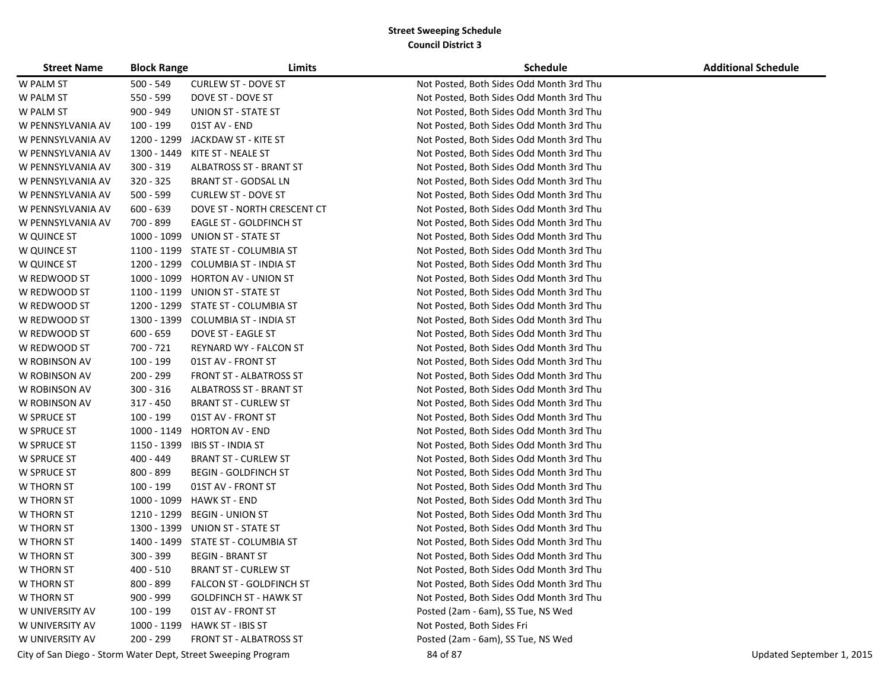**Street Sweeping Schedule**
**Council District 3**

| Street Name | Block Range | Limits | Schedule | Additional Schedule |
|---|---|---|---|---|
| W PALM ST | 500 - 549 | CURLEW ST - DOVE ST | Not Posted, Both Sides Odd Month 3rd Thu | |
| W PALM ST | 550 - 599 | DOVE ST - DOVE ST | Not Posted, Both Sides Odd Month 3rd Thu | |
| W PALM ST | 900 - 949 | UNION ST - STATE ST | Not Posted, Both Sides Odd Month 3rd Thu | |
| W PENNSYLVANIA AV | 100 - 199 | 01ST AV - END | Not Posted, Both Sides Odd Month 3rd Thu | |
| W PENNSYLVANIA AV | 1200 - 1299 | JACKDAW ST - KITE ST | Not Posted, Both Sides Odd Month 3rd Thu | |
| W PENNSYLVANIA AV | 1300 - 1449 | KITE ST - NEALE ST | Not Posted, Both Sides Odd Month 3rd Thu | |
| W PENNSYLVANIA AV | 300 - 319 | ALBATROSS ST - BRANT ST | Not Posted, Both Sides Odd Month 3rd Thu | |
| W PENNSYLVANIA AV | 320 - 325 | BRANT ST - GODSAL LN | Not Posted, Both Sides Odd Month 3rd Thu | |
| W PENNSYLVANIA AV | 500 - 599 | CURLEW ST - DOVE ST | Not Posted, Both Sides Odd Month 3rd Thu | |
| W PENNSYLVANIA AV | 600 - 639 | DOVE ST - NORTH CRESCENT CT | Not Posted, Both Sides Odd Month 3rd Thu | |
| W PENNSYLVANIA AV | 700 - 899 | EAGLE ST - GOLDFINCH ST | Not Posted, Both Sides Odd Month 3rd Thu | |
| W QUINCE ST | 1000 - 1099 | UNION ST - STATE ST | Not Posted, Both Sides Odd Month 3rd Thu | |
| W QUINCE ST | 1100 - 1199 | STATE ST - COLUMBIA ST | Not Posted, Both Sides Odd Month 3rd Thu | |
| W QUINCE ST | 1200 - 1299 | COLUMBIA ST - INDIA ST | Not Posted, Both Sides Odd Month 3rd Thu | |
| W REDWOOD ST | 1000 - 1099 | HORTON AV - UNION ST | Not Posted, Both Sides Odd Month 3rd Thu | |
| W REDWOOD ST | 1100 - 1199 | UNION ST - STATE ST | Not Posted, Both Sides Odd Month 3rd Thu | |
| W REDWOOD ST | 1200 - 1299 | STATE ST - COLUMBIA ST | Not Posted, Both Sides Odd Month 3rd Thu | |
| W REDWOOD ST | 1300 - 1399 | COLUMBIA ST - INDIA ST | Not Posted, Both Sides Odd Month 3rd Thu | |
| W REDWOOD ST | 600 - 659 | DOVE ST - EAGLE ST | Not Posted, Both Sides Odd Month 3rd Thu | |
| W REDWOOD ST | 700 - 721 | REYNARD WY - FALCON ST | Not Posted, Both Sides Odd Month 3rd Thu | |
| W ROBINSON AV | 100 - 199 | 01ST AV - FRONT ST | Not Posted, Both Sides Odd Month 3rd Thu | |
| W ROBINSON AV | 200 - 299 | FRONT ST - ALBATROSS ST | Not Posted, Both Sides Odd Month 3rd Thu | |
| W ROBINSON AV | 300 - 316 | ALBATROSS ST - BRANT ST | Not Posted, Both Sides Odd Month 3rd Thu | |
| W ROBINSON AV | 317 - 450 | BRANT ST - CURLEW ST | Not Posted, Both Sides Odd Month 3rd Thu | |
| W SPRUCE ST | 100 - 199 | 01ST AV - FRONT ST | Not Posted, Both Sides Odd Month 3rd Thu | |
| W SPRUCE ST | 1000 - 1149 | HORTON AV - END | Not Posted, Both Sides Odd Month 3rd Thu | |
| W SPRUCE ST | 1150 - 1399 | IBIS ST - INDIA ST | Not Posted, Both Sides Odd Month 3rd Thu | |
| W SPRUCE ST | 400 - 449 | BRANT ST - CURLEW ST | Not Posted, Both Sides Odd Month 3rd Thu | |
| W SPRUCE ST | 800 - 899 | BEGIN - GOLDFINCH ST | Not Posted, Both Sides Odd Month 3rd Thu | |
| W THORN ST | 100 - 199 | 01ST AV - FRONT ST | Not Posted, Both Sides Odd Month 3rd Thu | |
| W THORN ST | 1000 - 1099 | HAWK ST - END | Not Posted, Both Sides Odd Month 3rd Thu | |
| W THORN ST | 1210 - 1299 | BEGIN - UNION ST | Not Posted, Both Sides Odd Month 3rd Thu | |
| W THORN ST | 1300 - 1399 | UNION ST - STATE ST | Not Posted, Both Sides Odd Month 3rd Thu | |
| W THORN ST | 1400 - 1499 | STATE ST - COLUMBIA ST | Not Posted, Both Sides Odd Month 3rd Thu | |
| W THORN ST | 300 - 399 | BEGIN - BRANT ST | Not Posted, Both Sides Odd Month 3rd Thu | |
| W THORN ST | 400 - 510 | BRANT ST - CURLEW ST | Not Posted, Both Sides Odd Month 3rd Thu | |
| W THORN ST | 800 - 899 | FALCON ST - GOLDFINCH ST | Not Posted, Both Sides Odd Month 3rd Thu | |
| W THORN ST | 900 - 999 | GOLDFINCH ST - HAWK ST | Not Posted, Both Sides Odd Month 3rd Thu | |
| W UNIVERSITY AV | 100 - 199 | 01ST AV - FRONT ST | Posted (2am - 6am), SS Tue, NS Wed | |
| W UNIVERSITY AV | 1000 - 1199 | HAWK ST - IBIS ST | Not Posted, Both Sides Fri | |
| W UNIVERSITY AV | 200 - 299 | FRONT ST - ALBATROSS ST | Posted (2am - 6am), SS Tue, NS Wed | |

City of San Diego - Storm Water Dept, Street Sweeping Program

Updated September 1, 2015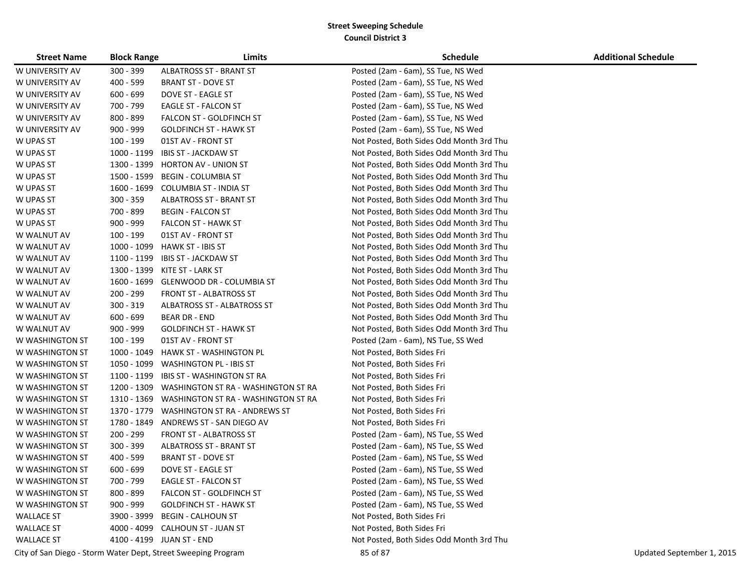## Street Sweeping Schedule
### Council District 3

| Street Name | Block Range | Limits | Schedule | Additional Schedule |
|---|---|---|---|---|
| W UNIVERSITY AV | 300 - 399 | ALBATROSS ST - BRANT ST | Posted (2am - 6am), SS Tue, NS Wed | |
| W UNIVERSITY AV | 400 - 599 | BRANT ST - DOVE ST | Posted (2am - 6am), SS Tue, NS Wed | |
| W UNIVERSITY AV | 600 - 699 | DOVE ST - EAGLE ST | Posted (2am - 6am), SS Tue, NS Wed | |
| W UNIVERSITY AV | 700 - 799 | EAGLE ST - FALCON ST | Posted (2am - 6am), SS Tue, NS Wed | |
| W UNIVERSITY AV | 800 - 899 | FALCON ST - GOLDFINCH ST | Posted (2am - 6am), SS Tue, NS Wed | |
| W UNIVERSITY AV | 900 - 999 | GOLDFINCH ST - HAWK ST | Posted (2am - 6am), SS Tue, NS Wed | |
| W UPAS ST | 100 - 199 | 01ST AV - FRONT ST | Not Posted, Both Sides Odd Month 3rd Thu | |
| W UPAS ST | 1000 - 1199 | IBIS ST - JACKDAW ST | Not Posted, Both Sides Odd Month 3rd Thu | |
| W UPAS ST | 1300 - 1399 | HORTON AV - UNION ST | Not Posted, Both Sides Odd Month 3rd Thu | |
| W UPAS ST | 1500 - 1599 | BEGIN - COLUMBIA ST | Not Posted, Both Sides Odd Month 3rd Thu | |
| W UPAS ST | 1600 - 1699 | COLUMBIA ST - INDIA ST | Not Posted, Both Sides Odd Month 3rd Thu | |
| W UPAS ST | 300 - 359 | ALBATROSS ST - BRANT ST | Not Posted, Both Sides Odd Month 3rd Thu | |
| W UPAS ST | 700 - 899 | BEGIN - FALCON ST | Not Posted, Both Sides Odd Month 3rd Thu | |
| W UPAS ST | 900 - 999 | FALCON ST - HAWK ST | Not Posted, Both Sides Odd Month 3rd Thu | |
| W WALNUT AV | 100 - 199 | 01ST AV - FRONT ST | Not Posted, Both Sides Odd Month 3rd Thu | |
| W WALNUT AV | 1000 - 1099 | HAWK ST - IBIS ST | Not Posted, Both Sides Odd Month 3rd Thu | |
| W WALNUT AV | 1100 - 1199 | IBIS ST - JACKDAW ST | Not Posted, Both Sides Odd Month 3rd Thu | |
| W WALNUT AV | 1300 - 1399 | KITE ST - LARK ST | Not Posted, Both Sides Odd Month 3rd Thu | |
| W WALNUT AV | 1600 - 1699 | GLENWOOD DR - COLUMBIA ST | Not Posted, Both Sides Odd Month 3rd Thu | |
| W WALNUT AV | 200 - 299 | FRONT ST - ALBATROSS ST | Not Posted, Both Sides Odd Month 3rd Thu | |
| W WALNUT AV | 300 - 319 | ALBATROSS ST - ALBATROSS ST | Not Posted, Both Sides Odd Month 3rd Thu | |
| W WALNUT AV | 600 - 699 | BEAR DR - END | Not Posted, Both Sides Odd Month 3rd Thu | |
| W WALNUT AV | 900 - 999 | GOLDFINCH ST - HAWK ST | Not Posted, Both Sides Odd Month 3rd Thu | |
| W WASHINGTON ST | 100 - 199 | 01ST AV - FRONT ST | Posted (2am - 6am), NS Tue, SS Wed | |
| W WASHINGTON ST | 1000 - 1049 | HAWK ST - WASHINGTON PL | Not Posted, Both Sides Fri | |
| W WASHINGTON ST | 1050 - 1099 | WASHINGTON PL - IBIS ST | Not Posted, Both Sides Fri | |
| W WASHINGTON ST | 1100 - 1199 | IBIS ST - WASHINGTON ST RA | Not Posted, Both Sides Fri | |
| W WASHINGTON ST | 1200 - 1309 | WASHINGTON ST RA - WASHINGTON ST RA | Not Posted, Both Sides Fri | |
| W WASHINGTON ST | 1310 - 1369 | WASHINGTON ST RA - WASHINGTON ST RA | Not Posted, Both Sides Fri | |
| W WASHINGTON ST | 1370 - 1779 | WASHINGTON ST RA - ANDREWS ST | Not Posted, Both Sides Fri | |
| W WASHINGTON ST | 1780 - 1849 | ANDREWS ST - SAN DIEGO AV | Not Posted, Both Sides Fri | |
| W WASHINGTON ST | 200 - 299 | FRONT ST - ALBATROSS ST | Posted (2am - 6am), NS Tue, SS Wed | |
| W WASHINGTON ST | 300 - 399 | ALBATROSS ST - BRANT ST | Posted (2am - 6am), NS Tue, SS Wed | |
| W WASHINGTON ST | 400 - 599 | BRANT ST - DOVE ST | Posted (2am - 6am), NS Tue, SS Wed | |
| W WASHINGTON ST | 600 - 699 | DOVE ST - EAGLE ST | Posted (2am - 6am), NS Tue, SS Wed | |
| W WASHINGTON ST | 700 - 799 | EAGLE ST - FALCON ST | Posted (2am - 6am), NS Tue, SS Wed | |
| W WASHINGTON ST | 800 - 899 | FALCON ST - GOLDFINCH ST | Posted (2am - 6am), NS Tue, SS Wed | |
| W WASHINGTON ST | 900 - 999 | GOLDFINCH ST - HAWK ST | Posted (2am - 6am), NS Tue, SS Wed | |
| WALLACE ST | 3900 - 3999 | BEGIN - CALHOUN ST | Not Posted, Both Sides Fri | |
| WALLACE ST | 4000 - 4099 | CALHOUN ST - JUAN ST | Not Posted, Both Sides Fri | |
| WALLACE ST | 4100 - 4199 | JUAN ST - END | Not Posted, Both Sides Odd Month 3rd Thu | |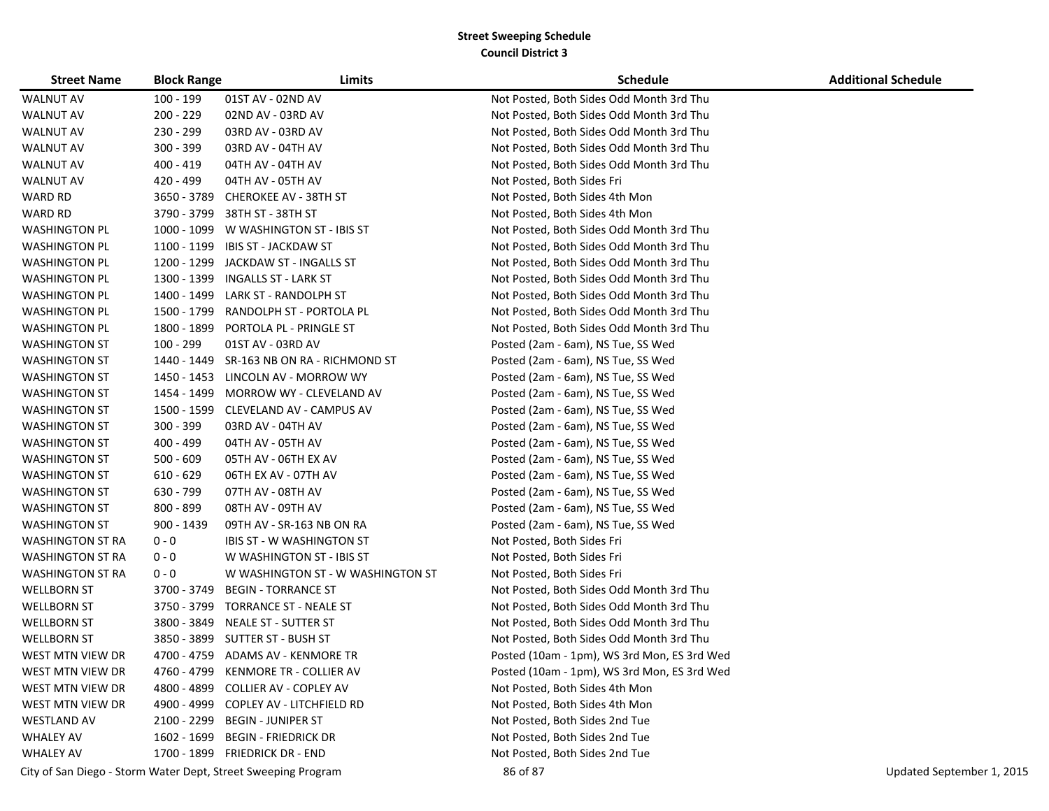## Street Sweeping Schedule
### Council District 3

| Street Name | Block Range | Limits | Schedule | Additional Schedule |
|---|---|---|---|---|
| WALNUT AV | 100 - 199 | 01ST AV - 02ND AV | Not Posted, Both Sides Odd Month 3rd Thu | |
| WALNUT AV | 200 - 229 | 02ND AV - 03RD AV | Not Posted, Both Sides Odd Month 3rd Thu | |
| WALNUT AV | 230 - 299 | 03RD AV - 03RD AV | Not Posted, Both Sides Odd Month 3rd Thu | |
| WALNUT AV | 300 - 399 | 03RD AV - 04TH AV | Not Posted, Both Sides Odd Month 3rd Thu | |
| WALNUT AV | 400 - 419 | 04TH AV - 04TH AV | Not Posted, Both Sides Odd Month 3rd Thu | |
| WALNUT AV | 420 - 499 | 04TH AV - 05TH AV | Not Posted, Both Sides Fri | |
| WARD RD | 3650 - 3789 | CHEROKEE AV - 38TH ST | Not Posted, Both Sides 4th Mon | |
| WARD RD | 3790 - 3799 | 38TH ST - 38TH ST | Not Posted, Both Sides 4th Mon | |
| WASHINGTON PL | 1000 - 1099 | W WASHINGTON ST - IBIS ST | Not Posted, Both Sides Odd Month 3rd Thu | |
| WASHINGTON PL | 1100 - 1199 | IBIS ST - JACKDAW ST | Not Posted, Both Sides Odd Month 3rd Thu | |
| WASHINGTON PL | 1200 - 1299 | JACKDAW ST - INGALLS ST | Not Posted, Both Sides Odd Month 3rd Thu | |
| WASHINGTON PL | 1300 - 1399 | INGALLS ST - LARK ST | Not Posted, Both Sides Odd Month 3rd Thu | |
| WASHINGTON PL | 1400 - 1499 | LARK ST - RANDOLPH ST | Not Posted, Both Sides Odd Month 3rd Thu | |
| WASHINGTON PL | 1500 - 1799 | RANDOLPH ST - PORTOLA PL | Not Posted, Both Sides Odd Month 3rd Thu | |
| WASHINGTON PL | 1800 - 1899 | PORTOLA PL - PRINGLE ST | Not Posted, Both Sides Odd Month 3rd Thu | |
| WASHINGTON ST | 100 - 299 | 01ST AV - 03RD AV | Posted (2am - 6am), NS Tue, SS Wed | |
| WASHINGTON ST | 1440 - 1449 | SR-163 NB ON RA - RICHMOND ST | Posted (2am - 6am), NS Tue, SS Wed | |
| WASHINGTON ST | 1450 - 1453 | LINCOLN AV - MORROW WY | Posted (2am - 6am), NS Tue, SS Wed | |
| WASHINGTON ST | 1454 - 1499 | MORROW WY - CLEVELAND AV | Posted (2am - 6am), NS Tue, SS Wed | |
| WASHINGTON ST | 1500 - 1599 | CLEVELAND AV - CAMPUS AV | Posted (2am - 6am), NS Tue, SS Wed | |
| WASHINGTON ST | 300 - 399 | 03RD AV - 04TH AV | Posted (2am - 6am), NS Tue, SS Wed | |
| WASHINGTON ST | 400 - 499 | 04TH AV - 05TH AV | Posted (2am - 6am), NS Tue, SS Wed | |
| WASHINGTON ST | 500 - 609 | 05TH AV - 06TH EX AV | Posted (2am - 6am), NS Tue, SS Wed | |
| WASHINGTON ST | 610 - 629 | 06TH EX AV - 07TH AV | Posted (2am - 6am), NS Tue, SS Wed | |
| WASHINGTON ST | 630 - 799 | 07TH AV - 08TH AV | Posted (2am - 6am), NS Tue, SS Wed | |
| WASHINGTON ST | 800 - 899 | 08TH AV - 09TH AV | Posted (2am - 6am), NS Tue, SS Wed | |
| WASHINGTON ST | 900 - 1439 | 09TH AV - SR-163 NB ON RA | Posted (2am - 6am), NS Tue, SS Wed | |
| WASHINGTON ST RA | 0 - 0 | IBIS ST - W WASHINGTON ST | Not Posted, Both Sides Fri | |
| WASHINGTON ST RA | 0 - 0 | W WASHINGTON ST - IBIS ST | Not Posted, Both Sides Fri | |
| WASHINGTON ST RA | 0 - 0 | W WASHINGTON ST - W WASHINGTON ST | Not Posted, Both Sides Fri | |
| WELLBORN ST | 3700 - 3749 | BEGIN - TORRANCE ST | Not Posted, Both Sides Odd Month 3rd Thu | |
| WELLBORN ST | 3750 - 3799 | TORRANCE ST - NEALE ST | Not Posted, Both Sides Odd Month 3rd Thu | |
| WELLBORN ST | 3800 - 3849 | NEALE ST - SUTTER ST | Not Posted, Both Sides Odd Month 3rd Thu | |
| WELLBORN ST | 3850 - 3899 | SUTTER ST - BUSH ST | Not Posted, Both Sides Odd Month 3rd Thu | |
| WEST MTN VIEW DR | 4700 - 4759 | ADAMS AV - KENMORE TR | Posted (10am - 1pm), WS 3rd Mon, ES 3rd Wed | |
| WEST MTN VIEW DR | 4760 - 4799 | KENMORE TR - COLLIER AV | Posted (10am - 1pm), WS 3rd Mon, ES 3rd Wed | |
| WEST MTN VIEW DR | 4800 - 4899 | COLLIER AV - COPLEY AV | Not Posted, Both Sides 4th Mon | |
| WEST MTN VIEW DR | 4900 - 4999 | COPLEY AV - LITCHFIELD RD | Not Posted, Both Sides 4th Mon | |
| WESTLAND AV | 2100 - 2299 | BEGIN - JUNIPER ST | Not Posted, Both Sides 2nd Tue | |
| WHALEY AV | 1602 - 1699 | BEGIN - FRIEDRICK DR | Not Posted, Both Sides 2nd Tue | |
| WHALEY AV | 1700 - 1899 | FRIEDRICK DR - END | Not Posted, Both Sides 2nd Tue | |

City of San Diego - Storm Water Dept, Street Sweeping Program

Updated September 1, 2015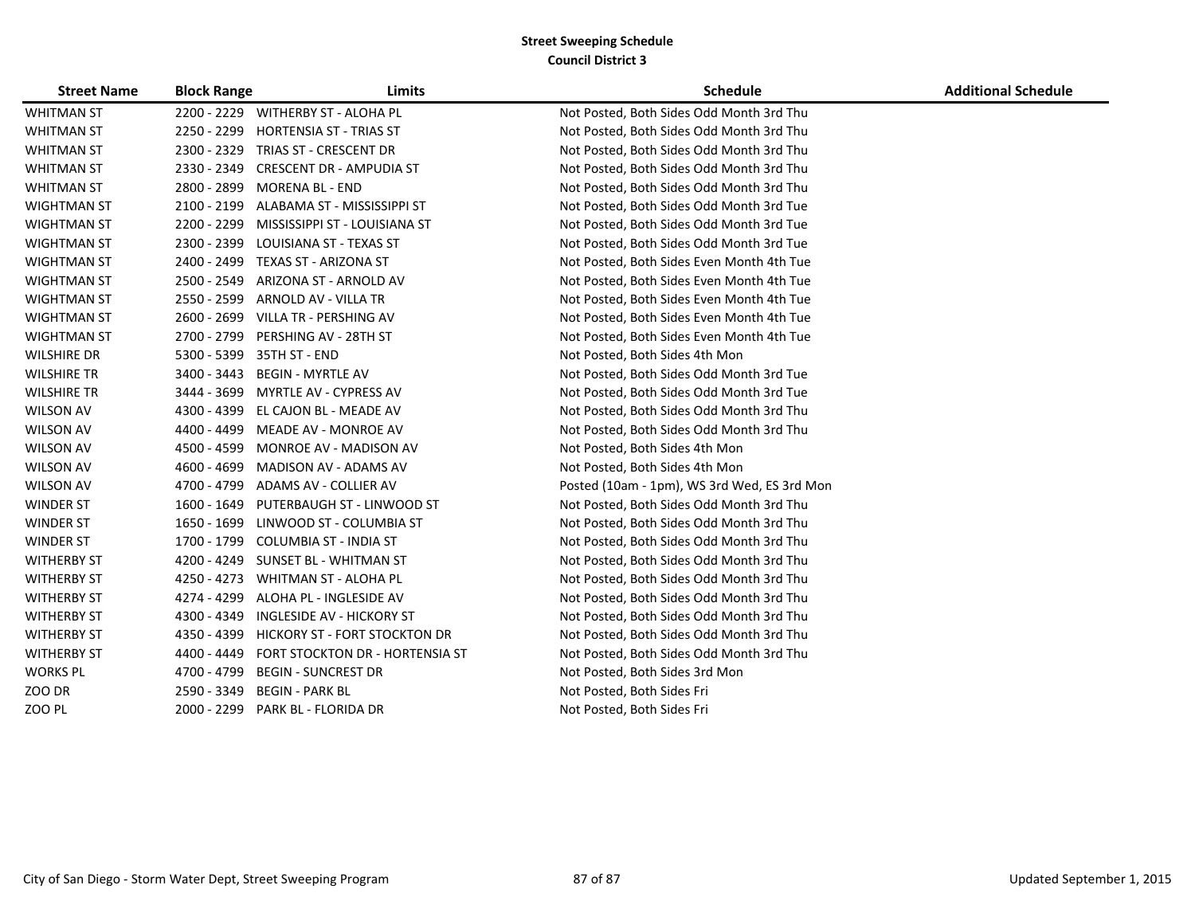**Street Sweeping Schedule**
**Council District 3**

| Street Name | Block Range | Limits | Schedule | Additional Schedule |
|---|---|---|---|---|
| WHITMAN ST | 2200 - 2229 | WITHERBY ST - ALOHA PL | Not Posted, Both Sides Odd Month 3rd Thu | |
| WHITMAN ST | 2250 - 2299 | HORTENSIA ST - TRIAS ST | Not Posted, Both Sides Odd Month 3rd Thu | |
| WHITMAN ST | 2300 - 2329 | TRIAS ST - CRESCENT DR | Not Posted, Both Sides Odd Month 3rd Thu | |
| WHITMAN ST | 2330 - 2349 | CRESCENT DR - AMPUDIA ST | Not Posted, Both Sides Odd Month 3rd Thu | |
| WHITMAN ST | 2800 - 2899 | MORENA BL - END | Not Posted, Both Sides Odd Month 3rd Thu | |
| WIGHTMAN ST | 2100 - 2199 | ALABAMA ST - MISSISSIPPI ST | Not Posted, Both Sides Odd Month 3rd Tue | |
| WIGHTMAN ST | 2200 - 2299 | MISSISSIPPI ST - LOUISIANA ST | Not Posted, Both Sides Odd Month 3rd Tue | |
| WIGHTMAN ST | 2300 - 2399 | LOUISIANA ST - TEXAS ST | Not Posted, Both Sides Odd Month 3rd Tue | |
| WIGHTMAN ST | 2400 - 2499 | TEXAS ST - ARIZONA ST | Not Posted, Both Sides Even Month 4th Tue | |
| WIGHTMAN ST | 2500 - 2549 | ARIZONA ST - ARNOLD AV | Not Posted, Both Sides Even Month 4th Tue | |
| WIGHTMAN ST | 2550 - 2599 | ARNOLD AV - VILLA TR | Not Posted, Both Sides Even Month 4th Tue | |
| WIGHTMAN ST | 2600 - 2699 | VILLA TR - PERSHING AV | Not Posted, Both Sides Even Month 4th Tue | |
| WIGHTMAN ST | 2700 - 2799 | PERSHING AV - 28TH ST | Not Posted, Both Sides Even Month 4th Tue | |
| WILSHIRE DR | 5300 - 5399 | 35TH ST - END | Not Posted, Both Sides 4th Mon | |
| WILSHIRE TR | 3400 - 3443 | BEGIN - MYRTLE AV | Not Posted, Both Sides Odd Month 3rd Tue | |
| WILSHIRE TR | 3444 - 3699 | MYRTLE AV - CYPRESS AV | Not Posted, Both Sides Odd Month 3rd Tue | |
| WILSON AV | 4300 - 4399 | EL CAJON BL - MEADE AV | Not Posted, Both Sides Odd Month 3rd Thu | |
| WILSON AV | 4400 - 4499 | MEADE AV - MONROE AV | Not Posted, Both Sides Odd Month 3rd Thu | |
| WILSON AV | 4500 - 4599 | MONROE AV - MADISON AV | Not Posted, Both Sides 4th Mon | |
| WILSON AV | 4600 - 4699 | MADISON AV - ADAMS AV | Not Posted, Both Sides 4th Mon | |
| WILSON AV | 4700 - 4799 | ADAMS AV - COLLIER AV | Posted (10am - 1pm), WS 3rd Wed, ES 3rd Mon | |
| WINDER ST | 1600 - 1649 | PUTERBAUGH ST - LINWOOD ST | Not Posted, Both Sides Odd Month 3rd Thu | |
| WINDER ST | 1650 - 1699 | LINWOOD ST - COLUMBIA ST | Not Posted, Both Sides Odd Month 3rd Thu | |
| WINDER ST | 1700 - 1799 | COLUMBIA ST - INDIA ST | Not Posted, Both Sides Odd Month 3rd Thu | |
| WITHERBY ST | 4200 - 4249 | SUNSET BL - WHITMAN ST | Not Posted, Both Sides Odd Month 3rd Thu | |
| WITHERBY ST | 4250 - 4273 | WHITMAN ST - ALOHA PL | Not Posted, Both Sides Odd Month 3rd Thu | |
| WITHERBY ST | 4274 - 4299 | ALOHA PL - INGLESIDE AV | Not Posted, Both Sides Odd Month 3rd Thu | |
| WITHERBY ST | 4300 - 4349 | INGLESIDE AV - HICKORY ST | Not Posted, Both Sides Odd Month 3rd Thu | |
| WITHERBY ST | 4350 - 4399 | HICKORY ST - FORT STOCKTON DR | Not Posted, Both Sides Odd Month 3rd Thu | |
| WITHERBY ST | 4400 - 4449 | FORT STOCKTON DR - HORTENSIA ST | Not Posted, Both Sides Odd Month 3rd Thu | |
| WORKS PL | 4700 - 4799 | BEGIN - SUNCREST DR | Not Posted, Both Sides 3rd Mon | |
| ZOO DR | 2590 - 3349 | BEGIN - PARK BL | Not Posted, Both Sides Fri | |
| ZOO PL | 2000 - 2299 | PARK BL - FLORIDA DR | Not Posted, Both Sides Fri | |

City of San Diego - Storm Water Dept, Street Sweeping Program

Updated September 1, 2015